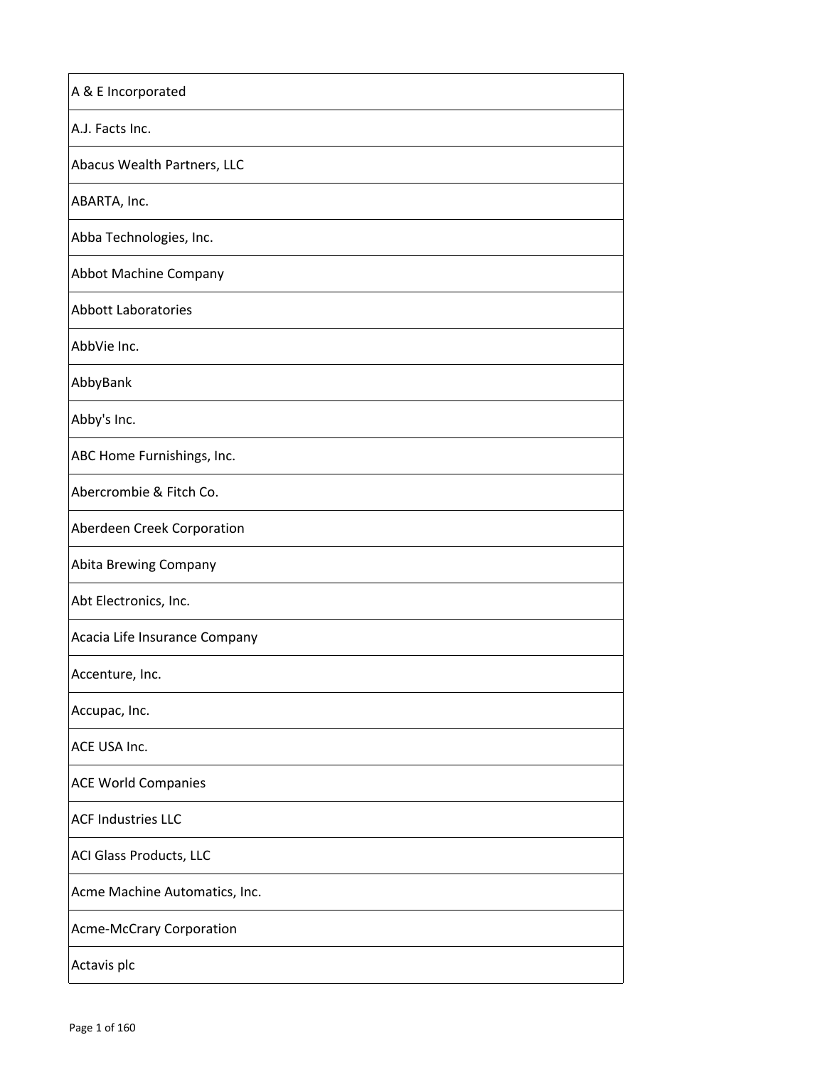| A & E Incorporated |
|---|
| A.J. Facts Inc. |
| Abacus Wealth Partners, LLC |
| ABARTA, Inc. |
| Abba Technologies, Inc. |
| Abbot Machine Company |
| Abbott Laboratories |
| AbbVie Inc. |
| AbbyBank |
| Abby's Inc. |
| ABC Home Furnishings, Inc. |
| Abercrombie & Fitch Co. |
| Aberdeen Creek Corporation |
| Abita Brewing Company |
| Abt Electronics, Inc. |
| Acacia Life Insurance Company |
| Accenture, Inc. |
| Accupac, Inc. |
| ACE USA Inc. |
| ACE World Companies |
| ACF Industries LLC |
| ACI Glass Products, LLC |
| Acme Machine Automatics, Inc. |
| Acme-McCrary Corporation |
| Actavis plc |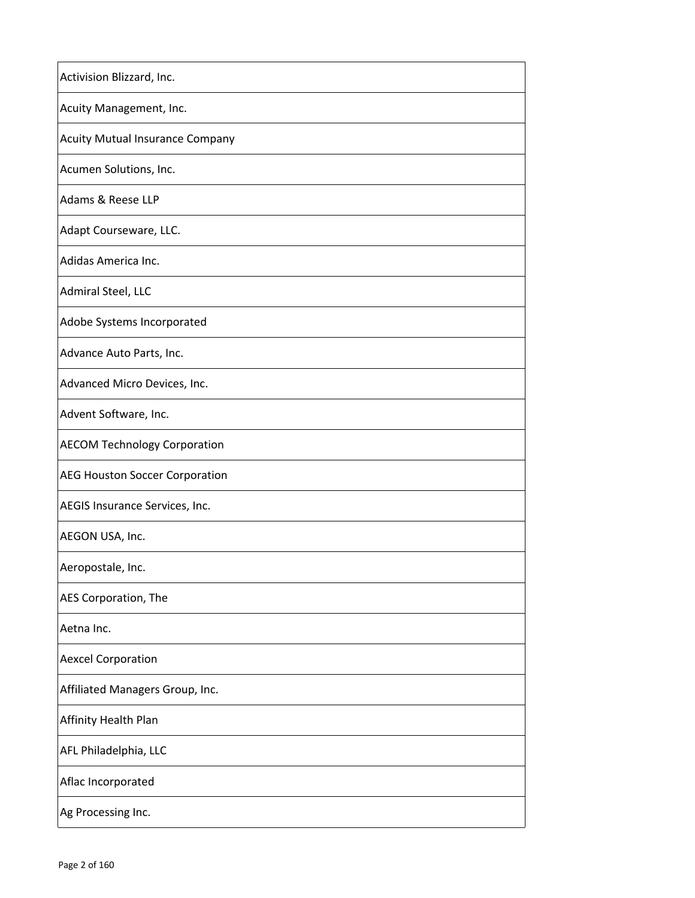| Activision Blizzard, Inc. |
| --- |
| Acuity Management, Inc. |
| Acuity Mutual Insurance Company |
| Acumen Solutions, Inc. |
| Adams & Reese LLP |
| Adapt Courseware, LLC. |
| Adidas America Inc. |
| Admiral Steel, LLC |
| Adobe Systems Incorporated |
| Advance Auto Parts, Inc. |
| Advanced Micro Devices, Inc. |
| Advent Software, Inc. |
| AECOM Technology Corporation |
| AEG Houston Soccer Corporation |
| AEGIS Insurance Services, Inc. |
| AEGON USA, Inc. |
| Aeropostale, Inc. |
| AES Corporation, The |
| Aetna Inc. |
| Aexcel Corporation |
| Affiliated Managers Group, Inc. |
| Affinity Health Plan |
| AFL Philadelphia, LLC |
| Aflac Incorporated |
| Ag Processing Inc. |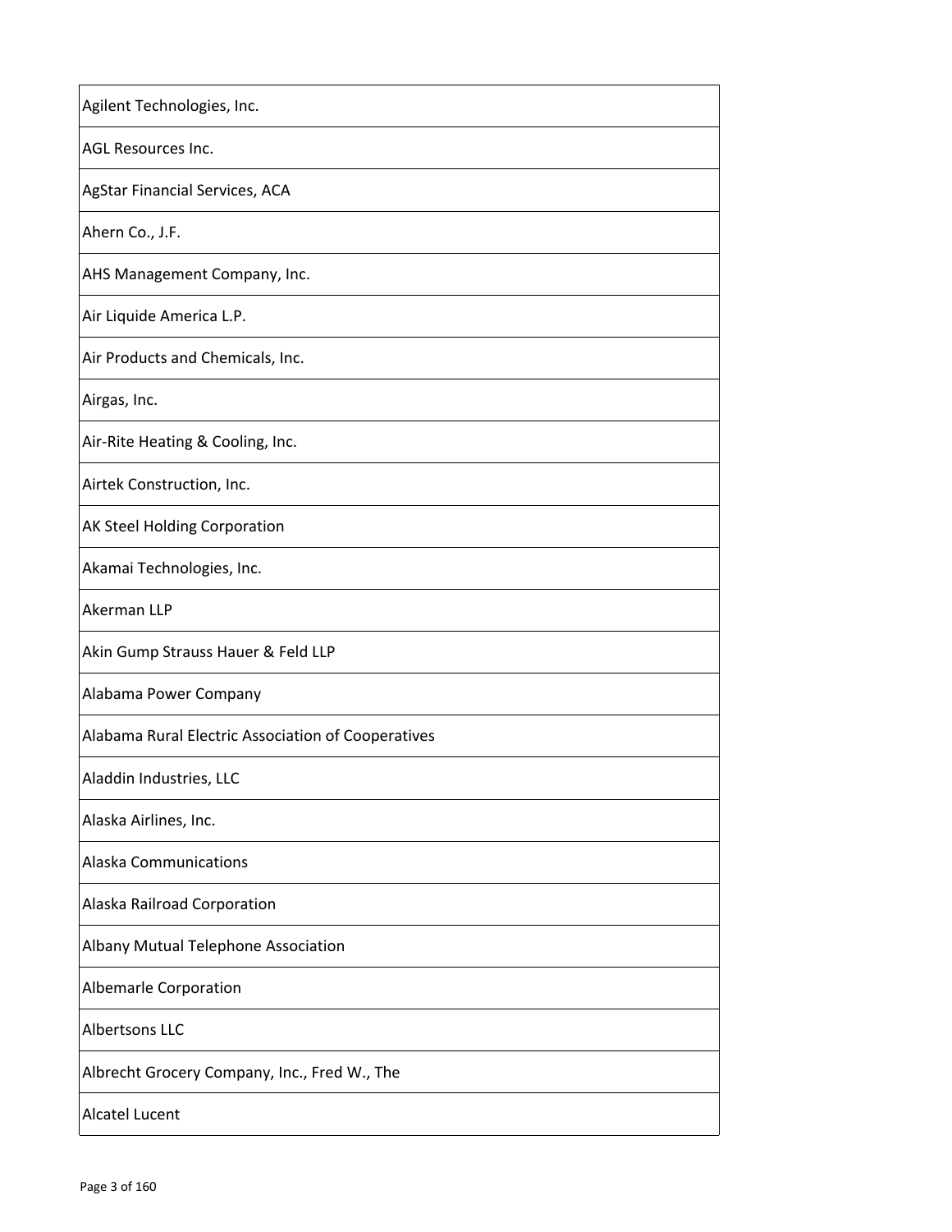| Agilent Technologies, Inc. |
| --- |
| AGL Resources Inc. |
| AgStar Financial Services, ACA |
| Ahern Co., J.F. |
| AHS Management Company, Inc. |
| Air Liquide America L.P. |
| Air Products and Chemicals, Inc. |
| Airgas, Inc. |
| Air-Rite Heating & Cooling, Inc. |
| Airtek Construction, Inc. |
| AK Steel Holding Corporation |
| Akamai Technologies, Inc. |
| Akerman LLP |
| Akin Gump Strauss Hauer & Feld LLP |
| Alabama Power Company |
| Alabama Rural Electric Association of Cooperatives |
| Aladdin Industries, LLC |
| Alaska Airlines, Inc. |
| Alaska Communications |
| Alaska Railroad Corporation |
| Albany Mutual Telephone Association |
| Albemarle Corporation |
| Albertsons LLC |
| Albrecht Grocery Company, Inc., Fred W., The |
| Alcatel Lucent |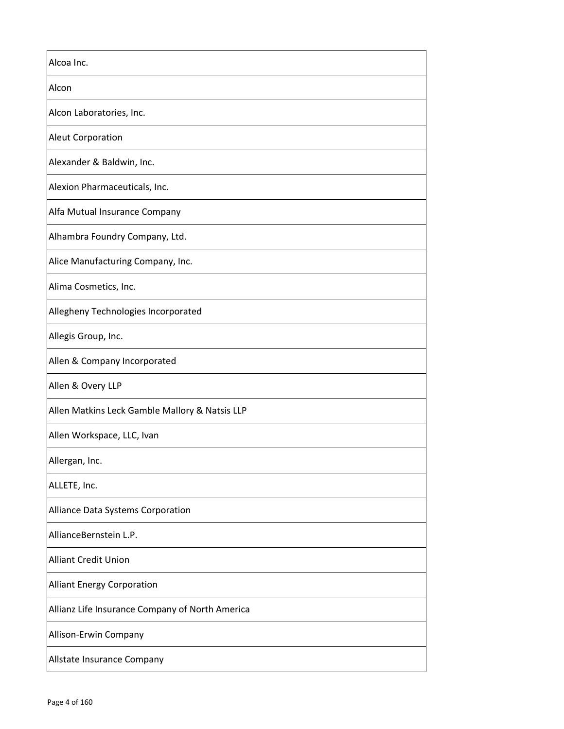| Alcoa Inc. |
|---|
| Alcon |
| Alcon Laboratories, Inc. |
| Aleut Corporation |
| Alexander & Baldwin, Inc. |
| Alexion Pharmaceuticals, Inc. |
| Alfa Mutual Insurance Company |
| Alhambra Foundry Company, Ltd. |
| Alice Manufacturing Company, Inc. |
| Alima Cosmetics, Inc. |
| Allegheny Technologies Incorporated |
| Allegis Group, Inc. |
| Allen & Company Incorporated |
| Allen & Overy LLP |
| Allen Matkins Leck Gamble Mallory & Natsis LLP |
| Allen Workspace, LLC, Ivan |
| Allergan, Inc. |
| ALLETE, Inc. |
| Alliance Data Systems Corporation |
| AllianceBernstein L.P. |
| Alliant Credit Union |
| Alliant Energy Corporation |
| Allianz Life Insurance Company of North America |
| Allison-Erwin Company |
| Allstate Insurance Company |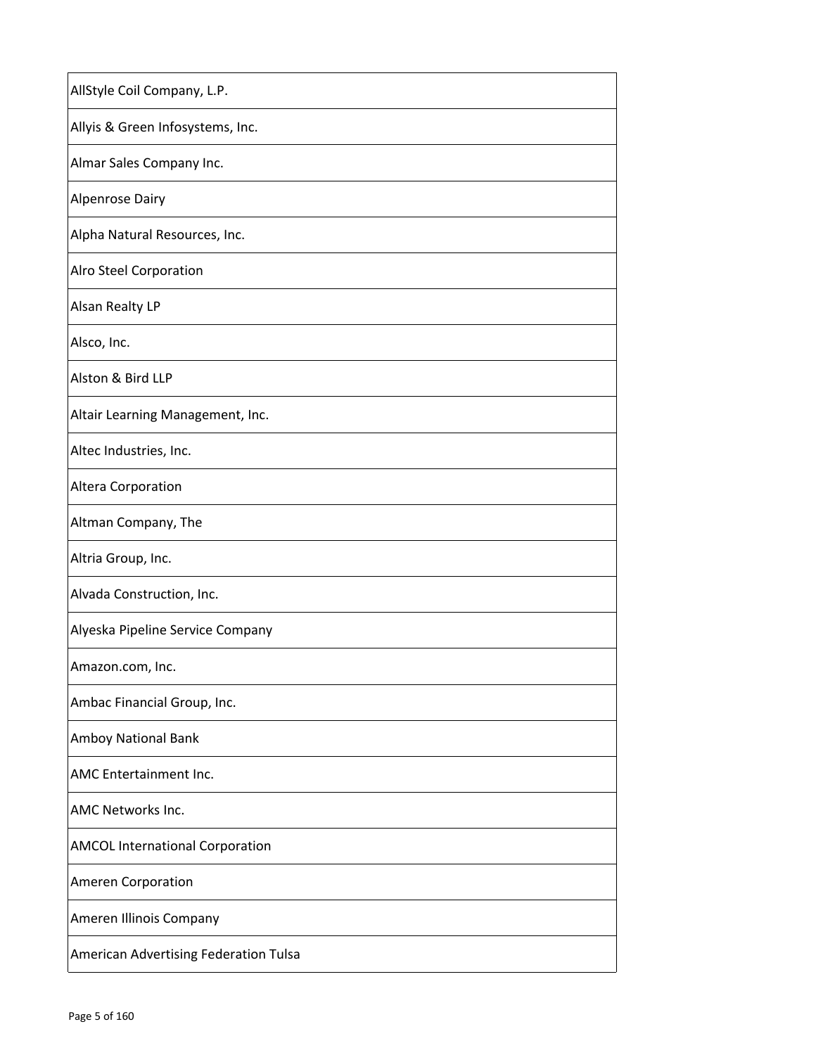| AllStyle Coil Company, L.P. |
|---|
| Allyis & Green Infosystems, Inc. |
| Almar Sales Company Inc. |
| Alpenrose Dairy |
| Alpha Natural Resources, Inc. |
| Alro Steel Corporation |
| Alsan Realty LP |
| Alsco, Inc. |
| Alston & Bird LLP |
| Altair Learning Management, Inc. |
| Altec Industries, Inc. |
| Altera Corporation |
| Altman Company, The |
| Altria Group, Inc. |
| Alvada Construction, Inc. |
| Alyeska Pipeline Service Company |
| Amazon.com, Inc. |
| Ambac Financial Group, Inc. |
| Amboy National Bank |
| AMC Entertainment Inc. |
| AMC Networks Inc. |
| AMCOL International Corporation |
| Ameren Corporation |
| Ameren Illinois Company |
| American Advertising Federation Tulsa |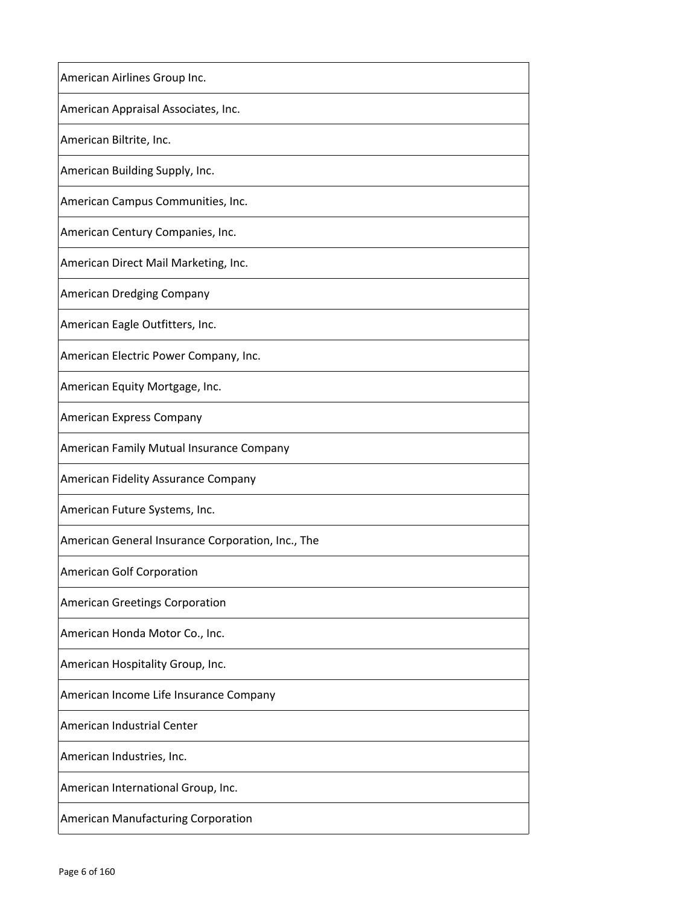| American Airlines Group Inc. |
|---|
| American Appraisal Associates, Inc. |
| American Biltrite, Inc. |
| American Building Supply, Inc. |
| American Campus Communities, Inc. |
| American Century Companies, Inc. |
| American Direct Mail Marketing, Inc. |
| American Dredging Company |
| American Eagle Outfitters, Inc. |
| American Electric Power Company, Inc. |
| American Equity Mortgage, Inc. |
| American Express Company |
| American Family Mutual Insurance Company |
| American Fidelity Assurance Company |
| American Future Systems, Inc. |
| American General Insurance Corporation, Inc., The |
| American Golf Corporation |
| American Greetings Corporation |
| American Honda Motor Co., Inc. |
| American Hospitality Group, Inc. |
| American Income Life Insurance Company |
| American Industrial Center |
| American Industries, Inc. |
| American International Group, Inc. |
| American Manufacturing Corporation |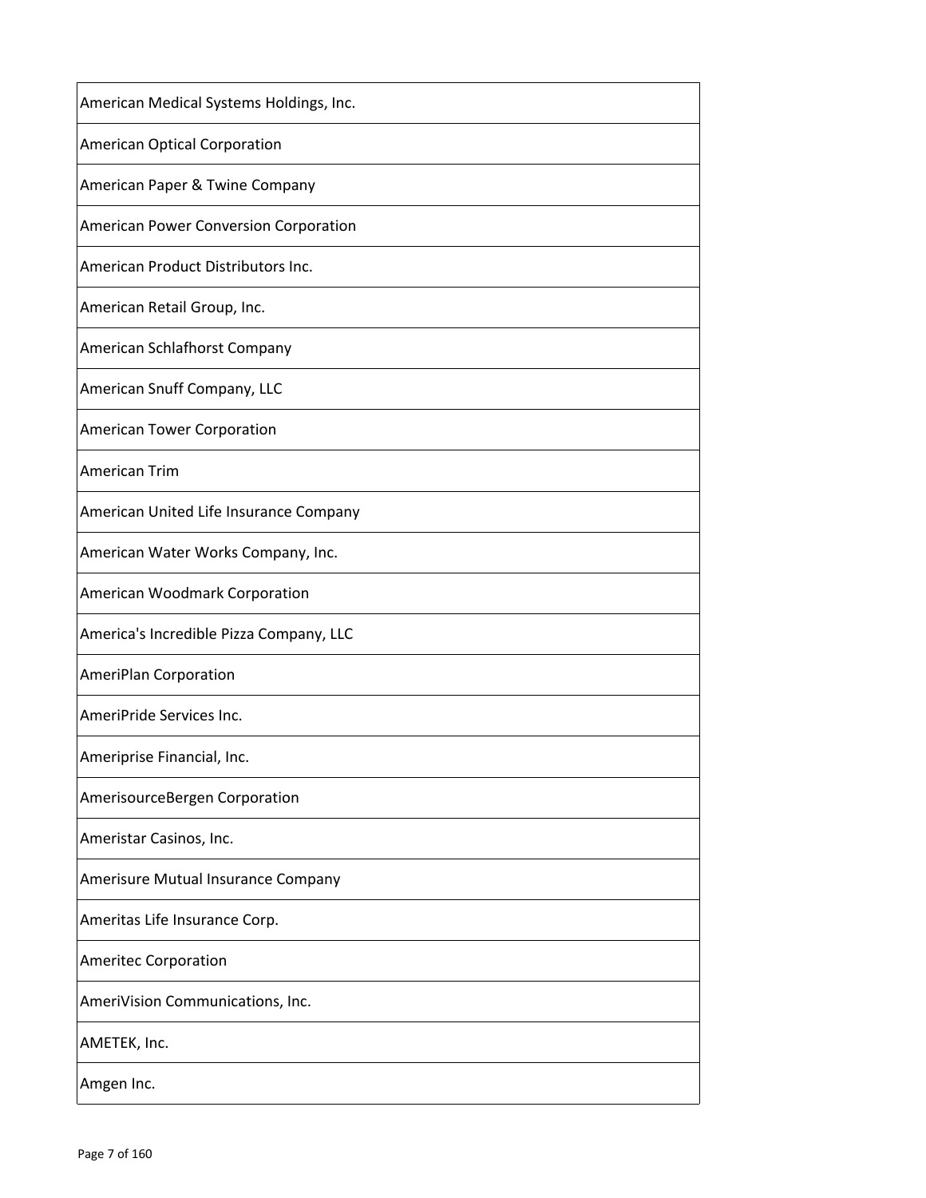| American Medical Systems Holdings, Inc. |
| --- |
| American Optical Corporation |
| American Paper & Twine Company |
| American Power Conversion Corporation |
| American Product Distributors Inc. |
| American Retail Group, Inc. |
| American Schlafhorst Company |
| American Snuff Company, LLC |
| American Tower Corporation |
| American Trim |
| American United Life Insurance Company |
| American Water Works Company, Inc. |
| American Woodmark Corporation |
| America's Incredible Pizza Company, LLC |
| AmeriPlan Corporation |
| AmeriPride Services Inc. |
| Ameriprise Financial, Inc. |
| AmerisourceBergen Corporation |
| Ameristar Casinos, Inc. |
| Amerisure Mutual Insurance Company |
| Ameritas Life Insurance Corp. |
| Ameritec Corporation |
| AmeriVision Communications, Inc. |
| AMETEK, Inc. |
| Amgen Inc. |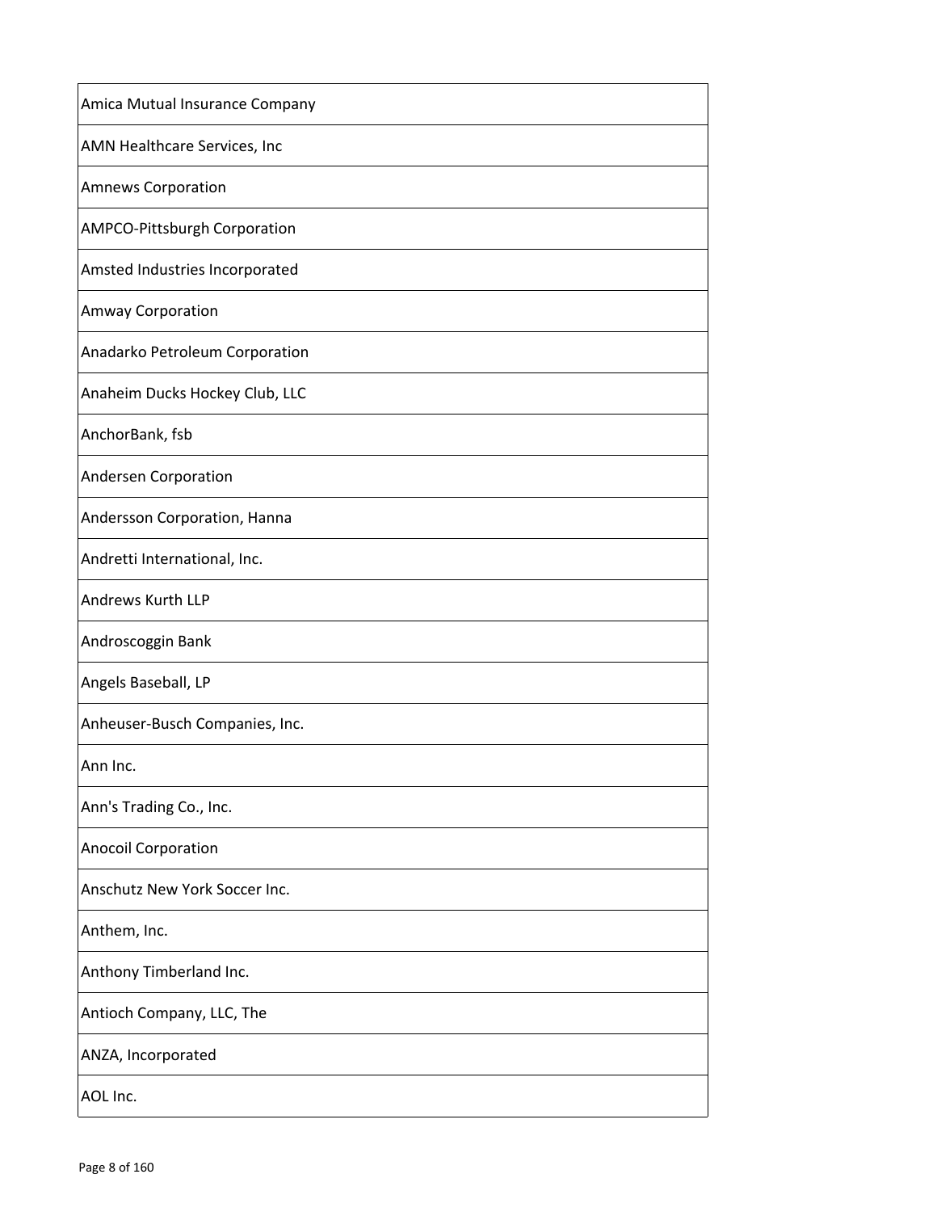| |
|---|
| Amica Mutual Insurance Company |
| AMN Healthcare Services, Inc |
| Amnews Corporation |
| AMPCO-Pittsburgh Corporation |
| Amsted Industries Incorporated |
| Amway Corporation |
| Anadarko Petroleum Corporation |
| Anaheim Ducks Hockey Club, LLC |
| AnchorBank, fsb |
| Andersen Corporation |
| Andersson Corporation, Hanna |
| Andretti International, Inc. |
| Andrews Kurth LLP |
| Androscoggin Bank |
| Angels Baseball, LP |
| Anheuser-Busch Companies, Inc. |
| Ann Inc. |
| Ann's Trading Co., Inc. |
| Anocoil Corporation |
| Anschutz New York Soccer Inc. |
| Anthem, Inc. |
| Anthony Timberland Inc. |
| Antioch Company, LLC, The |
| ANZA, Incorporated |
| AOL Inc. |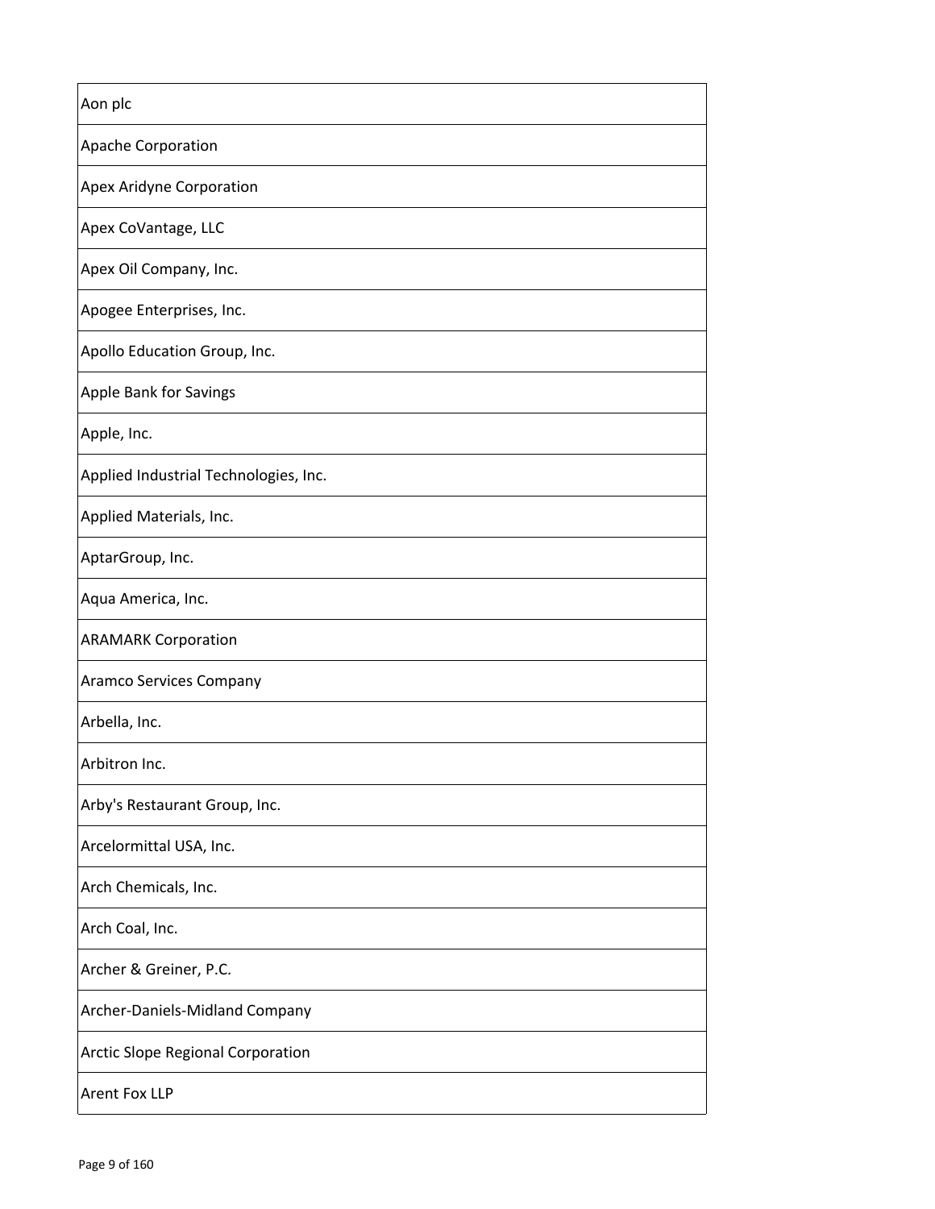| Aon plc |
| --- |
| Apache Corporation |
| Apex Aridyne Corporation |
| Apex CoVantage, LLC |
| Apex Oil Company, Inc. |
| Apogee Enterprises, Inc. |
| Apollo Education Group, Inc. |
| Apple Bank for Savings |
| Apple, Inc. |
| Applied Industrial Technologies, Inc. |
| Applied Materials, Inc. |
| AptarGroup, Inc. |
| Aqua America, Inc. |
| ARAMARK Corporation |
| Aramco Services Company |
| Arbella, Inc. |
| Arbitron Inc. |
| Arby's Restaurant Group, Inc. |
| Arcelormittal USA, Inc. |
| Arch Chemicals, Inc. |
| Arch Coal, Inc. |
| Archer & Greiner, P.C. |
| Archer-Daniels-Midland Company |
| Arctic Slope Regional Corporation |
| Arent Fox LLP |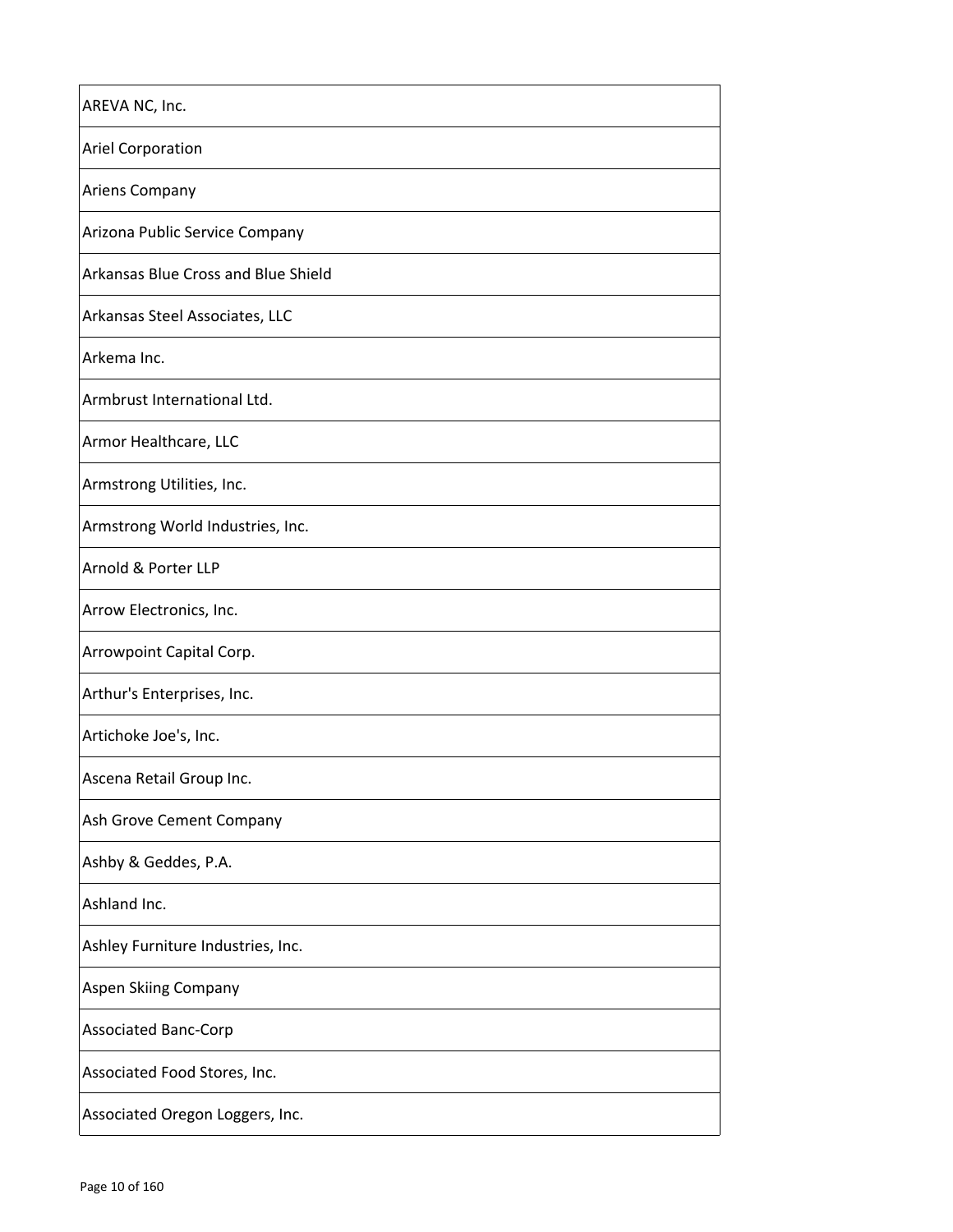| AREVA NC, Inc. |
|---|
| Ariel Corporation |
| Ariens Company |
| Arizona Public Service Company |
| Arkansas Blue Cross and Blue Shield |
| Arkansas Steel Associates, LLC |
| Arkema Inc. |
| Armbrust International Ltd. |
| Armor Healthcare, LLC |
| Armstrong Utilities, Inc. |
| Armstrong World Industries, Inc. |
| Arnold & Porter LLP |
| Arrow Electronics, Inc. |
| Arrowpoint Capital Corp. |
| Arthur's Enterprises, Inc. |
| Artichoke Joe's, Inc. |
| Ascena Retail Group Inc. |
| Ash Grove Cement Company |
| Ashby & Geddes, P.A. |
| Ashland Inc. |
| Ashley Furniture Industries, Inc. |
| Aspen Skiing Company |
| Associated Banc-Corp |
| Associated Food Stores, Inc. |
| Associated Oregon Loggers, Inc. |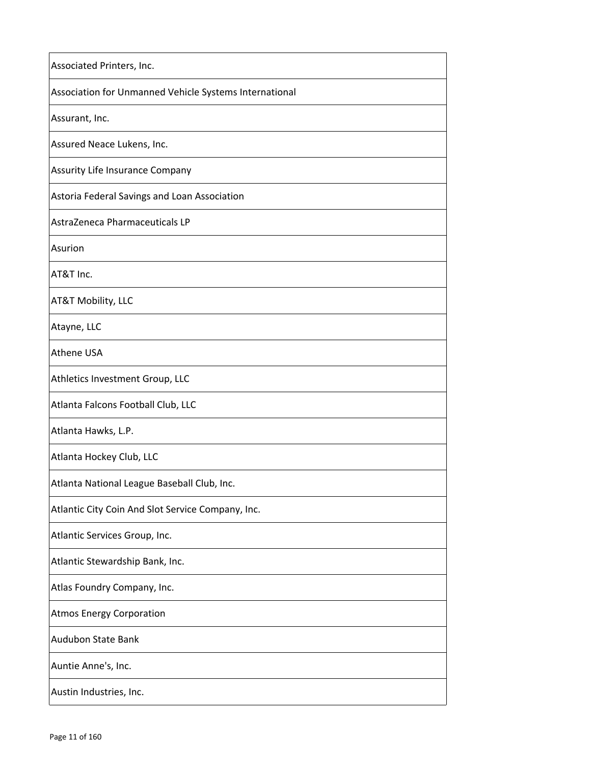| Associated Printers, Inc. |
|---|
| Association for Unmanned Vehicle Systems International |
| Assurant, Inc. |
| Assured Neace Lukens, Inc. |
| Assurity Life Insurance Company |
| Astoria Federal Savings and Loan Association |
| AstraZeneca Pharmaceuticals LP |
| Asurion |
| AT&T Inc. |
| AT&T Mobility, LLC |
| Atayne, LLC |
| Athene USA |
| Athletics Investment Group, LLC |
| Atlanta Falcons Football Club, LLC |
| Atlanta Hawks, L.P. |
| Atlanta Hockey Club, LLC |
| Atlanta National League Baseball Club, Inc. |
| Atlantic City Coin And Slot Service Company, Inc. |
| Atlantic Services Group, Inc. |
| Atlantic Stewardship Bank, Inc. |
| Atlas Foundry Company, Inc. |
| Atmos Energy Corporation |
| Audubon State Bank |
| Auntie Anne's, Inc. |
| Austin Industries, Inc. |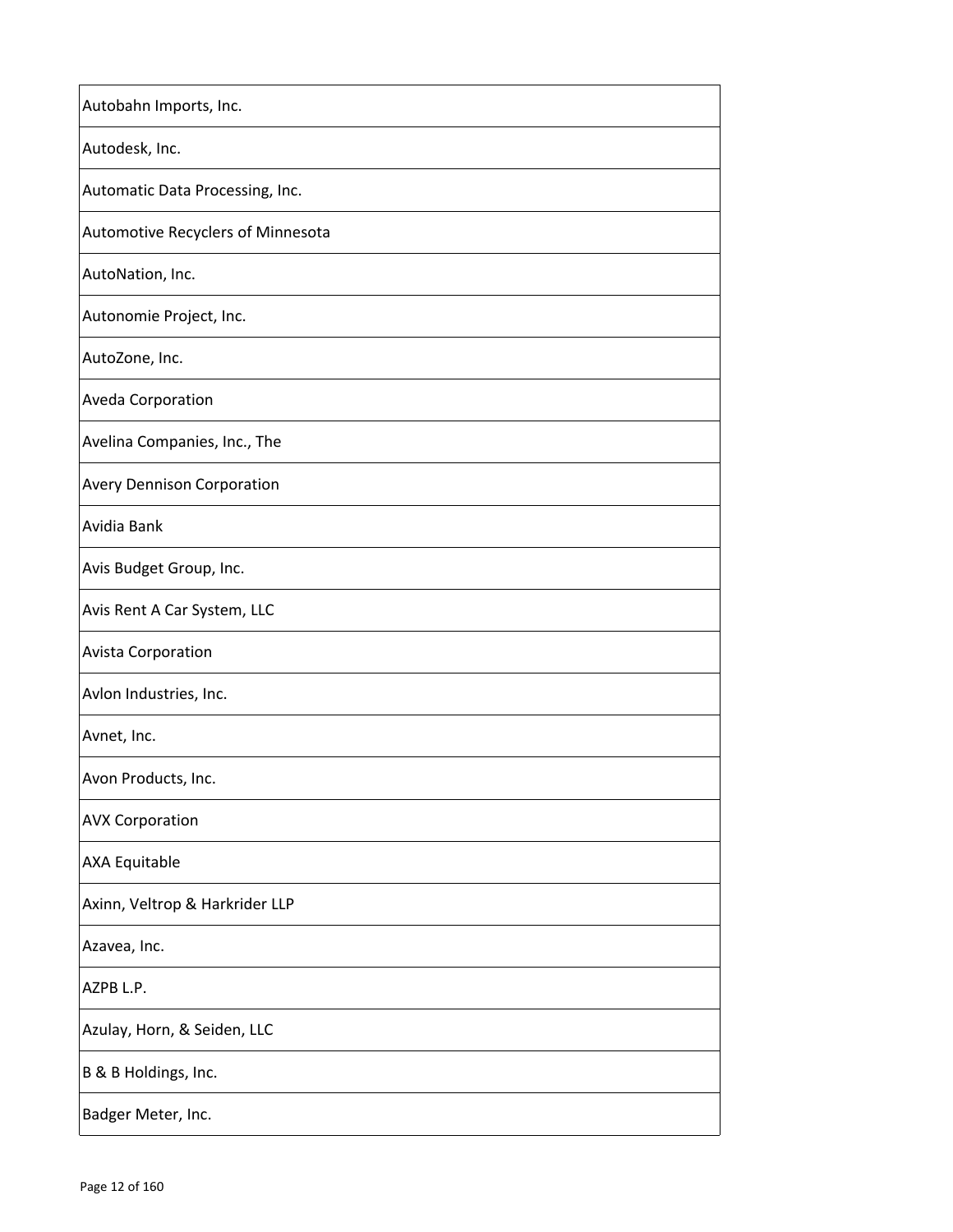| Autobahn Imports, Inc. |
| --- |
| Autodesk, Inc. |
| Automatic Data Processing, Inc. |
| Automotive Recyclers of Minnesota |
| AutoNation, Inc. |
| Autonomie Project, Inc. |
| AutoZone, Inc. |
| Aveda Corporation |
| Avelina Companies, Inc., The |
| Avery Dennison Corporation |
| Avidia Bank |
| Avis Budget Group, Inc. |
| Avis Rent A Car System, LLC |
| Avista Corporation |
| Avlon Industries, Inc. |
| Avnet, Inc. |
| Avon Products, Inc. |
| AVX Corporation |
| AXA Equitable |
| Axinn, Veltrop & Harkrider LLP |
| Azavea, Inc. |
| AZPB L.P. |
| Azulay, Horn, & Seiden, LLC |
| B & B Holdings, Inc. |
| Badger Meter, Inc. |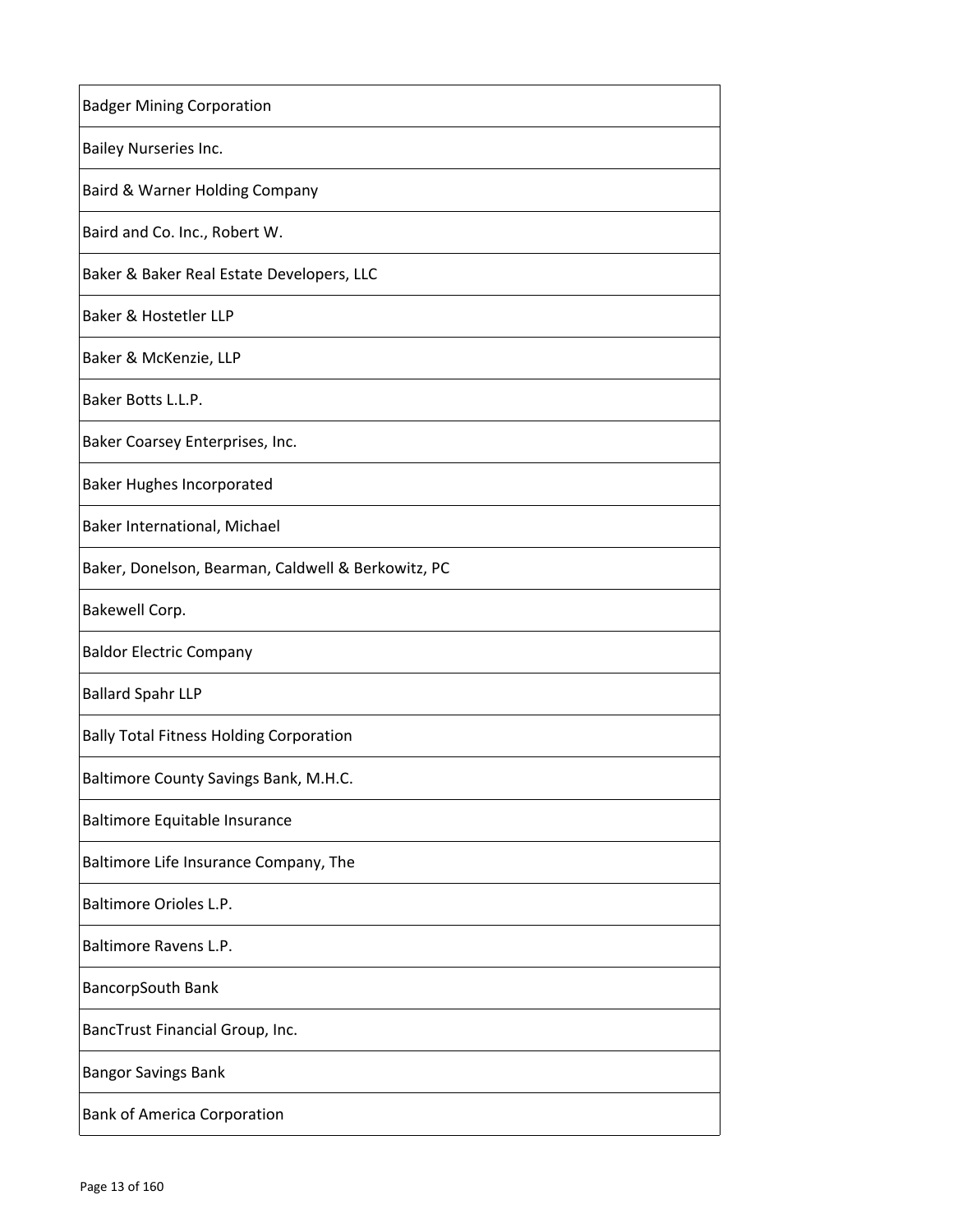| Badger Mining Corporation |
| --- |
| Bailey Nurseries Inc. |
| Baird & Warner Holding Company |
| Baird and Co. Inc., Robert W. |
| Baker & Baker Real Estate Developers, LLC |
| Baker & Hostetler LLP |
| Baker & McKenzie, LLP |
| Baker Botts L.L.P. |
| Baker Coarsey Enterprises, Inc. |
| Baker Hughes Incorporated |
| Baker International, Michael |
| Baker, Donelson, Bearman, Caldwell & Berkowitz, PC |
| Bakewell Corp. |
| Baldor Electric Company |
| Ballard Spahr LLP |
| Bally Total Fitness Holding Corporation |
| Baltimore County Savings Bank, M.H.C. |
| Baltimore Equitable Insurance |
| Baltimore Life Insurance Company, The |
| Baltimore Orioles L.P. |
| Baltimore Ravens L.P. |
| BancorpSouth Bank |
| BancTrust Financial Group, Inc. |
| Bangor Savings Bank |
| Bank of America Corporation |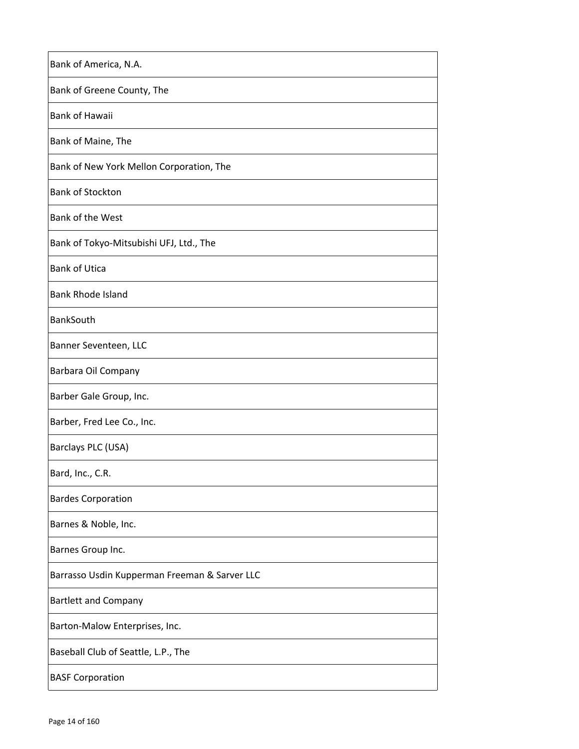| Bank of America, N.A. |
| --- |
| Bank of Greene County, The |
| Bank of Hawaii |
| Bank of Maine, The |
| Bank of New York Mellon Corporation, The |
| Bank of Stockton |
| Bank of the West |
| Bank of Tokyo-Mitsubishi UFJ, Ltd., The |
| Bank of Utica |
| Bank Rhode Island |
| BankSouth |
| Banner Seventeen, LLC |
| Barbara Oil Company |
| Barber Gale Group, Inc. |
| Barber, Fred Lee Co., Inc. |
| Barclays PLC (USA) |
| Bard, Inc., C.R. |
| Bardes Corporation |
| Barnes & Noble, Inc. |
| Barnes Group Inc. |
| Barrasso Usdin Kupperman Freeman & Sarver LLC |
| Bartlett and Company |
| Barton-Malow Enterprises, Inc. |
| Baseball Club of Seattle, L.P., The |
| BASF Corporation |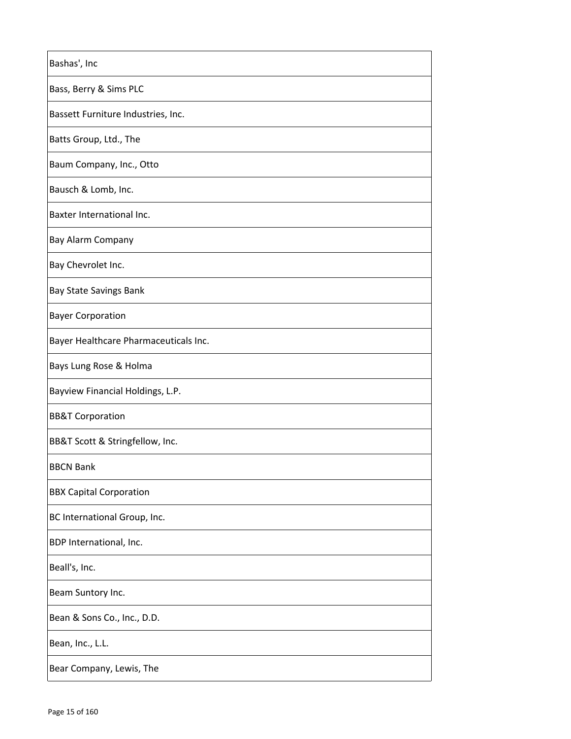| Bashas', Inc |
| --- |
| Bass, Berry & Sims PLC |
| Bassett Furniture Industries, Inc. |
| Batts Group, Ltd., The |
| Baum Company, Inc., Otto |
| Bausch & Lomb, Inc. |
| Baxter International Inc. |
| Bay Alarm Company |
| Bay Chevrolet Inc. |
| Bay State Savings Bank |
| Bayer Corporation |
| Bayer Healthcare Pharmaceuticals Inc. |
| Bays Lung Rose & Holma |
| Bayview Financial Holdings, L.P. |
| BB&T Corporation |
| BB&T Scott & Stringfellow, Inc. |
| BBCN Bank |
| BBX Capital Corporation |
| BC International Group, Inc. |
| BDP International, Inc. |
| Beall's, Inc. |
| Beam Suntory Inc. |
| Bean & Sons Co., Inc., D.D. |
| Bean, Inc., L.L. |
| Bear Company, Lewis, The |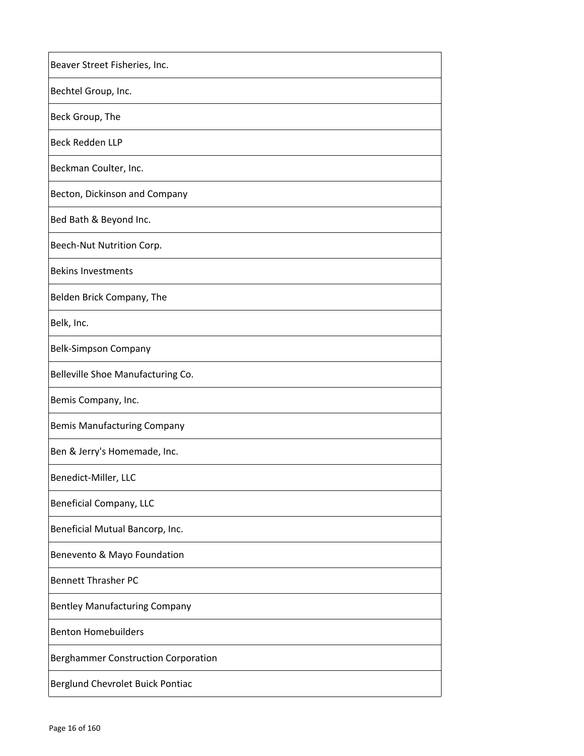| Beaver Street Fisheries, Inc. |
|---|
| Bechtel Group, Inc. |
| Beck Group, The |
| Beck Redden LLP |
| Beckman Coulter, Inc. |
| Becton, Dickinson and Company |
| Bed Bath & Beyond Inc. |
| Beech-Nut Nutrition Corp. |
| Bekins Investments |
| Belden Brick Company, The |
| Belk, Inc. |
| Belk-Simpson Company |
| Belleville Shoe Manufacturing Co. |
| Bemis Company, Inc. |
| Bemis Manufacturing Company |
| Ben & Jerry's Homemade, Inc. |
| Benedict-Miller, LLC |
| Beneficial Company, LLC |
| Beneficial Mutual Bancorp, Inc. |
| Benevento & Mayo Foundation |
| Bennett Thrasher PC |
| Bentley Manufacturing Company |
| Benton Homebuilders |
| Berghammer Construction Corporation |
| Berglund Chevrolet Buick Pontiac |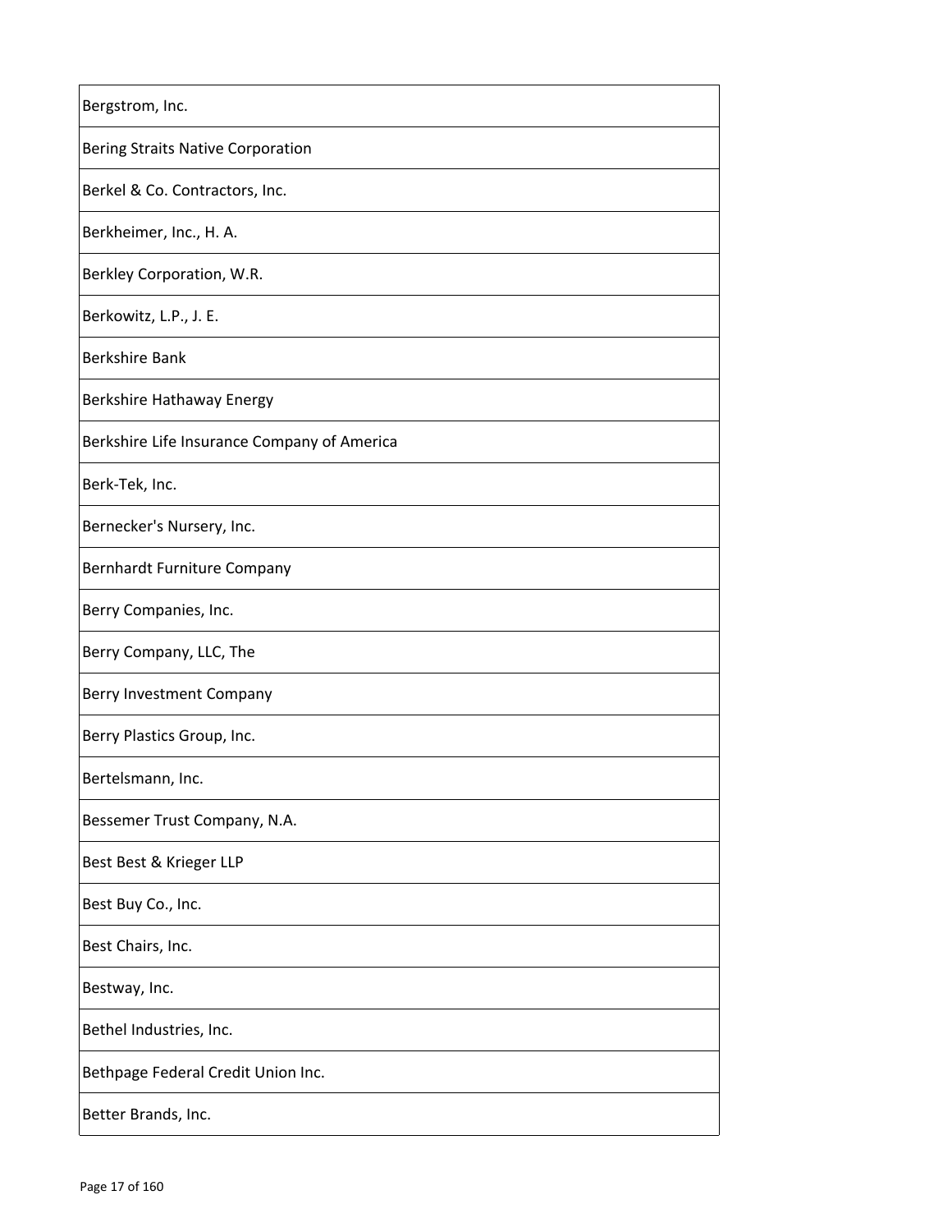| Bergstrom, Inc. |
|---|
| Bering Straits Native Corporation |
| Berkel & Co. Contractors, Inc. |
| Berkheimer, Inc., H. A. |
| Berkley Corporation, W.R. |
| Berkowitz, L.P., J. E. |
| Berkshire Bank |
| Berkshire Hathaway Energy |
| Berkshire Life Insurance Company of America |
| Berk-Tek, Inc. |
| Bernecker's Nursery, Inc. |
| Bernhardt Furniture Company |
| Berry Companies, Inc. |
| Berry Company, LLC, The |
| Berry Investment Company |
| Berry Plastics Group, Inc. |
| Bertelsmann, Inc. |
| Bessemer Trust Company, N.A. |
| Best Best & Krieger LLP |
| Best Buy Co., Inc. |
| Best Chairs, Inc. |
| Bestway, Inc. |
| Bethel Industries, Inc. |
| Bethpage Federal Credit Union Inc. |
| Better Brands, Inc. |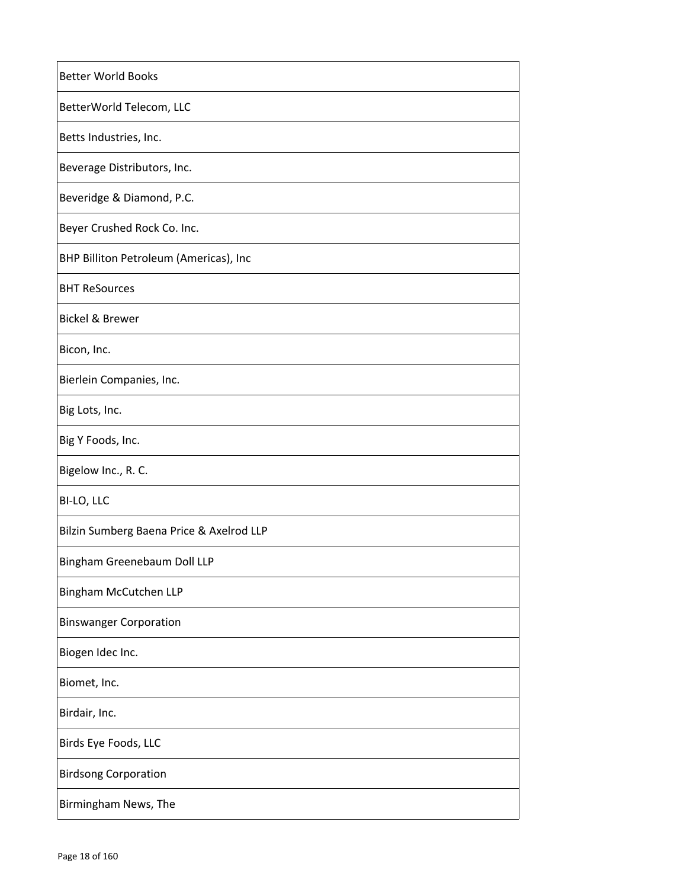| |
|---|
| Better World Books |
| BetterWorld Telecom, LLC |
| Betts Industries, Inc. |
| Beverage Distributors, Inc. |
| Beveridge & Diamond, P.C. |
| Beyer Crushed Rock Co. Inc. |
| BHP Billiton Petroleum (Americas), Inc |
| BHT ReSources |
| Bickel & Brewer |
| Bicon, Inc. |
| Bierlein Companies, Inc. |
| Big Lots, Inc. |
| Big Y Foods, Inc. |
| Bigelow Inc., R. C. |
| BI-LO, LLC |
| Bilzin Sumberg Baena Price & Axelrod LLP |
| Bingham Greenebaum Doll LLP |
| Bingham McCutchen LLP |
| Binswanger Corporation |
| Biogen Idec Inc. |
| Biomet, Inc. |
| Birdair, Inc. |
| Birds Eye Foods, LLC |
| Birdsong Corporation |
| Birmingham News, The |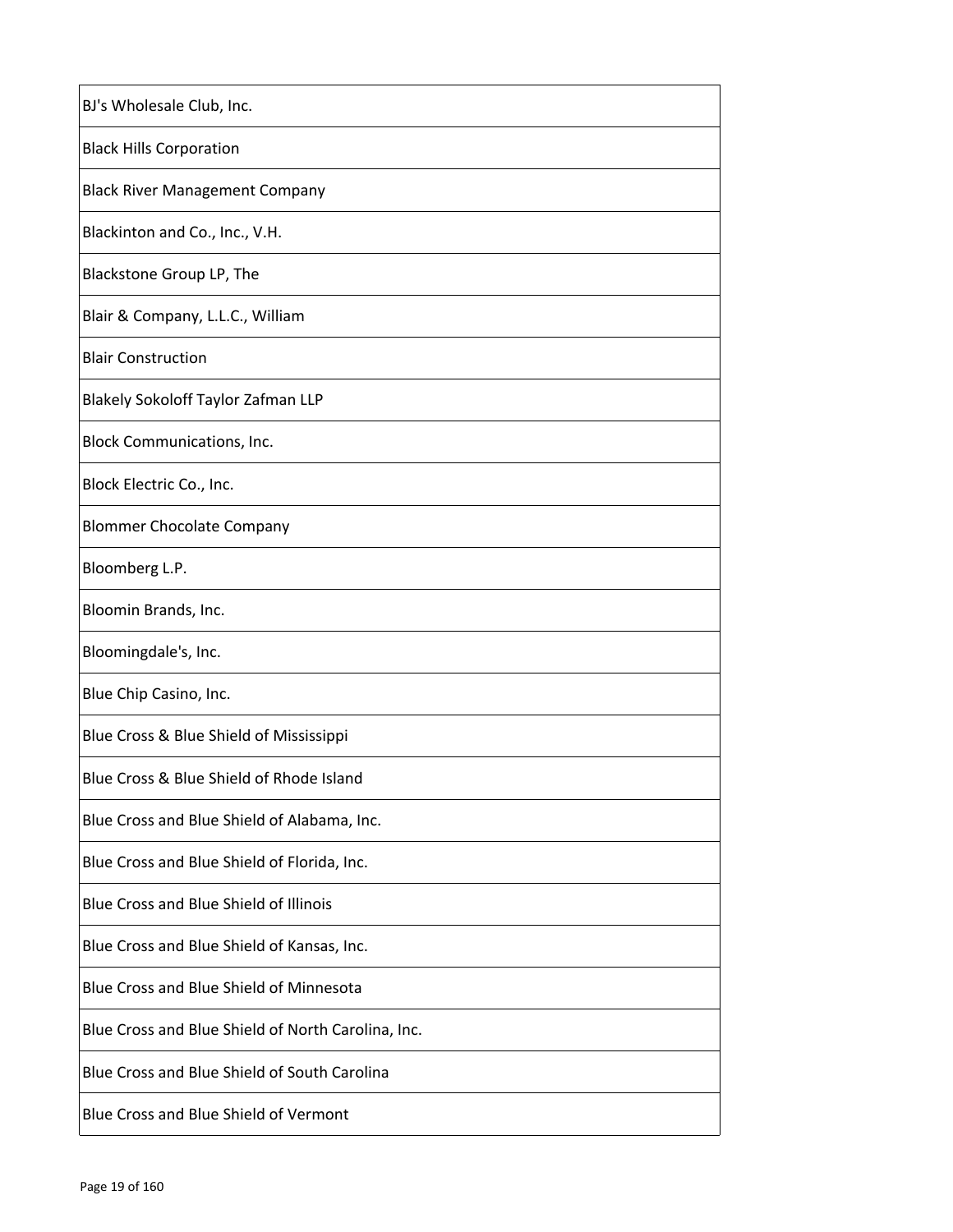| BJ's Wholesale Club, Inc. |
|---|
| Black Hills Corporation |
| Black River Management Company |
| Blackinton and Co., Inc., V.H. |
| Blackstone Group LP, The |
| Blair & Company, L.L.C., William |
| Blair Construction |
| Blakely Sokoloff Taylor Zafman LLP |
| Block Communications, Inc. |
| Block Electric Co., Inc. |
| Blommer Chocolate Company |
| Bloomberg L.P. |
| Bloomin Brands, Inc. |
| Bloomingdale's, Inc. |
| Blue Chip Casino, Inc. |
| Blue Cross & Blue Shield of Mississippi |
| Blue Cross & Blue Shield of Rhode Island |
| Blue Cross and Blue Shield of Alabama, Inc. |
| Blue Cross and Blue Shield of Florida, Inc. |
| Blue Cross and Blue Shield of Illinois |
| Blue Cross and Blue Shield of Kansas, Inc. |
| Blue Cross and Blue Shield of Minnesota |
| Blue Cross and Blue Shield of North Carolina, Inc. |
| Blue Cross and Blue Shield of South Carolina |
| Blue Cross and Blue Shield of Vermont |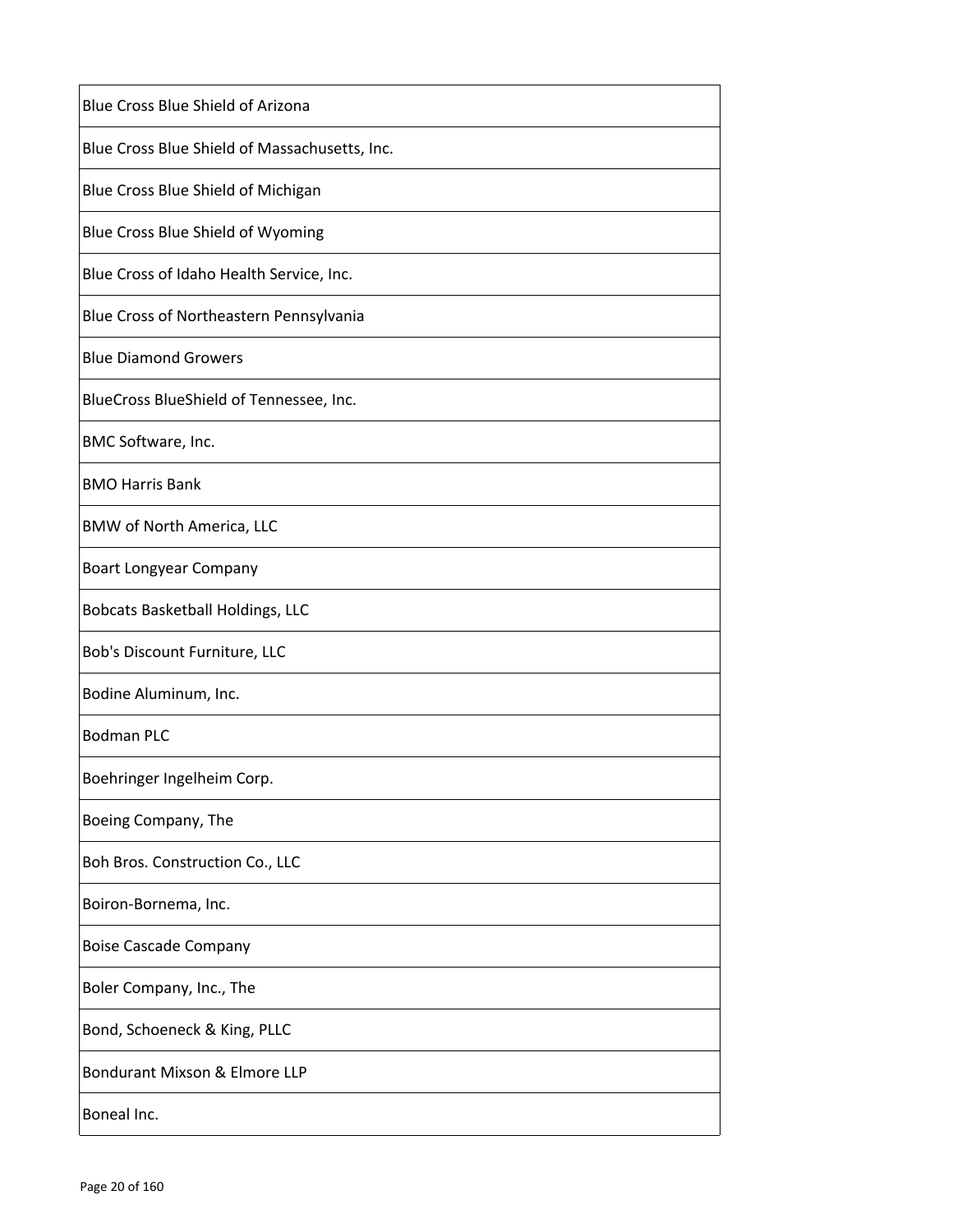| |
|---|
| Blue Cross Blue Shield of Arizona |
| Blue Cross Blue Shield of Massachusetts, Inc. |
| Blue Cross Blue Shield of Michigan |
| Blue Cross Blue Shield of Wyoming |
| Blue Cross of Idaho Health Service, Inc. |
| Blue Cross of Northeastern Pennsylvania |
| Blue Diamond Growers |
| BlueCross BlueShield of Tennessee, Inc. |
| BMC Software, Inc. |
| BMO Harris Bank |
| BMW of North America, LLC |
| Boart Longyear Company |
| Bobcats Basketball Holdings, LLC |
| Bob's Discount Furniture, LLC |
| Bodine Aluminum, Inc. |
| Bodman PLC |
| Boehringer Ingelheim Corp. |
| Boeing Company, The |
| Boh Bros. Construction Co., LLC |
| Boiron-Bornema, Inc. |
| Boise Cascade Company |
| Boler Company, Inc., The |
| Bond, Schoeneck & King, PLLC |
| Bondurant Mixson & Elmore LLP |
| Boneal Inc. |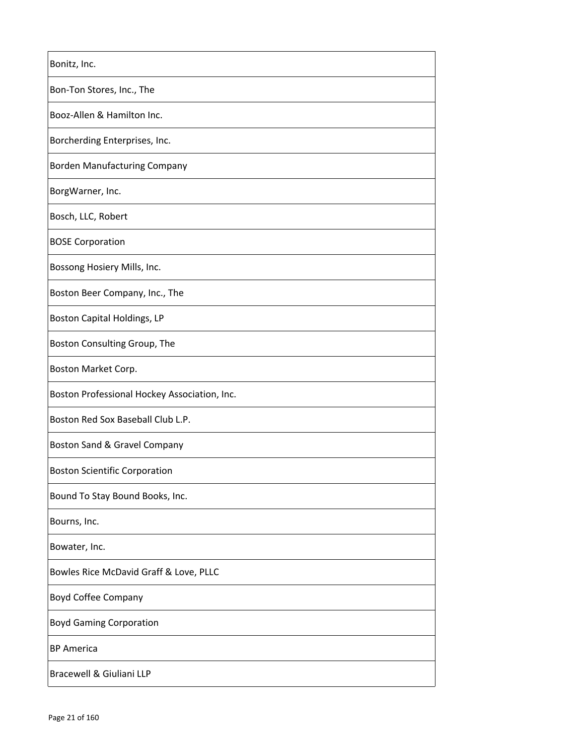| Bonitz, Inc. |
| --- |
| Bon-Ton Stores, Inc., The |
| Booz-Allen & Hamilton Inc. |
| Borcherding Enterprises, Inc. |
| Borden Manufacturing Company |
| BorgWarner, Inc. |
| Bosch, LLC, Robert |
| BOSE Corporation |
| Bossong Hosiery Mills, Inc. |
| Boston Beer Company, Inc., The |
| Boston Capital Holdings, LP |
| Boston Consulting Group, The |
| Boston Market Corp. |
| Boston Professional Hockey Association, Inc. |
| Boston Red Sox Baseball Club L.P. |
| Boston Sand & Gravel Company |
| Boston Scientific Corporation |
| Bound To Stay Bound Books, Inc. |
| Bourns, Inc. |
| Bowater, Inc. |
| Bowles Rice McDavid Graff & Love, PLLC |
| Boyd Coffee Company |
| Boyd Gaming Corporation |
| BP America |
| Bracewell & Giuliani LLP |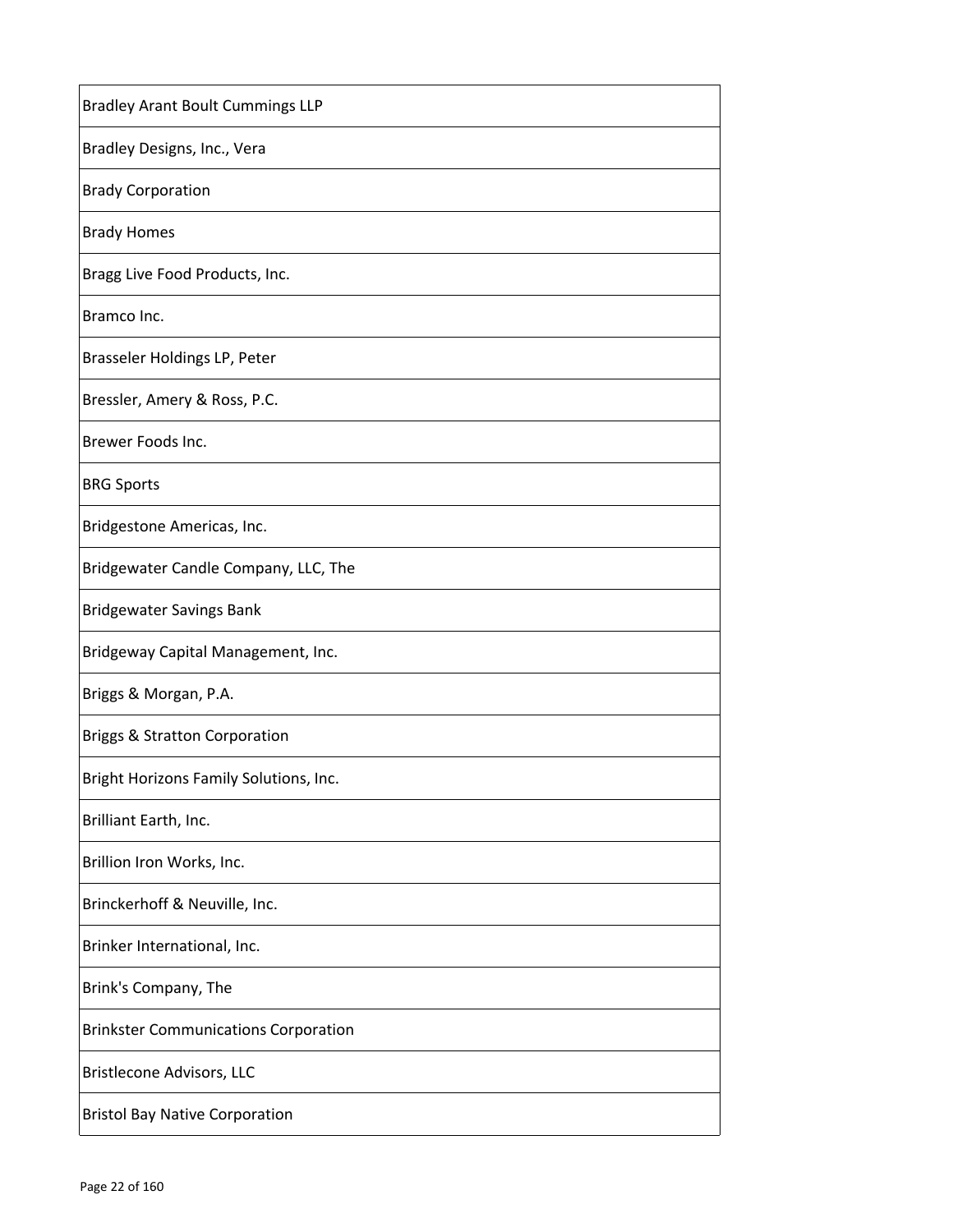| Bradley Arant Boult Cummings LLP |
|---|
| Bradley Designs, Inc., Vera |
| Brady Corporation |
| Brady Homes |
| Bragg Live Food Products, Inc. |
| Bramco Inc. |
| Brasseler Holdings LP, Peter |
| Bressler, Amery & Ross, P.C. |
| Brewer Foods Inc. |
| BRG Sports |
| Bridgestone Americas, Inc. |
| Bridgewater Candle Company, LLC, The |
| Bridgewater Savings Bank |
| Bridgeway Capital Management, Inc. |
| Briggs & Morgan, P.A. |
| Briggs & Stratton Corporation |
| Bright Horizons Family Solutions, Inc. |
| Brilliant Earth, Inc. |
| Brillion Iron Works, Inc. |
| Brinckerhoff & Neuville, Inc. |
| Brinker International, Inc. |
| Brink's Company, The |
| Brinkster Communications Corporation |
| Bristlecone Advisors, LLC |
| Bristol Bay Native Corporation |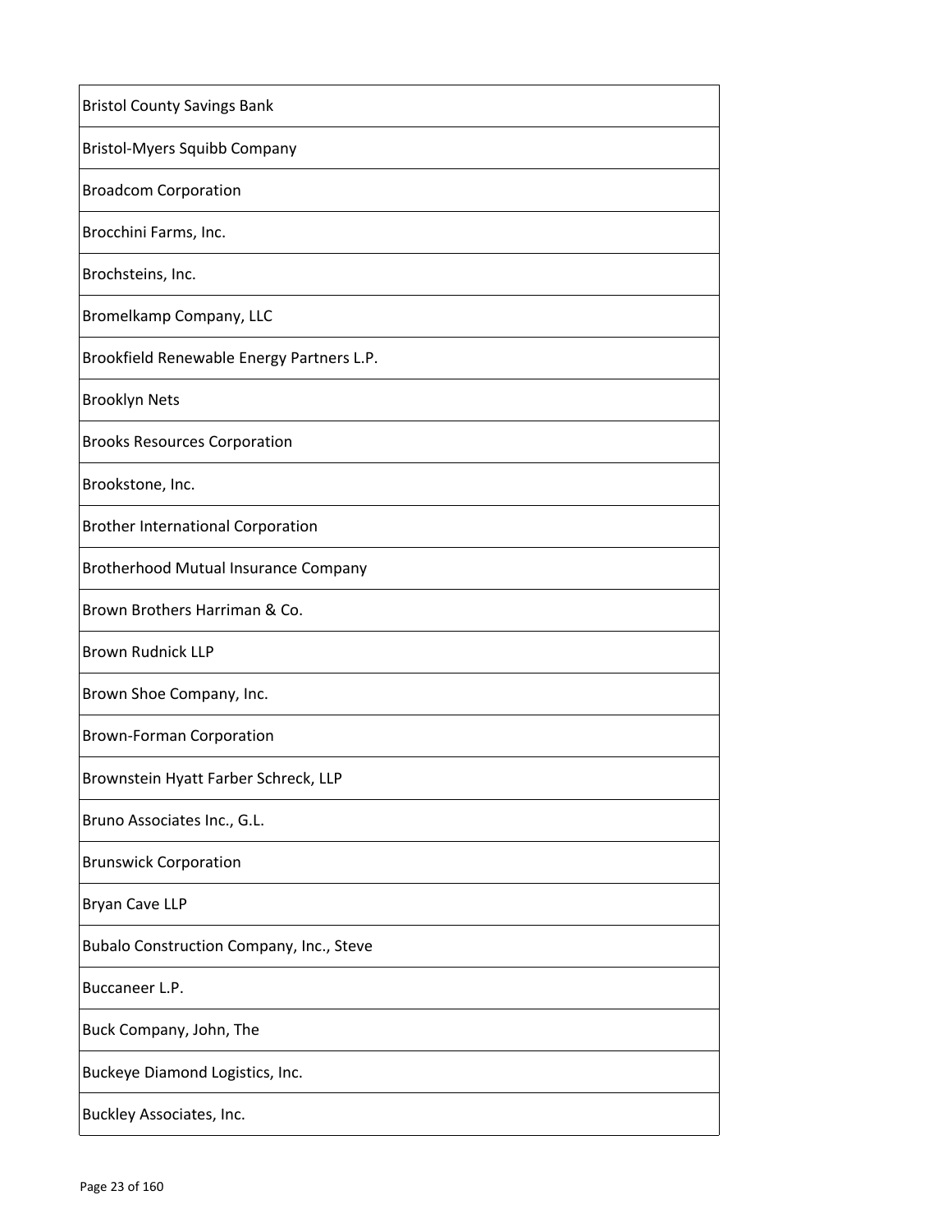| Bristol County Savings Bank |
|---|
| Bristol-Myers Squibb Company |
| Broadcom Corporation |
| Brocchini Farms, Inc. |
| Brochsteins, Inc. |
| Bromelkamp Company, LLC |
| Brookfield Renewable Energy Partners L.P. |
| Brooklyn Nets |
| Brooks Resources Corporation |
| Brookstone, Inc. |
| Brother International Corporation |
| Brotherhood Mutual Insurance Company |
| Brown Brothers Harriman & Co. |
| Brown Rudnick LLP |
| Brown Shoe Company, Inc. |
| Brown-Forman Corporation |
| Brownstein Hyatt Farber Schreck, LLP |
| Bruno Associates Inc., G.L. |
| Brunswick Corporation |
| Bryan Cave LLP |
| Bubalo Construction Company, Inc., Steve |
| Buccaneer L.P. |
| Buck Company, John, The |
| Buckeye Diamond Logistics, Inc. |
| Buckley Associates, Inc. |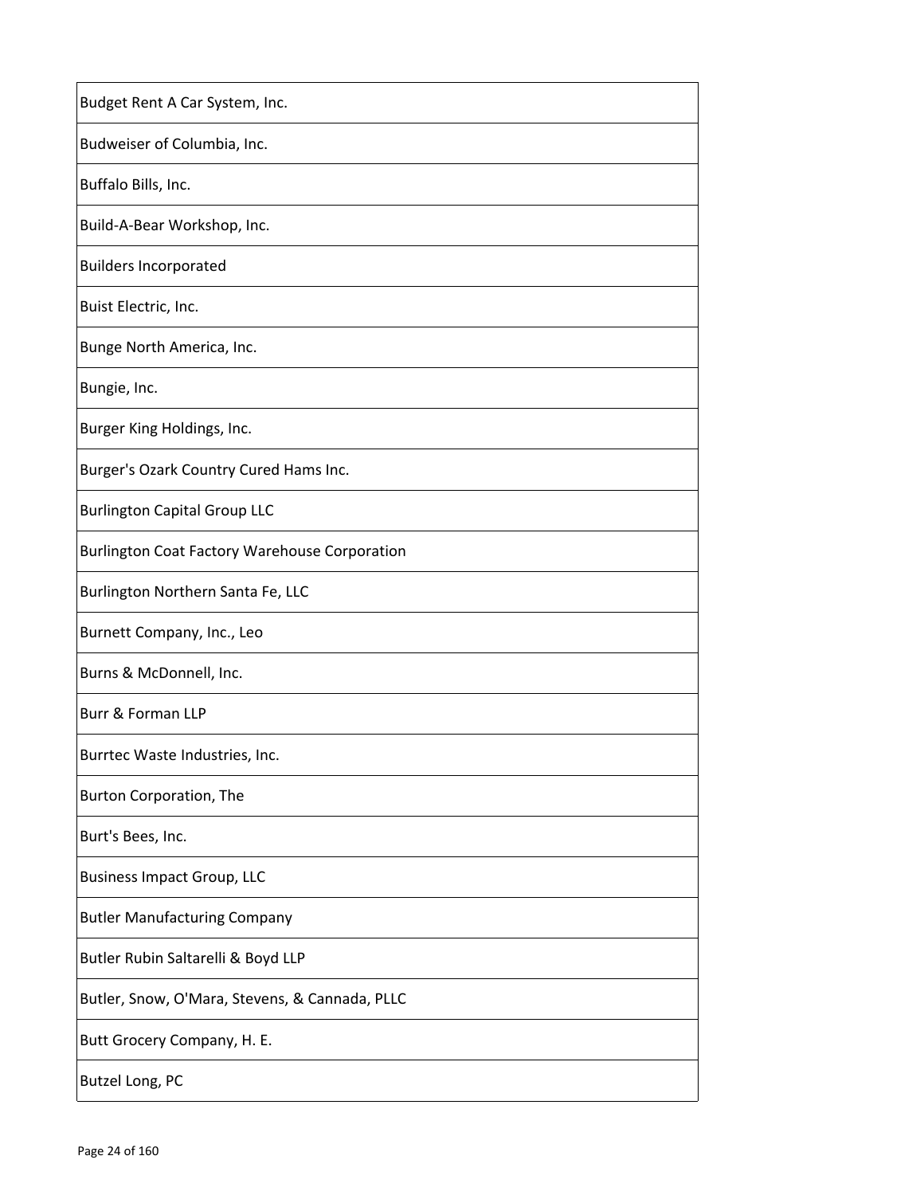| Budget Rent A Car System, Inc. |
| --- |
| Budweiser of Columbia, Inc. |
| Buffalo Bills, Inc. |
| Build-A-Bear Workshop, Inc. |
| Builders Incorporated |
| Buist Electric, Inc. |
| Bunge North America, Inc. |
| Bungie, Inc. |
| Burger King Holdings, Inc. |
| Burger's Ozark Country Cured Hams Inc. |
| Burlington Capital Group LLC |
| Burlington Coat Factory Warehouse Corporation |
| Burlington Northern Santa Fe, LLC |
| Burnett Company, Inc., Leo |
| Burns & McDonnell, Inc. |
| Burr & Forman LLP |
| Burrtec Waste Industries, Inc. |
| Burton Corporation, The |
| Burt's Bees, Inc. |
| Business Impact Group, LLC |
| Butler Manufacturing Company |
| Butler Rubin Saltarelli & Boyd LLP |
| Butler, Snow, O'Mara, Stevens, & Cannada, PLLC |
| Butt Grocery Company, H. E. |
| Butzel Long, PC |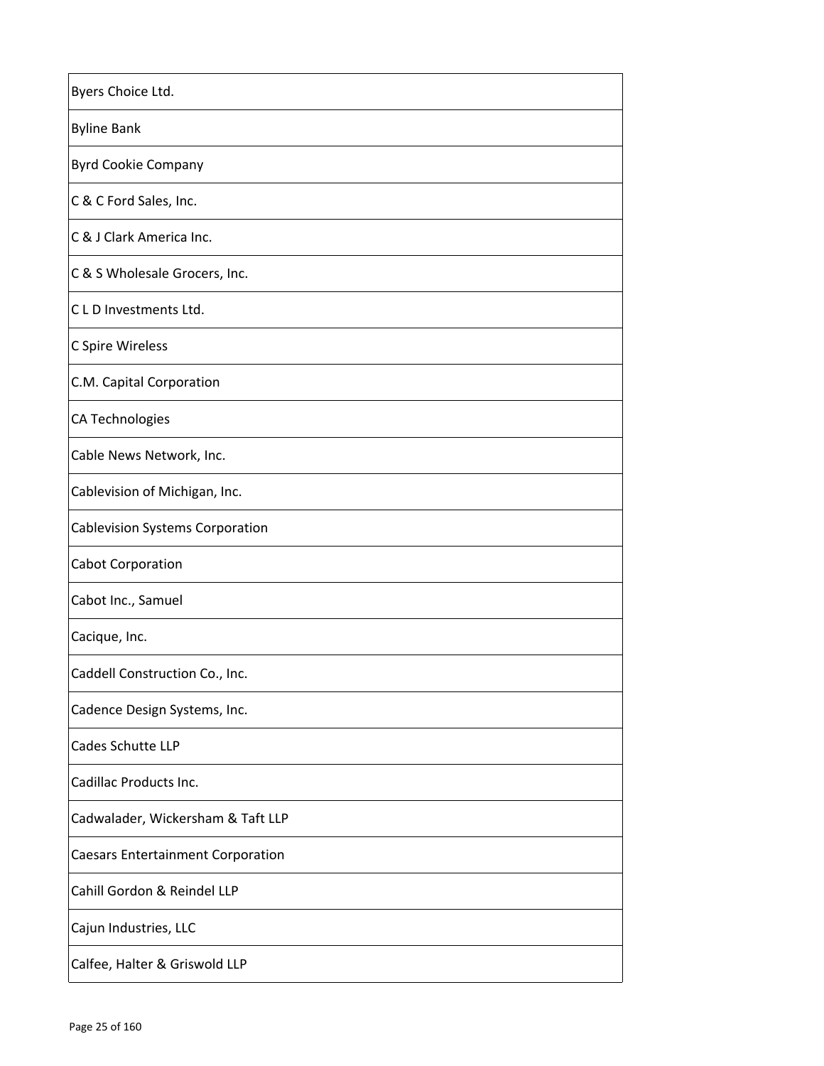| Byers Choice Ltd. |
| --- |
| Byline Bank |
| Byrd Cookie Company |
| C & C Ford Sales, Inc. |
| C & J Clark America Inc. |
| C & S Wholesale Grocers, Inc. |
| C L D Investments Ltd. |
| C Spire Wireless |
| C.M. Capital Corporation |
| CA Technologies |
| Cable News Network, Inc. |
| Cablevision of Michigan, Inc. |
| Cablevision Systems Corporation |
| Cabot Corporation |
| Cabot Inc., Samuel |
| Cacique, Inc. |
| Caddell Construction Co., Inc. |
| Cadence Design Systems, Inc. |
| Cades Schutte LLP |
| Cadillac Products Inc. |
| Cadwalader, Wickersham & Taft LLP |
| Caesars Entertainment Corporation |
| Cahill Gordon & Reindel LLP |
| Cajun Industries, LLC |
| Calfee, Halter & Griswold LLP |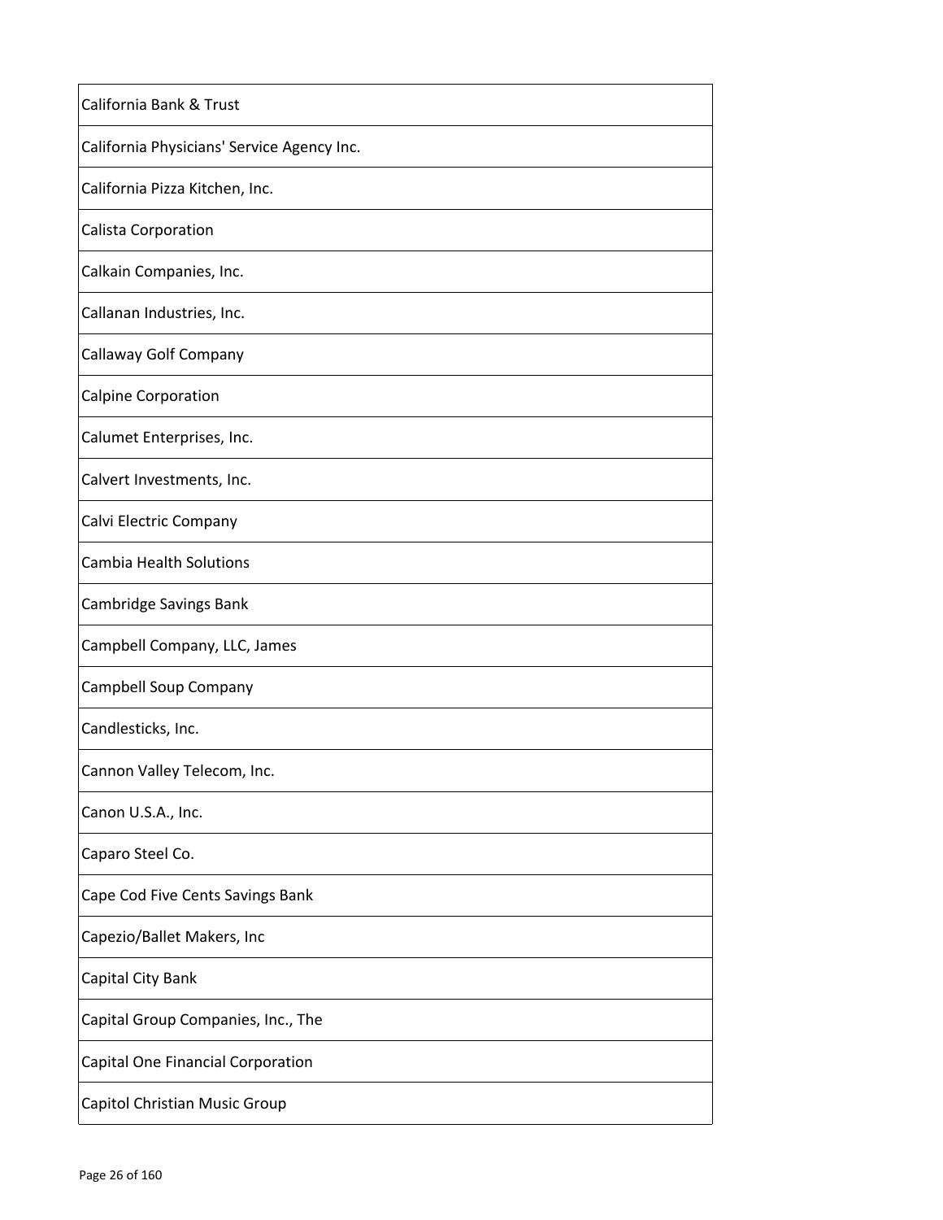| California Bank & Trust |
| --- |
| California Physicians' Service Agency Inc. |
| California Pizza Kitchen, Inc. |
| Calista Corporation |
| Calkain Companies, Inc. |
| Callanan Industries, Inc. |
| Callaway Golf Company |
| Calpine Corporation |
| Calumet Enterprises, Inc. |
| Calvert Investments, Inc. |
| Calvi Electric Company |
| Cambia Health Solutions |
| Cambridge Savings Bank |
| Campbell Company, LLC, James |
| Campbell Soup Company |
| Candlesticks, Inc. |
| Cannon Valley Telecom, Inc. |
| Canon U.S.A., Inc. |
| Caparo Steel Co. |
| Cape Cod Five Cents Savings Bank |
| Capezio/Ballet Makers, Inc |
| Capital City Bank |
| Capital Group Companies, Inc., The |
| Capital One Financial Corporation |
| Capitol Christian Music Group |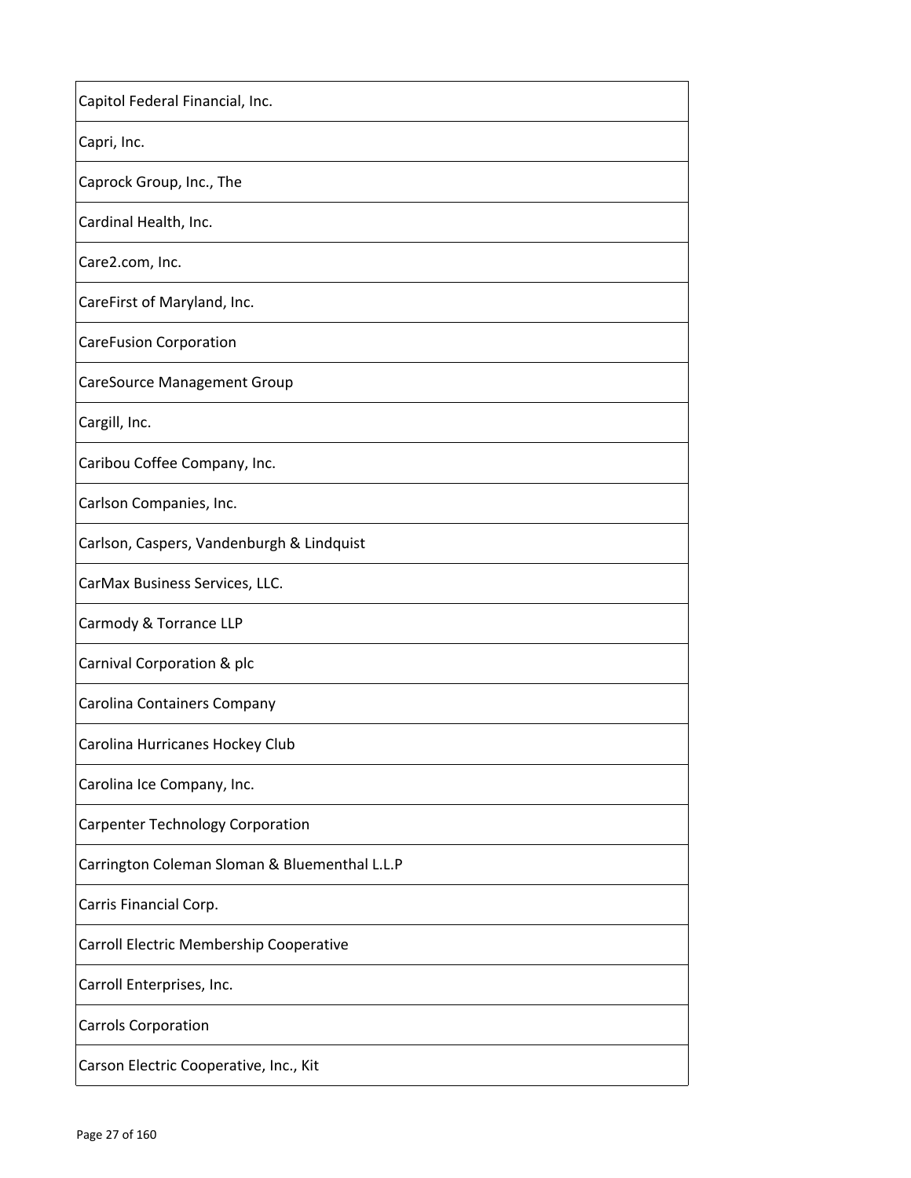| Capitol Federal Financial, Inc. |
| --- |
| Capri, Inc. |
| Caprock Group, Inc., The |
| Cardinal Health, Inc. |
| Care2.com, Inc. |
| CareFirst of Maryland, Inc. |
| CareFusion Corporation |
| CareSource Management Group |
| Cargill, Inc. |
| Caribou Coffee Company, Inc. |
| Carlson Companies, Inc. |
| Carlson, Caspers, Vandenburgh & Lindquist |
| CarMax Business Services, LLC. |
| Carmody & Torrance LLP |
| Carnival Corporation & plc |
| Carolina Containers Company |
| Carolina Hurricanes Hockey Club |
| Carolina Ice Company, Inc. |
| Carpenter Technology Corporation |
| Carrington Coleman Sloman & Bluementhal L.L.P |
| Carris Financial Corp. |
| Carroll Electric Membership Cooperative |
| Carroll Enterprises, Inc. |
| Carrols Corporation |
| Carson Electric Cooperative, Inc., Kit |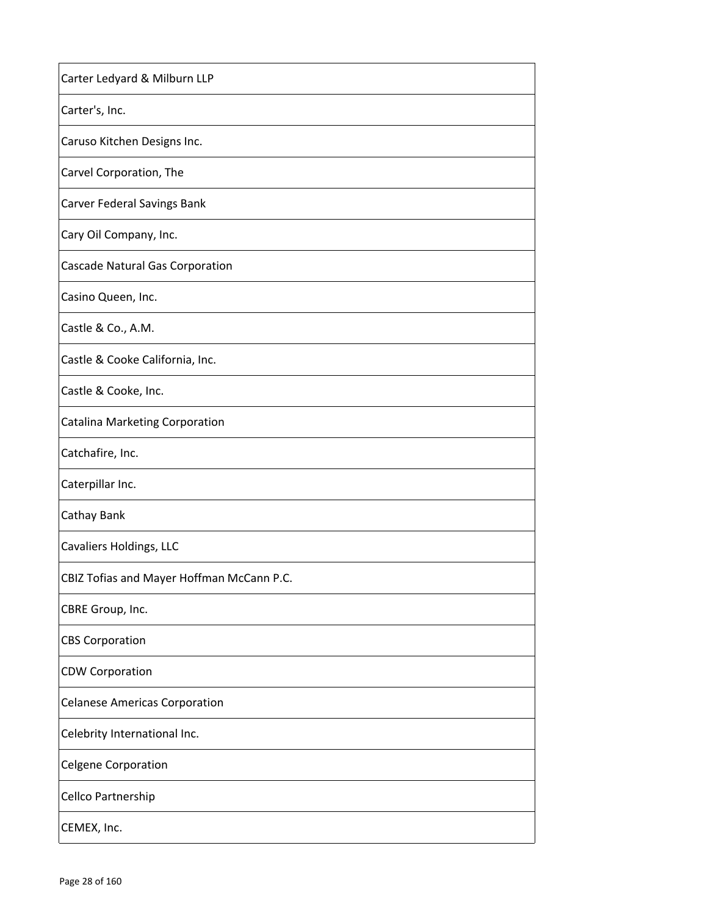| |
|---|
| Carter Ledyard & Milburn LLP |
| Carter's, Inc. |
| Caruso Kitchen Designs Inc. |
| Carvel Corporation, The |
| Carver Federal Savings Bank |
| Cary Oil Company, Inc. |
| Cascade Natural Gas Corporation |
| Casino Queen, Inc. |
| Castle & Co., A.M. |
| Castle & Cooke California, Inc. |
| Castle & Cooke, Inc. |
| Catalina Marketing Corporation |
| Catchafire, Inc. |
| Caterpillar Inc. |
| Cathay Bank |
| Cavaliers Holdings, LLC |
| CBIZ Tofias and Mayer Hoffman McCann P.C. |
| CBRE Group, Inc. |
| CBS Corporation |
| CDW Corporation |
| Celanese Americas Corporation |
| Celebrity International Inc. |
| Celgene Corporation |
| Cellco Partnership |
| CEMEX, Inc. |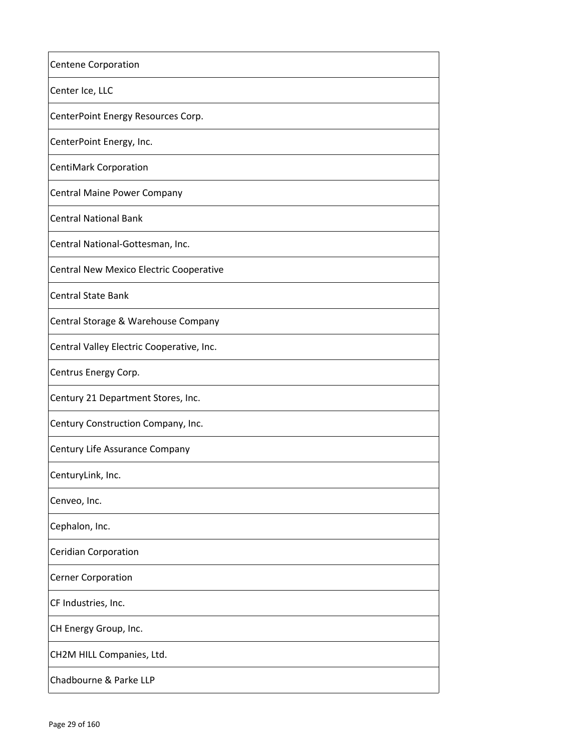| |
|---|
| Centene Corporation |
| Center Ice, LLC |
| CenterPoint Energy Resources Corp. |
| CenterPoint Energy, Inc. |
| CentiMark Corporation |
| Central Maine Power Company |
| Central National Bank |
| Central National-Gottesman, Inc. |
| Central New Mexico Electric Cooperative |
| Central State Bank |
| Central Storage & Warehouse Company |
| Central Valley Electric Cooperative, Inc. |
| Centrus Energy Corp. |
| Century 21 Department Stores, Inc. |
| Century Construction Company, Inc. |
| Century Life Assurance Company |
| CenturyLink, Inc. |
| Cenveo, Inc. |
| Cephalon, Inc. |
| Ceridian Corporation |
| Cerner Corporation |
| CF Industries, Inc. |
| CH Energy Group, Inc. |
| CH2M HILL Companies, Ltd. |
| Chadbourne & Parke LLP |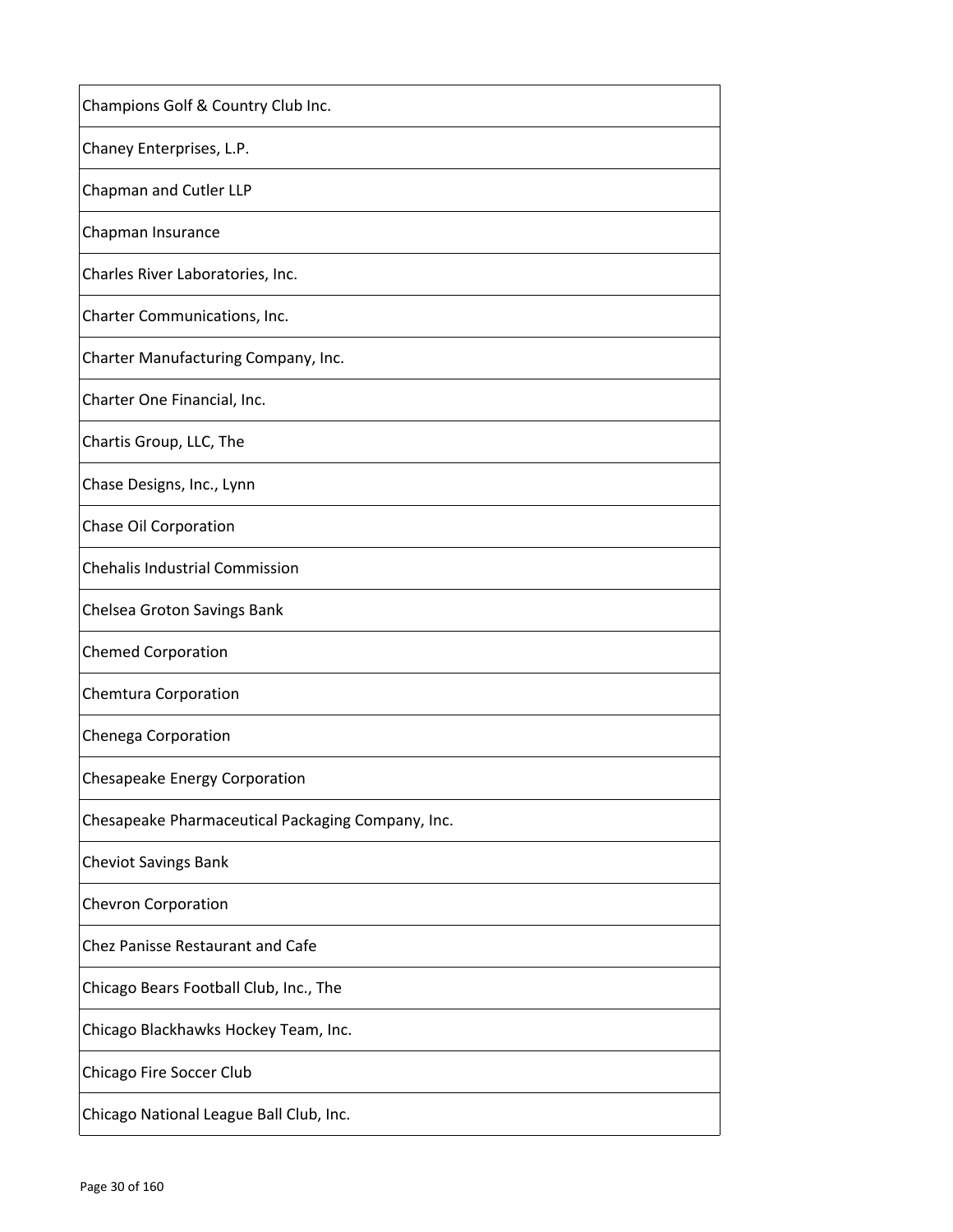| Champions Golf & Country Club Inc. |
| --- |
| Chaney Enterprises, L.P. |
| Chapman and Cutler LLP |
| Chapman Insurance |
| Charles River Laboratories, Inc. |
| Charter Communications, Inc. |
| Charter Manufacturing Company, Inc. |
| Charter One Financial, Inc. |
| Chartis Group, LLC, The |
| Chase Designs, Inc., Lynn |
| Chase Oil Corporation |
| Chehalis Industrial Commission |
| Chelsea Groton Savings Bank |
| Chemed Corporation |
| Chemtura Corporation |
| Chenega Corporation |
| Chesapeake Energy Corporation |
| Chesapeake Pharmaceutical Packaging Company, Inc. |
| Cheviot Savings Bank |
| Chevron Corporation |
| Chez Panisse Restaurant and Cafe |
| Chicago Bears Football Club, Inc., The |
| Chicago Blackhawks Hockey Team, Inc. |
| Chicago Fire Soccer Club |
| Chicago National League Ball Club, Inc. |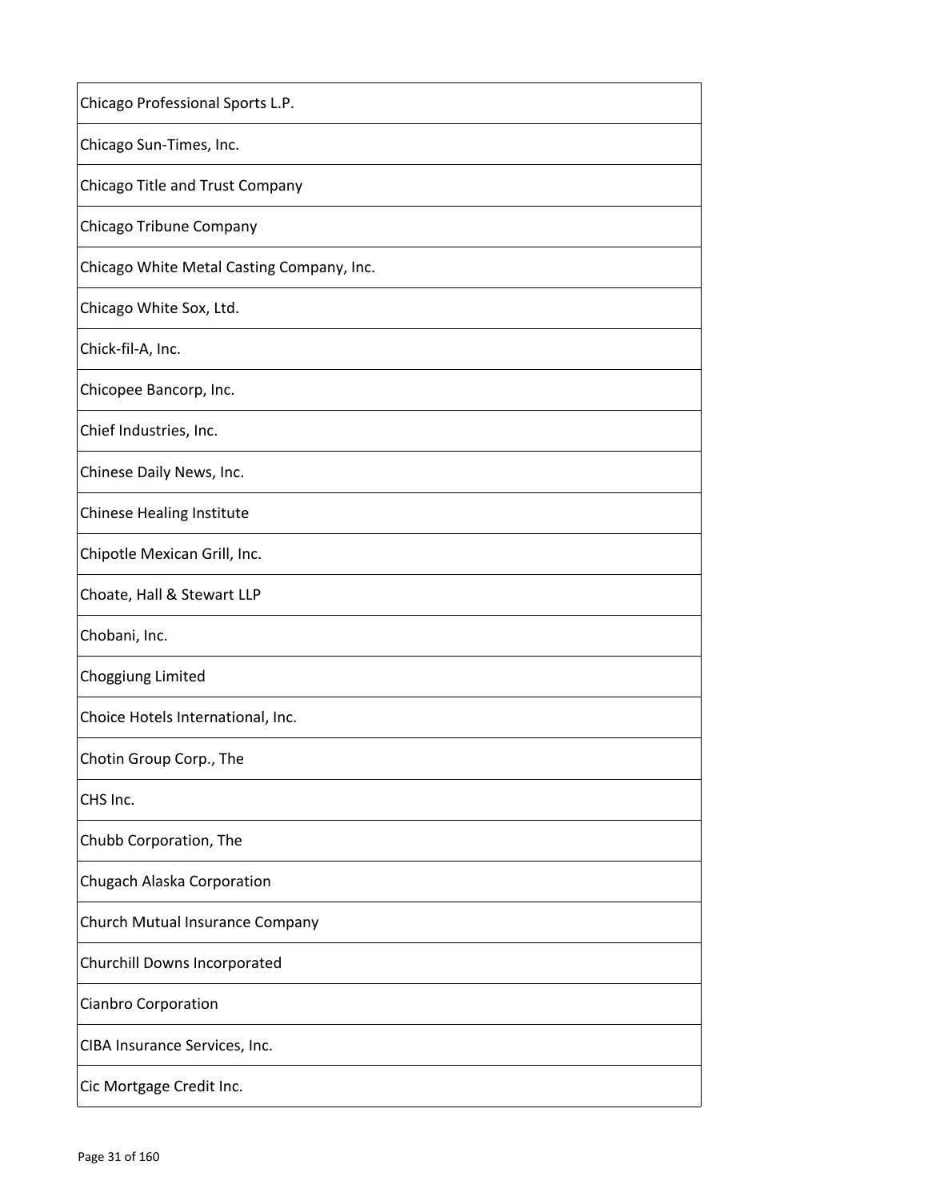| Chicago Professional Sports L.P. |
|---|
| Chicago Sun-Times, Inc. |
| Chicago Title and Trust Company |
| Chicago Tribune Company |
| Chicago White Metal Casting Company, Inc. |
| Chicago White Sox, Ltd. |
| Chick-fil-A, Inc. |
| Chicopee Bancorp, Inc. |
| Chief Industries, Inc. |
| Chinese Daily News, Inc. |
| Chinese Healing Institute |
| Chipotle Mexican Grill, Inc. |
| Choate, Hall & Stewart LLP |
| Chobani, Inc. |
| Choggiung Limited |
| Choice Hotels International, Inc. |
| Chotin Group Corp., The |
| CHS Inc. |
| Chubb Corporation, The |
| Chugach Alaska Corporation |
| Church Mutual Insurance Company |
| Churchill Downs Incorporated |
| Cianbro Corporation |
| CIBA Insurance Services, Inc. |
| Cic Mortgage Credit Inc. |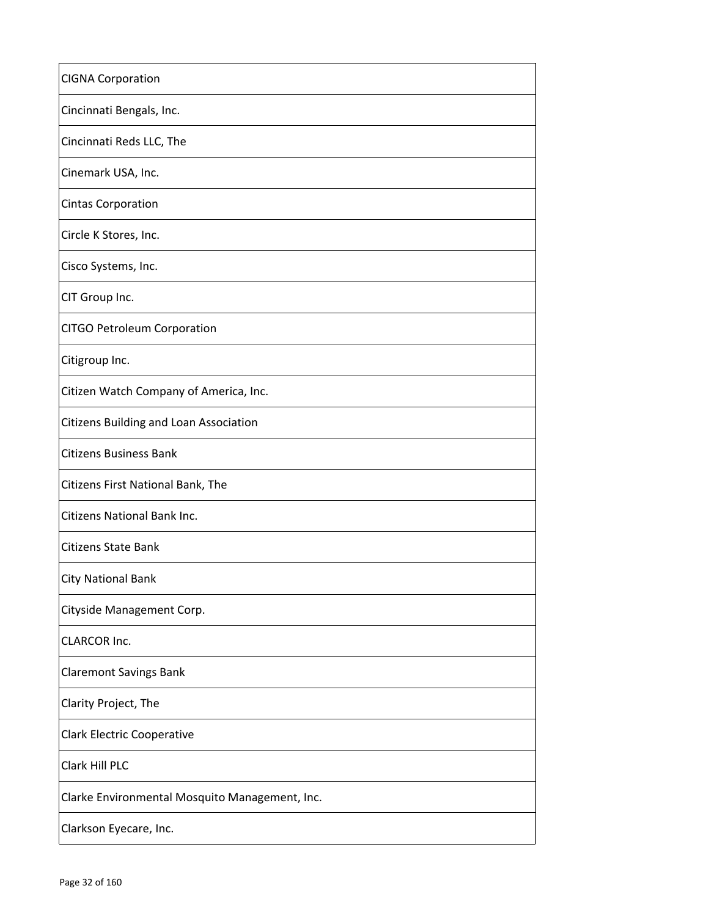| |
|---|
| CIGNA Corporation |
| Cincinnati Bengals, Inc. |
| Cincinnati Reds LLC, The |
| Cinemark USA, Inc. |
| Cintas Corporation |
| Circle K Stores, Inc. |
| Cisco Systems, Inc. |
| CIT Group Inc. |
| CITGO Petroleum Corporation |
| Citigroup Inc. |
| Citizen Watch Company of America, Inc. |
| Citizens Building and Loan Association |
| Citizens Business Bank |
| Citizens First National Bank, The |
| Citizens National Bank Inc. |
| Citizens State Bank |
| City National Bank |
| Cityside Management Corp. |
| CLARCOR Inc. |
| Claremont Savings Bank |
| Clarity Project, The |
| Clark Electric Cooperative |
| Clark Hill PLC |
| Clarke Environmental Mosquito Management, Inc. |
| Clarkson Eyecare, Inc. |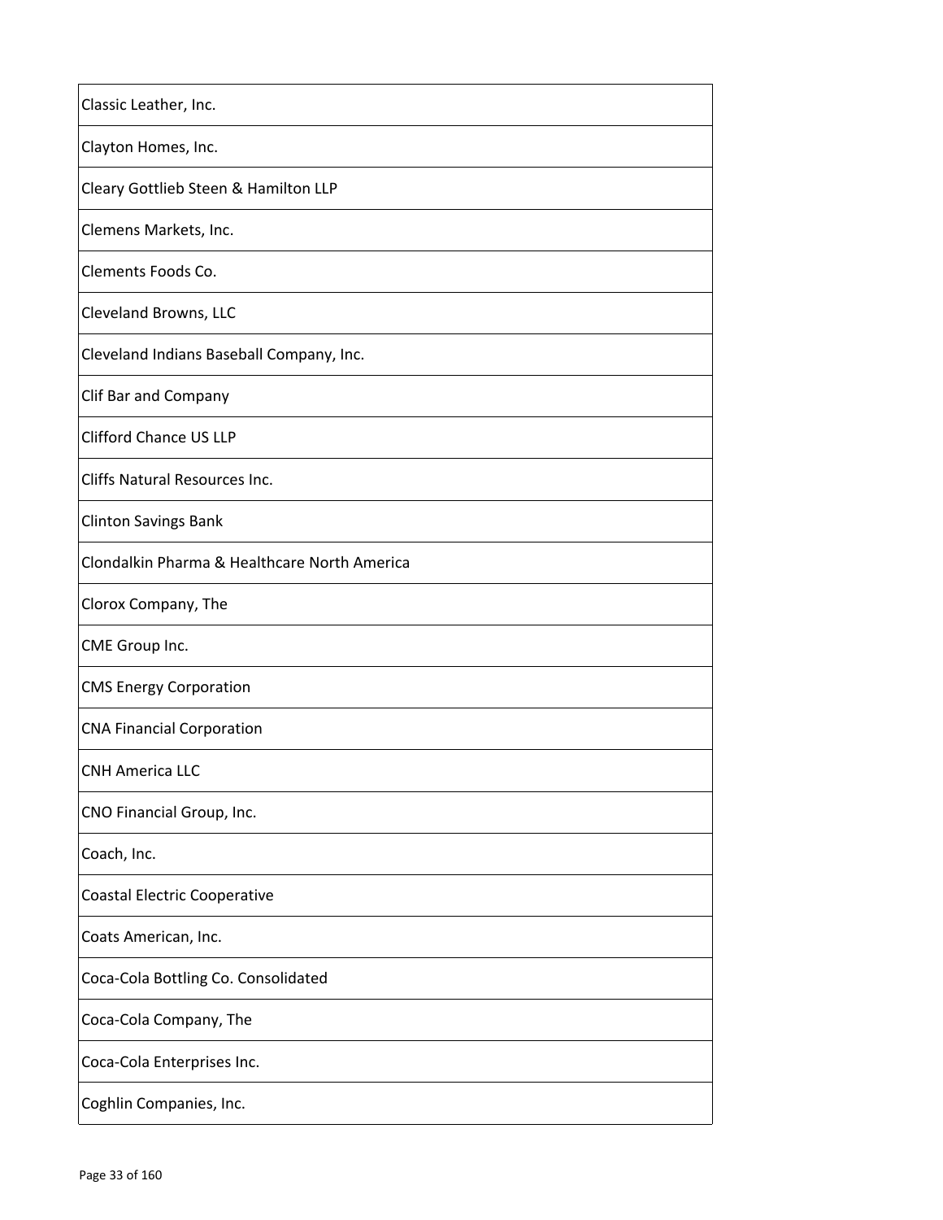| Classic Leather, Inc. |
|---|
| Clayton Homes, Inc. |
| Cleary Gottlieb Steen & Hamilton LLP |
| Clemens Markets, Inc. |
| Clements Foods Co. |
| Cleveland Browns, LLC |
| Cleveland Indians Baseball Company, Inc. |
| Clif Bar and Company |
| Clifford Chance US LLP |
| Cliffs Natural Resources Inc. |
| Clinton Savings Bank |
| Clondalkin Pharma & Healthcare North America |
| Clorox Company, The |
| CME Group Inc. |
| CMS Energy Corporation |
| CNA Financial Corporation |
| CNH America LLC |
| CNO Financial Group, Inc. |
| Coach, Inc. |
| Coastal Electric Cooperative |
| Coats American, Inc. |
| Coca-Cola Bottling Co. Consolidated |
| Coca-Cola Company, The |
| Coca-Cola Enterprises Inc. |
| Coghlin Companies, Inc. |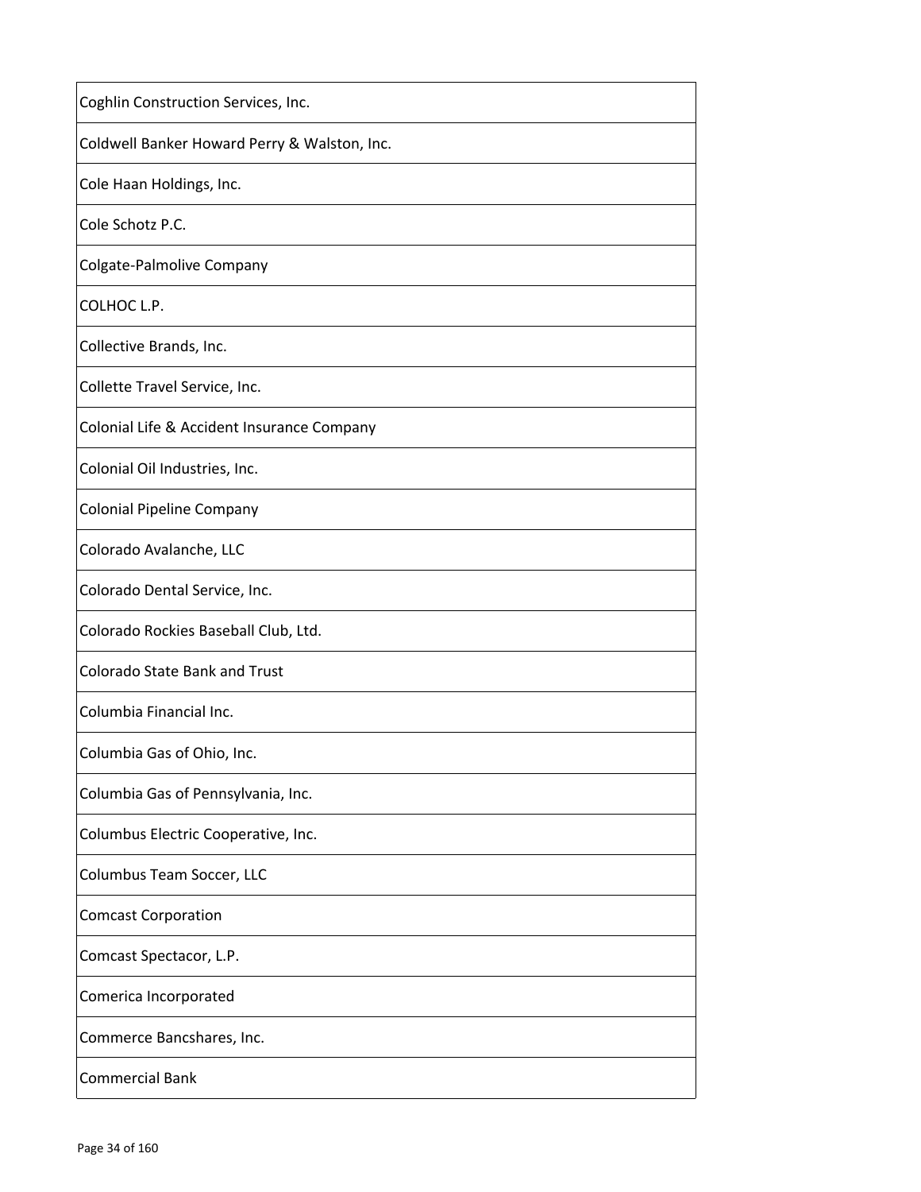| Coghlin Construction Services, Inc. |
|---|
| Coldwell Banker Howard Perry & Walston, Inc. |
| Cole Haan Holdings, Inc. |
| Cole Schotz P.C. |
| Colgate-Palmolive Company |
| COLHOC L.P. |
| Collective Brands, Inc. |
| Collette Travel Service, Inc. |
| Colonial Life & Accident Insurance Company |
| Colonial Oil Industries, Inc. |
| Colonial Pipeline Company |
| Colorado Avalanche, LLC |
| Colorado Dental Service, Inc. |
| Colorado Rockies Baseball Club, Ltd. |
| Colorado State Bank and Trust |
| Columbia Financial Inc. |
| Columbia Gas of Ohio, Inc. |
| Columbia Gas of Pennsylvania, Inc. |
| Columbus Electric Cooperative, Inc. |
| Columbus Team Soccer, LLC |
| Comcast Corporation |
| Comcast Spectacor, L.P. |
| Comerica Incorporated |
| Commerce Bancshares, Inc. |
| Commercial Bank |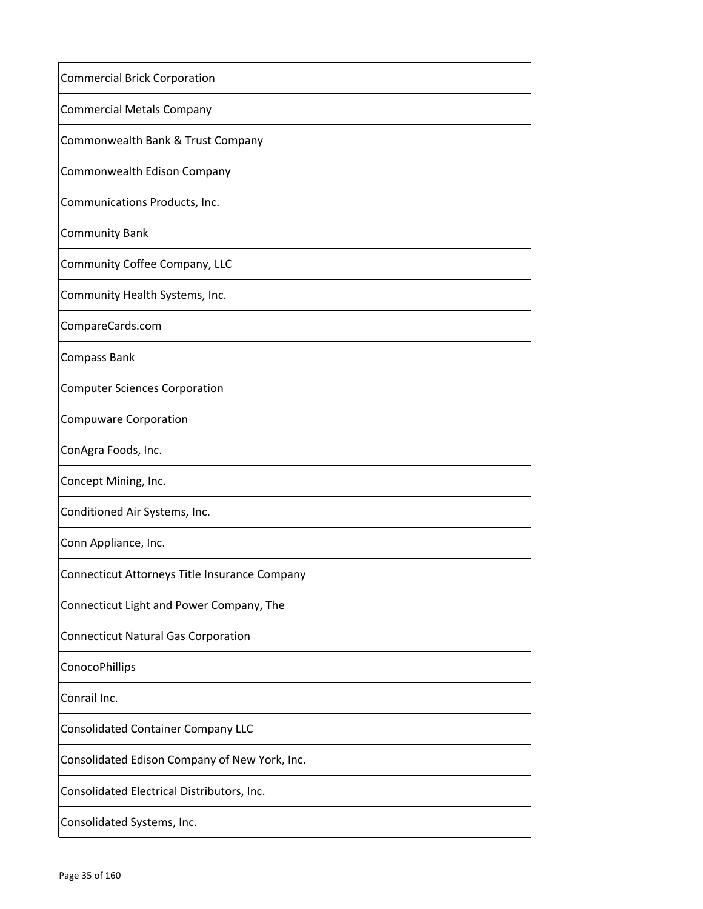| Commercial Brick Corporation |
| --- |
| Commercial Metals Company |
| Commonwealth Bank & Trust Company |
| Commonwealth Edison Company |
| Communications Products, Inc. |
| Community Bank |
| Community Coffee Company, LLC |
| Community Health Systems, Inc. |
| CompareCards.com |
| Compass Bank |
| Computer Sciences Corporation |
| Compuware Corporation |
| ConAgra Foods, Inc. |
| Concept Mining, Inc. |
| Conditioned Air Systems, Inc. |
| Conn Appliance, Inc. |
| Connecticut Attorneys Title Insurance Company |
| Connecticut Light and Power Company, The |
| Connecticut Natural Gas Corporation |
| ConocoPhillips |
| Conrail Inc. |
| Consolidated Container Company LLC |
| Consolidated Edison Company of New York, Inc. |
| Consolidated Electrical Distributors, Inc. |
| Consolidated Systems, Inc. |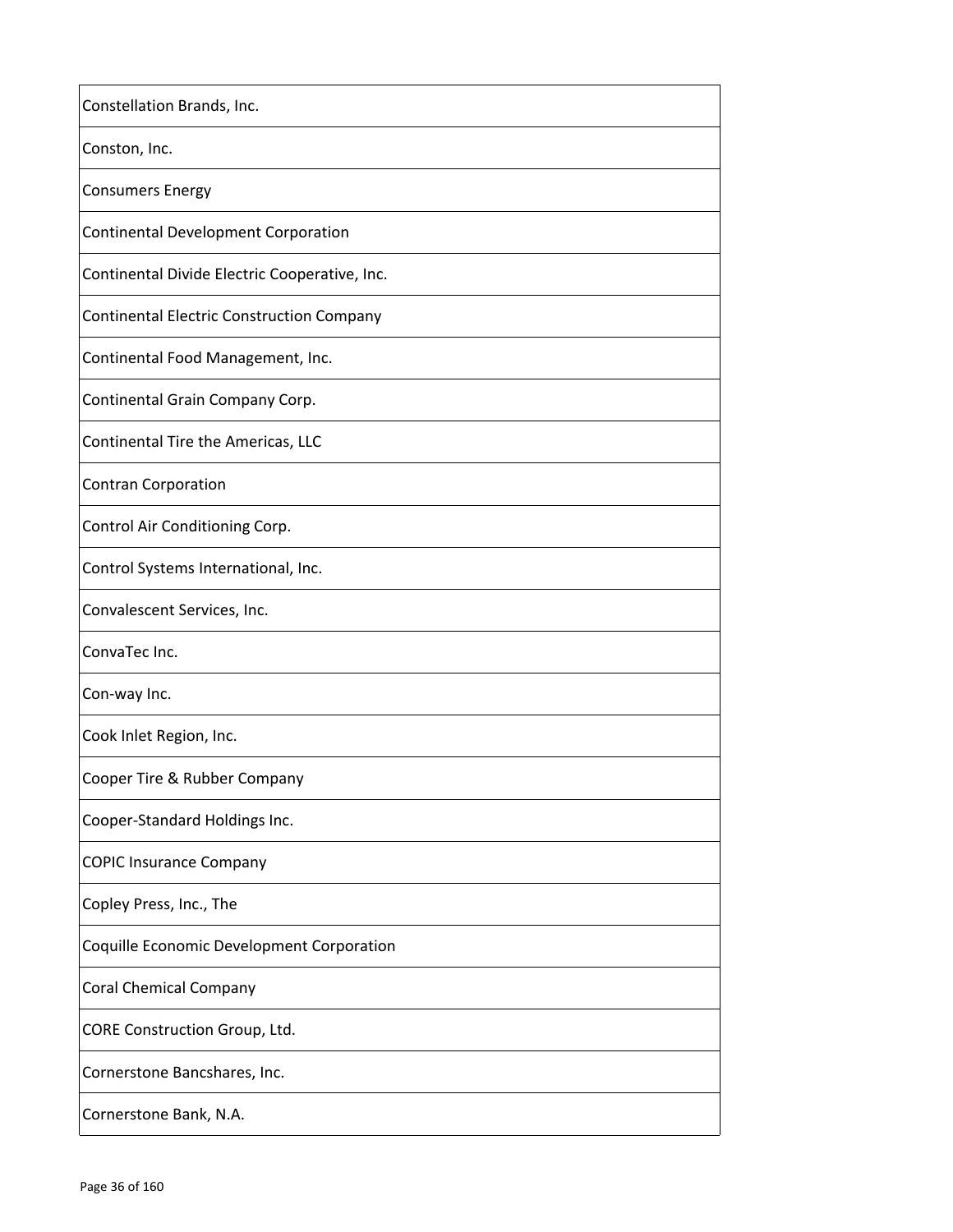| Constellation Brands, Inc. |
|---|
| Conston, Inc. |
| Consumers Energy |
| Continental Development Corporation |
| Continental Divide Electric Cooperative, Inc. |
| Continental Electric Construction Company |
| Continental Food Management, Inc. |
| Continental Grain Company Corp. |
| Continental Tire the Americas, LLC |
| Contran Corporation |
| Control Air Conditioning Corp. |
| Control Systems International, Inc. |
| Convalescent Services, Inc. |
| ConvaTec Inc. |
| Con-way Inc. |
| Cook Inlet Region, Inc. |
| Cooper Tire & Rubber Company |
| Cooper-Standard Holdings Inc. |
| COPIC Insurance Company |
| Copley Press, Inc., The |
| Coquille Economic Development Corporation |
| Coral Chemical Company |
| CORE Construction Group, Ltd. |
| Cornerstone Bancshares, Inc. |
| Cornerstone Bank, N.A. |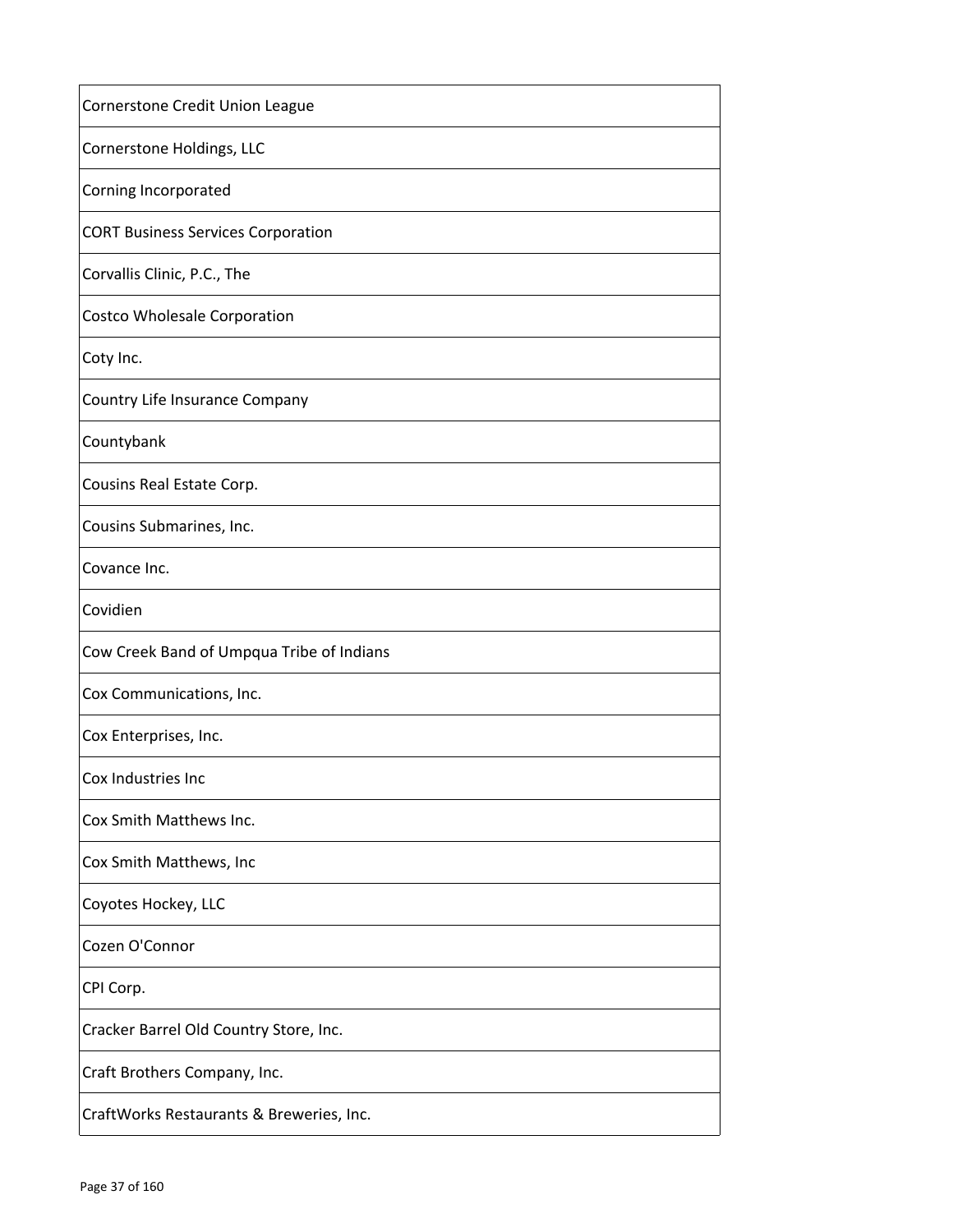| Cornerstone Credit Union League |
|---|
| Cornerstone Holdings, LLC |
| Corning Incorporated |
| CORT Business Services Corporation |
| Corvallis Clinic, P.C., The |
| Costco Wholesale Corporation |
| Coty Inc. |
| Country Life Insurance Company |
| Countybank |
| Cousins Real Estate Corp. |
| Cousins Submarines, Inc. |
| Covance Inc. |
| Covidien |
| Cow Creek Band of Umpqua Tribe of Indians |
| Cox Communications, Inc. |
| Cox Enterprises, Inc. |
| Cox Industries Inc |
| Cox Smith Matthews Inc. |
| Cox Smith Matthews, Inc |
| Coyotes Hockey, LLC |
| Cozen O'Connor |
| CPI Corp. |
| Cracker Barrel Old Country Store, Inc. |
| Craft Brothers Company, Inc. |
| CraftWorks Restaurants & Breweries, Inc. |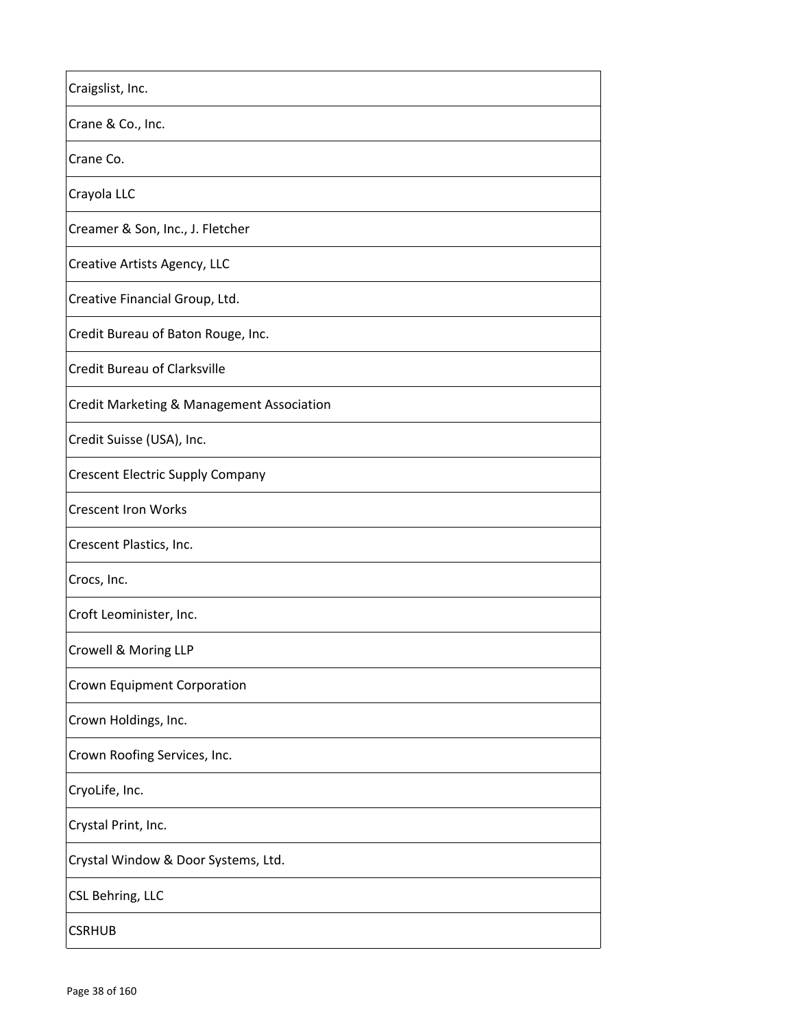| Craigslist, Inc. |
|---|
| Crane & Co., Inc. |
| Crane Co. |
| Crayola LLC |
| Creamer & Son, Inc., J. Fletcher |
| Creative Artists Agency, LLC |
| Creative Financial Group, Ltd. |
| Credit Bureau of Baton Rouge, Inc. |
| Credit Bureau of Clarksville |
| Credit Marketing & Management Association |
| Credit Suisse (USA), Inc. |
| Crescent Electric Supply Company |
| Crescent Iron Works |
| Crescent Plastics, Inc. |
| Crocs, Inc. |
| Croft Leominister, Inc. |
| Crowell & Moring LLP |
| Crown Equipment Corporation |
| Crown Holdings, Inc. |
| Crown Roofing Services, Inc. |
| CryoLife, Inc. |
| Crystal Print, Inc. |
| Crystal Window & Door Systems, Ltd. |
| CSL Behring, LLC |
| CSRHUB |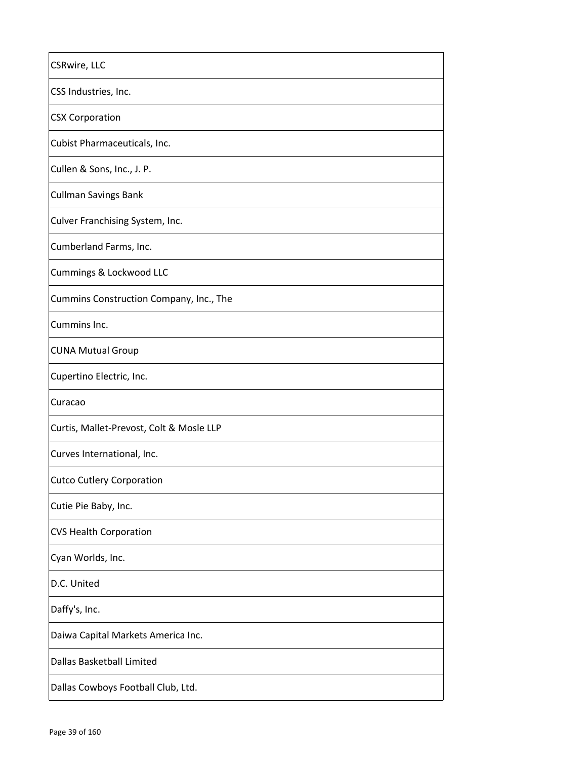| |
|---|
| CSRwire, LLC |
| CSS Industries, Inc. |
| CSX Corporation |
| Cubist Pharmaceuticals, Inc. |
| Cullen & Sons, Inc., J. P. |
| Cullman Savings Bank |
| Culver Franchising System, Inc. |
| Cumberland Farms, Inc. |
| Cummings & Lockwood LLC |
| Cummins Construction Company, Inc., The |
| Cummins Inc. |
| CUNA Mutual Group |
| Cupertino Electric, Inc. |
| Curacao |
| Curtis, Mallet-Prevost, Colt & Mosle LLP |
| Curves International, Inc. |
| Cutco Cutlery Corporation |
| Cutie Pie Baby, Inc. |
| CVS Health Corporation |
| Cyan Worlds, Inc. |
| D.C. United |
| Daffy's, Inc. |
| Daiwa Capital Markets America Inc. |
| Dallas Basketball Limited |
| Dallas Cowboys Football Club, Ltd. |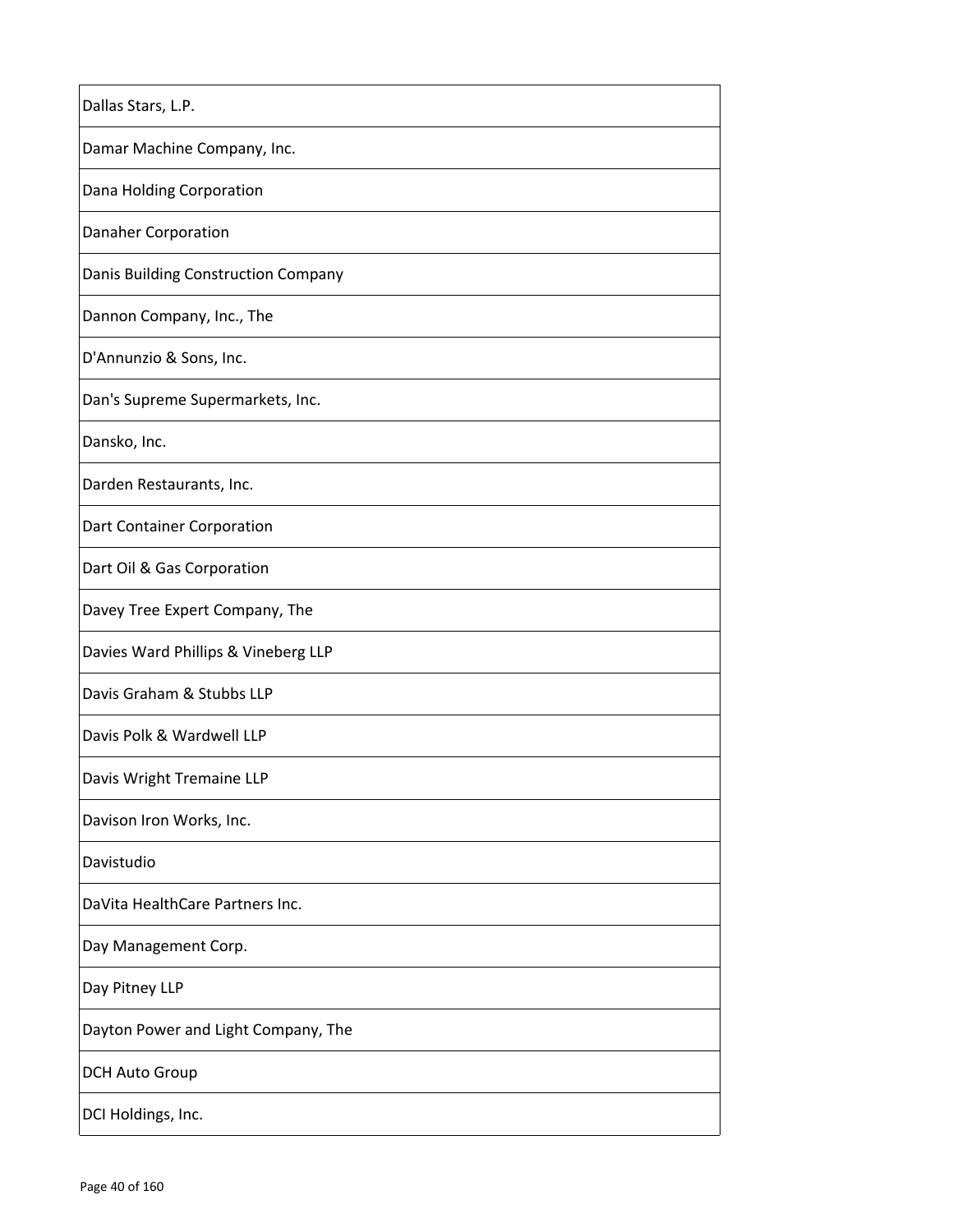| Dallas Stars, L.P. |
|---|
| Damar Machine Company, Inc. |
| Dana Holding Corporation |
| Danaher Corporation |
| Danis Building Construction Company |
| Dannon Company, Inc., The |
| D'Annunzio & Sons, Inc. |
| Dan's Supreme Supermarkets, Inc. |
| Dansko, Inc. |
| Darden Restaurants, Inc. |
| Dart Container Corporation |
| Dart Oil & Gas Corporation |
| Davey Tree Expert Company, The |
| Davies Ward Phillips & Vineberg LLP |
| Davis Graham & Stubbs LLP |
| Davis Polk & Wardwell LLP |
| Davis Wright Tremaine LLP |
| Davison Iron Works, Inc. |
| Davistudio |
| DaVita HealthCare Partners Inc. |
| Day Management Corp. |
| Day Pitney LLP |
| Dayton Power and Light Company, The |
| DCH Auto Group |
| DCI Holdings, Inc. |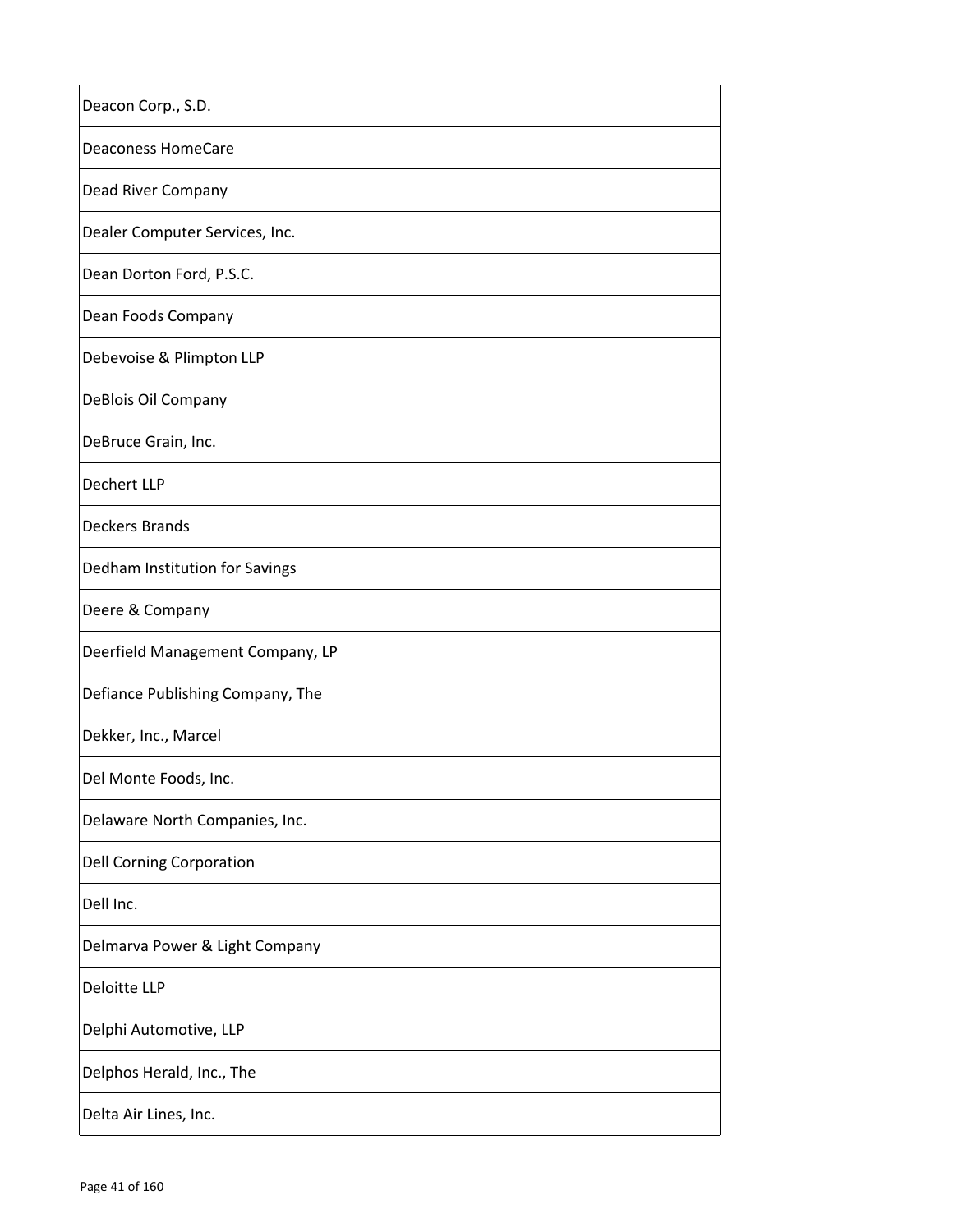| Deacon Corp., S.D. |
|---|
| Deaconess HomeCare |
| Dead River Company |
| Dealer Computer Services, Inc. |
| Dean Dorton Ford, P.S.C. |
| Dean Foods Company |
| Debevoise & Plimpton LLP |
| DeBlois Oil Company |
| DeBruce Grain, Inc. |
| Dechert LLP |
| Deckers Brands |
| Dedham Institution for Savings |
| Deere & Company |
| Deerfield Management Company, LP |
| Defiance Publishing Company, The |
| Dekker, Inc., Marcel |
| Del Monte Foods, Inc. |
| Delaware North Companies, Inc. |
| Dell Corning Corporation |
| Dell Inc. |
| Delmarva Power & Light Company |
| Deloitte LLP |
| Delphi Automotive, LLP |
| Delphos Herald, Inc., The |
| Delta Air Lines, Inc. |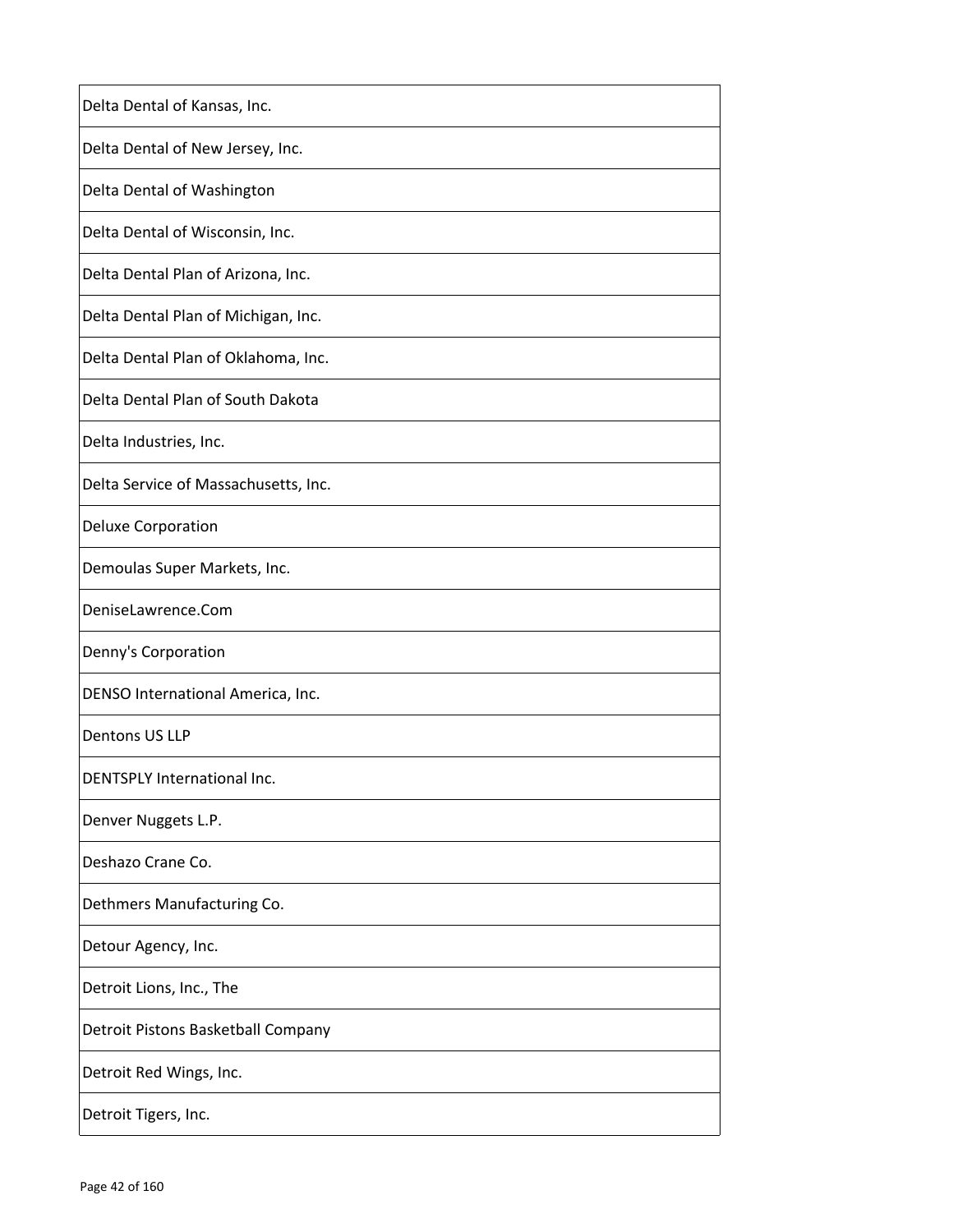| |
|---|
| Delta Dental of Kansas, Inc. |
| Delta Dental of New Jersey, Inc. |
| Delta Dental of Washington |
| Delta Dental of Wisconsin, Inc. |
| Delta Dental Plan of Arizona, Inc. |
| Delta Dental Plan of Michigan, Inc. |
| Delta Dental Plan of Oklahoma, Inc. |
| Delta Dental Plan of South Dakota |
| Delta Industries, Inc. |
| Delta Service of Massachusetts, Inc. |
| Deluxe Corporation |
| Demoulas Super Markets, Inc. |
| DeniseLawrence.Com |
| Denny's Corporation |
| DENSO International America, Inc. |
| Dentons US LLP |
| DENTSPLY International Inc. |
| Denver Nuggets L.P. |
| Deshazo Crane Co. |
| Dethmers Manufacturing Co. |
| Detour Agency, Inc. |
| Detroit Lions, Inc., The |
| Detroit Pistons Basketball Company |
| Detroit Red Wings, Inc. |
| Detroit Tigers, Inc. |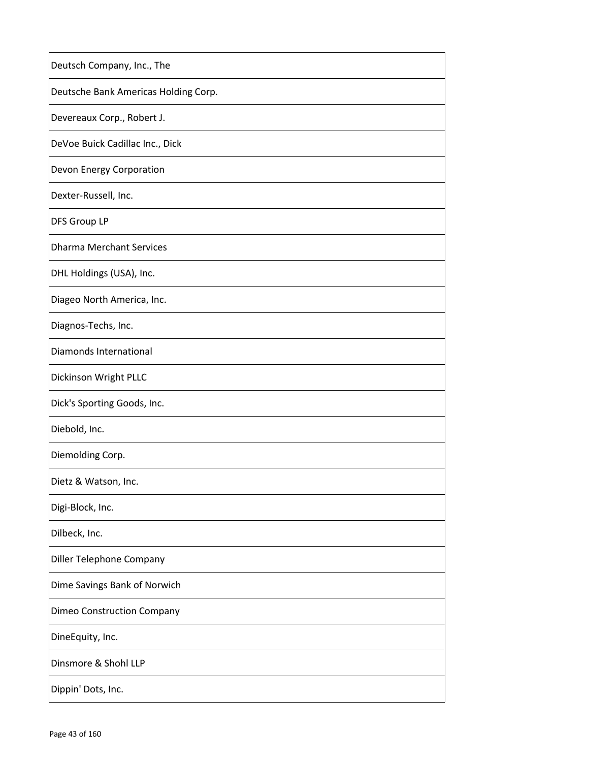| Deutsch Company, Inc., The |
| --- |
| Deutsche Bank Americas Holding Corp. |
| Devereaux Corp., Robert J. |
| DeVoe Buick Cadillac Inc., Dick |
| Devon Energy Corporation |
| Dexter-Russell, Inc. |
| DFS Group LP |
| Dharma Merchant Services |
| DHL Holdings (USA), Inc. |
| Diageo North America, Inc. |
| Diagnos-Techs, Inc. |
| Diamonds International |
| Dickinson Wright PLLC |
| Dick's Sporting Goods, Inc. |
| Diebold, Inc. |
| Diemolding Corp. |
| Dietz & Watson, Inc. |
| Digi-Block, Inc. |
| Dilbeck, Inc. |
| Diller Telephone Company |
| Dime Savings Bank of Norwich |
| Dimeo Construction Company |
| DineEquity, Inc. |
| Dinsmore & Shohl LLP |
| Dippin' Dots, Inc. |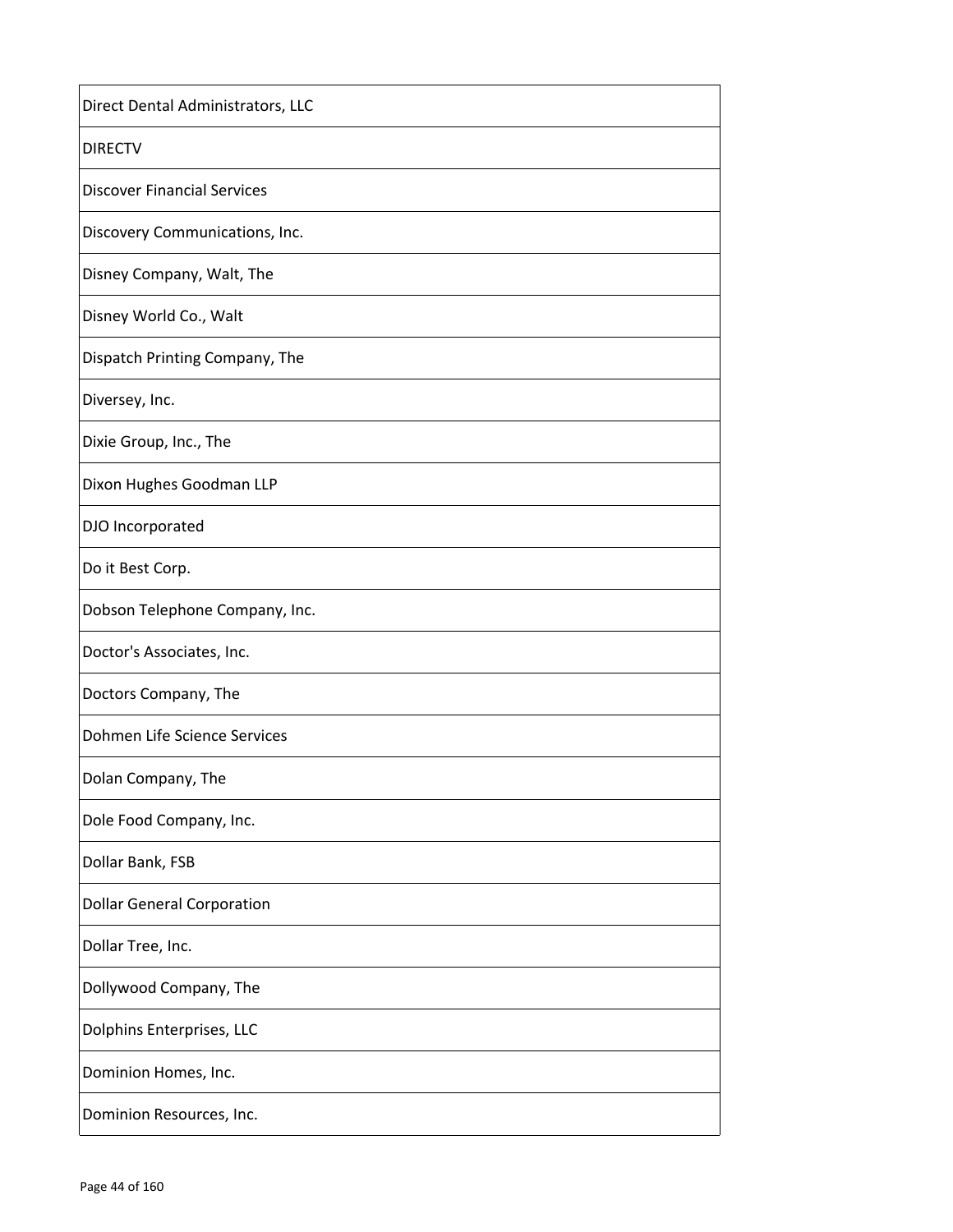| Direct Dental Administrators, LLC |
| --- |
| DIRECTV |
| Discover Financial Services |
| Discovery Communications, Inc. |
| Disney Company, Walt, The |
| Disney World Co., Walt |
| Dispatch Printing Company, The |
| Diversey, Inc. |
| Dixie Group, Inc., The |
| Dixon Hughes Goodman LLP |
| DJO Incorporated |
| Do it Best Corp. |
| Dobson Telephone Company, Inc. |
| Doctor's Associates, Inc. |
| Doctors Company, The |
| Dohmen Life Science Services |
| Dolan Company, The |
| Dole Food Company, Inc. |
| Dollar Bank, FSB |
| Dollar General Corporation |
| Dollar Tree, Inc. |
| Dollywood Company, The |
| Dolphins Enterprises, LLC |
| Dominion Homes, Inc. |
| Dominion Resources, Inc. |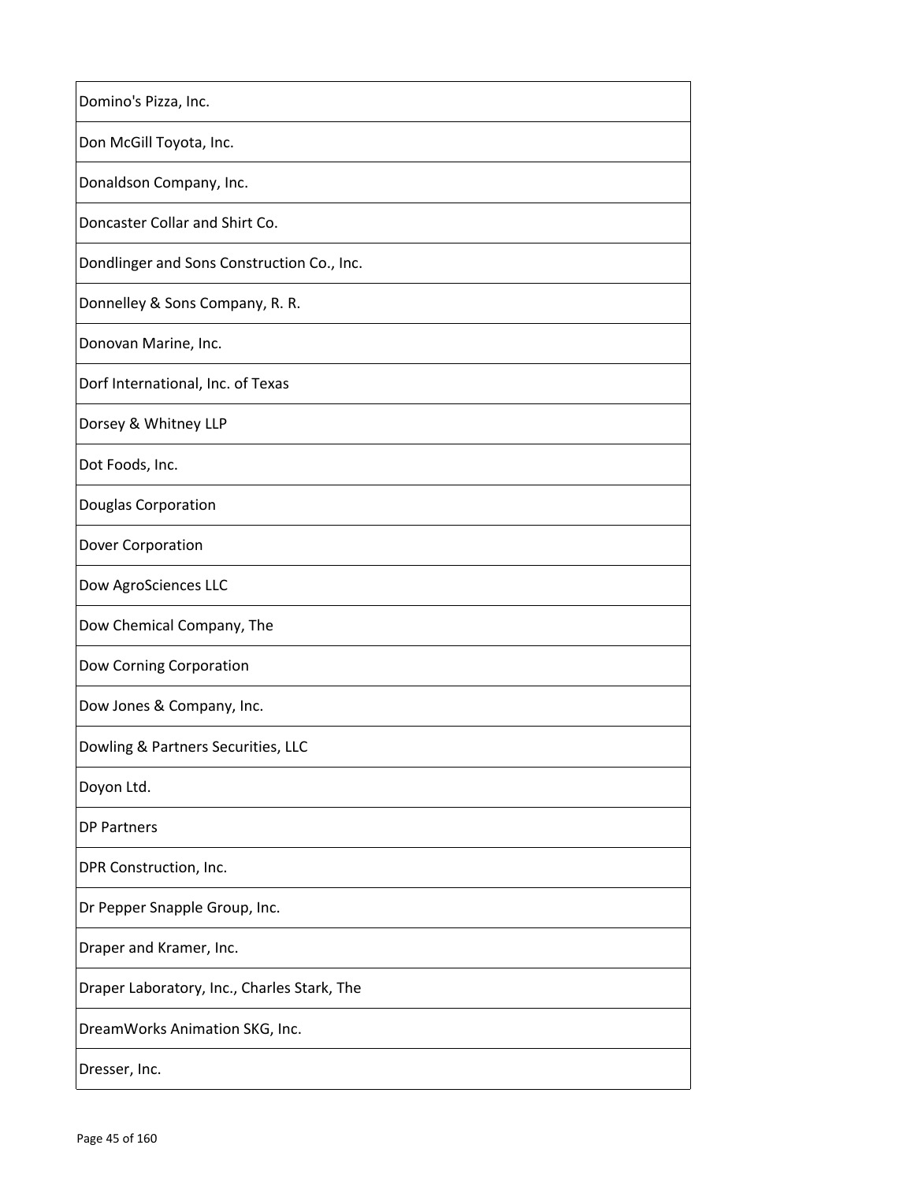| Domino's Pizza, Inc. |
| --- |
| Don McGill Toyota, Inc. |
| Donaldson Company, Inc. |
| Doncaster Collar and Shirt Co. |
| Dondlinger and Sons Construction Co., Inc. |
| Donnelley & Sons Company, R. R. |
| Donovan Marine, Inc. |
| Dorf International, Inc. of Texas |
| Dorsey & Whitney LLP |
| Dot Foods, Inc. |
| Douglas Corporation |
| Dover Corporation |
| Dow AgroSciences LLC |
| Dow Chemical Company, The |
| Dow Corning Corporation |
| Dow Jones & Company, Inc. |
| Dowling & Partners Securities, LLC |
| Doyon Ltd. |
| DP Partners |
| DPR Construction, Inc. |
| Dr Pepper Snapple Group, Inc. |
| Draper and Kramer, Inc. |
| Draper Laboratory, Inc., Charles Stark, The |
| DreamWorks Animation SKG, Inc. |
| Dresser, Inc. |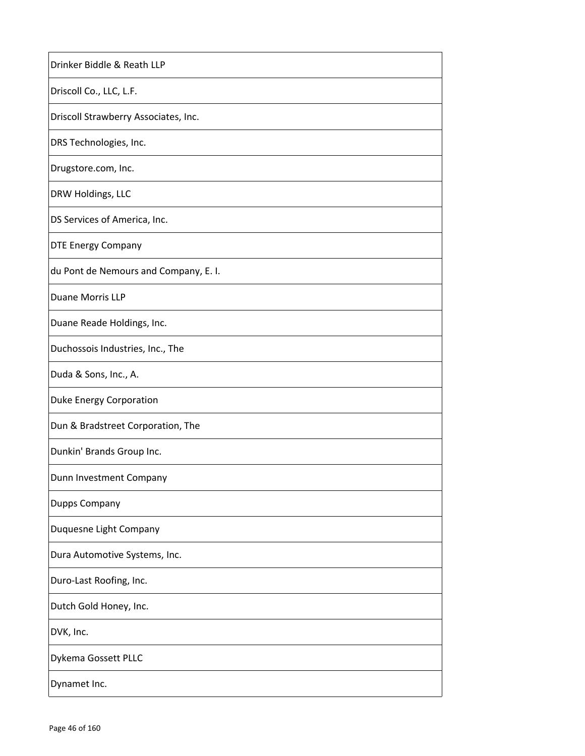| Drinker Biddle & Reath LLP |
|---|
| Driscoll Co., LLC, L.F. |
| Driscoll Strawberry Associates, Inc. |
| DRS Technologies, Inc. |
| Drugstore.com, Inc. |
| DRW Holdings, LLC |
| DS Services of America, Inc. |
| DTE Energy Company |
| du Pont de Nemours and Company, E. I. |
| Duane Morris LLP |
| Duane Reade Holdings, Inc. |
| Duchossois Industries, Inc., The |
| Duda & Sons, Inc., A. |
| Duke Energy Corporation |
| Dun & Bradstreet Corporation, The |
| Dunkin' Brands Group Inc. |
| Dunn Investment Company |
| Dupps Company |
| Duquesne Light Company |
| Dura Automotive Systems, Inc. |
| Duro-Last Roofing, Inc. |
| Dutch Gold Honey, Inc. |
| DVK, Inc. |
| Dykema Gossett PLLC |
| Dynamet Inc. |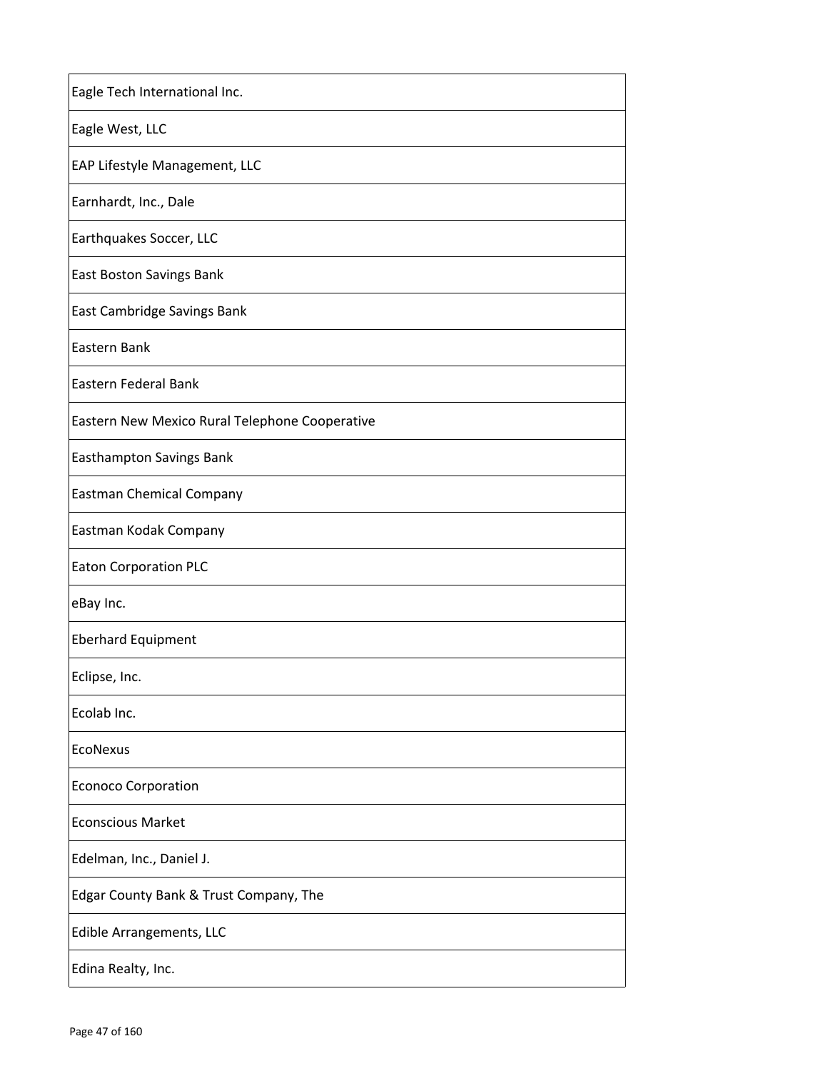| Eagle Tech International Inc. |
|---|
| Eagle West, LLC |
| EAP Lifestyle Management, LLC |
| Earnhardt, Inc., Dale |
| Earthquakes Soccer, LLC |
| East Boston Savings Bank |
| East Cambridge Savings Bank |
| Eastern Bank |
| Eastern Federal Bank |
| Eastern New Mexico Rural Telephone Cooperative |
| Easthampton Savings Bank |
| Eastman Chemical Company |
| Eastman Kodak Company |
| Eaton Corporation PLC |
| eBay Inc. |
| Eberhard Equipment |
| Eclipse, Inc. |
| Ecolab Inc. |
| EcoNexus |
| Econoco Corporation |
| Econscious Market |
| Edelman, Inc., Daniel J. |
| Edgar County Bank & Trust Company, The |
| Edible Arrangements, LLC |
| Edina Realty, Inc. |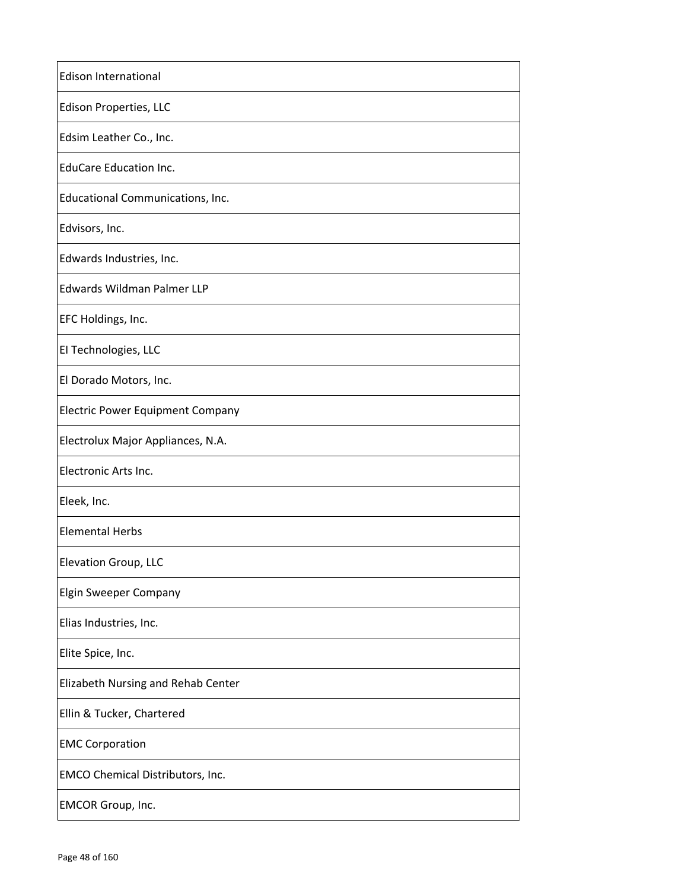| Edison International |
|---|
| Edison Properties, LLC |
| Edsim Leather Co., Inc. |
| EduCare Education Inc. |
| Educational Communications, Inc. |
| Edvisors, Inc. |
| Edwards Industries, Inc. |
| Edwards Wildman Palmer LLP |
| EFC Holdings, Inc. |
| EI Technologies, LLC |
| El Dorado Motors, Inc. |
| Electric Power Equipment Company |
| Electrolux Major Appliances, N.A. |
| Electronic Arts Inc. |
| Eleek, Inc. |
| Elemental Herbs |
| Elevation Group, LLC |
| Elgin Sweeper Company |
| Elias Industries, Inc. |
| Elite Spice, Inc. |
| Elizabeth Nursing and Rehab Center |
| Ellin & Tucker, Chartered |
| EMC Corporation |
| EMCO Chemical Distributors, Inc. |
| EMCOR Group, Inc. |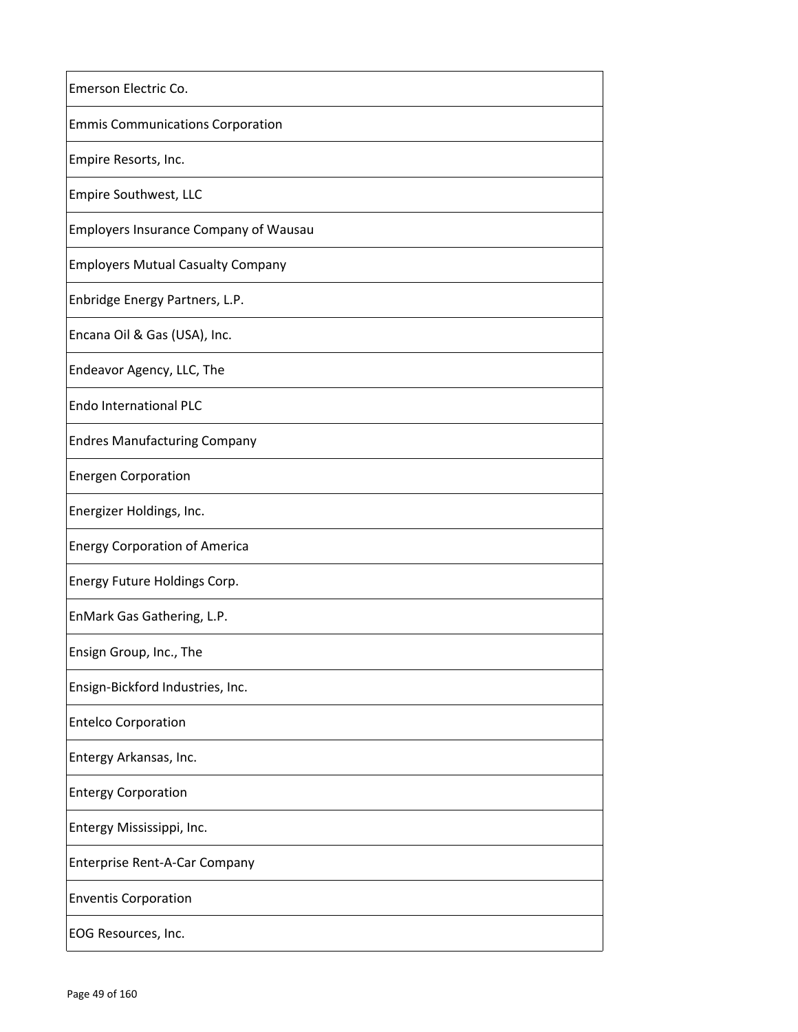| Emerson Electric Co. |
|---|
| Emmis Communications Corporation |
| Empire Resorts, Inc. |
| Empire Southwest, LLC |
| Employers Insurance Company of Wausau |
| Employers Mutual Casualty Company |
| Enbridge Energy Partners, L.P. |
| Encana Oil & Gas (USA), Inc. |
| Endeavor Agency, LLC, The |
| Endo International PLC |
| Endres Manufacturing Company |
| Energen Corporation |
| Energizer Holdings, Inc. |
| Energy Corporation of America |
| Energy Future Holdings Corp. |
| EnMark Gas Gathering, L.P. |
| Ensign Group, Inc., The |
| Ensign-Bickford Industries, Inc. |
| Entelco Corporation |
| Entergy Arkansas, Inc. |
| Entergy Corporation |
| Entergy Mississippi, Inc. |
| Enterprise Rent-A-Car Company |
| Enventis Corporation |
| EOG Resources, Inc. |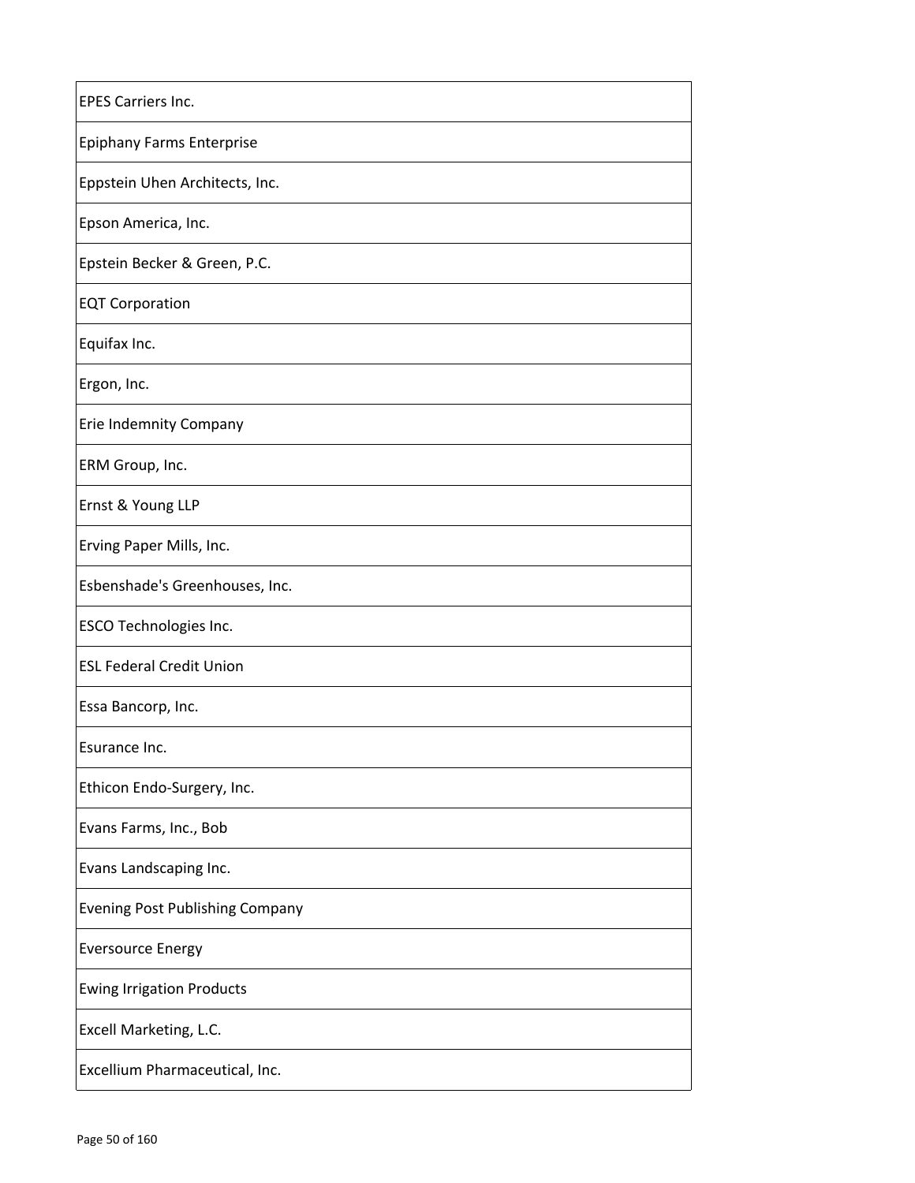| EPES Carriers Inc. |
|---|
| Epiphany Farms Enterprise |
| Eppstein Uhen Architects, Inc. |
| Epson America, Inc. |
| Epstein Becker & Green, P.C. |
| EQT Corporation |
| Equifax Inc. |
| Ergon, Inc. |
| Erie Indemnity Company |
| ERM Group, Inc. |
| Ernst & Young LLP |
| Erving Paper Mills, Inc. |
| Esbenshade's Greenhouses, Inc. |
| ESCO Technologies Inc. |
| ESL Federal Credit Union |
| Essa Bancorp, Inc. |
| Esurance Inc. |
| Ethicon Endo-Surgery, Inc. |
| Evans Farms, Inc., Bob |
| Evans Landscaping Inc. |
| Evening Post Publishing Company |
| Eversource Energy |
| Ewing Irrigation Products |
| Excell Marketing, L.C. |
| Excellium Pharmaceutical, Inc. |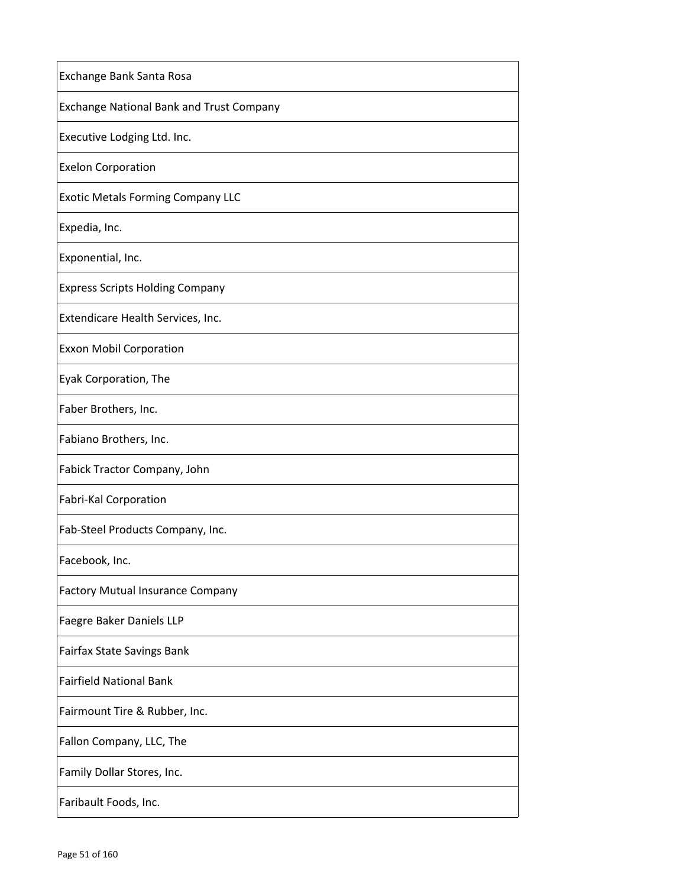| Exchange Bank Santa Rosa |
| --- |
| Exchange National Bank and Trust Company |
| Executive Lodging Ltd. Inc. |
| Exelon Corporation |
| Exotic Metals Forming Company LLC |
| Expedia, Inc. |
| Exponential, Inc. |
| Express Scripts Holding Company |
| Extendicare Health Services, Inc. |
| Exxon Mobil Corporation |
| Eyak Corporation, The |
| Faber Brothers, Inc. |
| Fabiano Brothers, Inc. |
| Fabick Tractor Company, John |
| Fabri-Kal Corporation |
| Fab-Steel Products Company, Inc. |
| Facebook, Inc. |
| Factory Mutual Insurance Company |
| Faegre Baker Daniels LLP |
| Fairfax State Savings Bank |
| Fairfield National Bank |
| Fairmount Tire & Rubber, Inc. |
| Fallon Company, LLC, The |
| Family Dollar Stores, Inc. |
| Faribault Foods, Inc. |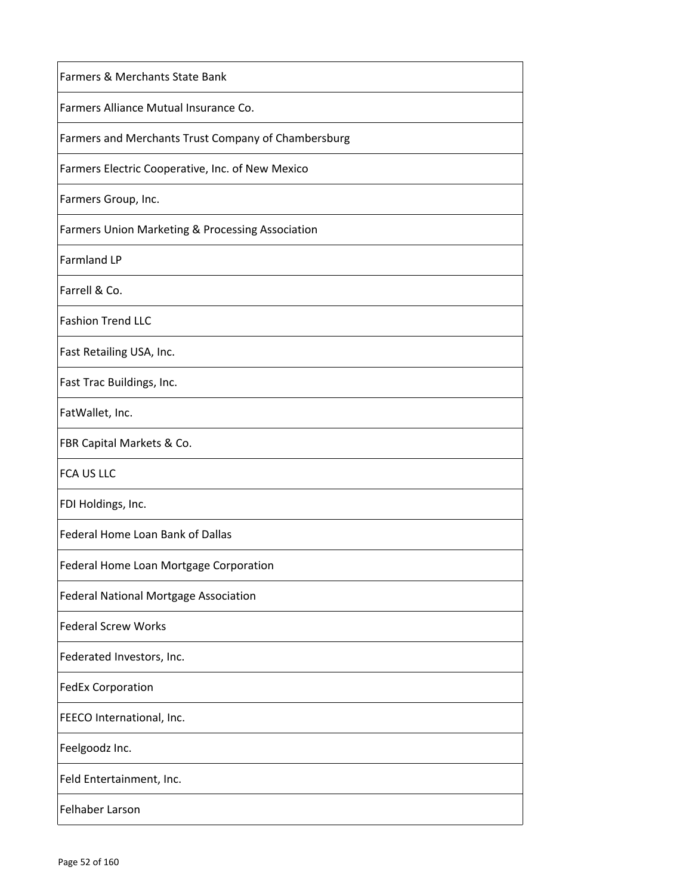| Farmers & Merchants State Bank |
| --- |
| Farmers Alliance Mutual Insurance Co. |
| Farmers and Merchants Trust Company of Chambersburg |
| Farmers Electric Cooperative, Inc. of New Mexico |
| Farmers Group, Inc. |
| Farmers Union Marketing & Processing Association |
| Farmland LP |
| Farrell & Co. |
| Fashion Trend LLC |
| Fast Retailing USA, Inc. |
| Fast Trac Buildings, Inc. |
| FatWallet, Inc. |
| FBR Capital Markets & Co. |
| FCA US LLC |
| FDI Holdings, Inc. |
| Federal Home Loan Bank of Dallas |
| Federal Home Loan Mortgage Corporation |
| Federal National Mortgage Association |
| Federal Screw Works |
| Federated Investors, Inc. |
| FedEx Corporation |
| FEECO International, Inc. |
| Feelgoodz Inc. |
| Feld Entertainment, Inc. |
| Felhaber Larson |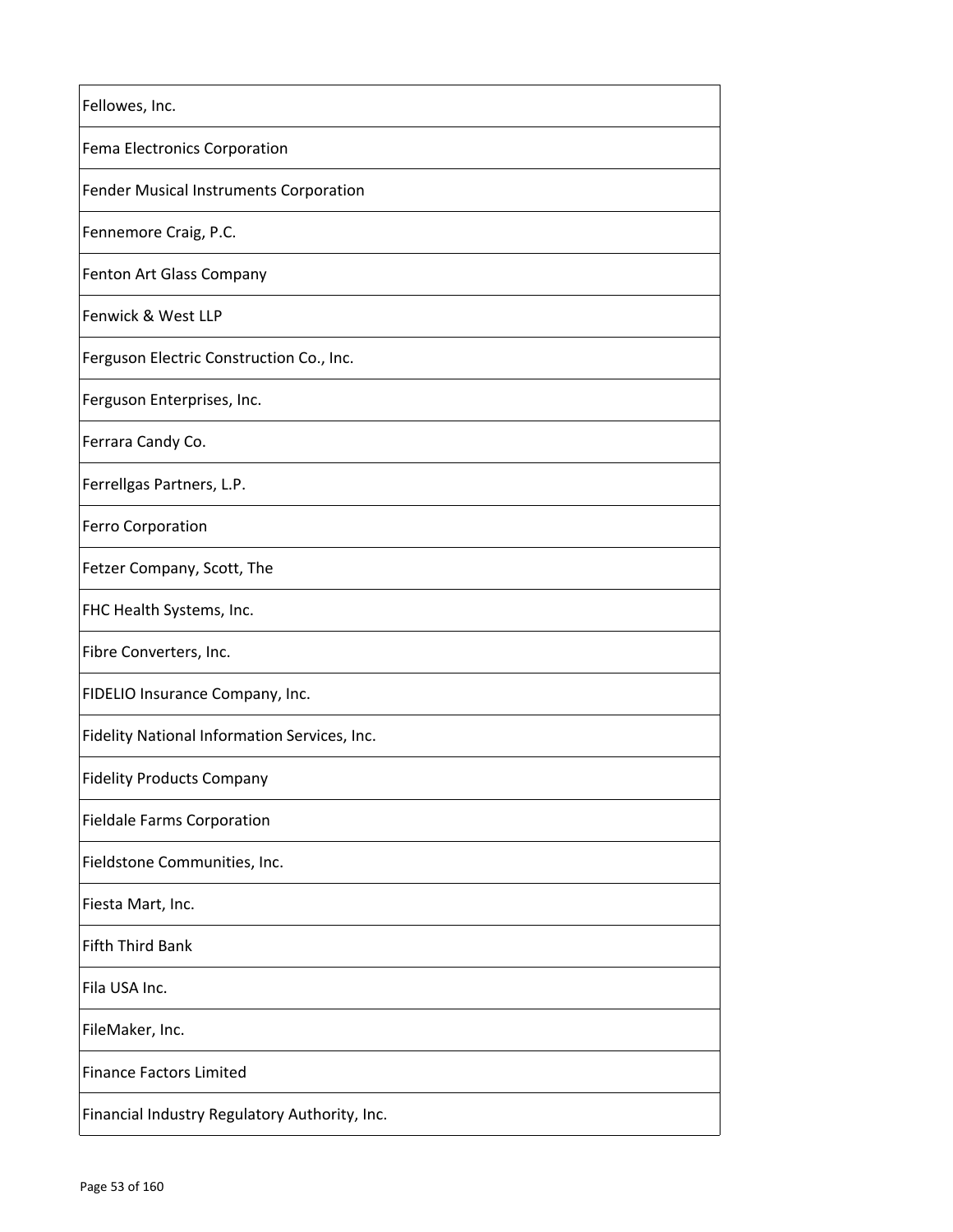| Fellowes, Inc. |
|---|
| Fema Electronics Corporation |
| Fender Musical Instruments Corporation |
| Fennemore Craig, P.C. |
| Fenton Art Glass Company |
| Fenwick & West LLP |
| Ferguson Electric Construction Co., Inc. |
| Ferguson Enterprises, Inc. |
| Ferrara Candy Co. |
| Ferrellgas Partners, L.P. |
| Ferro Corporation |
| Fetzer Company, Scott, The |
| FHC Health Systems, Inc. |
| Fibre Converters, Inc. |
| FIDELIO Insurance Company, Inc. |
| Fidelity National Information Services, Inc. |
| Fidelity Products Company |
| Fieldale Farms Corporation |
| Fieldstone Communities, Inc. |
| Fiesta Mart, Inc. |
| Fifth Third Bank |
| Fila USA Inc. |
| FileMaker, Inc. |
| Finance Factors Limited |
| Financial Industry Regulatory Authority, Inc. |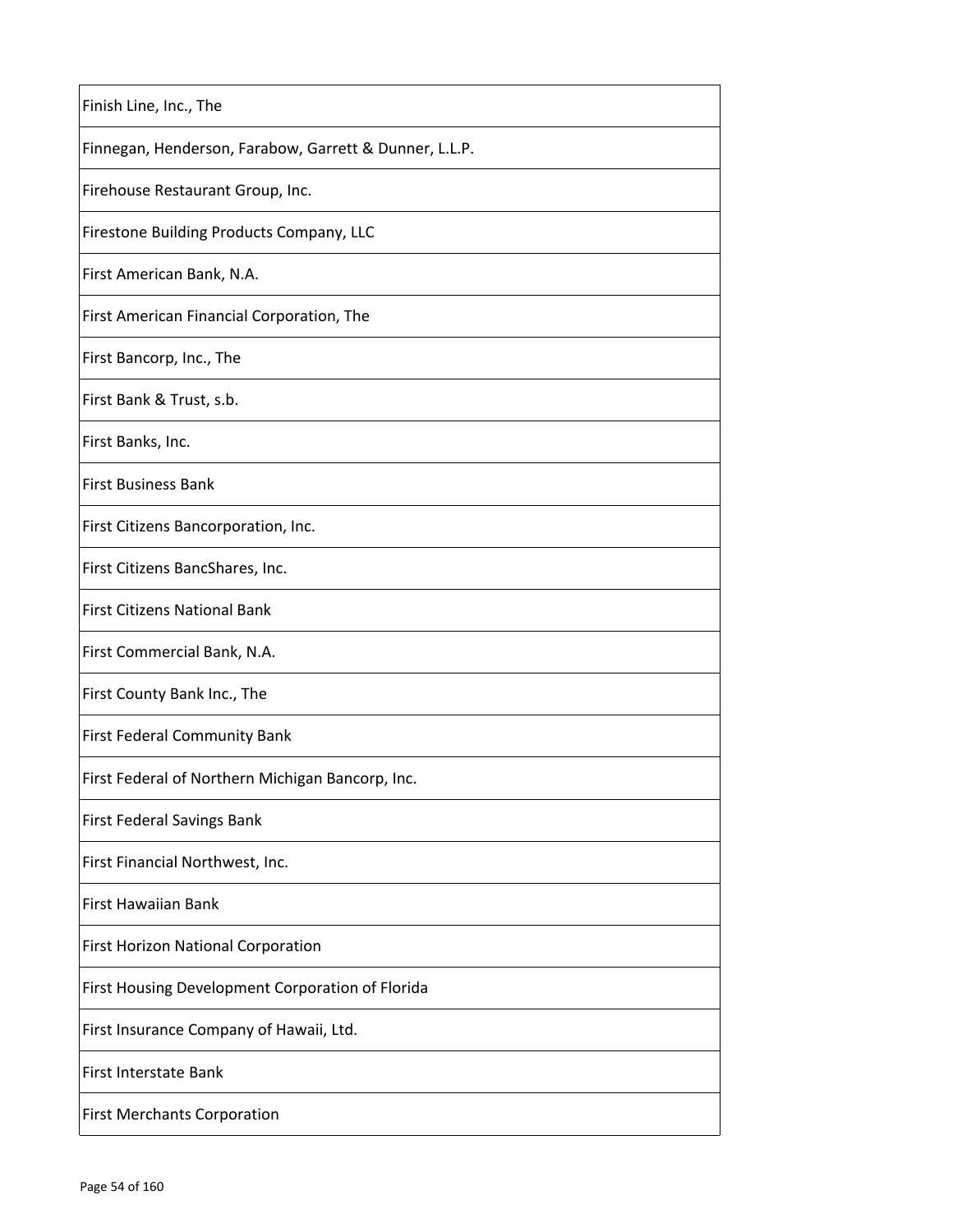| Finish Line, Inc., The |
|---|
| Finnegan, Henderson, Farabow, Garrett & Dunner, L.L.P. |
| Firehouse Restaurant Group, Inc. |
| Firestone Building Products Company, LLC |
| First American Bank, N.A. |
| First American Financial Corporation, The |
| First Bancorp, Inc., The |
| First Bank & Trust, s.b. |
| First Banks, Inc. |
| First Business Bank |
| First Citizens Bancorporation, Inc. |
| First Citizens BancShares, Inc. |
| First Citizens National Bank |
| First Commercial Bank, N.A. |
| First County Bank Inc., The |
| First Federal Community Bank |
| First Federal of Northern Michigan Bancorp, Inc. |
| First Federal Savings Bank |
| First Financial Northwest, Inc. |
| First Hawaiian Bank |
| First Horizon National Corporation |
| First Housing Development Corporation of Florida |
| First Insurance Company of Hawaii, Ltd. |
| First Interstate Bank |
| First Merchants Corporation |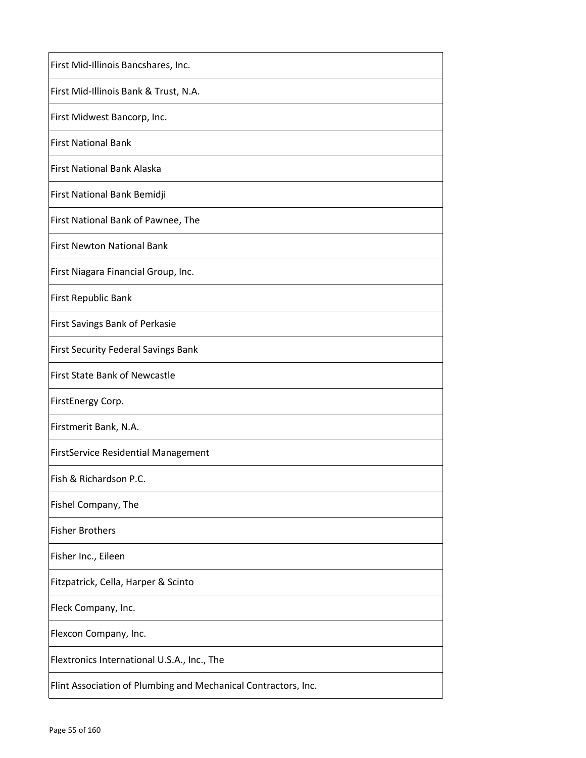| First Mid-Illinois Bancshares, Inc. |
|---|
| First Mid-Illinois Bank & Trust, N.A. |
| First Midwest Bancorp, Inc. |
| First National Bank |
| First National Bank Alaska |
| First National Bank Bemidji |
| First National Bank of Pawnee, The |
| First Newton National Bank |
| First Niagara Financial Group, Inc. |
| First Republic Bank |
| First Savings Bank of Perkasie |
| First Security Federal Savings Bank |
| First State Bank of Newcastle |
| FirstEnergy Corp. |
| Firstmerit Bank, N.A. |
| FirstService Residential Management |
| Fish & Richardson P.C. |
| Fishel Company, The |
| Fisher Brothers |
| Fisher Inc., Eileen |
| Fitzpatrick, Cella, Harper & Scinto |
| Fleck Company, Inc. |
| Flexcon Company, Inc. |
| Flextronics International U.S.A., Inc., The |
| Flint Association of Plumbing and Mechanical Contractors, Inc. |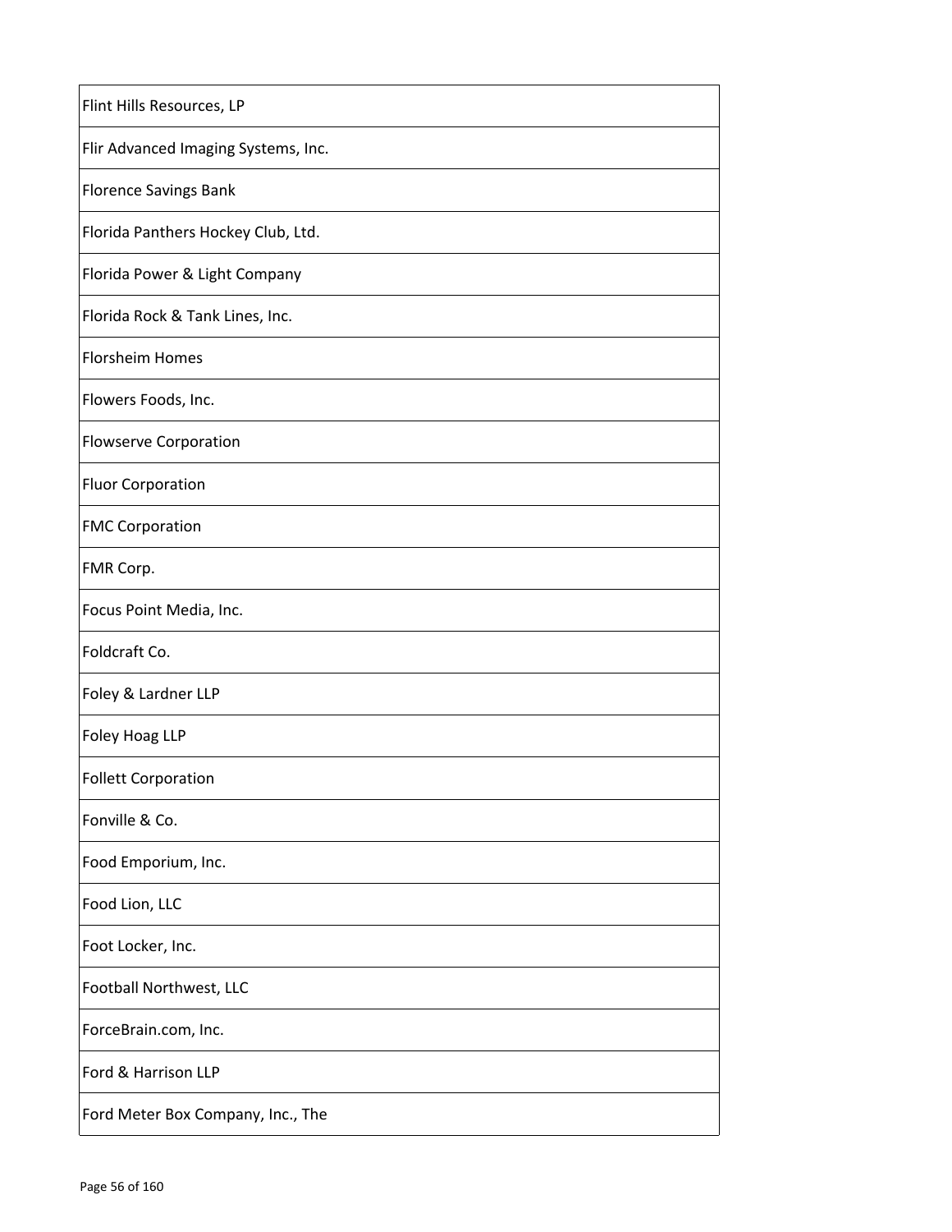| Flint Hills Resources, LP |
| --- |
| Flir Advanced Imaging Systems, Inc. |
| Florence Savings Bank |
| Florida Panthers Hockey Club, Ltd. |
| Florida Power & Light Company |
| Florida Rock & Tank Lines, Inc. |
| Florsheim Homes |
| Flowers Foods, Inc. |
| Flowserve Corporation |
| Fluor Corporation |
| FMC Corporation |
| FMR Corp. |
| Focus Point Media, Inc. |
| Foldcraft Co. |
| Foley & Lardner LLP |
| Foley Hoag LLP |
| Follett Corporation |
| Fonville & Co. |
| Food Emporium, Inc. |
| Food Lion, LLC |
| Foot Locker, Inc. |
| Football Northwest, LLC |
| ForceBrain.com, Inc. |
| Ford & Harrison LLP |
| Ford Meter Box Company, Inc., The |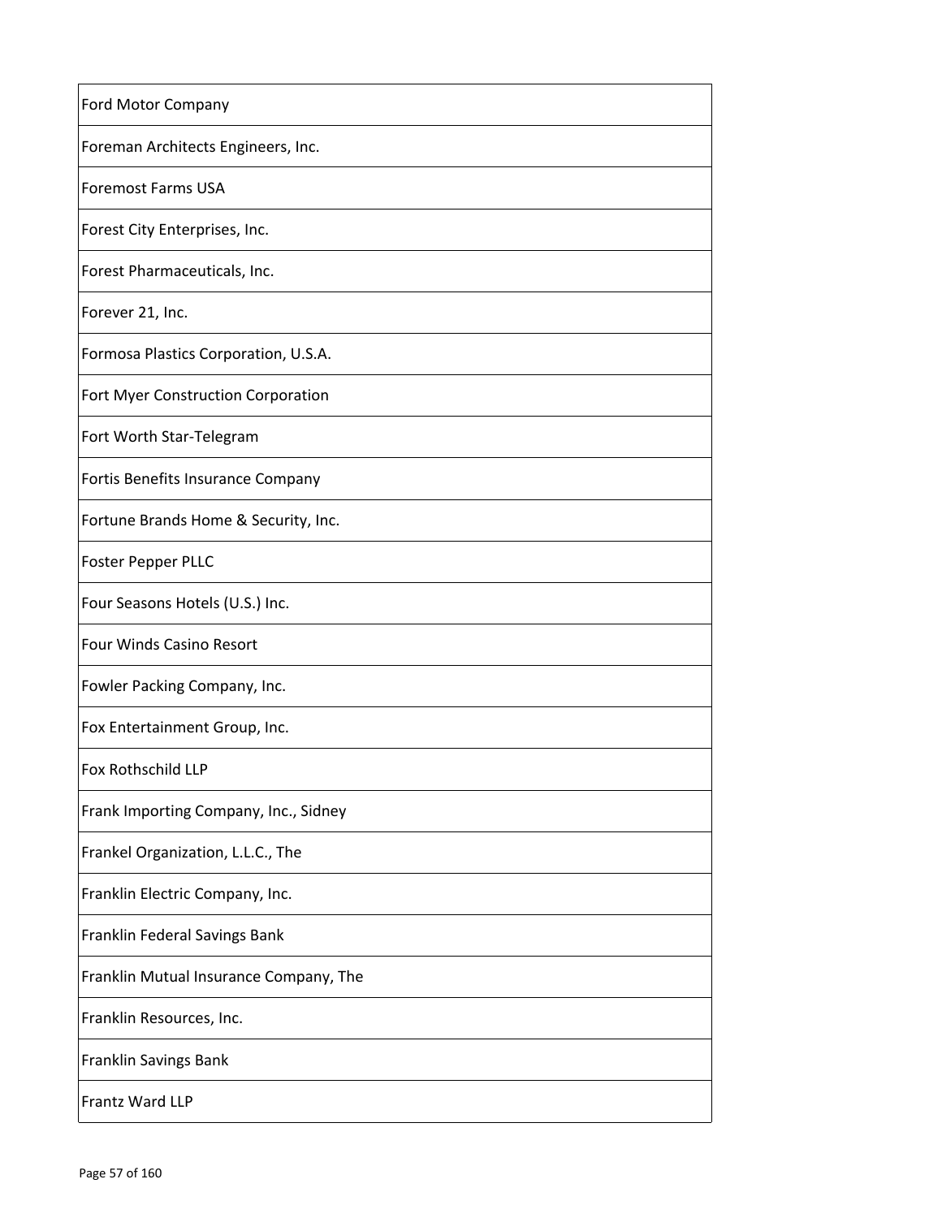| Ford Motor Company |
|---|
| Foreman Architects Engineers, Inc. |
| Foremost Farms USA |
| Forest City Enterprises, Inc. |
| Forest Pharmaceuticals, Inc. |
| Forever 21, Inc. |
| Formosa Plastics Corporation, U.S.A. |
| Fort Myer Construction Corporation |
| Fort Worth Star-Telegram |
| Fortis Benefits Insurance Company |
| Fortune Brands Home & Security, Inc. |
| Foster Pepper PLLC |
| Four Seasons Hotels (U.S.) Inc. |
| Four Winds Casino Resort |
| Fowler Packing Company, Inc. |
| Fox Entertainment Group, Inc. |
| Fox Rothschild LLP |
| Frank Importing Company, Inc., Sidney |
| Frankel Organization, L.L.C., The |
| Franklin Electric Company, Inc. |
| Franklin Federal Savings Bank |
| Franklin Mutual Insurance Company, The |
| Franklin Resources, Inc. |
| Franklin Savings Bank |
| Frantz Ward LLP |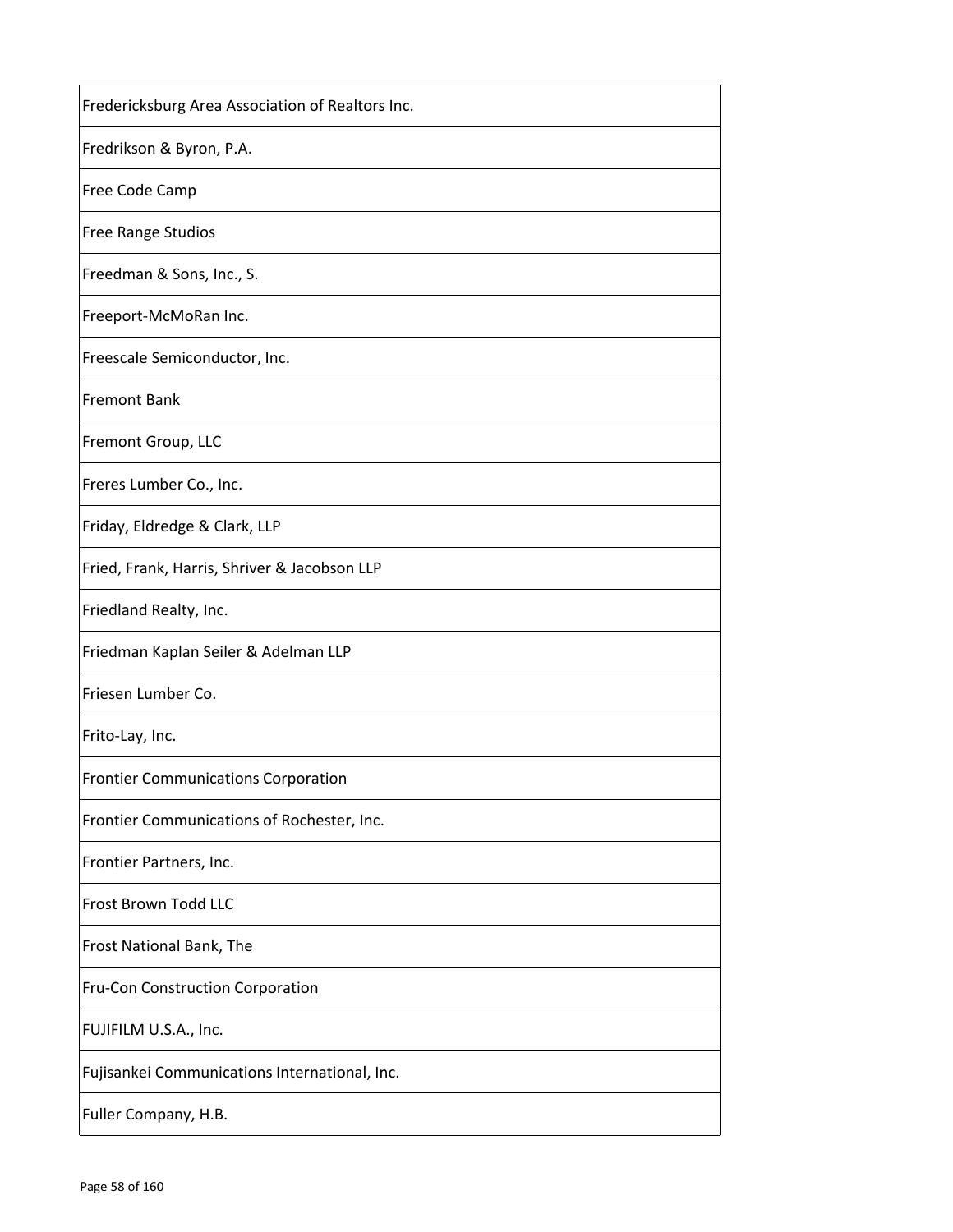| Fredericksburg Area Association of Realtors Inc. |
| --- |
| Fredrikson & Byron, P.A. |
| Free Code Camp |
| Free Range Studios |
| Freedman & Sons, Inc., S. |
| Freeport-McMoRan Inc. |
| Freescale Semiconductor, Inc. |
| Fremont Bank |
| Fremont Group, LLC |
| Freres Lumber Co., Inc. |
| Friday, Eldredge & Clark, LLP |
| Fried, Frank, Harris, Shriver & Jacobson LLP |
| Friedland Realty, Inc. |
| Friedman Kaplan Seiler & Adelman LLP |
| Friesen Lumber Co. |
| Frito-Lay, Inc. |
| Frontier Communications Corporation |
| Frontier Communications of Rochester, Inc. |
| Frontier Partners, Inc. |
| Frost Brown Todd LLC |
| Frost National Bank, The |
| Fru-Con Construction Corporation |
| FUJIFILM U.S.A., Inc. |
| Fujisankei Communications International, Inc. |
| Fuller Company, H.B. |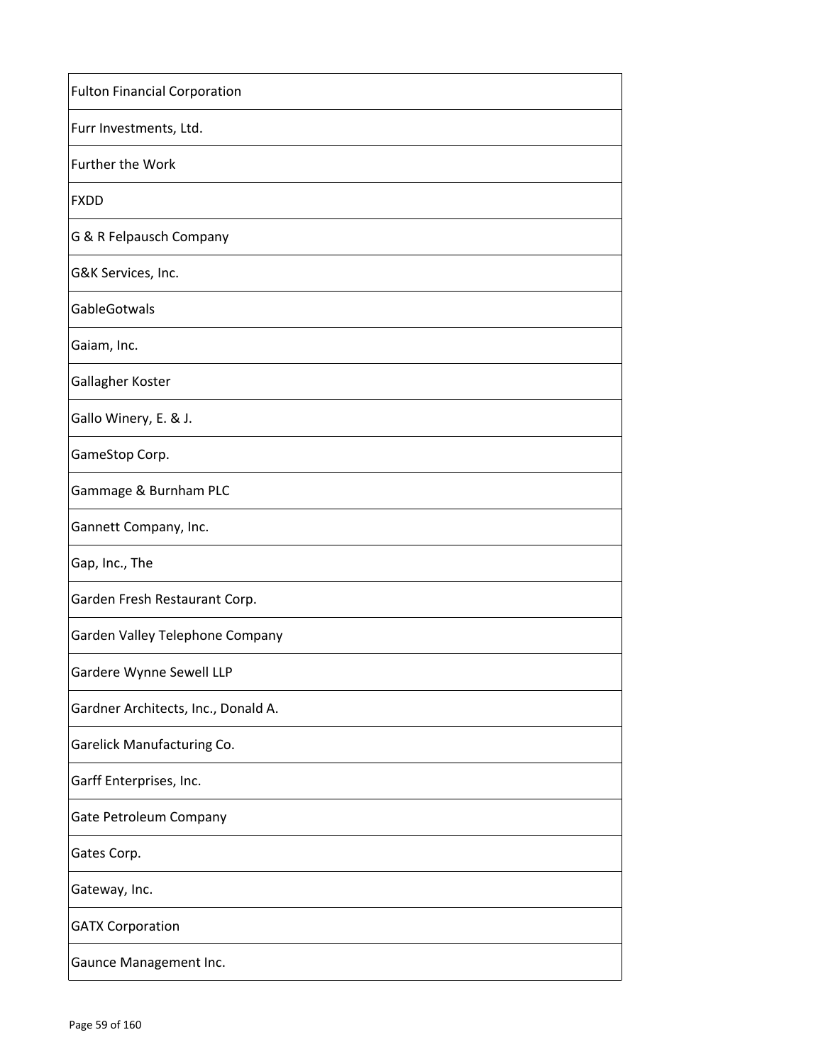| Fulton Financial Corporation |
| --- |
| Furr Investments, Ltd. |
| Further the Work |
| FXDD |
| G & R Felpausch Company |
| G&K Services, Inc. |
| GableGotwals |
| Gaiam, Inc. |
| Gallagher Koster |
| Gallo Winery, E. & J. |
| GameStop Corp. |
| Gammage & Burnham PLC |
| Gannett Company, Inc. |
| Gap, Inc., The |
| Garden Fresh Restaurant Corp. |
| Garden Valley Telephone Company |
| Gardere Wynne Sewell LLP |
| Gardner Architects, Inc., Donald A. |
| Garelick Manufacturing Co. |
| Garff Enterprises, Inc. |
| Gate Petroleum Company |
| Gates Corp. |
| Gateway, Inc. |
| GATX Corporation |
| Gaunce Management Inc. |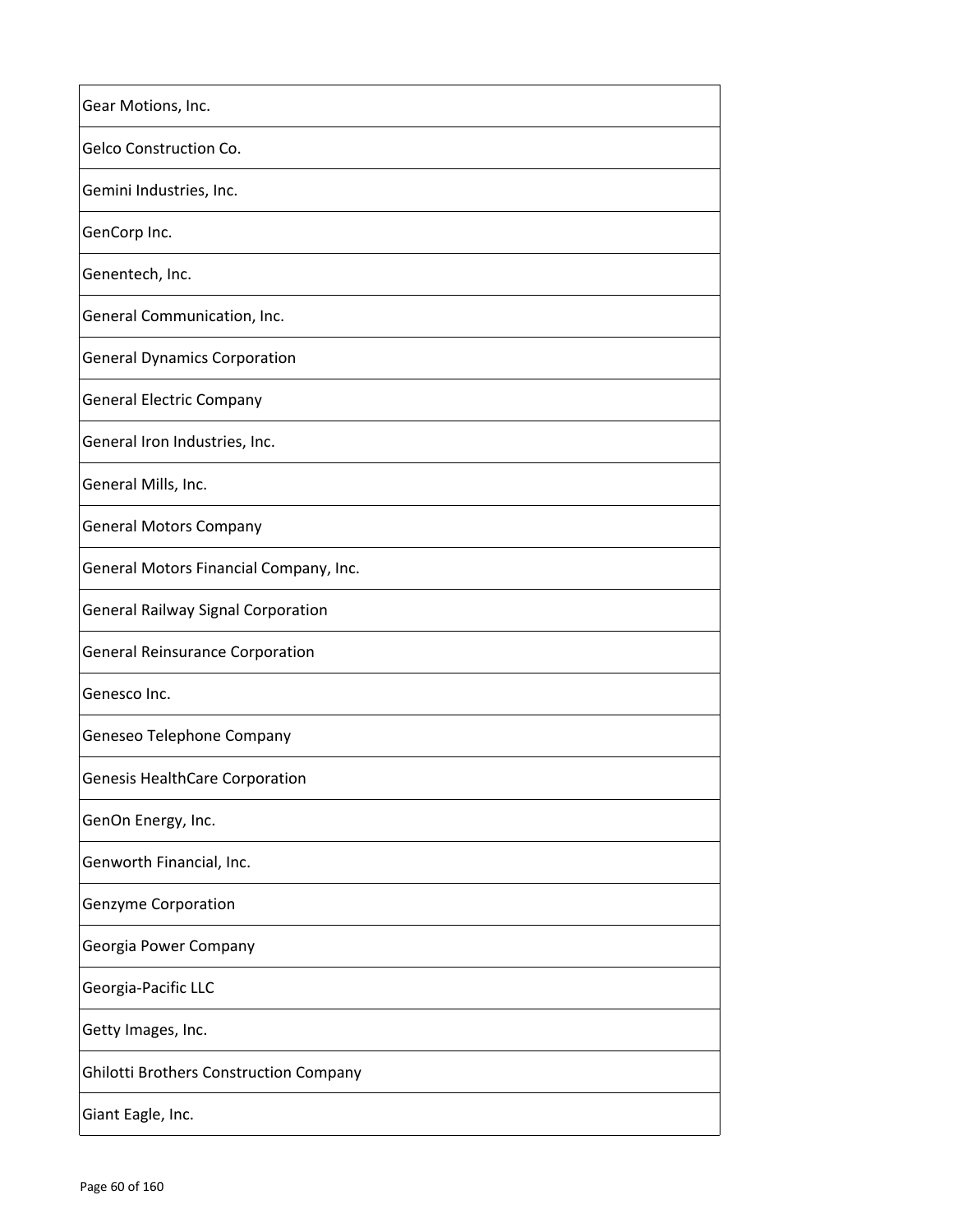| Gear Motions, Inc. |
|---|
| Gelco Construction Co. |
| Gemini Industries, Inc. |
| GenCorp Inc. |
| Genentech, Inc. |
| General Communication, Inc. |
| General Dynamics Corporation |
| General Electric Company |
| General Iron Industries, Inc. |
| General Mills, Inc. |
| General Motors Company |
| General Motors Financial Company, Inc. |
| General Railway Signal Corporation |
| General Reinsurance Corporation |
| Genesco Inc. |
| Geneseo Telephone Company |
| Genesis HealthCare Corporation |
| GenOn Energy, Inc. |
| Genworth Financial, Inc. |
| Genzyme Corporation |
| Georgia Power Company |
| Georgia-Pacific LLC |
| Getty Images, Inc. |
| Ghilotti Brothers Construction Company |
| Giant Eagle, Inc. |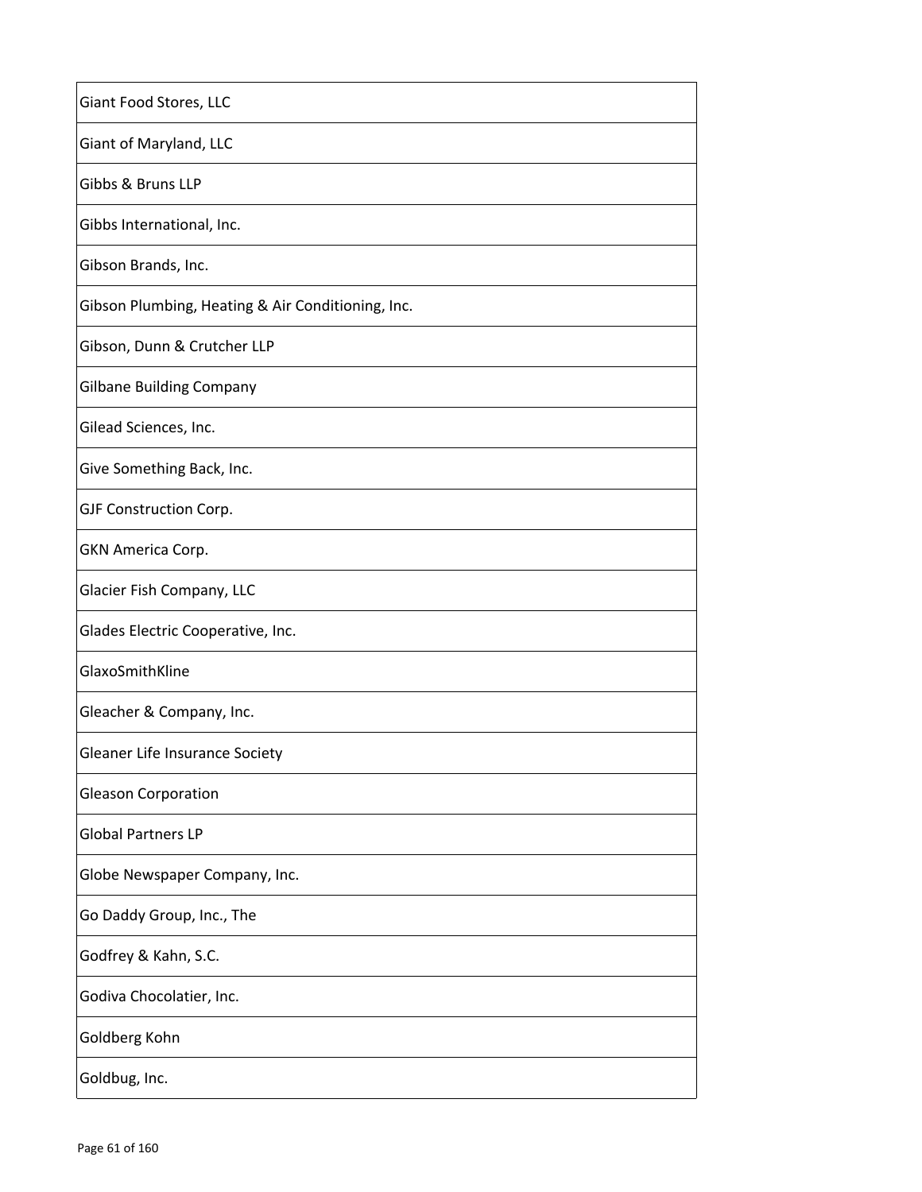| Giant Food Stores, LLC |
| --- |
| Giant of Maryland, LLC |
| Gibbs & Bruns LLP |
| Gibbs International, Inc. |
| Gibson Brands, Inc. |
| Gibson Plumbing, Heating & Air Conditioning, Inc. |
| Gibson, Dunn & Crutcher LLP |
| Gilbane Building Company |
| Gilead Sciences, Inc. |
| Give Something Back, Inc. |
| GJF Construction Corp. |
| GKN America Corp. |
| Glacier Fish Company, LLC |
| Glades Electric Cooperative, Inc. |
| GlaxoSmithKline |
| Gleacher & Company, Inc. |
| Gleaner Life Insurance Society |
| Gleason Corporation |
| Global Partners LP |
| Globe Newspaper Company, Inc. |
| Go Daddy Group, Inc., The |
| Godfrey & Kahn, S.C. |
| Godiva Chocolatier, Inc. |
| Goldberg Kohn |
| Goldbug, Inc. |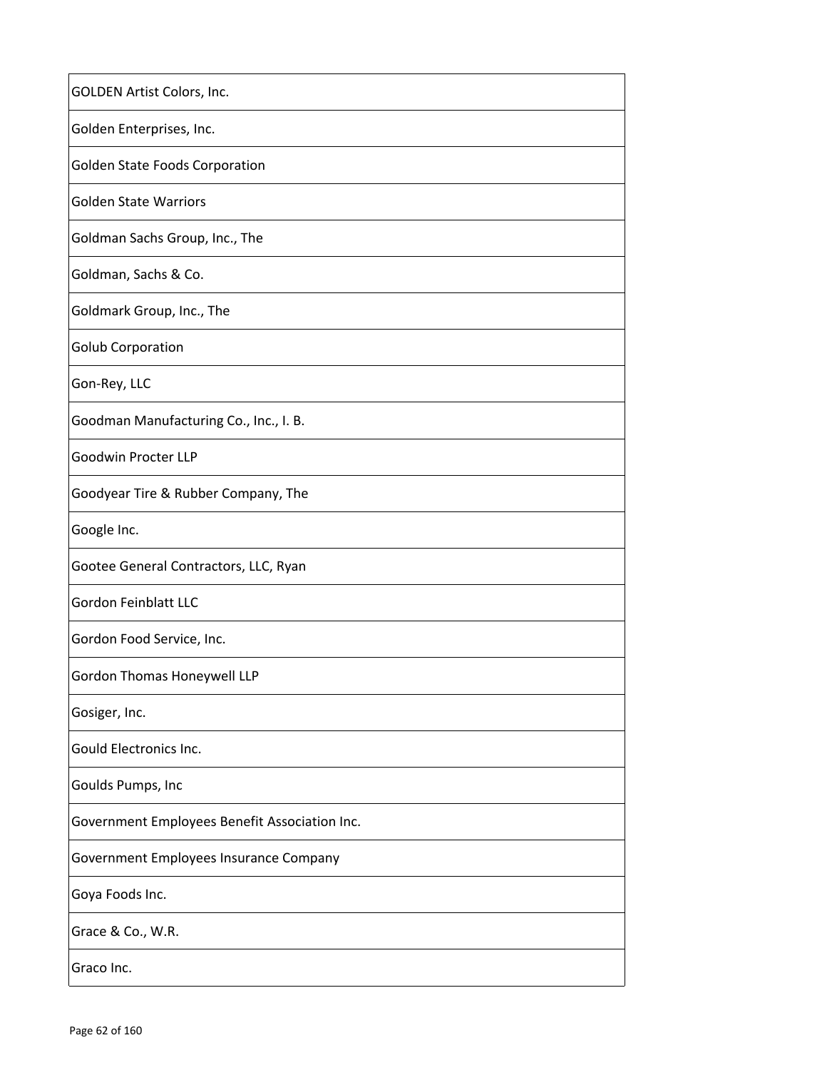| GOLDEN Artist Colors, Inc. |
| --- |
| Golden Enterprises, Inc. |
| Golden State Foods Corporation |
| Golden State Warriors |
| Goldman Sachs Group, Inc., The |
| Goldman, Sachs & Co. |
| Goldmark Group, Inc., The |
| Golub Corporation |
| Gon-Rey, LLC |
| Goodman Manufacturing Co., Inc., I. B. |
| Goodwin Procter LLP |
| Goodyear Tire & Rubber Company, The |
| Google Inc. |
| Gootee General Contractors, LLC, Ryan |
| Gordon Feinblatt LLC |
| Gordon Food Service, Inc. |
| Gordon Thomas Honeywell LLP |
| Gosiger, Inc. |
| Gould Electronics Inc. |
| Goulds Pumps, Inc |
| Government Employees Benefit Association Inc. |
| Government Employees Insurance Company |
| Goya Foods Inc. |
| Grace & Co., W.R. |
| Graco Inc. |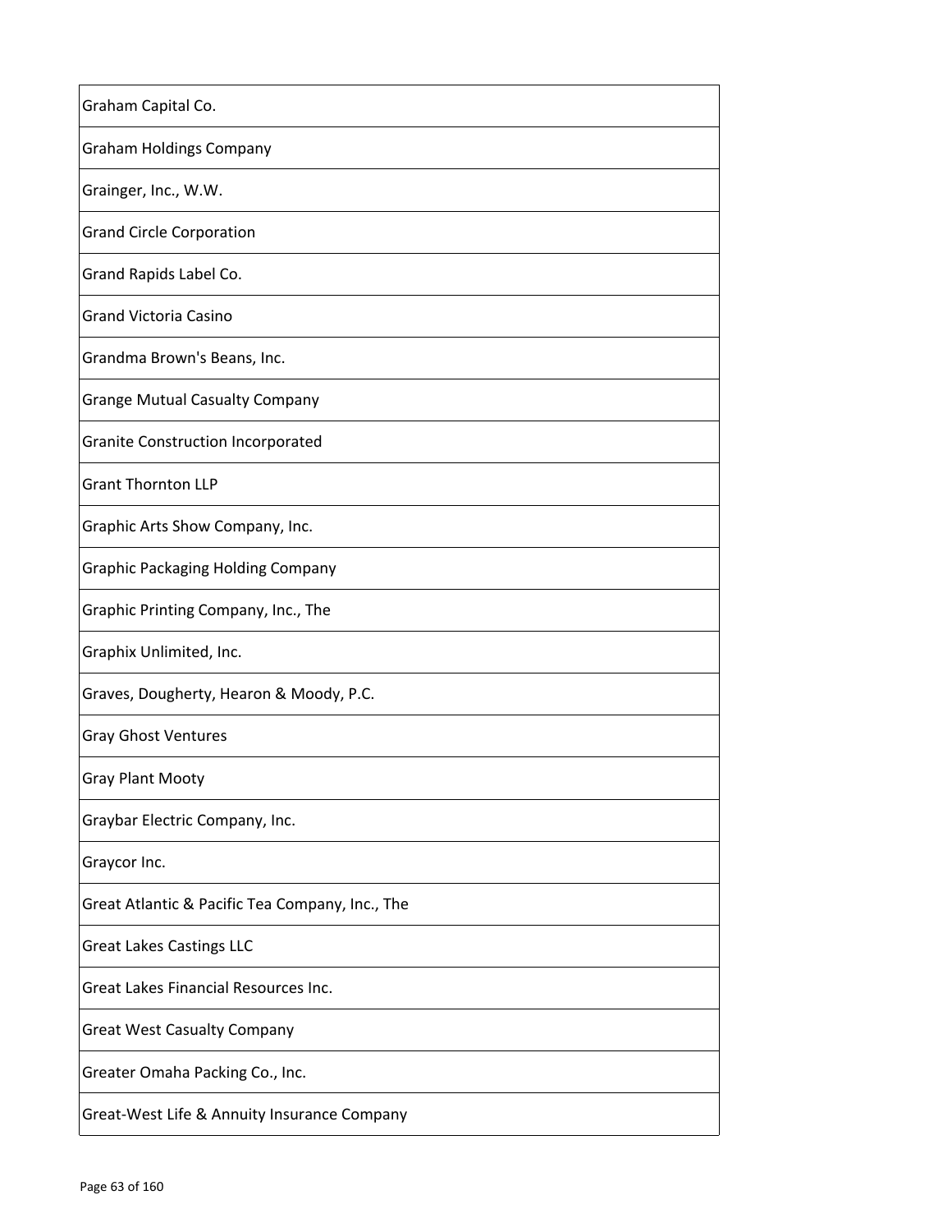| Graham Capital Co. |
|---|
| Graham Holdings Company |
| Grainger, Inc., W.W. |
| Grand Circle Corporation |
| Grand Rapids Label Co. |
| Grand Victoria Casino |
| Grandma Brown's Beans, Inc. |
| Grange Mutual Casualty Company |
| Granite Construction Incorporated |
| Grant Thornton LLP |
| Graphic Arts Show Company, Inc. |
| Graphic Packaging Holding Company |
| Graphic Printing Company, Inc., The |
| Graphix Unlimited, Inc. |
| Graves, Dougherty, Hearon & Moody, P.C. |
| Gray Ghost Ventures |
| Gray Plant Mooty |
| Graybar Electric Company, Inc. |
| Graycor Inc. |
| Great Atlantic & Pacific Tea Company, Inc., The |
| Great Lakes Castings LLC |
| Great Lakes Financial Resources Inc. |
| Great West Casualty Company |
| Greater Omaha Packing Co., Inc. |
| Great-West Life & Annuity Insurance Company |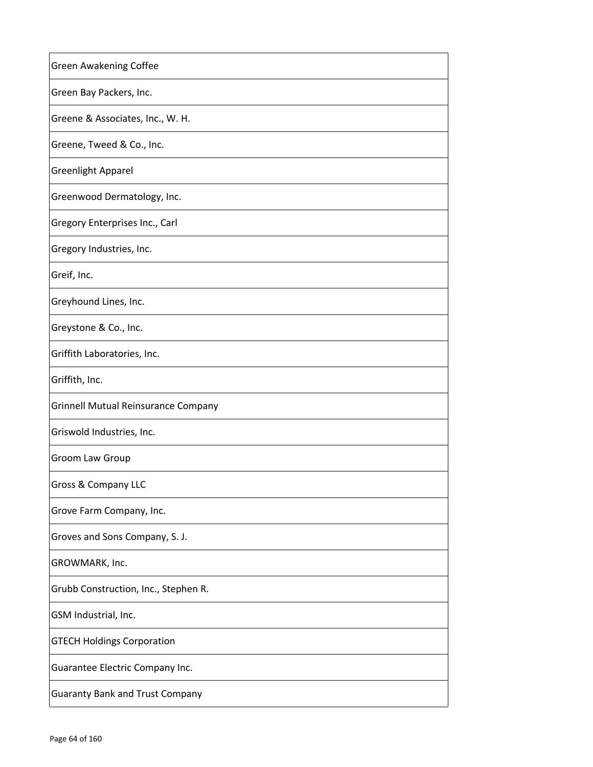| Green Awakening Coffee |
| --- |
| Green Bay Packers, Inc. |
| Greene & Associates, Inc., W. H. |
| Greene, Tweed & Co., Inc. |
| Greenlight Apparel |
| Greenwood Dermatology, Inc. |
| Gregory Enterprises Inc., Carl |
| Gregory Industries, Inc. |
| Greif, Inc. |
| Greyhound Lines, Inc. |
| Greystone & Co., Inc. |
| Griffith Laboratories, Inc. |
| Griffith, Inc. |
| Grinnell Mutual Reinsurance Company |
| Griswold Industries, Inc. |
| Groom Law Group |
| Gross & Company LLC |
| Grove Farm Company, Inc. |
| Groves and Sons Company, S. J. |
| GROWMARK, Inc. |
| Grubb Construction, Inc., Stephen R. |
| GSM Industrial, Inc. |
| GTECH Holdings Corporation |
| Guarantee Electric Company Inc. |
| Guaranty Bank and Trust Company |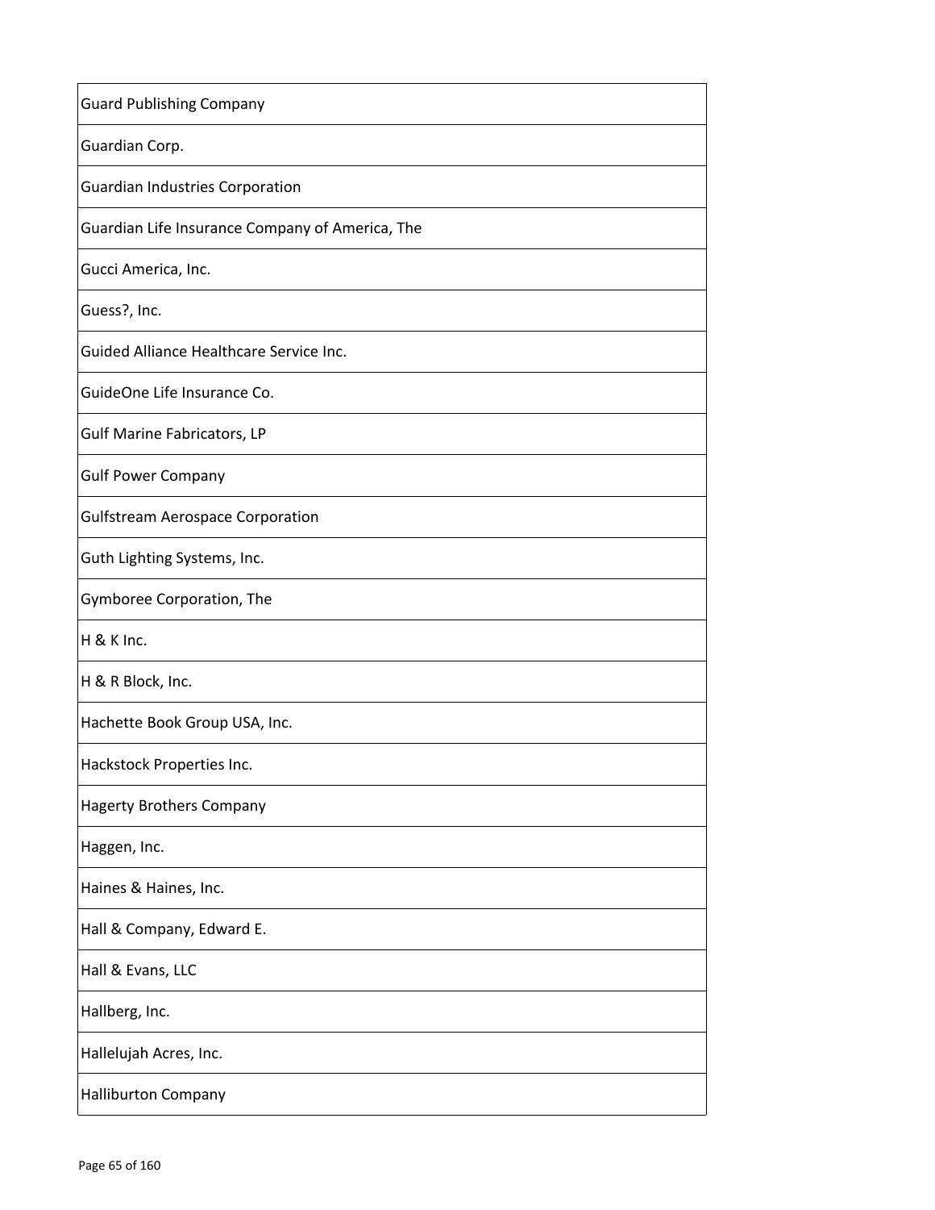| Guard Publishing Company |
|---|
| Guardian Corp. |
| Guardian Industries Corporation |
| Guardian Life Insurance Company of America, The |
| Gucci America, Inc. |
| Guess?, Inc. |
| Guided Alliance Healthcare Service Inc. |
| GuideOne Life Insurance Co. |
| Gulf Marine Fabricators, LP |
| Gulf Power Company |
| Gulfstream Aerospace Corporation |
| Guth Lighting Systems, Inc. |
| Gymboree Corporation, The |
| H & K Inc. |
| H & R Block, Inc. |
| Hachette Book Group USA, Inc. |
| Hackstock Properties Inc. |
| Hagerty Brothers Company |
| Haggen, Inc. |
| Haines & Haines, Inc. |
| Hall & Company, Edward E. |
| Hall & Evans, LLC |
| Hallberg, Inc. |
| Hallelujah Acres, Inc. |
| Halliburton Company |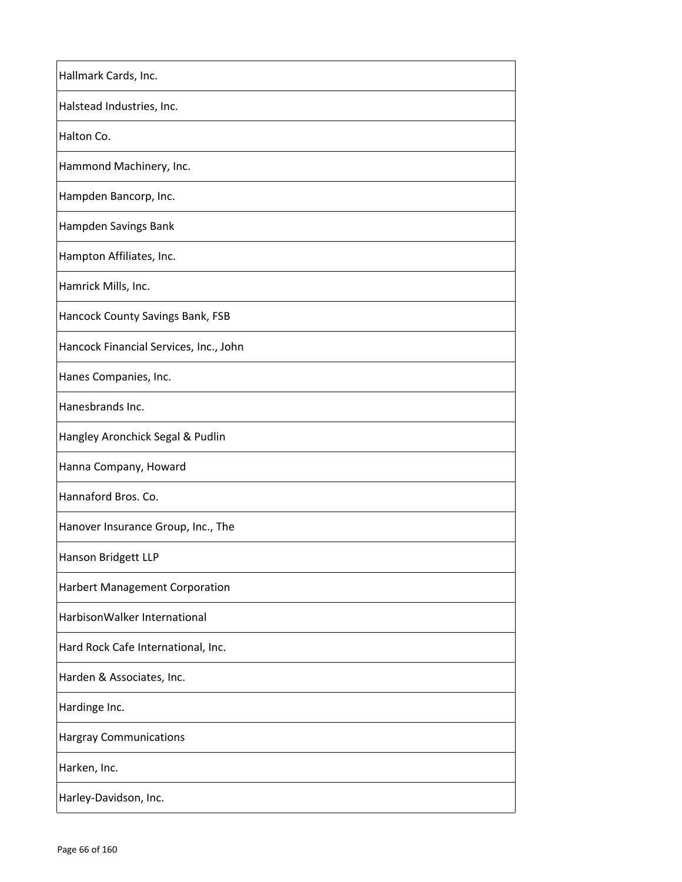| Hallmark Cards, Inc. |
|---|
| Halstead Industries, Inc. |
| Halton Co. |
| Hammond Machinery, Inc. |
| Hampden Bancorp, Inc. |
| Hampden Savings Bank |
| Hampton Affiliates, Inc. |
| Hamrick Mills, Inc. |
| Hancock County Savings Bank, FSB |
| Hancock Financial Services, Inc., John |
| Hanes Companies, Inc. |
| Hanesbrands Inc. |
| Hangley Aronchick Segal & Pudlin |
| Hanna Company, Howard |
| Hannaford Bros. Co. |
| Hanover Insurance Group, Inc., The |
| Hanson Bridgett LLP |
| Harbert Management Corporation |
| HarbisonWalker International |
| Hard Rock Cafe International, Inc. |
| Harden & Associates, Inc. |
| Hardinge Inc. |
| Hargray Communications |
| Harken, Inc. |
| Harley-Davidson, Inc. |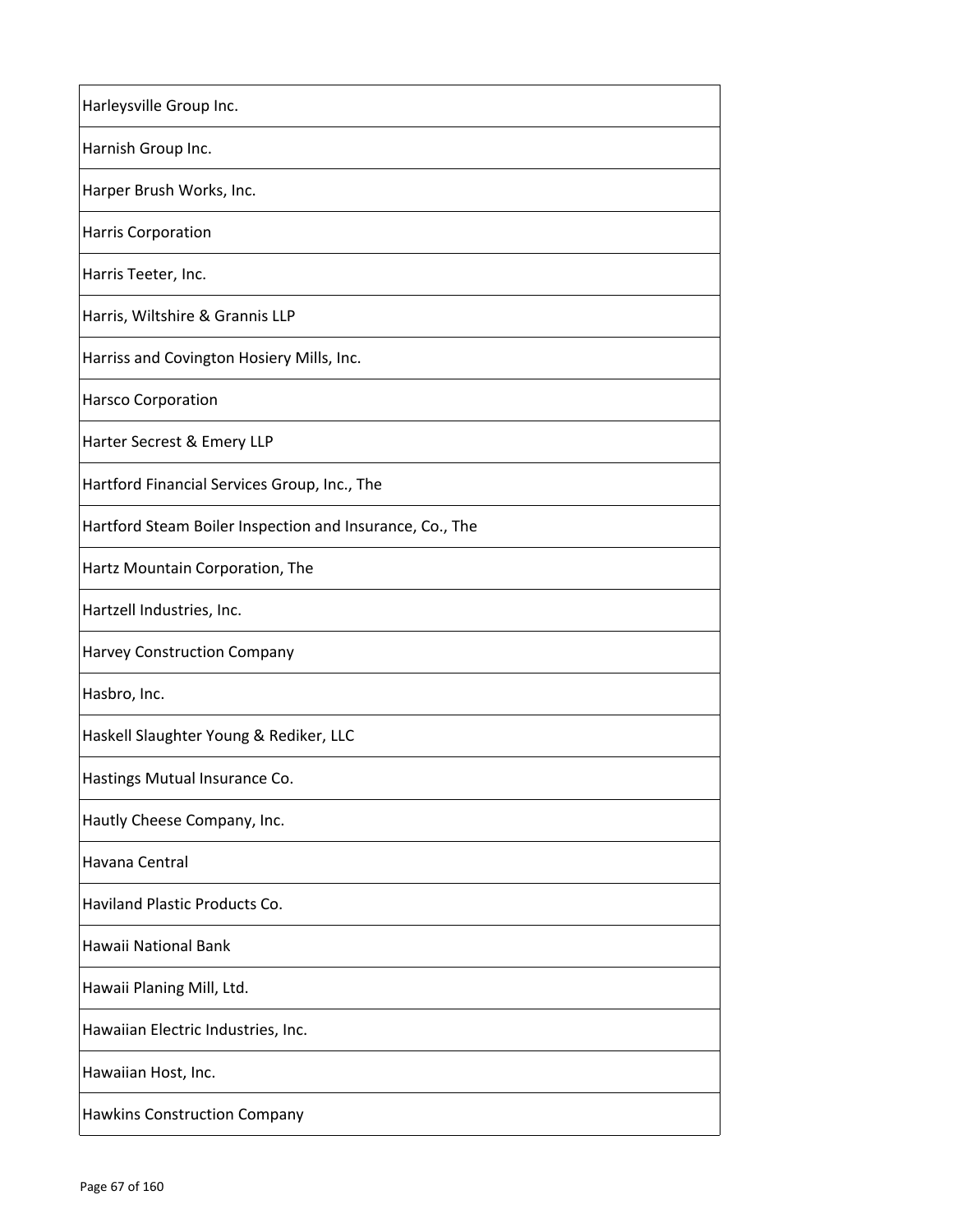| Harleysville Group Inc. |
|---|
| Harnish Group Inc. |
| Harper Brush Works, Inc. |
| Harris Corporation |
| Harris Teeter, Inc. |
| Harris, Wiltshire & Grannis LLP |
| Harriss and Covington Hosiery Mills, Inc. |
| Harsco Corporation |
| Harter Secrest & Emery LLP |
| Hartford Financial Services Group, Inc., The |
| Hartford Steam Boiler Inspection and Insurance, Co., The |
| Hartz Mountain Corporation, The |
| Hartzell Industries, Inc. |
| Harvey Construction Company |
| Hasbro, Inc. |
| Haskell Slaughter Young & Rediker, LLC |
| Hastings Mutual Insurance Co. |
| Hautly Cheese Company, Inc. |
| Havana Central |
| Haviland Plastic Products Co. |
| Hawaii National Bank |
| Hawaii Planing Mill, Ltd. |
| Hawaiian Electric Industries, Inc. |
| Hawaiian Host, Inc. |
| Hawkins Construction Company |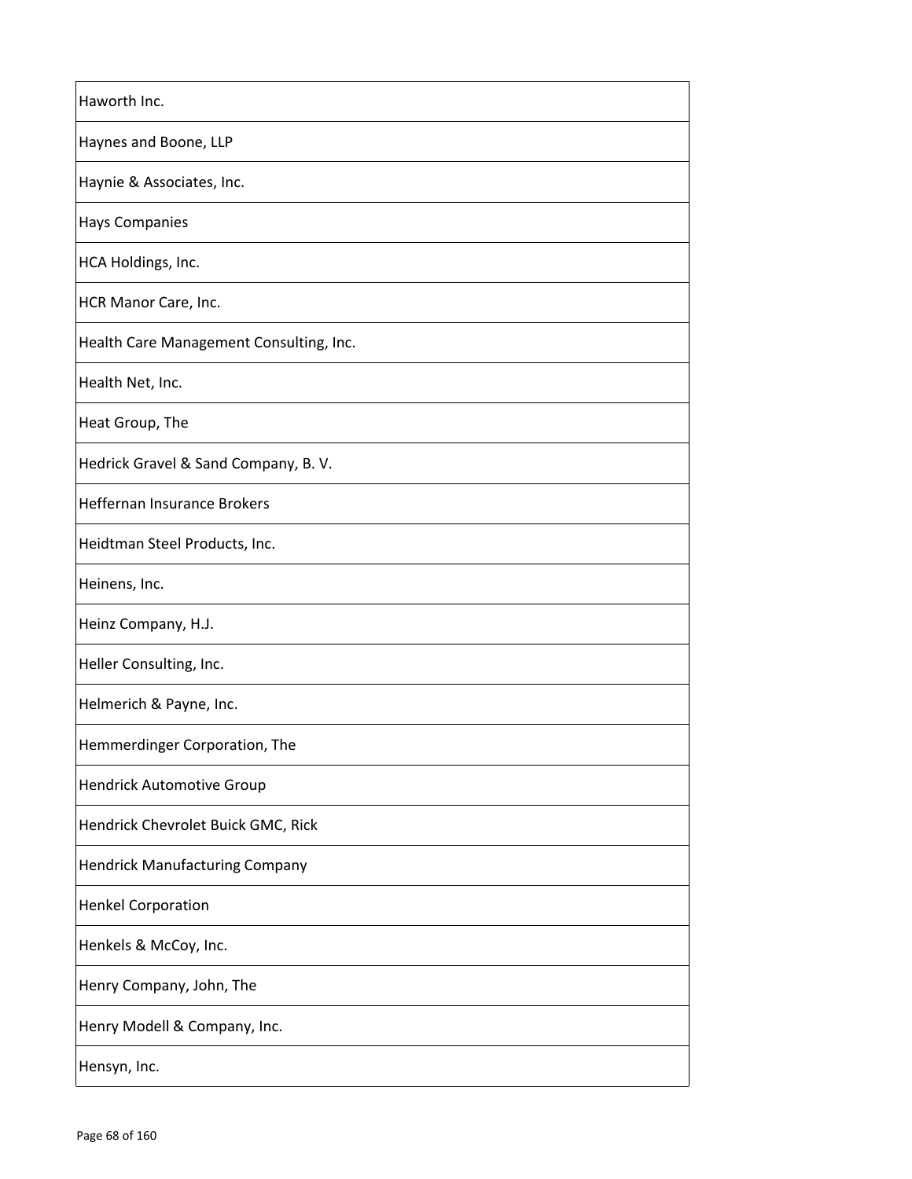| |
|---|
| Haworth Inc. |
| Haynes and Boone, LLP |
| Haynie & Associates, Inc. |
| Hays Companies |
| HCA Holdings, Inc. |
| HCR Manor Care, Inc. |
| Health Care Management Consulting, Inc. |
| Health Net, Inc. |
| Heat Group, The |
| Hedrick Gravel & Sand Company, B. V. |
| Heffernan Insurance Brokers |
| Heidtman Steel Products, Inc. |
| Heinens, Inc. |
| Heinz Company, H.J. |
| Heller Consulting, Inc. |
| Helmerich & Payne, Inc. |
| Hemmerdinger Corporation, The |
| Hendrick Automotive Group |
| Hendrick Chevrolet Buick GMC, Rick |
| Hendrick Manufacturing Company |
| Henkel Corporation |
| Henkels & McCoy, Inc. |
| Henry Company, John, The |
| Henry Modell & Company, Inc. |
| Hensyn, Inc. |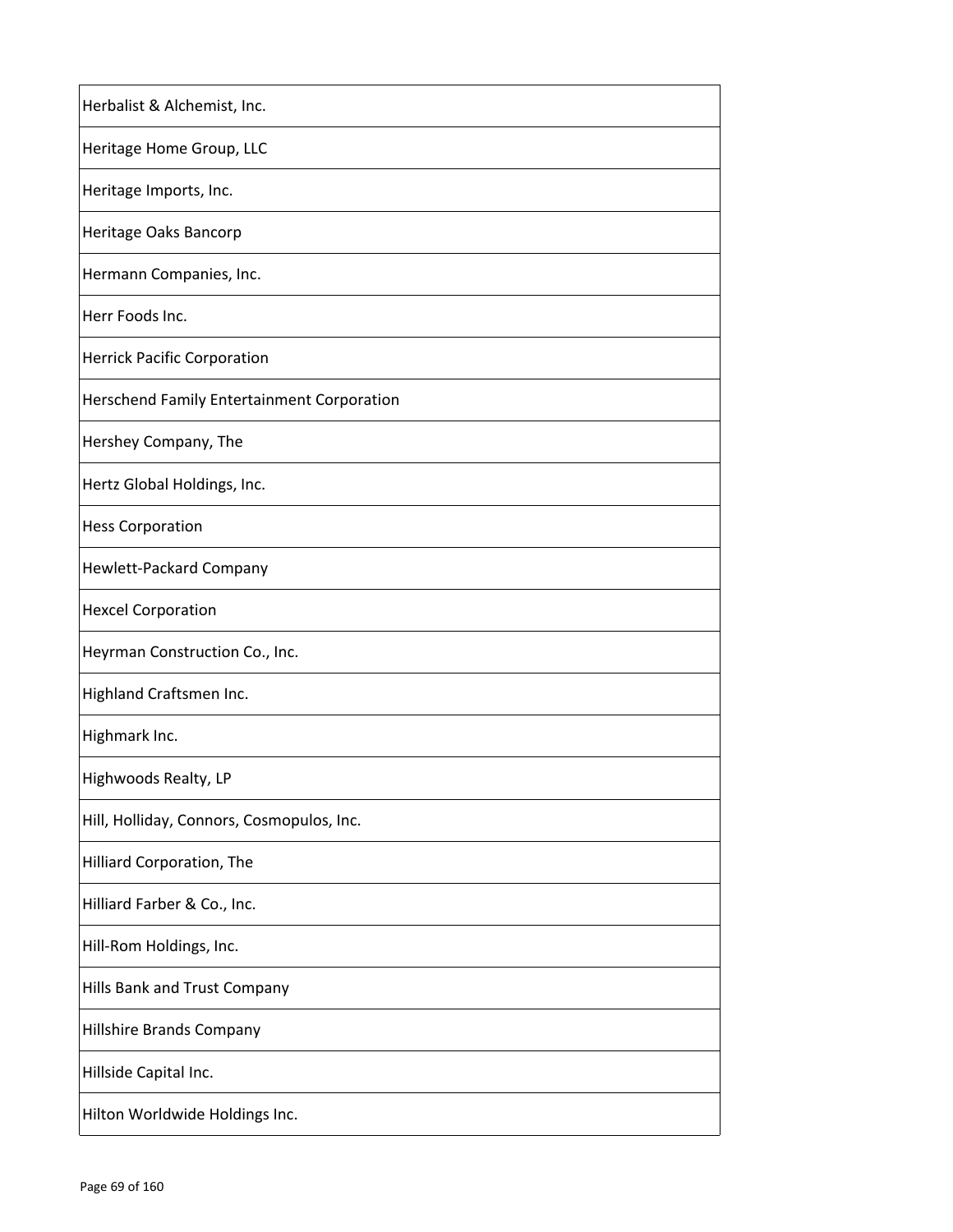| Herbalist & Alchemist, Inc. |
| --- |
| Heritage Home Group, LLC |
| Heritage Imports, Inc. |
| Heritage Oaks Bancorp |
| Hermann Companies, Inc. |
| Herr Foods Inc. |
| Herrick Pacific Corporation |
| Herschend Family Entertainment Corporation |
| Hershey Company, The |
| Hertz Global Holdings, Inc. |
| Hess Corporation |
| Hewlett-Packard Company |
| Hexcel Corporation |
| Heyrman Construction Co., Inc. |
| Highland Craftsmen Inc. |
| Highmark Inc. |
| Highwoods Realty, LP |
| Hill, Holliday, Connors, Cosmopulos, Inc. |
| Hilliard Corporation, The |
| Hilliard Farber & Co., Inc. |
| Hill-Rom Holdings, Inc. |
| Hills Bank and Trust Company |
| Hillshire Brands Company |
| Hillside Capital Inc. |
| Hilton Worldwide Holdings Inc. |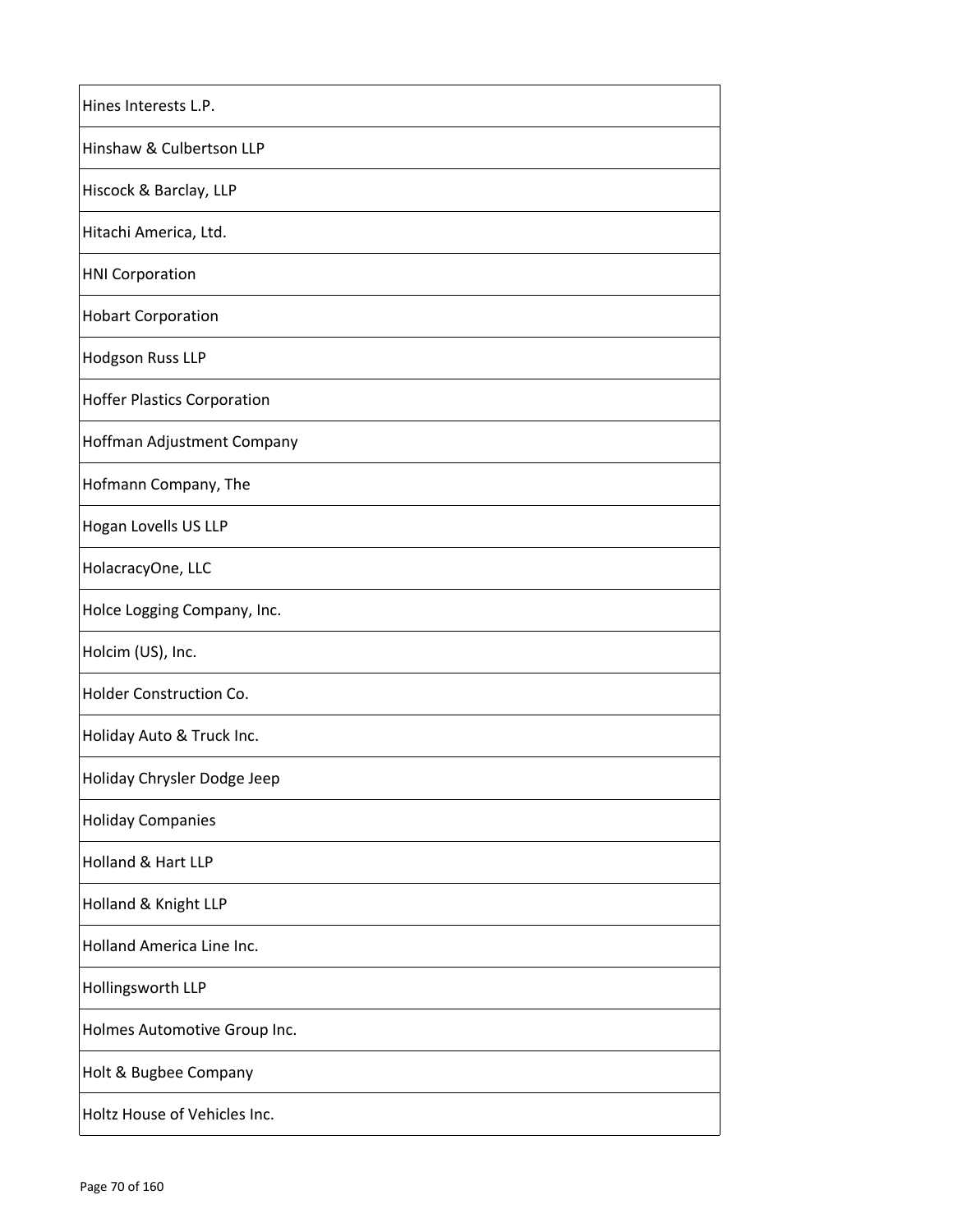| Hines Interests L.P. |
|---|
| Hinshaw & Culbertson LLP |
| Hiscock & Barclay, LLP |
| Hitachi America, Ltd. |
| HNI Corporation |
| Hobart Corporation |
| Hodgson Russ LLP |
| Hoffer Plastics Corporation |
| Hoffman Adjustment Company |
| Hofmann Company, The |
| Hogan Lovells US LLP |
| HolacracyOne, LLC |
| Holce Logging Company, Inc. |
| Holcim (US), Inc. |
| Holder Construction Co. |
| Holiday Auto & Truck Inc. |
| Holiday Chrysler Dodge Jeep |
| Holiday Companies |
| Holland & Hart LLP |
| Holland & Knight LLP |
| Holland America Line Inc. |
| Hollingsworth LLP |
| Holmes Automotive Group Inc. |
| Holt & Bugbee Company |
| Holtz House of Vehicles Inc. |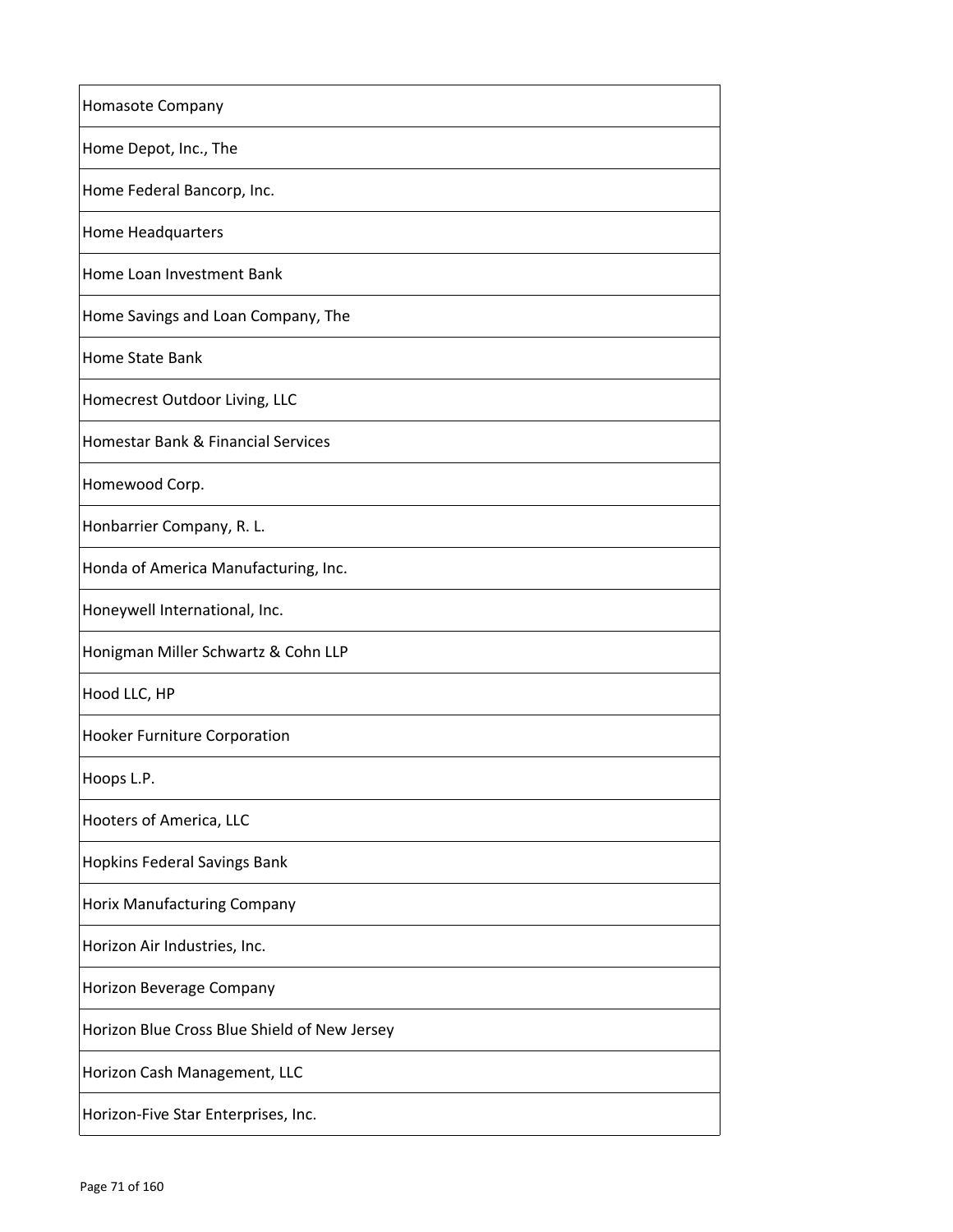| Homasote Company |
|---|
| Home Depot, Inc., The |
| Home Federal Bancorp, Inc. |
| Home Headquarters |
| Home Loan Investment Bank |
| Home Savings and Loan Company, The |
| Home State Bank |
| Homecrest Outdoor Living, LLC |
| Homestar Bank & Financial Services |
| Homewood Corp. |
| Honbarrier Company, R. L. |
| Honda of America Manufacturing, Inc. |
| Honeywell International, Inc. |
| Honigman Miller Schwartz & Cohn LLP |
| Hood LLC, HP |
| Hooker Furniture Corporation |
| Hoops L.P. |
| Hooters of America, LLC |
| Hopkins Federal Savings Bank |
| Horix Manufacturing Company |
| Horizon Air Industries, Inc. |
| Horizon Beverage Company |
| Horizon Blue Cross Blue Shield of New Jersey |
| Horizon Cash Management, LLC |
| Horizon-Five Star Enterprises, Inc. |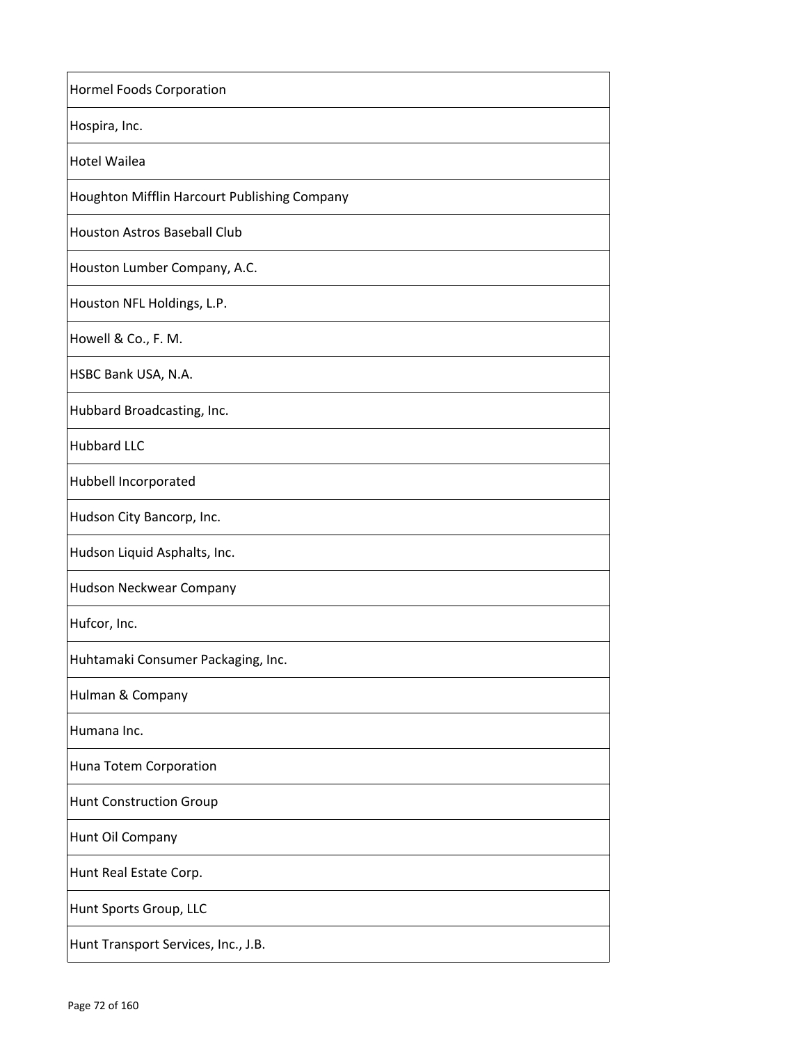| Hormel Foods Corporation |
|---|
| Hospira, Inc. |
| Hotel Wailea |
| Houghton Mifflin Harcourt Publishing Company |
| Houston Astros Baseball Club |
| Houston Lumber Company, A.C. |
| Houston NFL Holdings, L.P. |
| Howell & Co., F. M. |
| HSBC Bank USA, N.A. |
| Hubbard Broadcasting, Inc. |
| Hubbard LLC |
| Hubbell Incorporated |
| Hudson City Bancorp, Inc. |
| Hudson Liquid Asphalts, Inc. |
| Hudson Neckwear Company |
| Hufcor, Inc. |
| Huhtamaki Consumer Packaging, Inc. |
| Hulman & Company |
| Humana Inc. |
| Huna Totem Corporation |
| Hunt Construction Group |
| Hunt Oil Company |
| Hunt Real Estate Corp. |
| Hunt Sports Group, LLC |
| Hunt Transport Services, Inc., J.B. |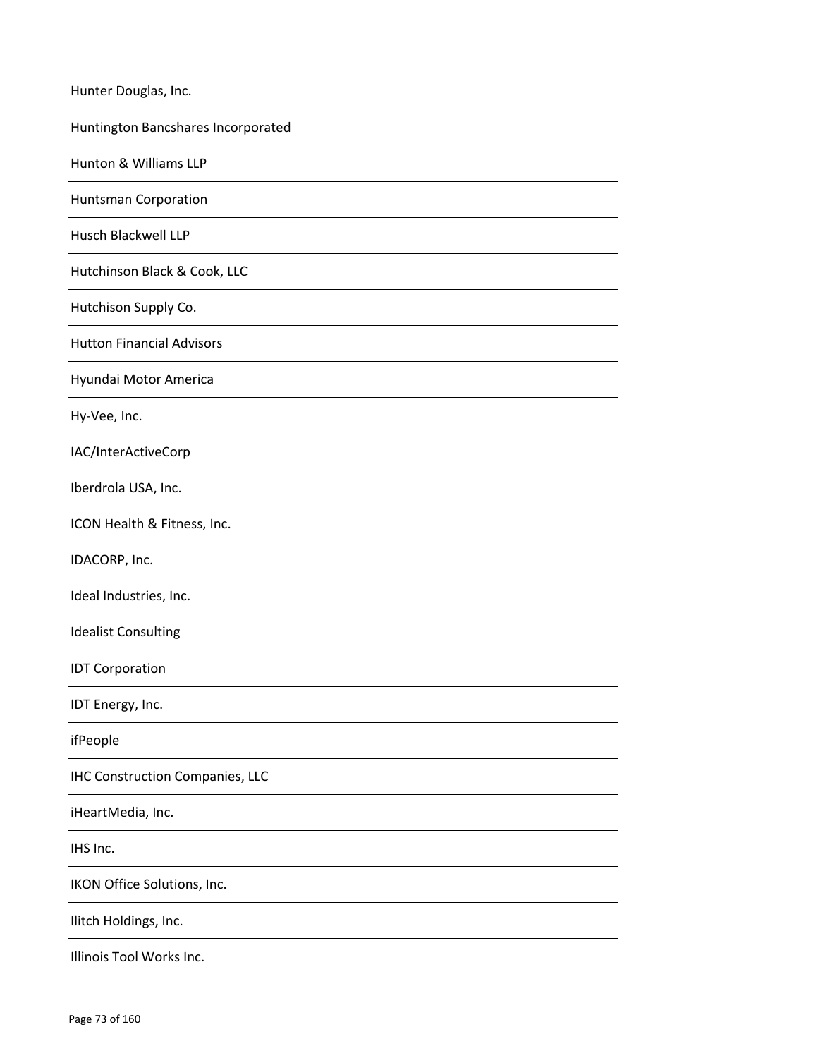| Hunter Douglas, Inc. |
|---|
| Huntington Bancshares Incorporated |
| Hunton & Williams LLP |
| Huntsman Corporation |
| Husch Blackwell LLP |
| Hutchinson Black & Cook, LLC |
| Hutchison Supply Co. |
| Hutton Financial Advisors |
| Hyundai Motor America |
| Hy-Vee, Inc. |
| IAC/InterActiveCorp |
| Iberdrola USA, Inc. |
| ICON Health & Fitness, Inc. |
| IDACORP, Inc. |
| Ideal Industries, Inc. |
| Idealist Consulting |
| IDT Corporation |
| IDT Energy, Inc. |
| ifPeople |
| IHC Construction Companies, LLC |
| iHeartMedia, Inc. |
| IHS Inc. |
| IKON Office Solutions, Inc. |
| Ilitch Holdings, Inc. |
| Illinois Tool Works Inc. |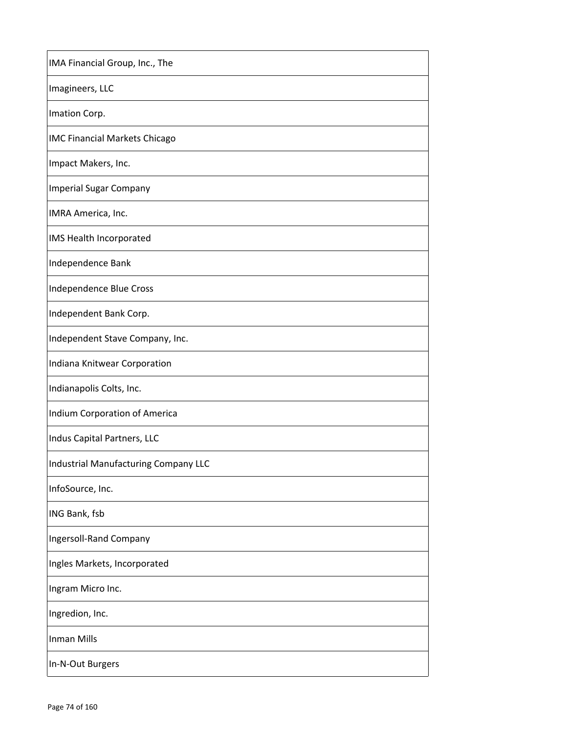| IMA Financial Group, Inc., The |
| --- |
| Imagineers, LLC |
| Imation Corp. |
| IMC Financial Markets Chicago |
| Impact Makers, Inc. |
| Imperial Sugar Company |
| IMRA America, Inc. |
| IMS Health Incorporated |
| Independence Bank |
| Independence Blue Cross |
| Independent Bank Corp. |
| Independent Stave Company, Inc. |
| Indiana Knitwear Corporation |
| Indianapolis Colts, Inc. |
| Indium Corporation of America |
| Indus Capital Partners, LLC |
| Industrial Manufacturing Company LLC |
| InfoSource, Inc. |
| ING Bank, fsb |
| Ingersoll-Rand Company |
| Ingles Markets, Incorporated |
| Ingram Micro Inc. |
| Ingredion, Inc. |
| Inman Mills |
| In-N-Out Burgers |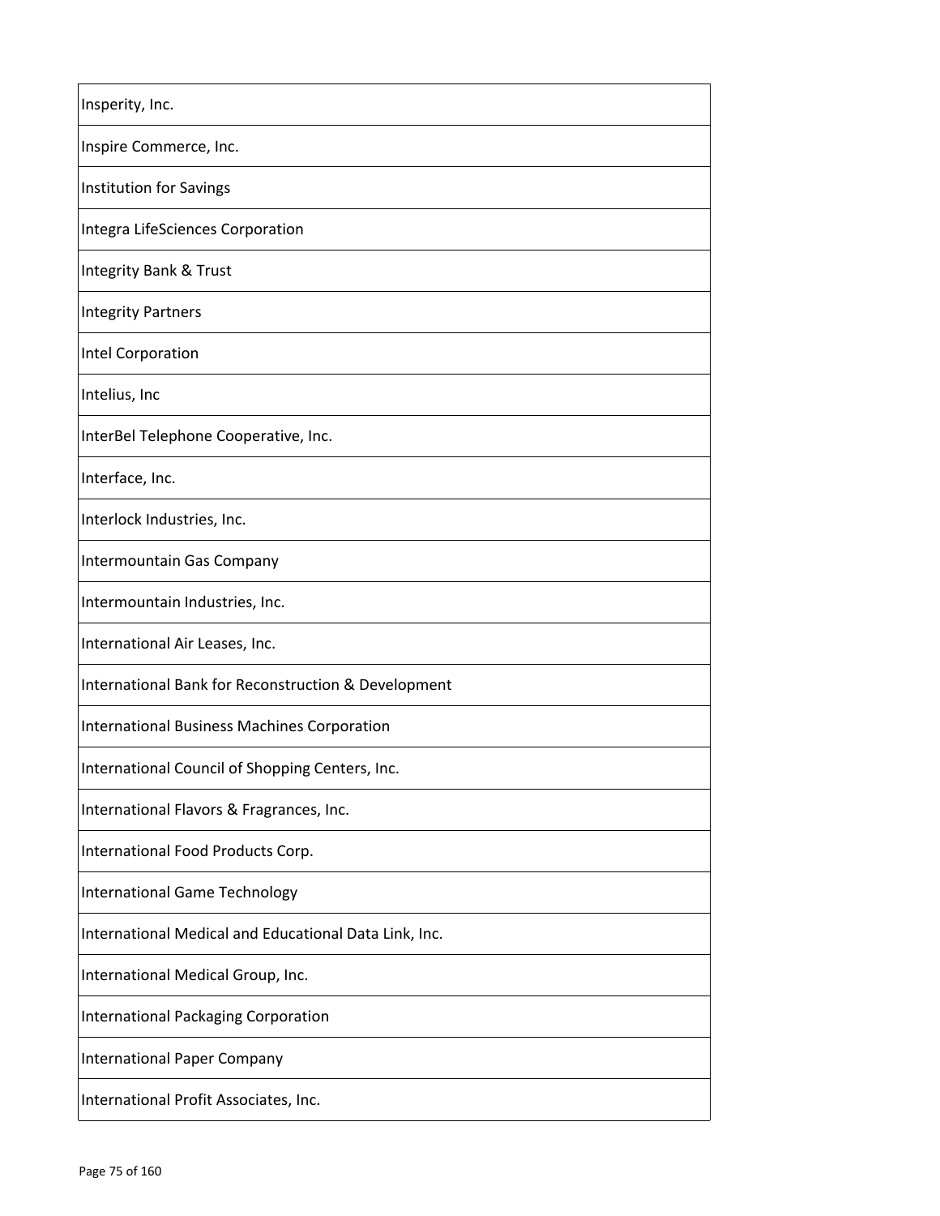| Insperity, Inc. |
| --- |
| Inspire Commerce, Inc. |
| Institution for Savings |
| Integra LifeSciences Corporation |
| Integrity Bank & Trust |
| Integrity Partners |
| Intel Corporation |
| Intelius, Inc |
| InterBel Telephone Cooperative, Inc. |
| Interface, Inc. |
| Interlock Industries, Inc. |
| Intermountain Gas Company |
| Intermountain Industries, Inc. |
| International Air Leases, Inc. |
| International Bank for Reconstruction & Development |
| International Business Machines Corporation |
| International Council of Shopping Centers, Inc. |
| International Flavors & Fragrances, Inc. |
| International Food Products Corp. |
| International Game Technology |
| International Medical and Educational Data Link, Inc. |
| International Medical Group, Inc. |
| International Packaging Corporation |
| International Paper Company |
| International Profit Associates, Inc. |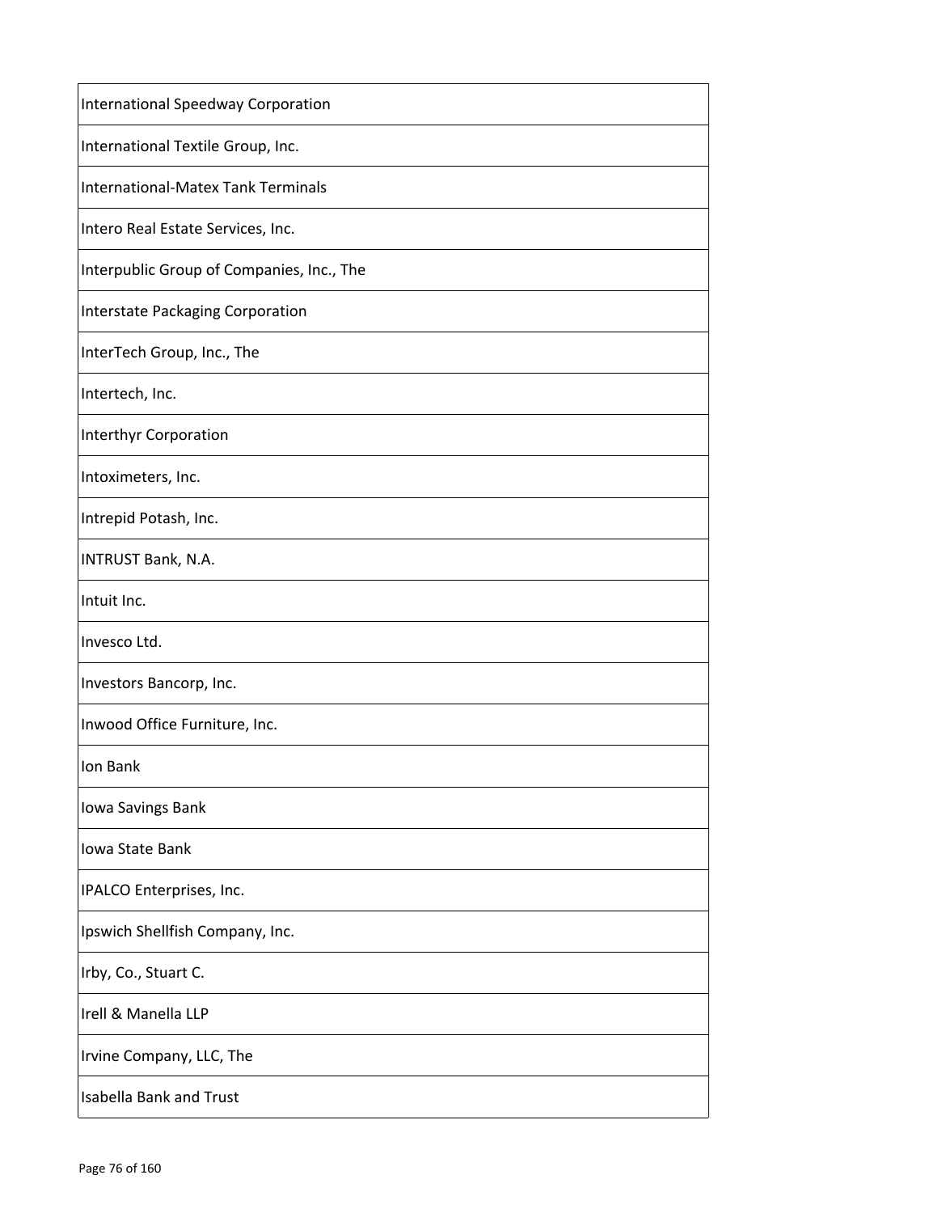| International Speedway Corporation |
|---|
| International Textile Group, Inc. |
| International-Matex Tank Terminals |
| Intero Real Estate Services, Inc. |
| Interpublic Group of Companies, Inc., The |
| Interstate Packaging Corporation |
| InterTech Group, Inc., The |
| Intertech, Inc. |
| Interthyr Corporation |
| Intoximeters, Inc. |
| Intrepid Potash, Inc. |
| INTRUST Bank, N.A. |
| Intuit Inc. |
| Invesco Ltd. |
| Investors Bancorp, Inc. |
| Inwood Office Furniture, Inc. |
| Ion Bank |
| Iowa Savings Bank |
| Iowa State Bank |
| IPALCO Enterprises, Inc. |
| Ipswich Shellfish Company, Inc. |
| Irby, Co., Stuart C. |
| Irell & Manella LLP |
| Irvine Company, LLC, The |
| Isabella Bank and Trust |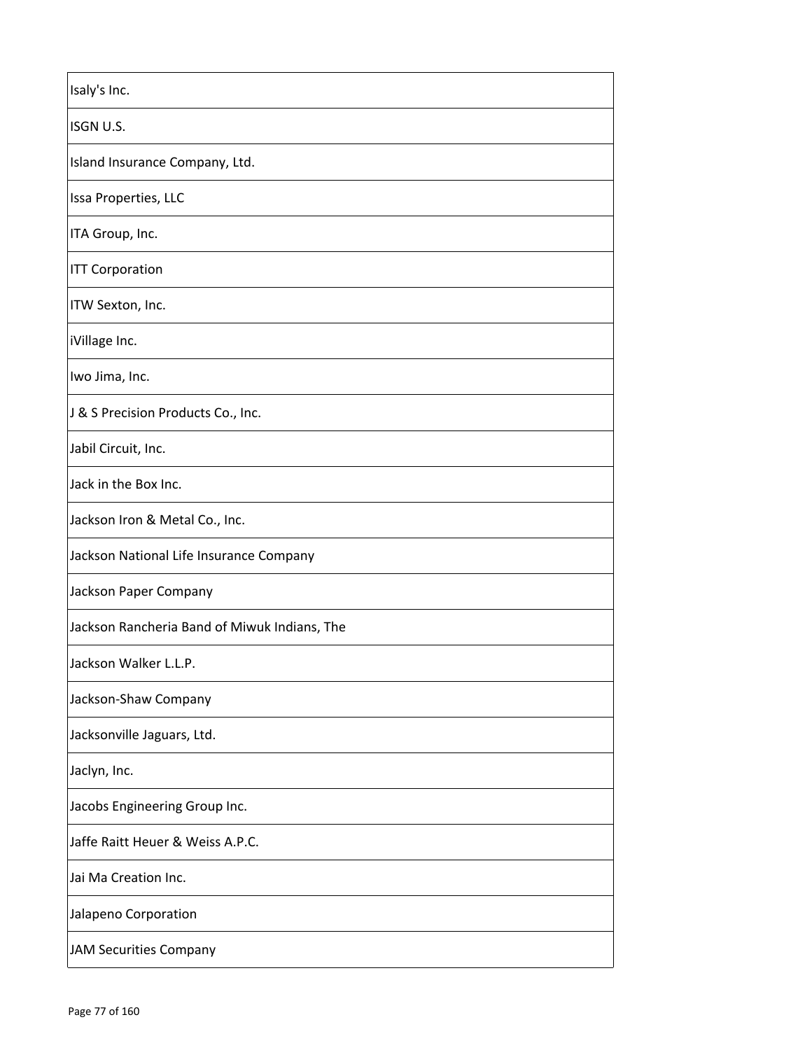| Isaly's Inc. |
|---|
| ISGN U.S. |
| Island Insurance Company, Ltd. |
| Issa Properties, LLC |
| ITA Group, Inc. |
| ITT Corporation |
| ITW Sexton, Inc. |
| iVillage Inc. |
| Iwo Jima, Inc. |
| J & S Precision Products Co., Inc. |
| Jabil Circuit, Inc. |
| Jack in the Box Inc. |
| Jackson Iron & Metal Co., Inc. |
| Jackson National Life Insurance Company |
| Jackson Paper Company |
| Jackson Rancheria Band of Miwuk Indians, The |
| Jackson Walker L.L.P. |
| Jackson-Shaw Company |
| Jacksonville Jaguars, Ltd. |
| Jaclyn, Inc. |
| Jacobs Engineering Group Inc. |
| Jaffe Raitt Heuer & Weiss A.P.C. |
| Jai Ma Creation Inc. |
| Jalapeno Corporation |
| JAM Securities Company |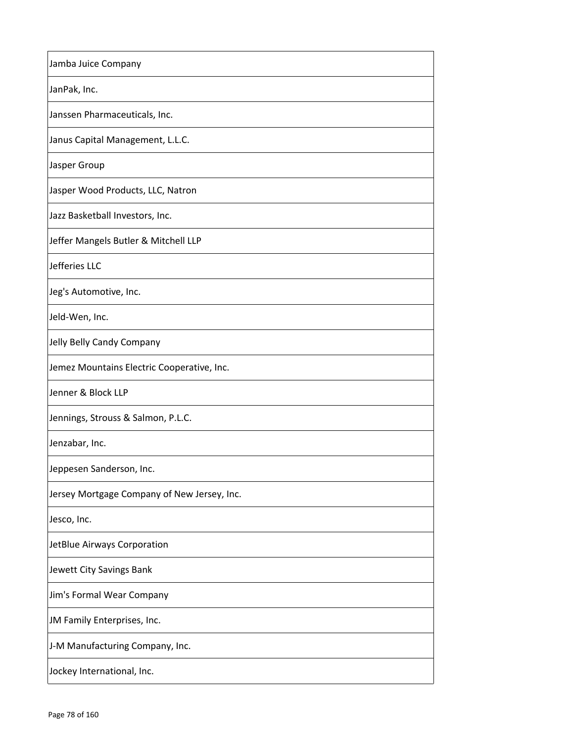| Jamba Juice Company |
|---|
| JanPak, Inc. |
| Janssen Pharmaceuticals, Inc. |
| Janus Capital Management, L.L.C. |
| Jasper Group |
| Jasper Wood Products, LLC, Natron |
| Jazz Basketball Investors, Inc. |
| Jeffer Mangels Butler & Mitchell LLP |
| Jefferies LLC |
| Jeg's Automotive, Inc. |
| Jeld-Wen, Inc. |
| Jelly Belly Candy Company |
| Jemez Mountains Electric Cooperative, Inc. |
| Jenner & Block LLP |
| Jennings, Strouss & Salmon, P.L.C. |
| Jenzabar, Inc. |
| Jeppesen Sanderson, Inc. |
| Jersey Mortgage Company of New Jersey, Inc. |
| Jesco, Inc. |
| JetBlue Airways Corporation |
| Jewett City Savings Bank |
| Jim's Formal Wear Company |
| JM Family Enterprises, Inc. |
| J-M Manufacturing Company, Inc. |
| Jockey International, Inc. |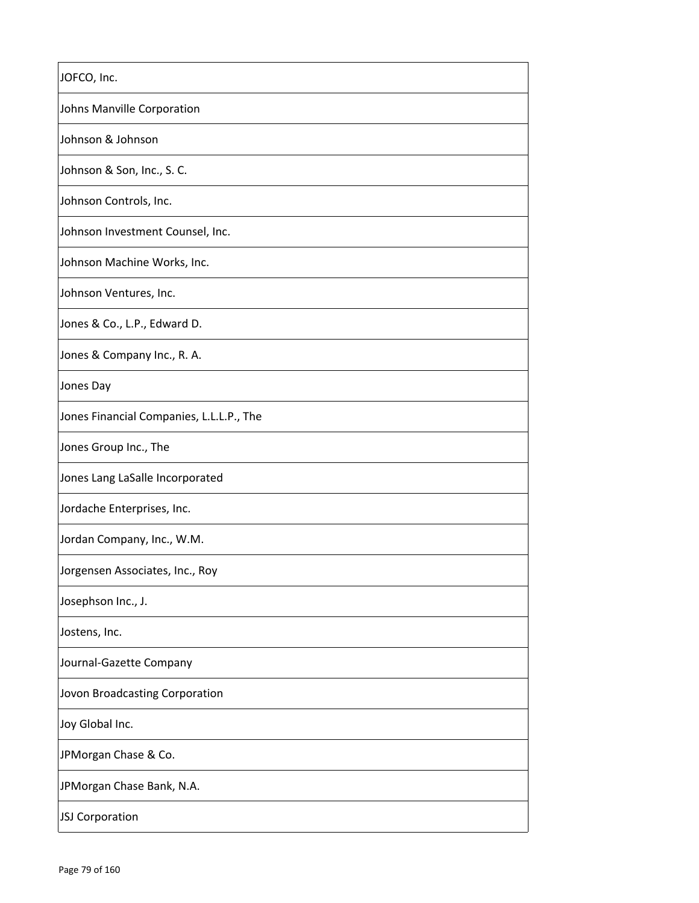| JOFCO, Inc. |
|---|
| Johns Manville Corporation |
| Johnson & Johnson |
| Johnson & Son, Inc., S. C. |
| Johnson Controls, Inc. |
| Johnson Investment Counsel, Inc. |
| Johnson Machine Works, Inc. |
| Johnson Ventures, Inc. |
| Jones & Co., L.P., Edward D. |
| Jones & Company Inc., R. A. |
| Jones Day |
| Jones Financial Companies, L.L.L.P., The |
| Jones Group Inc., The |
| Jones Lang LaSalle Incorporated |
| Jordache Enterprises, Inc. |
| Jordan Company, Inc., W.M. |
| Jorgensen Associates, Inc., Roy |
| Josephson Inc., J. |
| Jostens, Inc. |
| Journal-Gazette Company |
| Jovon Broadcasting Corporation |
| Joy Global Inc. |
| JPMorgan Chase & Co. |
| JPMorgan Chase Bank, N.A. |
| JSJ Corporation |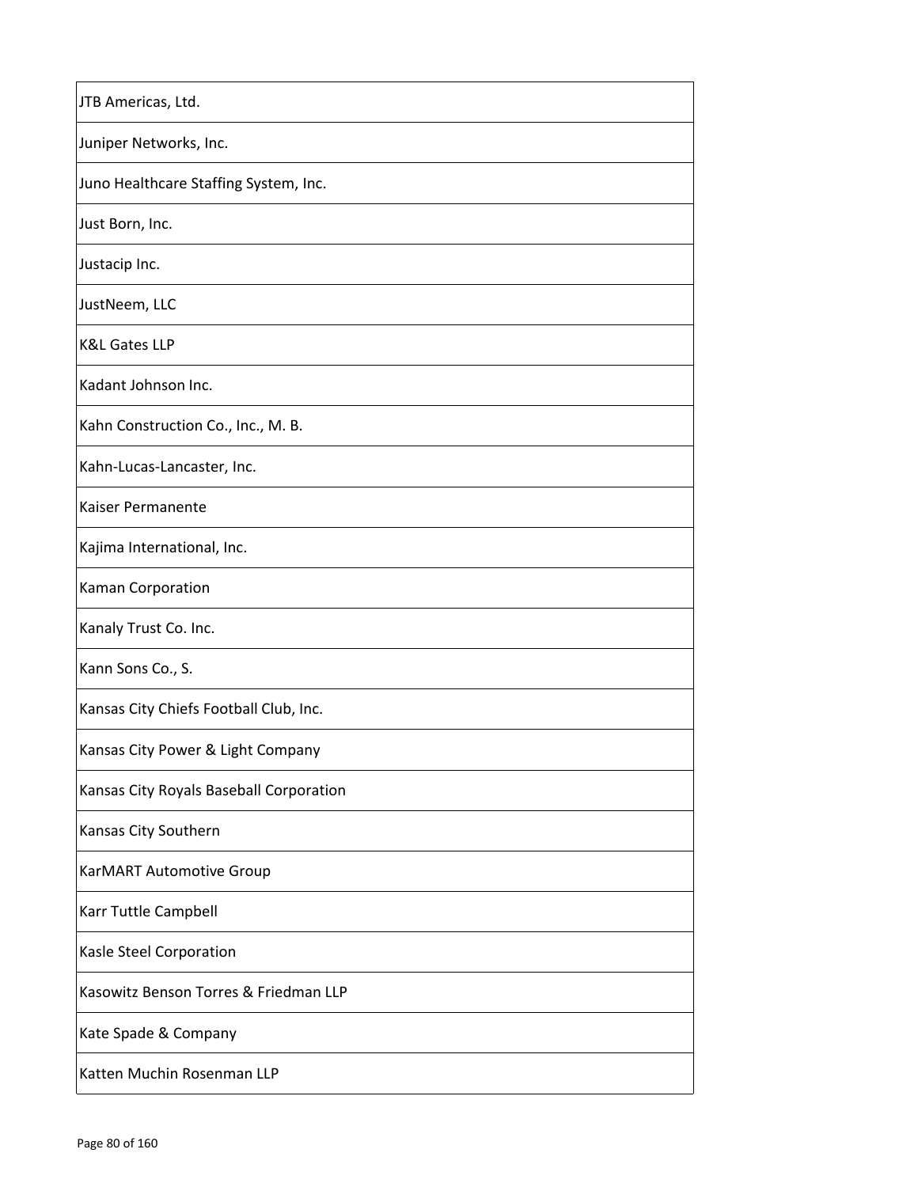| JTB Americas, Ltd. |
|---|
| Juniper Networks, Inc. |
| Juno Healthcare Staffing System, Inc. |
| Just Born, Inc. |
| Justacip Inc. |
| JustNeem, LLC |
| K&L Gates LLP |
| Kadant Johnson Inc. |
| Kahn Construction Co., Inc., M. B. |
| Kahn-Lucas-Lancaster, Inc. |
| Kaiser Permanente |
| Kajima International, Inc. |
| Kaman Corporation |
| Kanaly Trust Co. Inc. |
| Kann Sons Co., S. |
| Kansas City Chiefs Football Club, Inc. |
| Kansas City Power & Light Company |
| Kansas City Royals Baseball Corporation |
| Kansas City Southern |
| KarMART Automotive Group |
| Karr Tuttle Campbell |
| Kasle Steel Corporation |
| Kasowitz Benson Torres & Friedman LLP |
| Kate Spade & Company |
| Katten Muchin Rosenman LLP |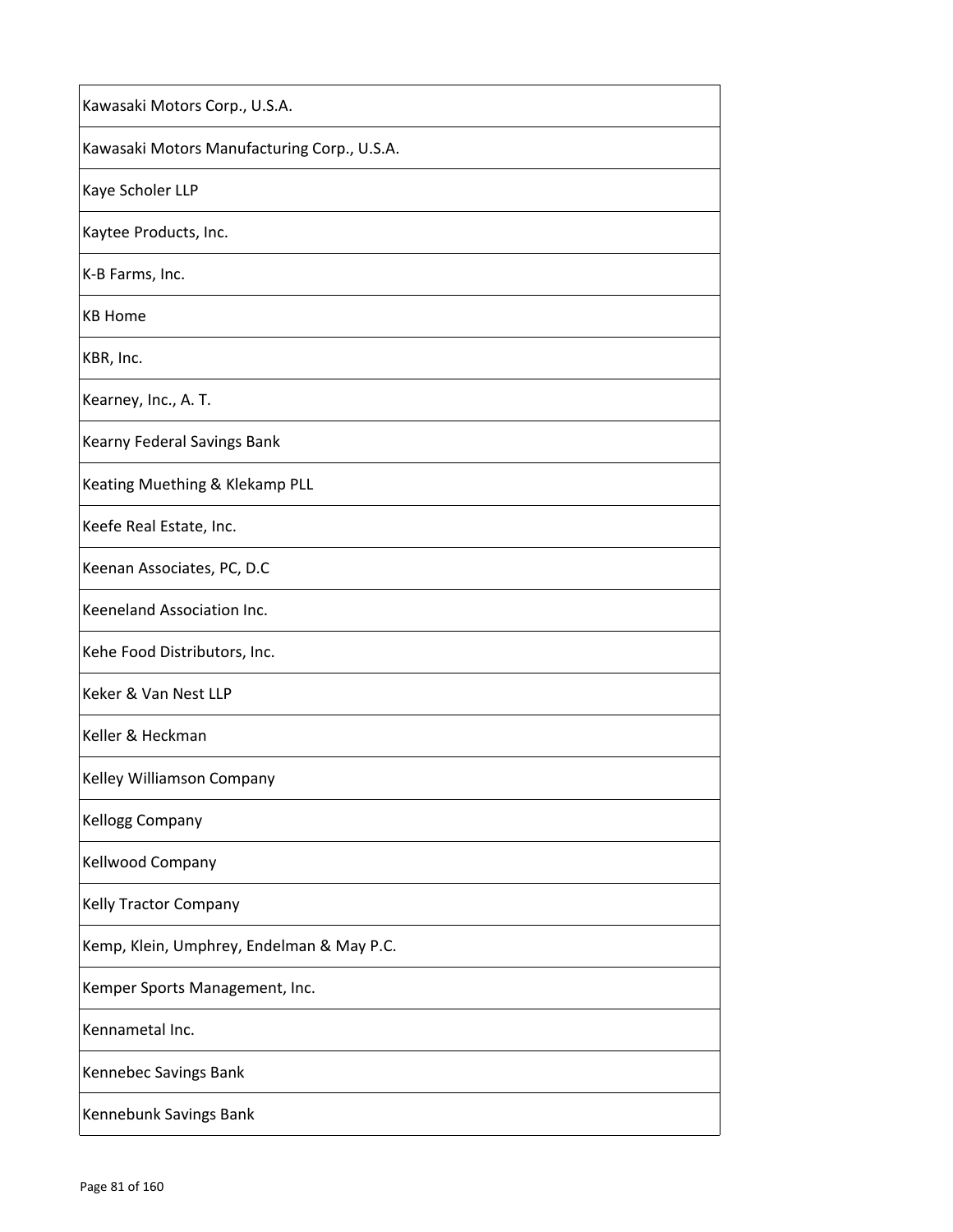| Kawasaki Motors Corp., U.S.A. |
|---|
| Kawasaki Motors Manufacturing Corp., U.S.A. |
| Kaye Scholer LLP |
| Kaytee Products, Inc. |
| K-B Farms, Inc. |
| KB Home |
| KBR, Inc. |
| Kearney, Inc., A. T. |
| Kearny Federal Savings Bank |
| Keating Muething & Klekamp PLL |
| Keefe Real Estate, Inc. |
| Keenan Associates, PC, D.C |
| Keeneland Association Inc. |
| Kehe Food Distributors, Inc. |
| Keker & Van Nest LLP |
| Keller & Heckman |
| Kelley Williamson Company |
| Kellogg Company |
| Kellwood Company |
| Kelly Tractor Company |
| Kemp, Klein, Umphrey, Endelman & May P.C. |
| Kemper Sports Management, Inc. |
| Kennametal Inc. |
| Kennebec Savings Bank |
| Kennebunk Savings Bank |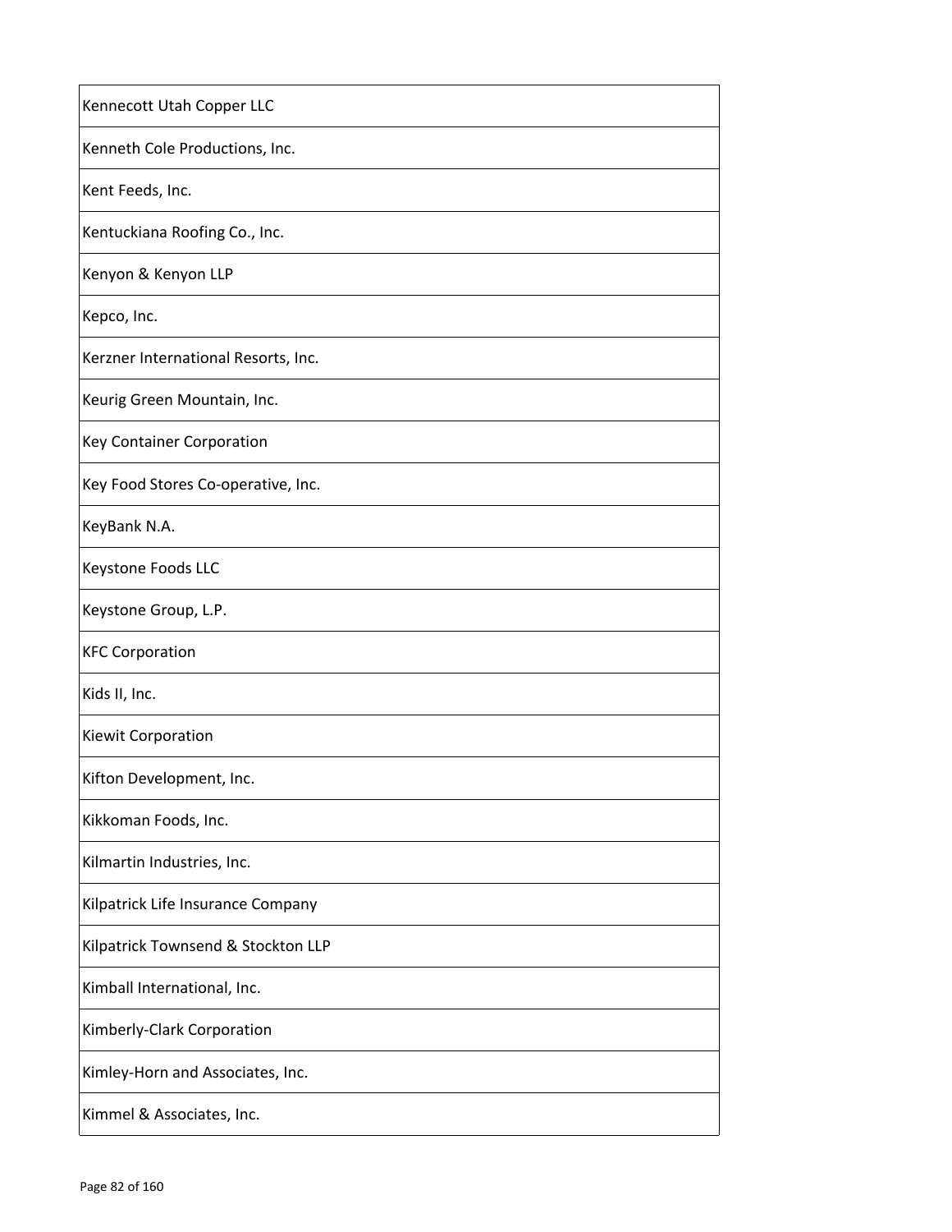| Kennecott Utah Copper LLC |
| --- |
| Kenneth Cole Productions, Inc. |
| Kent Feeds, Inc. |
| Kentuckiana Roofing Co., Inc. |
| Kenyon & Kenyon LLP |
| Kepco, Inc. |
| Kerzner International Resorts, Inc. |
| Keurig Green Mountain, Inc. |
| Key Container Corporation |
| Key Food Stores Co-operative, Inc. |
| KeyBank N.A. |
| Keystone Foods LLC |
| Keystone Group, L.P. |
| KFC Corporation |
| Kids II, Inc. |
| Kiewit Corporation |
| Kifton Development, Inc. |
| Kikkoman Foods, Inc. |
| Kilmartin Industries, Inc. |
| Kilpatrick Life Insurance Company |
| Kilpatrick Townsend & Stockton LLP |
| Kimball International, Inc. |
| Kimberly-Clark Corporation |
| Kimley-Horn and Associates, Inc. |
| Kimmel & Associates, Inc. |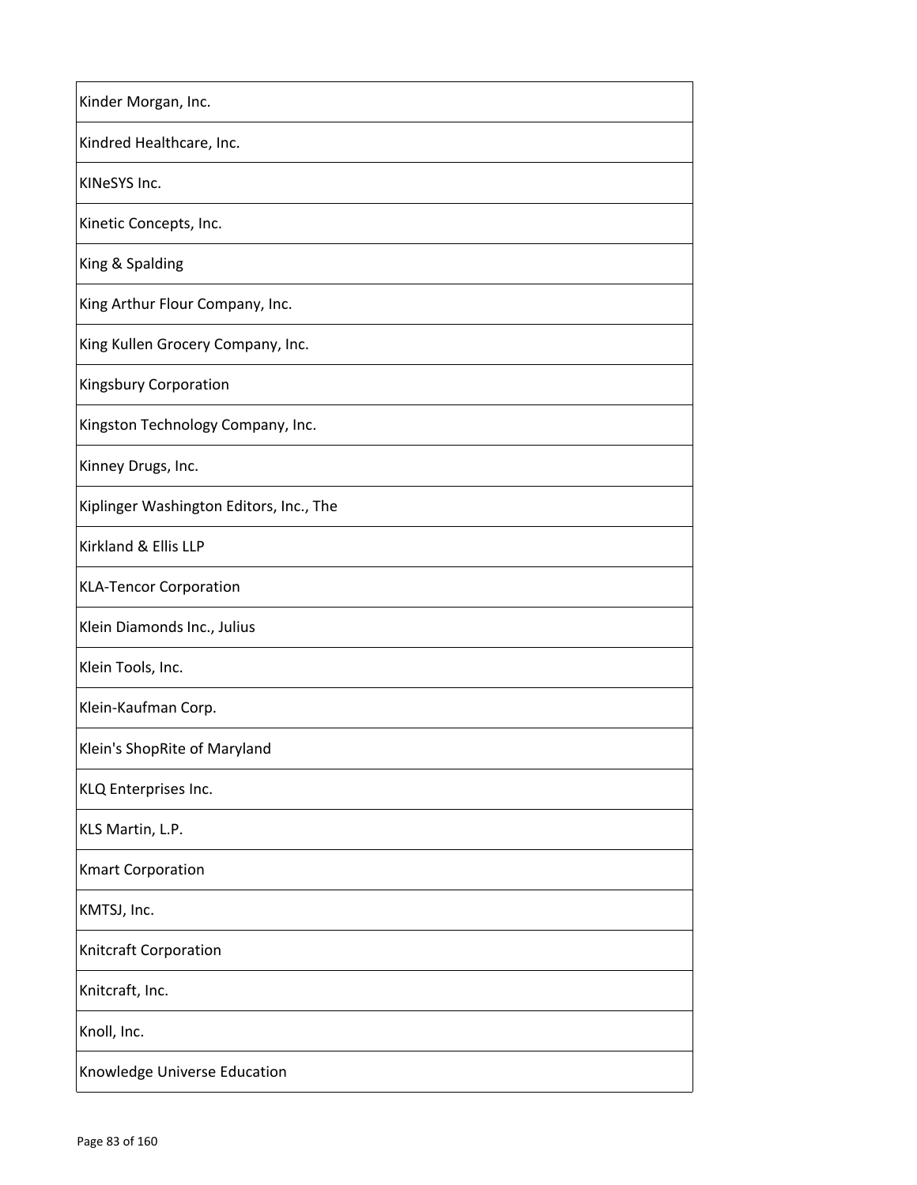| Kinder Morgan, Inc. |
| --- |
| Kindred Healthcare, Inc. |
| KINeSYS Inc. |
| Kinetic Concepts, Inc. |
| King & Spalding |
| King Arthur Flour Company, Inc. |
| King Kullen Grocery Company, Inc. |
| Kingsbury Corporation |
| Kingston Technology Company, Inc. |
| Kinney Drugs, Inc. |
| Kiplinger Washington Editors, Inc., The |
| Kirkland & Ellis LLP |
| KLA-Tencor Corporation |
| Klein Diamonds Inc., Julius |
| Klein Tools, Inc. |
| Klein-Kaufman Corp. |
| Klein's ShopRite of Maryland |
| KLQ Enterprises Inc. |
| KLS Martin, L.P. |
| Kmart Corporation |
| KMTSJ, Inc. |
| Knitcraft Corporation |
| Knitcraft, Inc. |
| Knoll, Inc. |
| Knowledge Universe Education |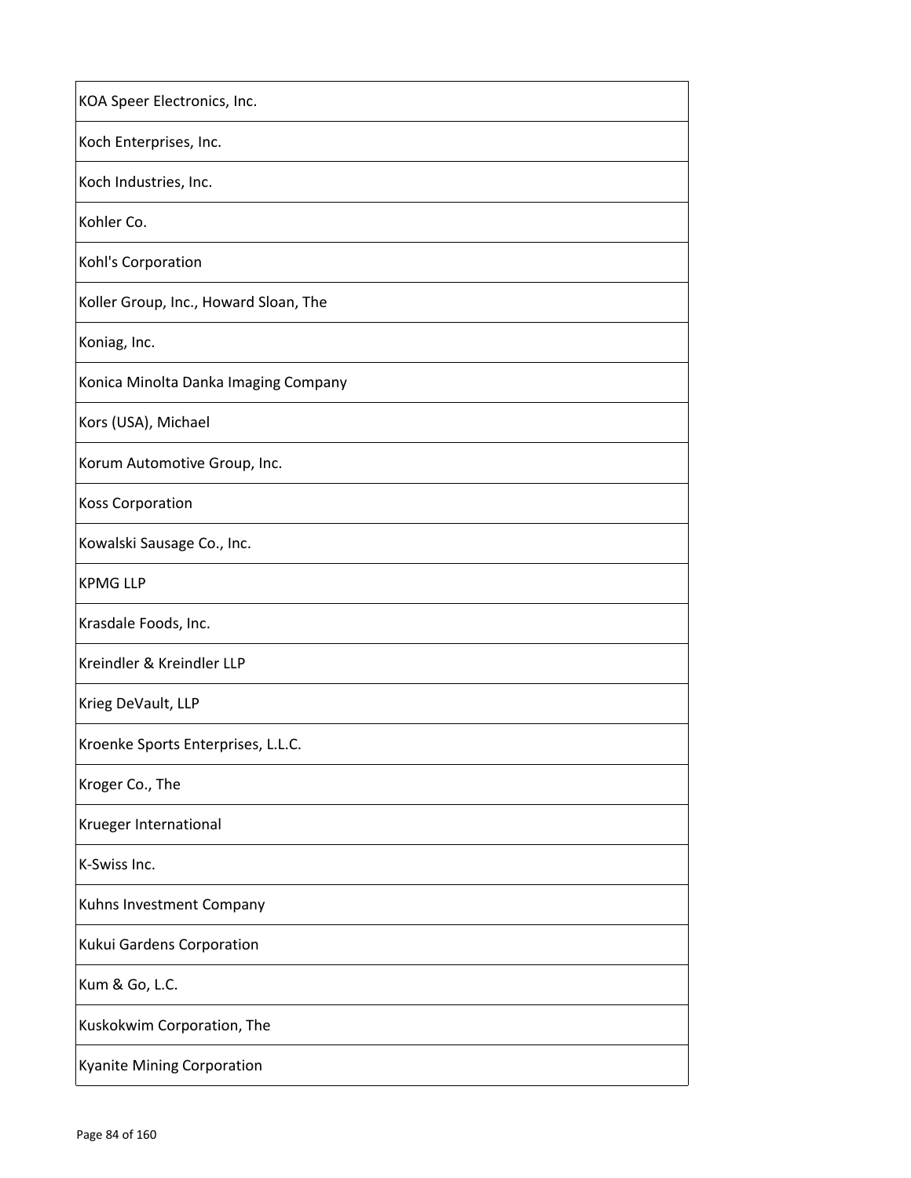| KOA Speer Electronics, Inc. |
|---|
| Koch Enterprises, Inc. |
| Koch Industries, Inc. |
| Kohler Co. |
| Kohl's Corporation |
| Koller Group, Inc., Howard Sloan, The |
| Koniag, Inc. |
| Konica Minolta Danka Imaging Company |
| Kors (USA), Michael |
| Korum Automotive Group, Inc. |
| Koss Corporation |
| Kowalski Sausage Co., Inc. |
| KPMG LLP |
| Krasdale Foods, Inc. |
| Kreindler & Kreindler LLP |
| Krieg DeVault, LLP |
| Kroenke Sports Enterprises, L.L.C. |
| Kroger Co., The |
| Krueger International |
| K-Swiss Inc. |
| Kuhns Investment Company |
| Kukui Gardens Corporation |
| Kum & Go, L.C. |
| Kuskokwim Corporation, The |
| Kyanite Mining Corporation |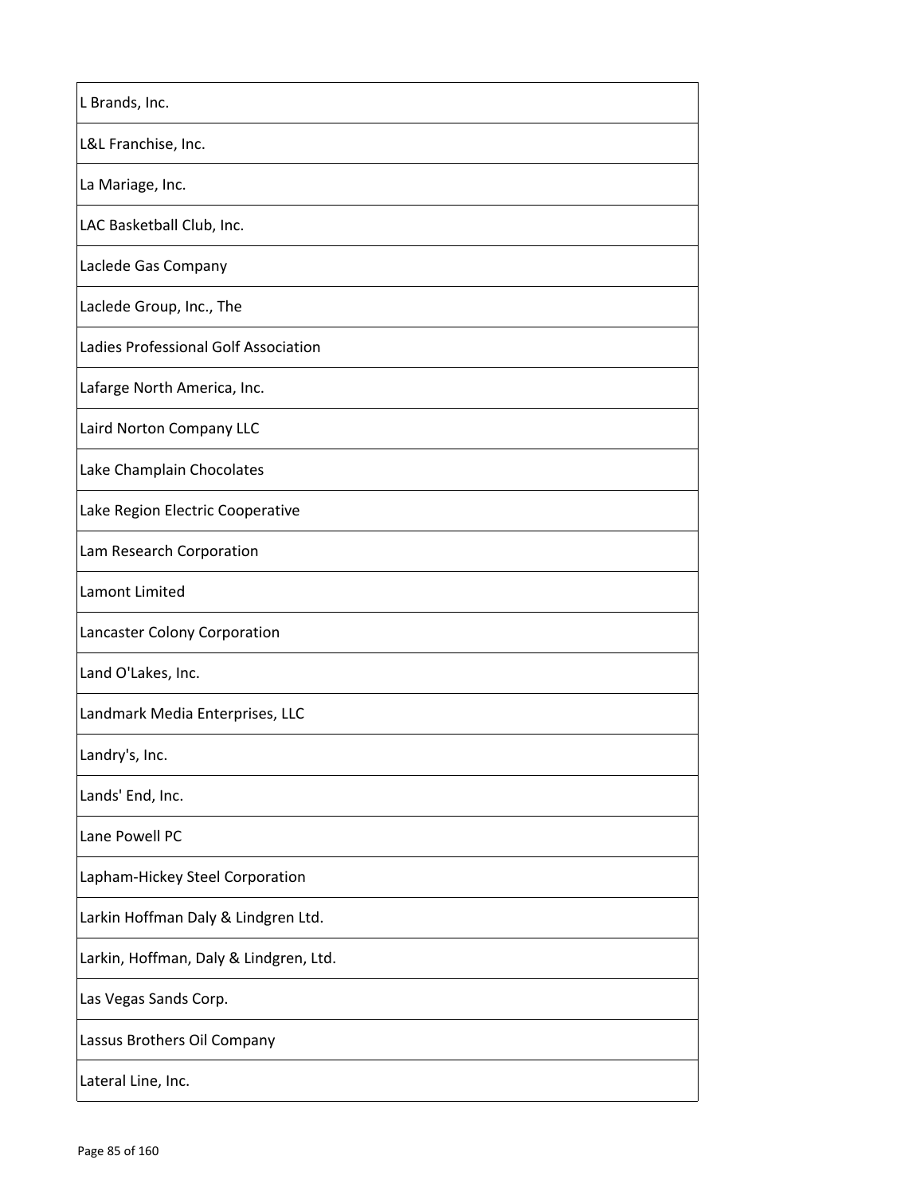| L Brands, Inc. |
|---|
| L&L Franchise, Inc. |
| La Mariage, Inc. |
| LAC Basketball Club, Inc. |
| Laclede Gas Company |
| Laclede Group, Inc., The |
| Ladies Professional Golf Association |
| Lafarge North America, Inc. |
| Laird Norton Company LLC |
| Lake Champlain Chocolates |
| Lake Region Electric Cooperative |
| Lam Research Corporation |
| Lamont Limited |
| Lancaster Colony Corporation |
| Land O'Lakes, Inc. |
| Landmark Media Enterprises, LLC |
| Landry's, Inc. |
| Lands' End, Inc. |
| Lane Powell PC |
| Lapham-Hickey Steel Corporation |
| Larkin Hoffman Daly & Lindgren Ltd. |
| Larkin, Hoffman, Daly & Lindgren, Ltd. |
| Las Vegas Sands Corp. |
| Lassus Brothers Oil Company |
| Lateral Line, Inc. |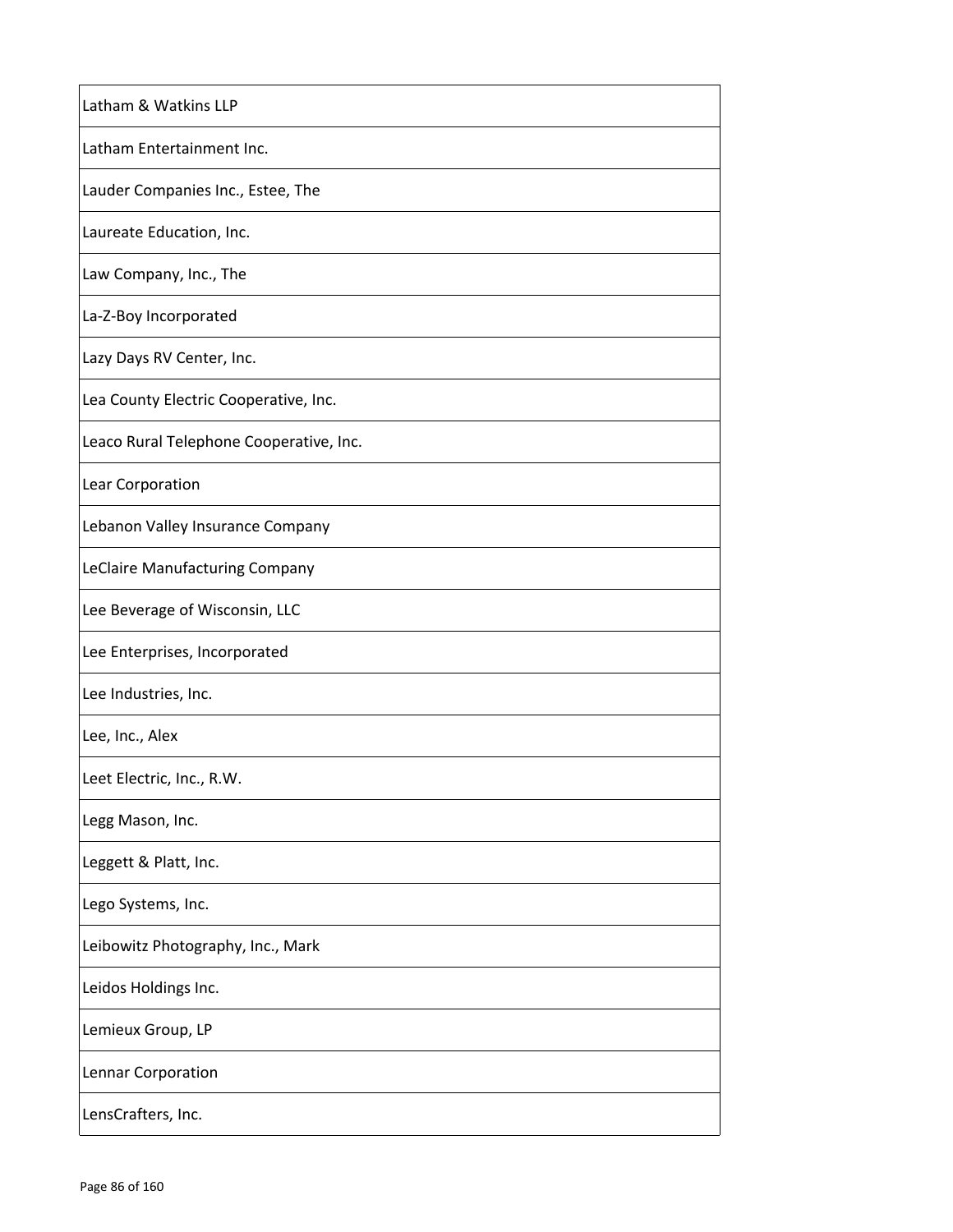| Latham & Watkins LLP |
|---|
| Latham Entertainment Inc. |
| Lauder Companies Inc., Estee, The |
| Laureate Education, Inc. |
| Law Company, Inc., The |
| La-Z-Boy Incorporated |
| Lazy Days RV Center, Inc. |
| Lea County Electric Cooperative, Inc. |
| Leaco Rural Telephone Cooperative, Inc. |
| Lear Corporation |
| Lebanon Valley Insurance Company |
| LeClaire Manufacturing Company |
| Lee Beverage of Wisconsin, LLC |
| Lee Enterprises, Incorporated |
| Lee Industries, Inc. |
| Lee, Inc., Alex |
| Leet Electric, Inc., R.W. |
| Legg Mason, Inc. |
| Leggett & Platt, Inc. |
| Lego Systems, Inc. |
| Leibowitz Photography, Inc., Mark |
| Leidos Holdings Inc. |
| Lemieux Group, LP |
| Lennar Corporation |
| LensCrafters, Inc. |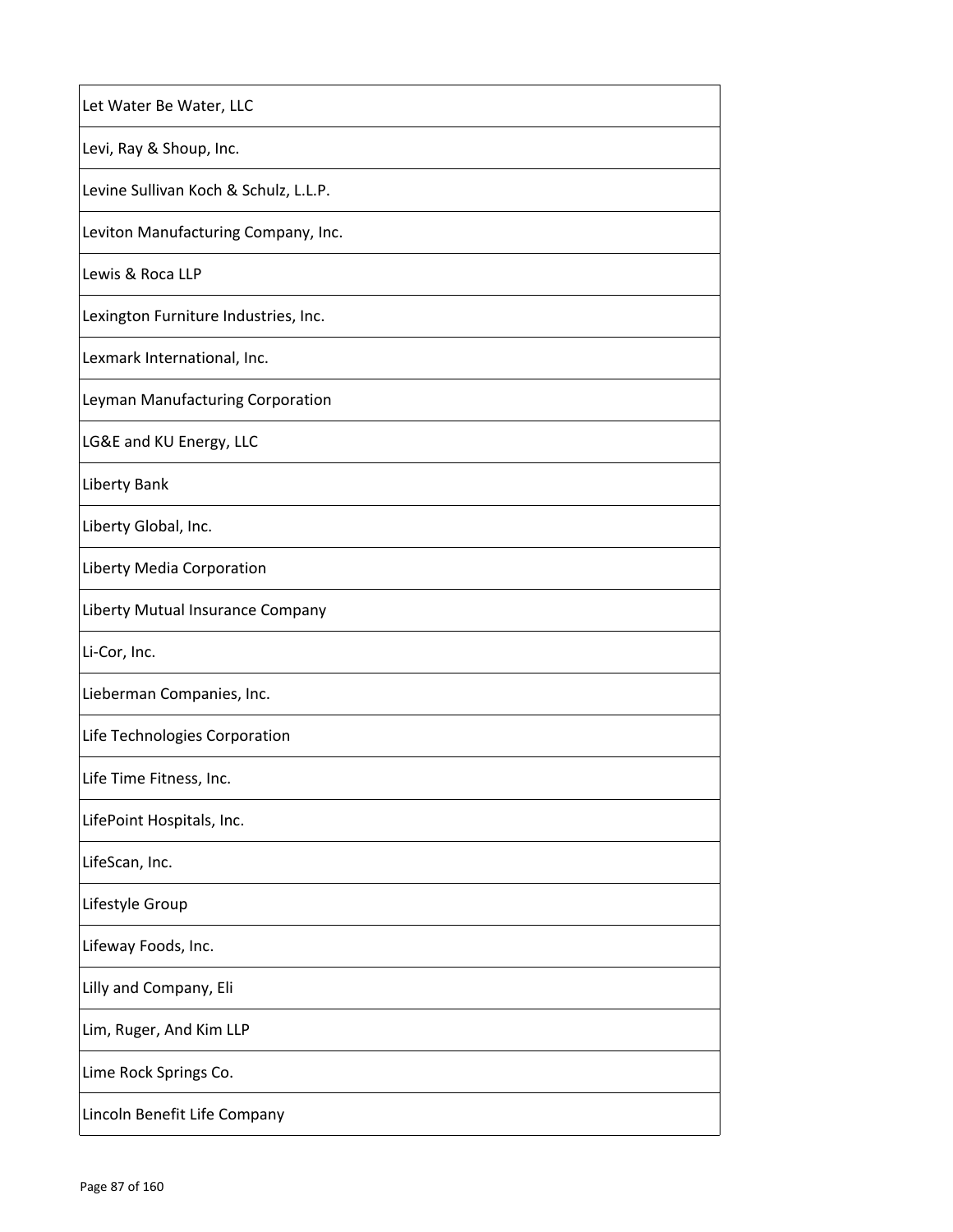| Let Water Be Water, LLC |
|---|
| Levi, Ray & Shoup, Inc. |
| Levine Sullivan Koch & Schulz, L.L.P. |
| Leviton Manufacturing Company, Inc. |
| Lewis & Roca LLP |
| Lexington Furniture Industries, Inc. |
| Lexmark International, Inc. |
| Leyman Manufacturing Corporation |
| LG&E and KU Energy, LLC |
| Liberty Bank |
| Liberty Global, Inc. |
| Liberty Media Corporation |
| Liberty Mutual Insurance Company |
| Li-Cor, Inc. |
| Lieberman Companies, Inc. |
| Life Technologies Corporation |
| Life Time Fitness, Inc. |
| LifePoint Hospitals, Inc. |
| LifeScan, Inc. |
| Lifestyle Group |
| Lifeway Foods, Inc. |
| Lilly and Company, Eli |
| Lim, Ruger, And Kim LLP |
| Lime Rock Springs Co. |
| Lincoln Benefit Life Company |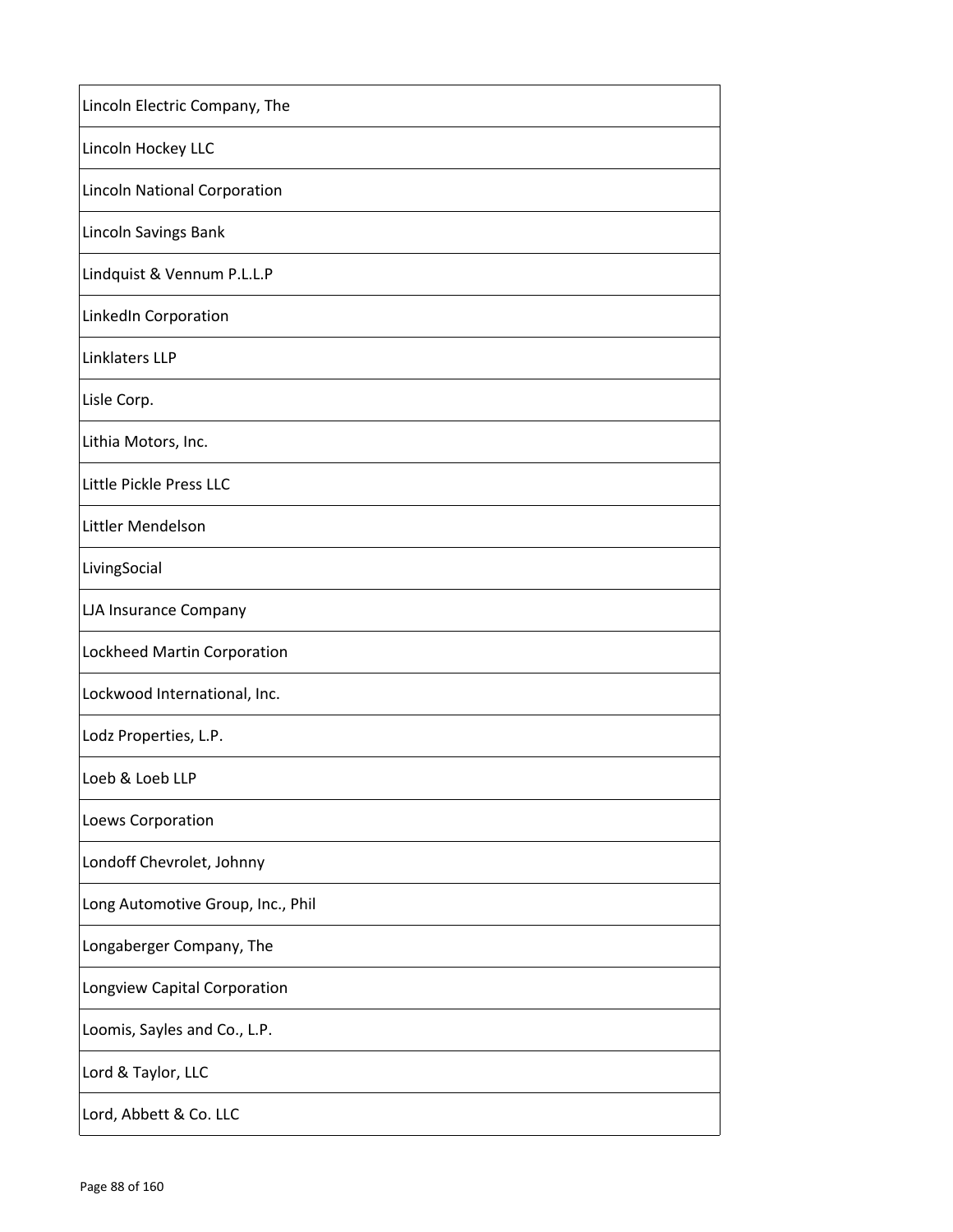| Lincoln Electric Company, The |
|---|
| Lincoln Hockey LLC |
| Lincoln National Corporation |
| Lincoln Savings Bank |
| Lindquist & Vennum P.L.L.P |
| LinkedIn Corporation |
| Linklaters LLP |
| Lisle Corp. |
| Lithia Motors, Inc. |
| Little Pickle Press LLC |
| Littler Mendelson |
| LivingSocial |
| LJA Insurance Company |
| Lockheed Martin Corporation |
| Lockwood International, Inc. |
| Lodz Properties, L.P. |
| Loeb & Loeb LLP |
| Loews Corporation |
| Londoff Chevrolet, Johnny |
| Long Automotive Group, Inc., Phil |
| Longaberger Company, The |
| Longview Capital Corporation |
| Loomis, Sayles and Co., L.P. |
| Lord & Taylor, LLC |
| Lord, Abbett & Co. LLC |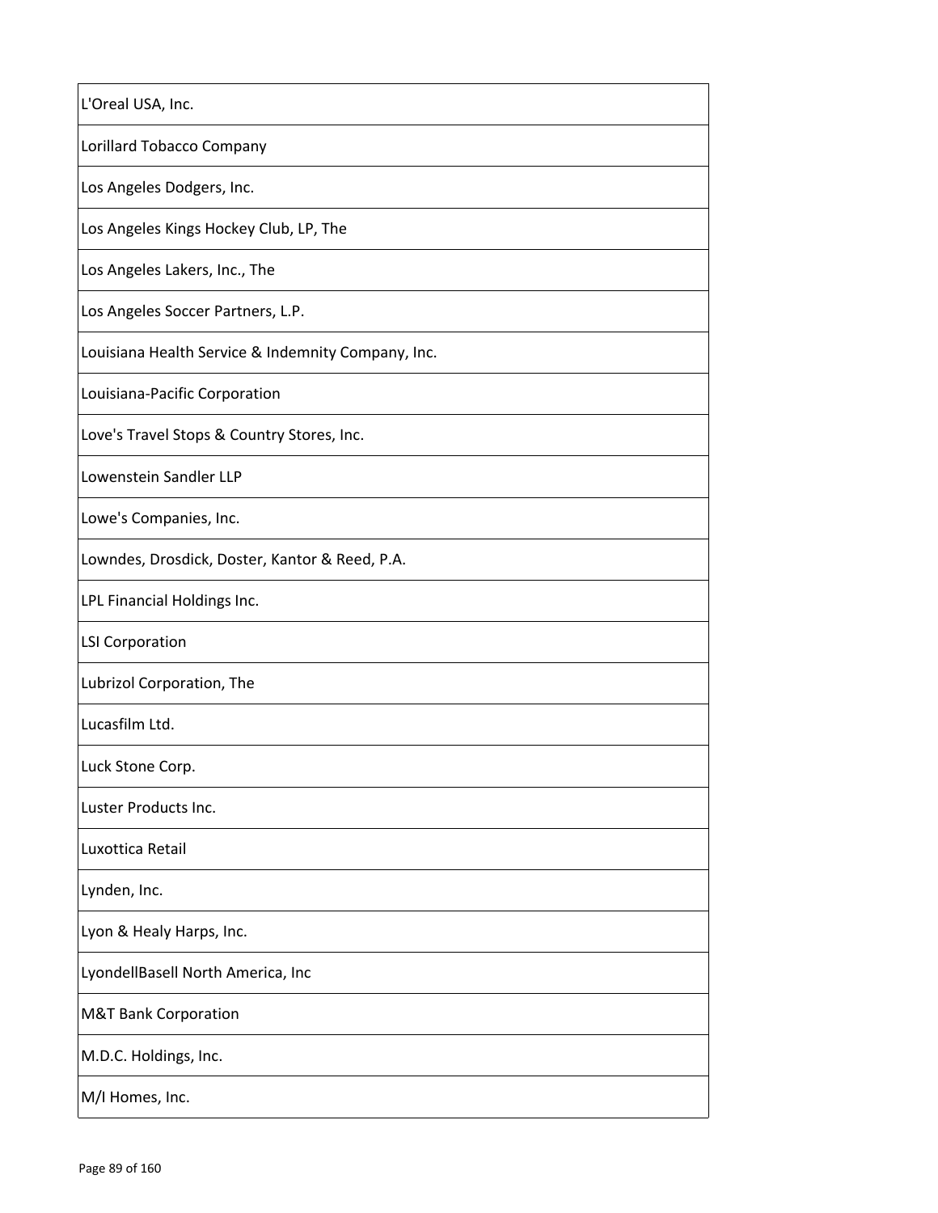| L'Oreal USA, Inc. |
| --- |
| Lorillard Tobacco Company |
| Los Angeles Dodgers, Inc. |
| Los Angeles Kings Hockey Club, LP, The |
| Los Angeles Lakers, Inc., The |
| Los Angeles Soccer Partners, L.P. |
| Louisiana Health Service & Indemnity Company, Inc. |
| Louisiana-Pacific Corporation |
| Love's Travel Stops & Country Stores, Inc. |
| Lowenstein Sandler LLP |
| Lowe's Companies, Inc. |
| Lowndes, Drosdick, Doster, Kantor & Reed, P.A. |
| LPL Financial Holdings Inc. |
| LSI Corporation |
| Lubrizol Corporation, The |
| Lucasfilm Ltd. |
| Luck Stone Corp. |
| Luster Products Inc. |
| Luxottica Retail |
| Lynden, Inc. |
| Lyon & Healy Harps, Inc. |
| LyondellBasell North America, Inc |
| M&T Bank Corporation |
| M.D.C. Holdings, Inc. |
| M/I Homes, Inc. |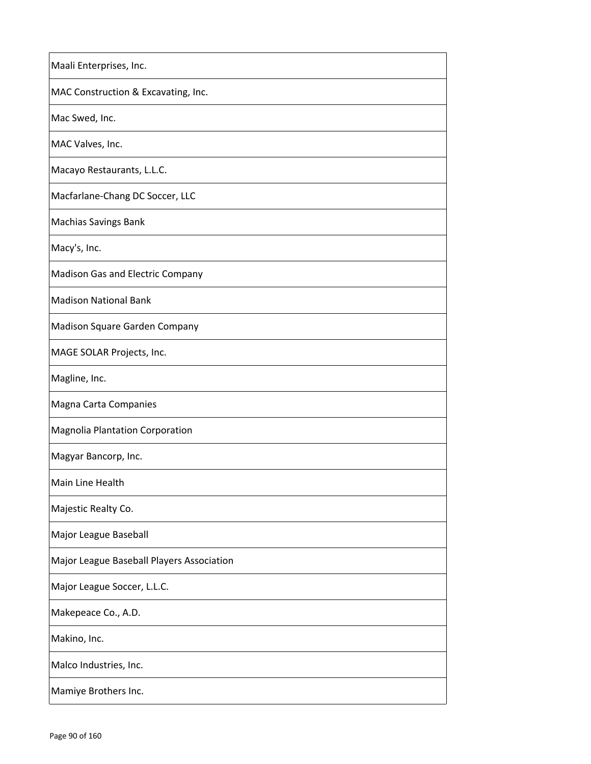| Maali Enterprises, Inc. |
|---|
| MAC Construction & Excavating, Inc. |
| Mac Swed, Inc. |
| MAC Valves, Inc. |
| Macayo Restaurants, L.L.C. |
| Macfarlane-Chang DC Soccer, LLC |
| Machias Savings Bank |
| Macy's, Inc. |
| Madison Gas and Electric Company |
| Madison National Bank |
| Madison Square Garden Company |
| MAGE SOLAR Projects, Inc. |
| Magline, Inc. |
| Magna Carta Companies |
| Magnolia Plantation Corporation |
| Magyar Bancorp, Inc. |
| Main Line Health |
| Majestic Realty Co. |
| Major League Baseball |
| Major League Baseball Players Association |
| Major League Soccer, L.L.C. |
| Makepeace Co., A.D. |
| Makino, Inc. |
| Malco Industries, Inc. |
| Mamiye Brothers Inc. |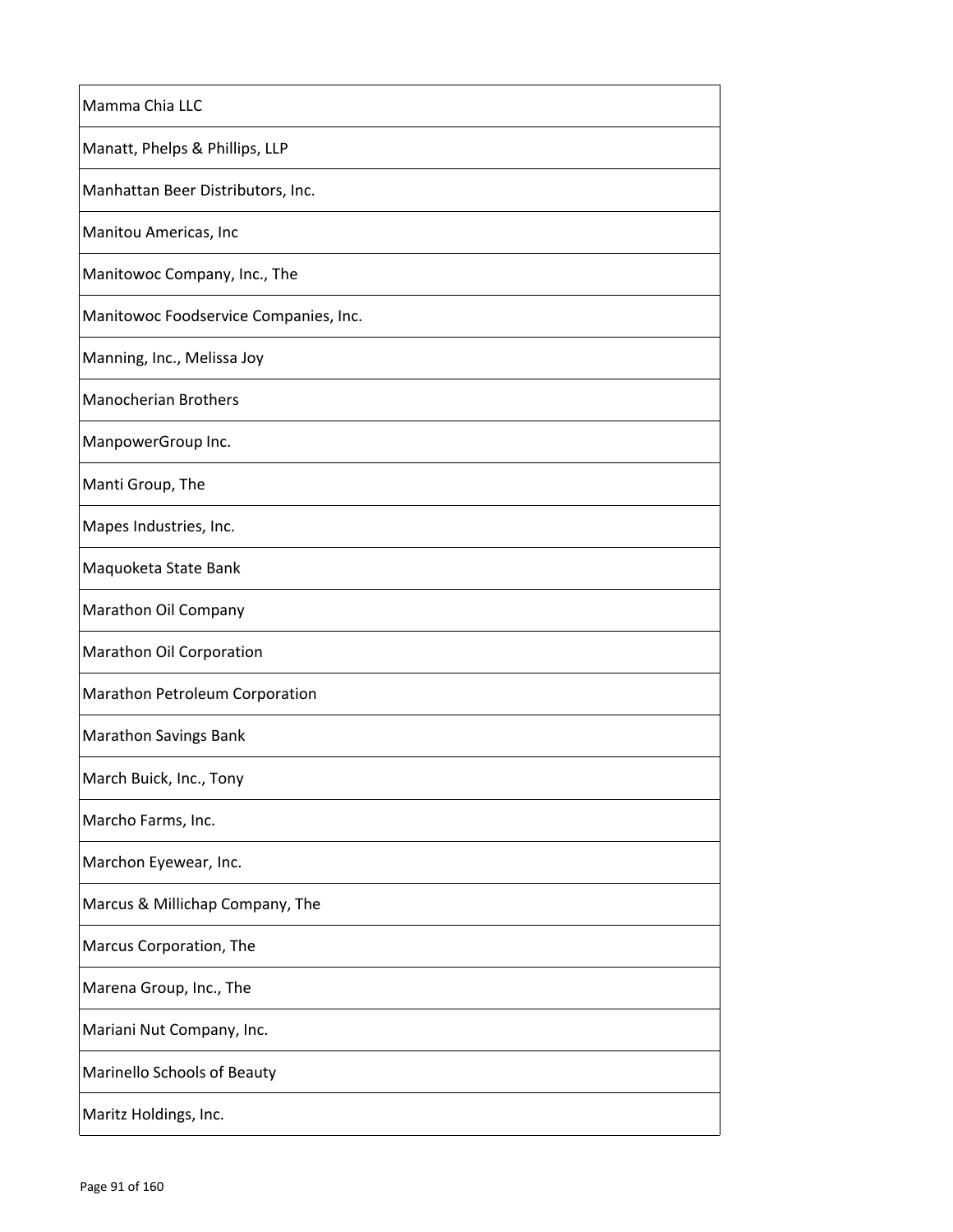| Mamma Chia LLC |
|---|
| Manatt, Phelps & Phillips, LLP |
| Manhattan Beer Distributors, Inc. |
| Manitou Americas, Inc |
| Manitowoc Company, Inc., The |
| Manitowoc Foodservice Companies, Inc. |
| Manning, Inc., Melissa Joy |
| Manocherian Brothers |
| ManpowerGroup Inc. |
| Manti Group, The |
| Mapes Industries, Inc. |
| Maquoketa State Bank |
| Marathon Oil Company |
| Marathon Oil Corporation |
| Marathon Petroleum Corporation |
| Marathon Savings Bank |
| March Buick, Inc., Tony |
| Marcho Farms, Inc. |
| Marchon Eyewear, Inc. |
| Marcus & Millichap Company, The |
| Marcus Corporation, The |
| Marena Group, Inc., The |
| Mariani Nut Company, Inc. |
| Marinello Schools of Beauty |
| Maritz Holdings, Inc. |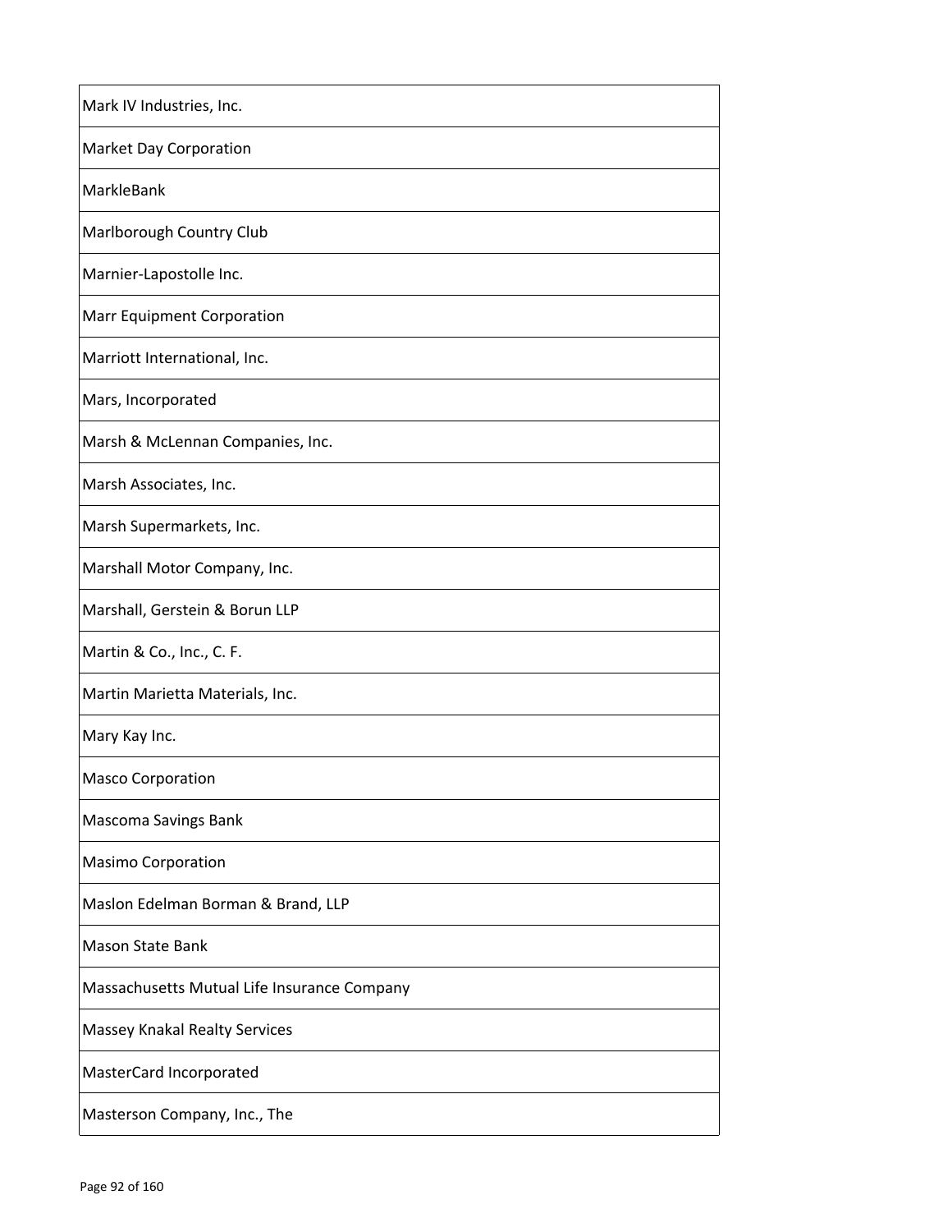| Mark IV Industries, Inc. |
|---|
| Market Day Corporation |
| MarkleBank |
| Marlborough Country Club |
| Marnier-Lapostolle Inc. |
| Marr Equipment Corporation |
| Marriott International, Inc. |
| Mars, Incorporated |
| Marsh & McLennan Companies, Inc. |
| Marsh Associates, Inc. |
| Marsh Supermarkets, Inc. |
| Marshall Motor Company, Inc. |
| Marshall, Gerstein & Borun LLP |
| Martin & Co., Inc., C. F. |
| Martin Marietta Materials, Inc. |
| Mary Kay Inc. |
| Masco Corporation |
| Mascoma Savings Bank |
| Masimo Corporation |
| Maslon Edelman Borman & Brand, LLP |
| Mason State Bank |
| Massachusetts Mutual Life Insurance Company |
| Massey Knakal Realty Services |
| MasterCard Incorporated |
| Masterson Company, Inc., The |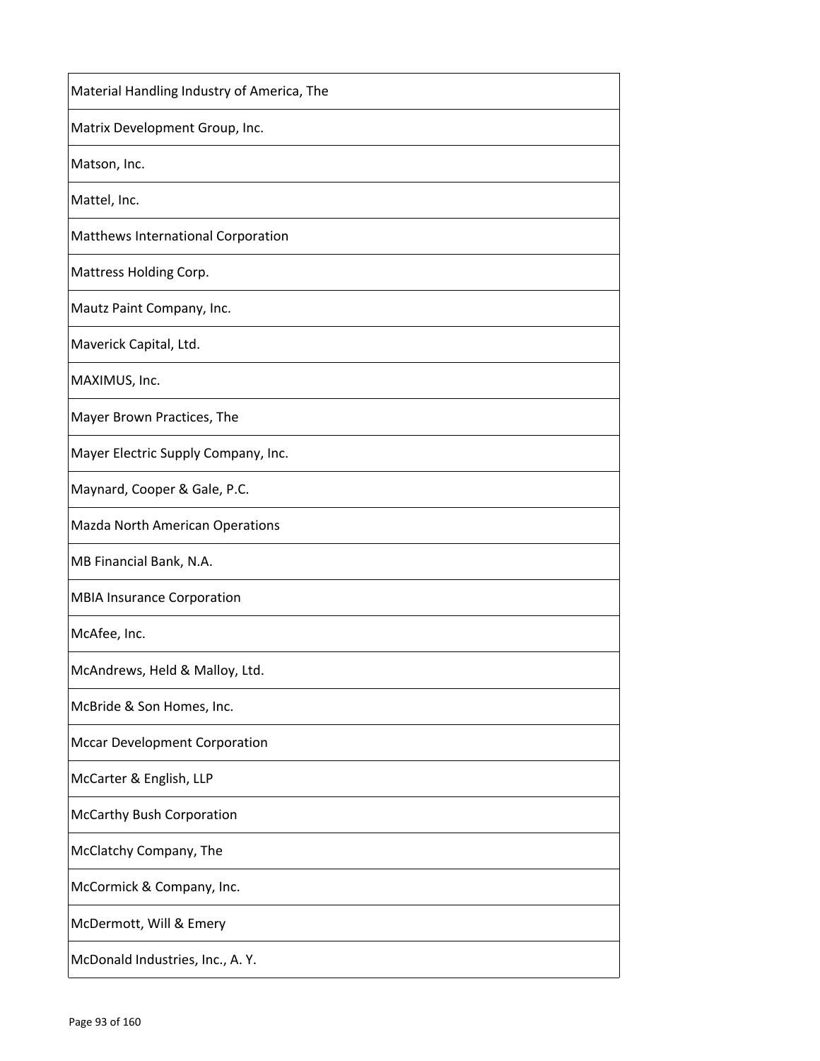| Material Handling Industry of America, The |
|---|
| Matrix Development Group, Inc. |
| Matson, Inc. |
| Mattel, Inc. |
| Matthews International Corporation |
| Mattress Holding Corp. |
| Mautz Paint Company, Inc. |
| Maverick Capital, Ltd. |
| MAXIMUS, Inc. |
| Mayer Brown Practices, The |
| Mayer Electric Supply Company, Inc. |
| Maynard, Cooper & Gale, P.C. |
| Mazda North American Operations |
| MB Financial Bank, N.A. |
| MBIA Insurance Corporation |
| McAfee, Inc. |
| McAndrews, Held & Malloy, Ltd. |
| McBride & Son Homes, Inc. |
| Mccar Development Corporation |
| McCarter & English, LLP |
| McCarthy Bush Corporation |
| McClatchy Company, The |
| McCormick & Company, Inc. |
| McDermott, Will & Emery |
| McDonald Industries, Inc., A. Y. |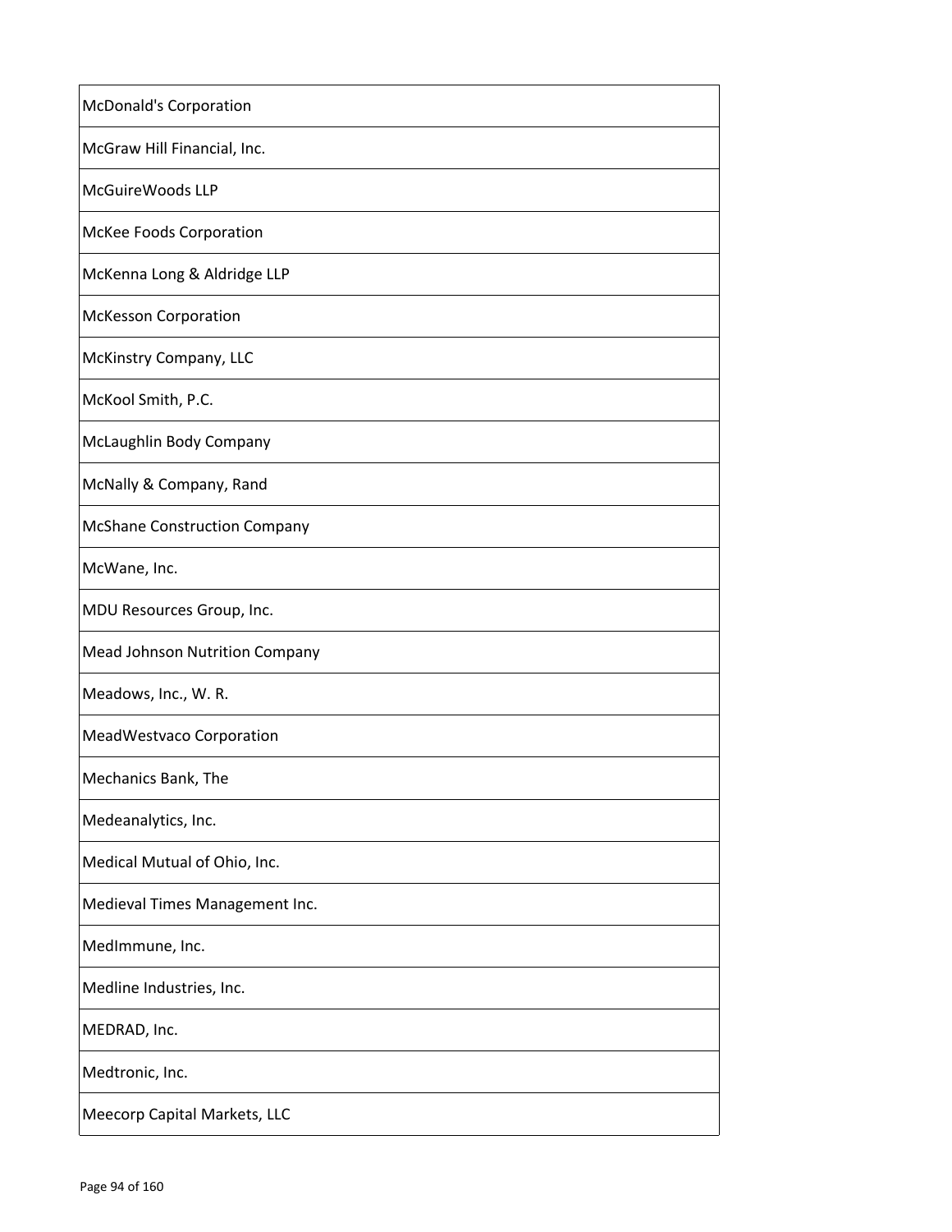| McDonald's Corporation |
|---|
| McGraw Hill Financial, Inc. |
| McGuireWoods LLP |
| McKee Foods Corporation |
| McKenna Long & Aldridge LLP |
| McKesson Corporation |
| McKinstry Company, LLC |
| McKool Smith, P.C. |
| McLaughlin Body Company |
| McNally & Company, Rand |
| McShane Construction Company |
| McWane, Inc. |
| MDU Resources Group, Inc. |
| Mead Johnson Nutrition Company |
| Meadows, Inc., W. R. |
| MeadWestvaco Corporation |
| Mechanics Bank, The |
| Medeanalytics, Inc. |
| Medical Mutual of Ohio, Inc. |
| Medieval Times Management Inc. |
| MedImmune, Inc. |
| Medline Industries, Inc. |
| MEDRAD, Inc. |
| Medtronic, Inc. |
| Meecorp Capital Markets, LLC |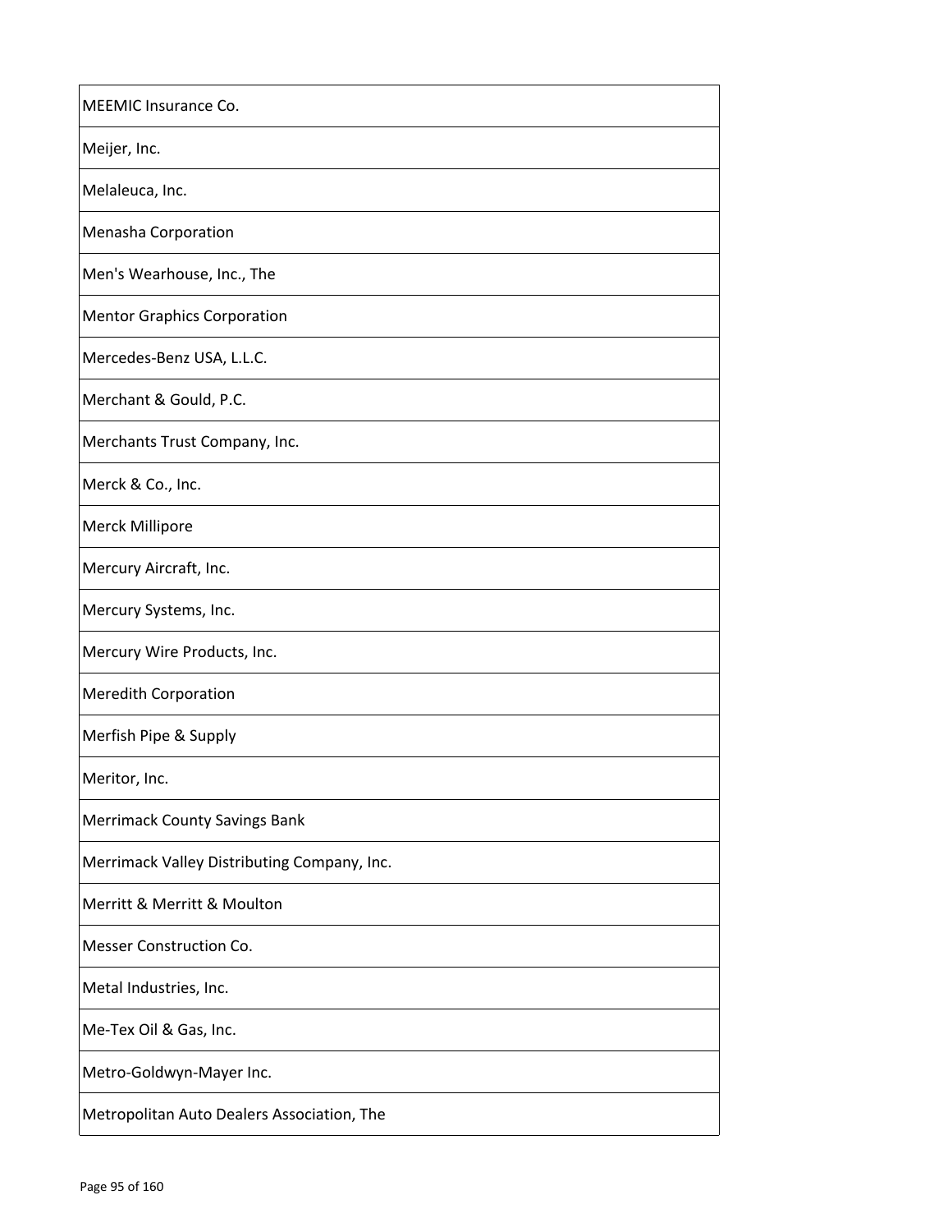| |
|---|
| MEEMIC Insurance Co. |
| Meijer, Inc. |
| Melaleuca, Inc. |
| Menasha Corporation |
| Men's Wearhouse, Inc., The |
| Mentor Graphics Corporation |
| Mercedes-Benz USA, L.L.C. |
| Merchant & Gould, P.C. |
| Merchants Trust Company, Inc. |
| Merck & Co., Inc. |
| Merck Millipore |
| Mercury Aircraft, Inc. |
| Mercury Systems, Inc. |
| Mercury Wire Products, Inc. |
| Meredith Corporation |
| Merfish Pipe & Supply |
| Meritor, Inc. |
| Merrimack County Savings Bank |
| Merrimack Valley Distributing Company, Inc. |
| Merritt & Merritt & Moulton |
| Messer Construction Co. |
| Metal Industries, Inc. |
| Me-Tex Oil & Gas, Inc. |
| Metro-Goldwyn-Mayer Inc. |
| Metropolitan Auto Dealers Association, The |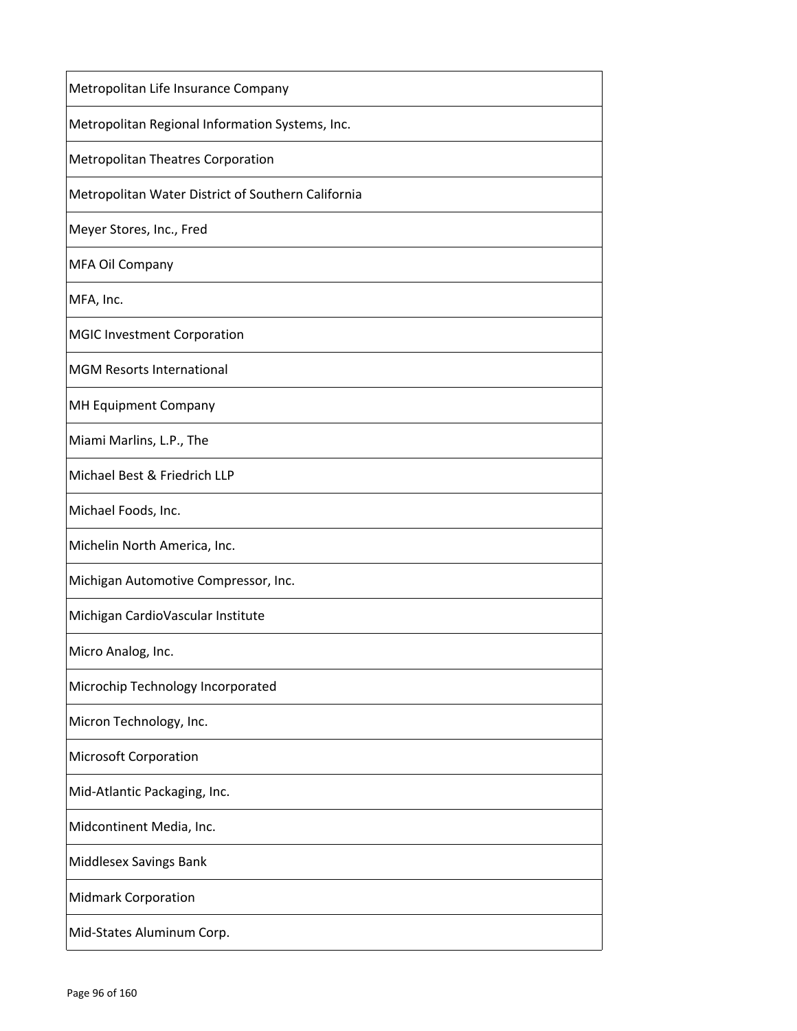| Metropolitan Life Insurance Company |
| --- |
| Metropolitan Regional Information Systems, Inc. |
| Metropolitan Theatres Corporation |
| Metropolitan Water District of Southern California |
| Meyer Stores, Inc., Fred |
| MFA Oil Company |
| MFA, Inc. |
| MGIC Investment Corporation |
| MGM Resorts International |
| MH Equipment Company |
| Miami Marlins, L.P., The |
| Michael Best & Friedrich LLP |
| Michael Foods, Inc. |
| Michelin North America, Inc. |
| Michigan Automotive Compressor, Inc. |
| Michigan CardioVascular Institute |
| Micro Analog, Inc. |
| Microchip Technology Incorporated |
| Micron Technology, Inc. |
| Microsoft Corporation |
| Mid-Atlantic Packaging, Inc. |
| Midcontinent Media, Inc. |
| Middlesex Savings Bank |
| Midmark Corporation |
| Mid-States Aluminum Corp. |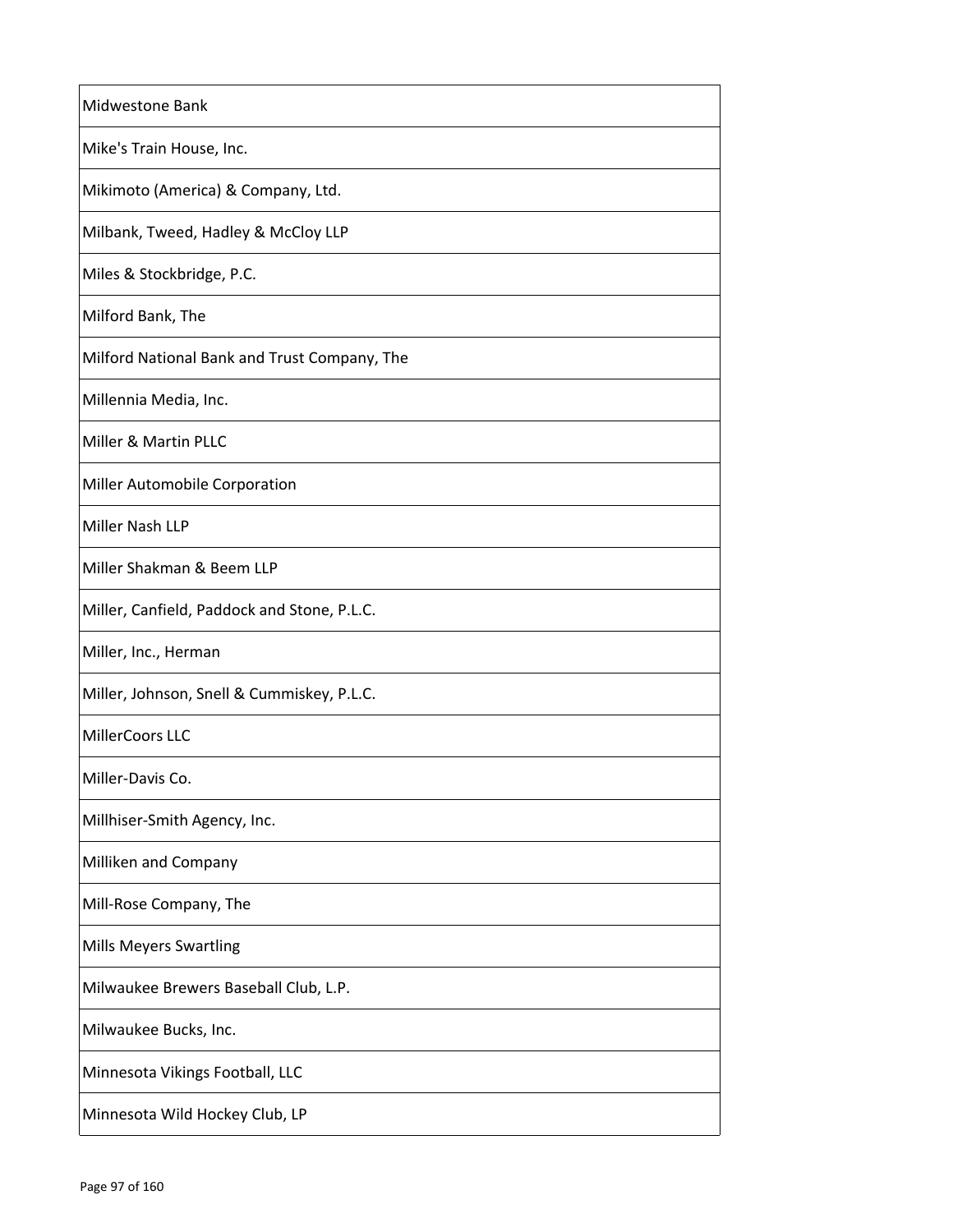| Midwestone Bank |
|---|
| Mike's Train House, Inc. |
| Mikimoto (America) & Company, Ltd. |
| Milbank, Tweed, Hadley & McCloy LLP |
| Miles & Stockbridge, P.C. |
| Milford Bank, The |
| Milford National Bank and Trust Company, The |
| Millennia Media, Inc. |
| Miller & Martin PLLC |
| Miller Automobile Corporation |
| Miller Nash LLP |
| Miller Shakman & Beem LLP |
| Miller, Canfield, Paddock and Stone, P.L.C. |
| Miller, Inc., Herman |
| Miller, Johnson, Snell & Cummiskey, P.L.C. |
| MillerCoors LLC |
| Miller-Davis Co. |
| Millhiser-Smith Agency, Inc. |
| Milliken and Company |
| Mill-Rose Company, The |
| Mills Meyers Swartling |
| Milwaukee Brewers Baseball Club, L.P. |
| Milwaukee Bucks, Inc. |
| Minnesota Vikings Football, LLC |
| Minnesota Wild Hockey Club, LP |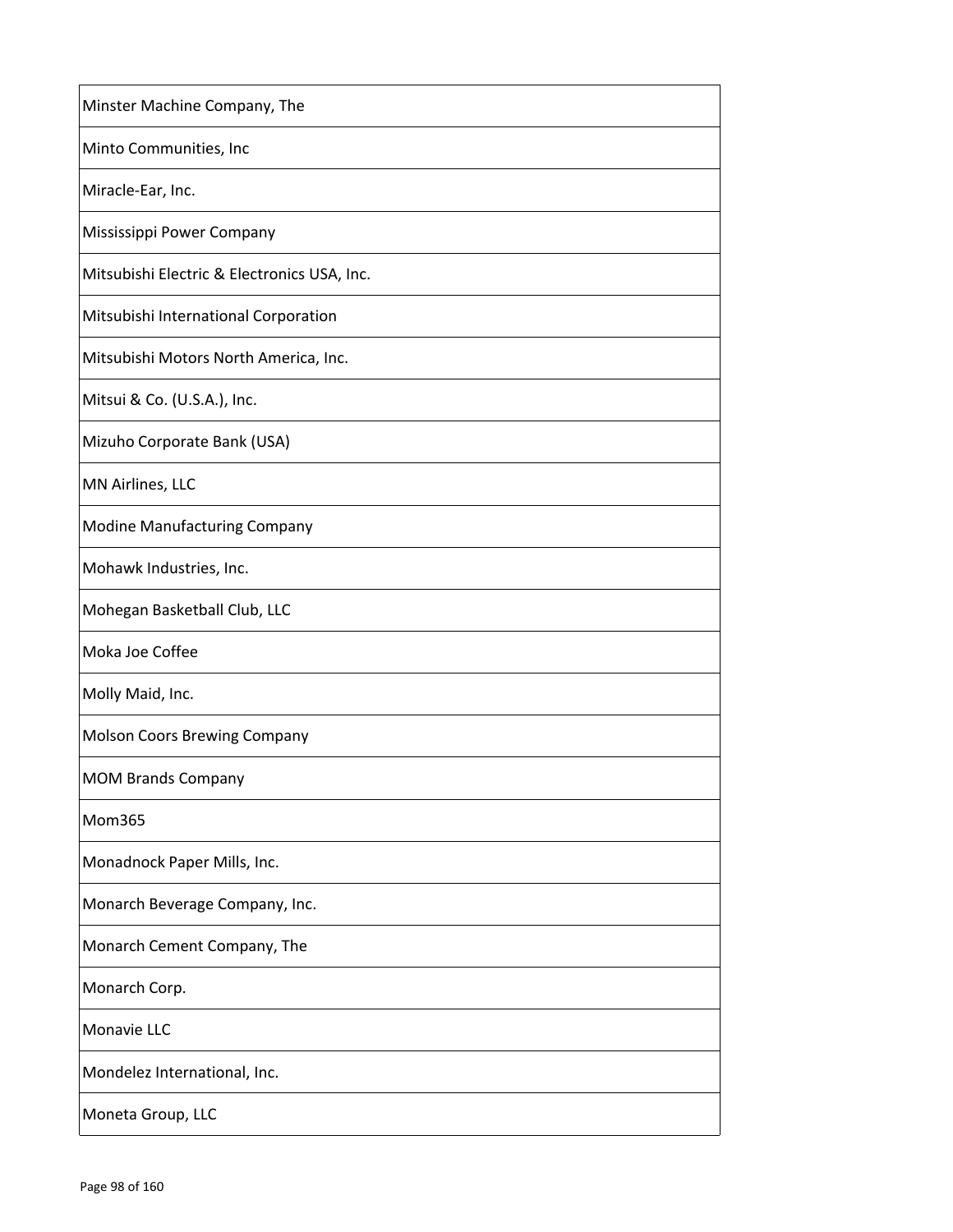| Minster Machine Company, The |
|---|
| Minto Communities, Inc |
| Miracle-Ear, Inc. |
| Mississippi Power Company |
| Mitsubishi Electric & Electronics USA, Inc. |
| Mitsubishi International Corporation |
| Mitsubishi Motors North America, Inc. |
| Mitsui & Co. (U.S.A.), Inc. |
| Mizuho Corporate Bank (USA) |
| MN Airlines, LLC |
| Modine Manufacturing Company |
| Mohawk Industries, Inc. |
| Mohegan Basketball Club, LLC |
| Moka Joe Coffee |
| Molly Maid, Inc. |
| Molson Coors Brewing Company |
| MOM Brands Company |
| Mom365 |
| Monadnock Paper Mills, Inc. |
| Monarch Beverage Company, Inc. |
| Monarch Cement Company, The |
| Monarch Corp. |
| Monavie LLC |
| Mondelez International, Inc. |
| Moneta Group, LLC |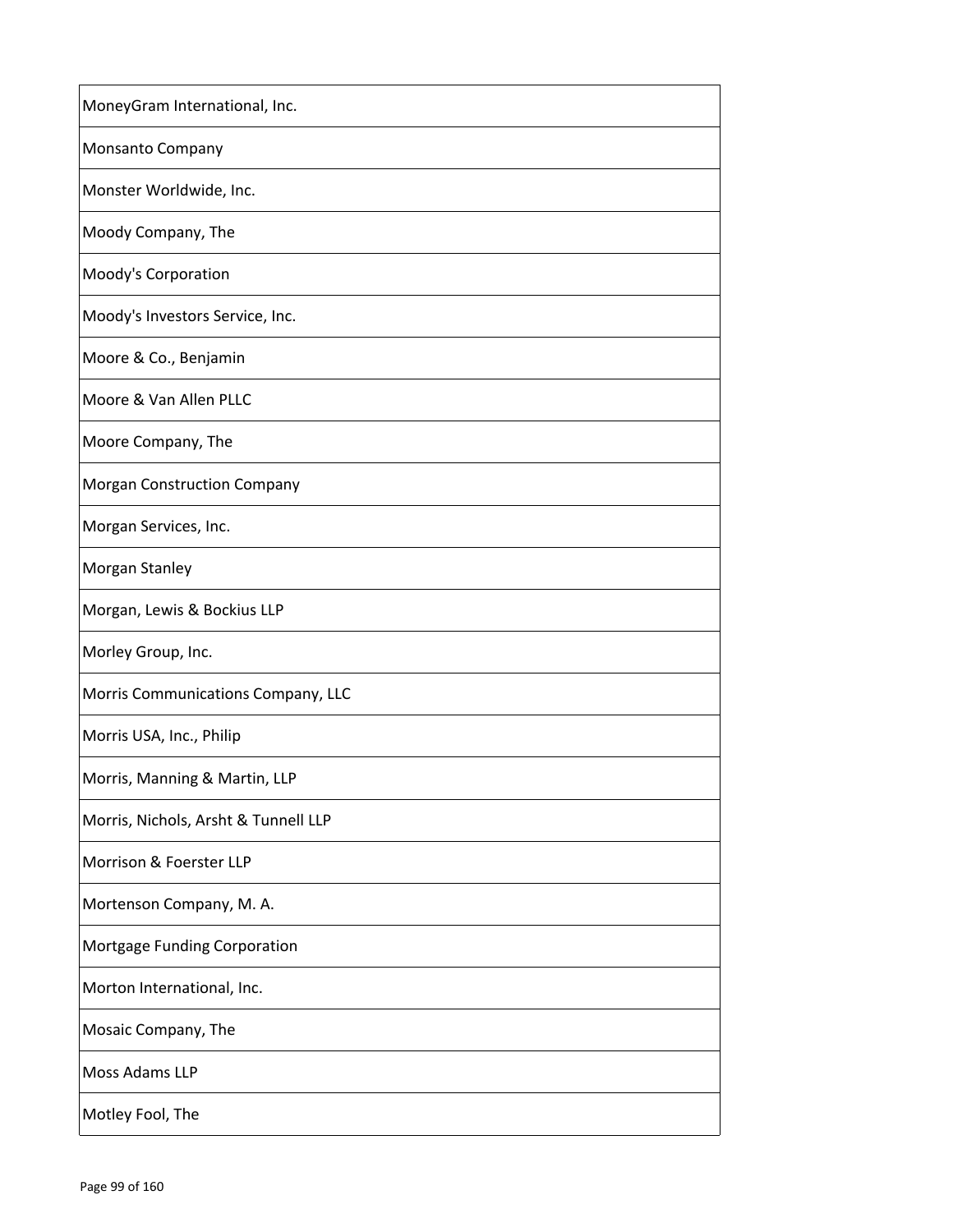| MoneyGram International, Inc. |
|---|
| Monsanto Company |
| Monster Worldwide, Inc. |
| Moody Company, The |
| Moody's Corporation |
| Moody's Investors Service, Inc. |
| Moore & Co., Benjamin |
| Moore & Van Allen PLLC |
| Moore Company, The |
| Morgan Construction Company |
| Morgan Services, Inc. |
| Morgan Stanley |
| Morgan, Lewis & Bockius LLP |
| Morley Group, Inc. |
| Morris Communications Company, LLC |
| Morris USA, Inc., Philip |
| Morris, Manning & Martin, LLP |
| Morris, Nichols, Arsht & Tunnell LLP |
| Morrison & Foerster LLP |
| Mortenson Company, M. A. |
| Mortgage Funding Corporation |
| Morton International, Inc. |
| Mosaic Company, The |
| Moss Adams LLP |
| Motley Fool, The |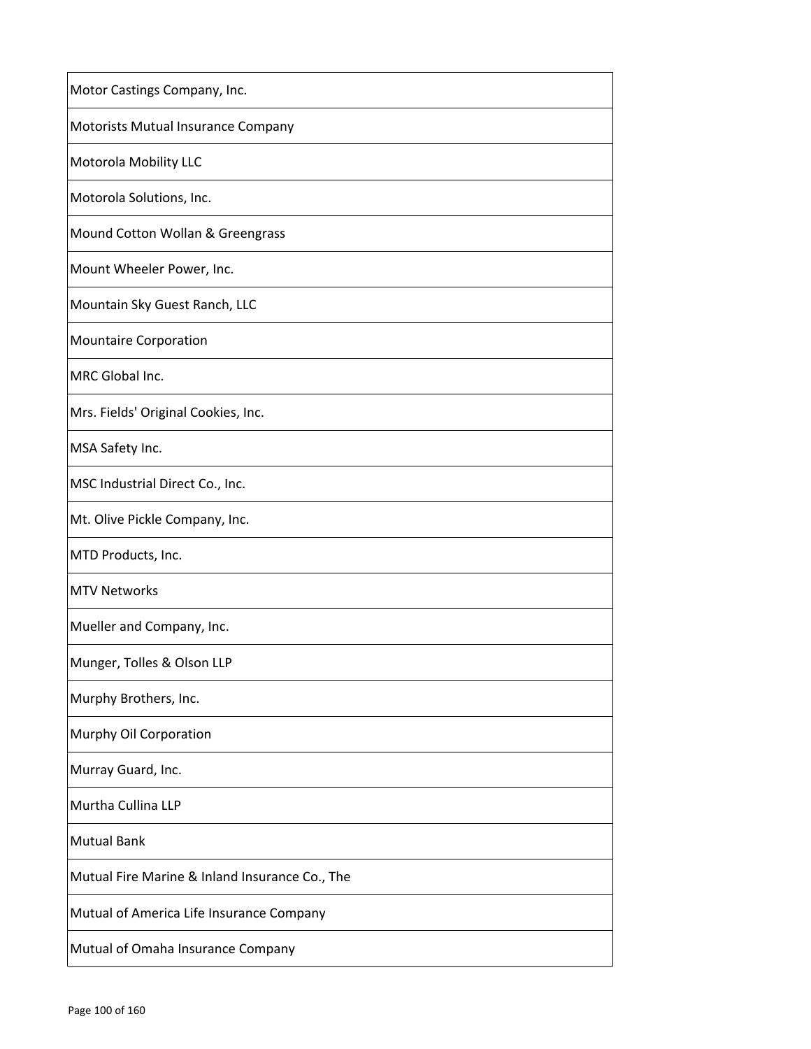| Motor Castings Company, Inc. |
| --- |
| Motorists Mutual Insurance Company |
| Motorola Mobility LLC |
| Motorola Solutions, Inc. |
| Mound Cotton Wollan & Greengrass |
| Mount Wheeler Power, Inc. |
| Mountain Sky Guest Ranch, LLC |
| Mountaire Corporation |
| MRC Global Inc. |
| Mrs. Fields' Original Cookies, Inc. |
| MSA Safety Inc. |
| MSC Industrial Direct Co., Inc. |
| Mt. Olive Pickle Company, Inc. |
| MTD Products, Inc. |
| MTV Networks |
| Mueller and Company, Inc. |
| Munger, Tolles & Olson LLP |
| Murphy Brothers, Inc. |
| Murphy Oil Corporation |
| Murray Guard, Inc. |
| Murtha Cullina LLP |
| Mutual Bank |
| Mutual Fire Marine & Inland Insurance Co., The |
| Mutual of America Life Insurance Company |
| Mutual of Omaha Insurance Company |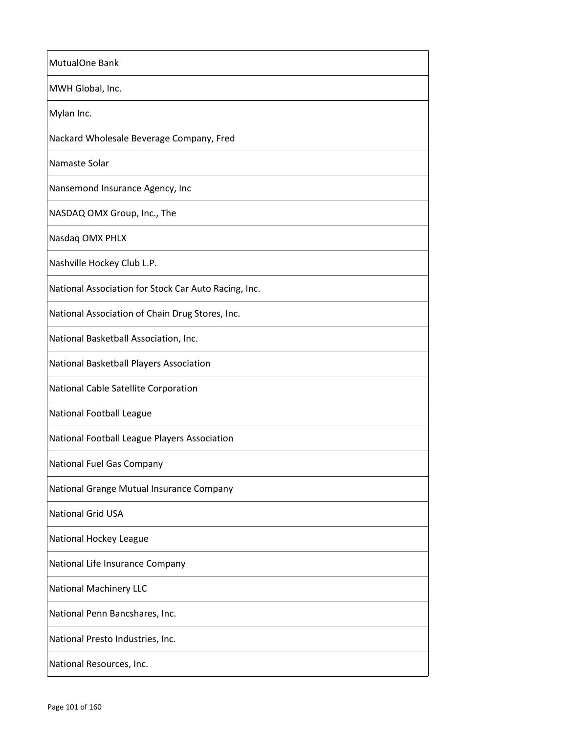| MutualOne Bank |
| --- |
| MWH Global, Inc. |
| Mylan Inc. |
| Nackard Wholesale Beverage Company, Fred |
| Namaste Solar |
| Nansemond Insurance Agency, Inc |
| NASDAQ OMX Group, Inc., The |
| Nasdaq OMX PHLX |
| Nashville Hockey Club L.P. |
| National Association for Stock Car Auto Racing, Inc. |
| National Association of Chain Drug Stores, Inc. |
| National Basketball Association, Inc. |
| National Basketball Players Association |
| National Cable Satellite Corporation |
| National Football League |
| National Football League Players Association |
| National Fuel Gas Company |
| National Grange Mutual Insurance Company |
| National Grid USA |
| National Hockey League |
| National Life Insurance Company |
| National Machinery LLC |
| National Penn Bancshares, Inc. |
| National Presto Industries, Inc. |
| National Resources, Inc. |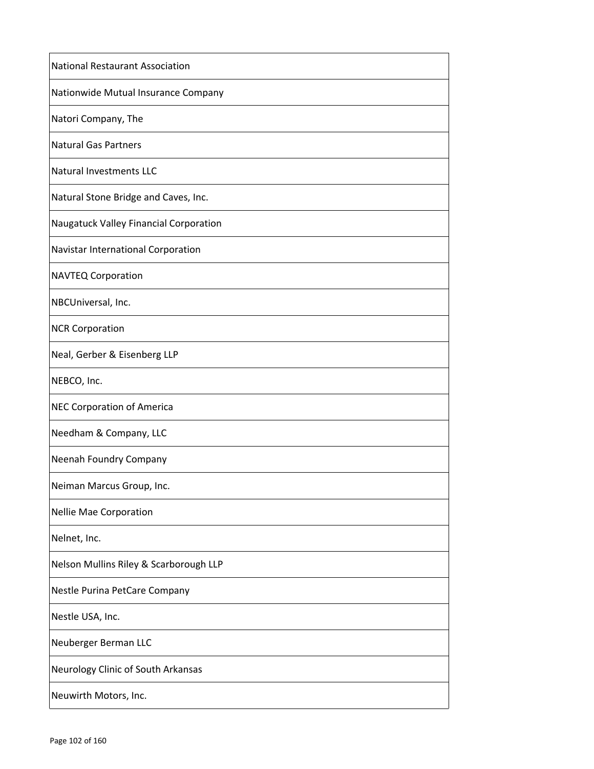| National Restaurant Association |
| --- |
| Nationwide Mutual Insurance Company |
| Natori Company, The |
| Natural Gas Partners |
| Natural Investments LLC |
| Natural Stone Bridge and Caves, Inc. |
| Naugatuck Valley Financial Corporation |
| Navistar International Corporation |
| NAVTEQ Corporation |
| NBCUniversal, Inc. |
| NCR Corporation |
| Neal, Gerber & Eisenberg LLP |
| NEBCO, Inc. |
| NEC Corporation of America |
| Needham & Company, LLC |
| Neenah Foundry Company |
| Neiman Marcus Group, Inc. |
| Nellie Mae Corporation |
| Nelnet, Inc. |
| Nelson Mullins Riley & Scarborough LLP |
| Nestle Purina PetCare Company |
| Nestle USA, Inc. |
| Neuberger Berman LLC |
| Neurology Clinic of South Arkansas |
| Neuwirth Motors, Inc. |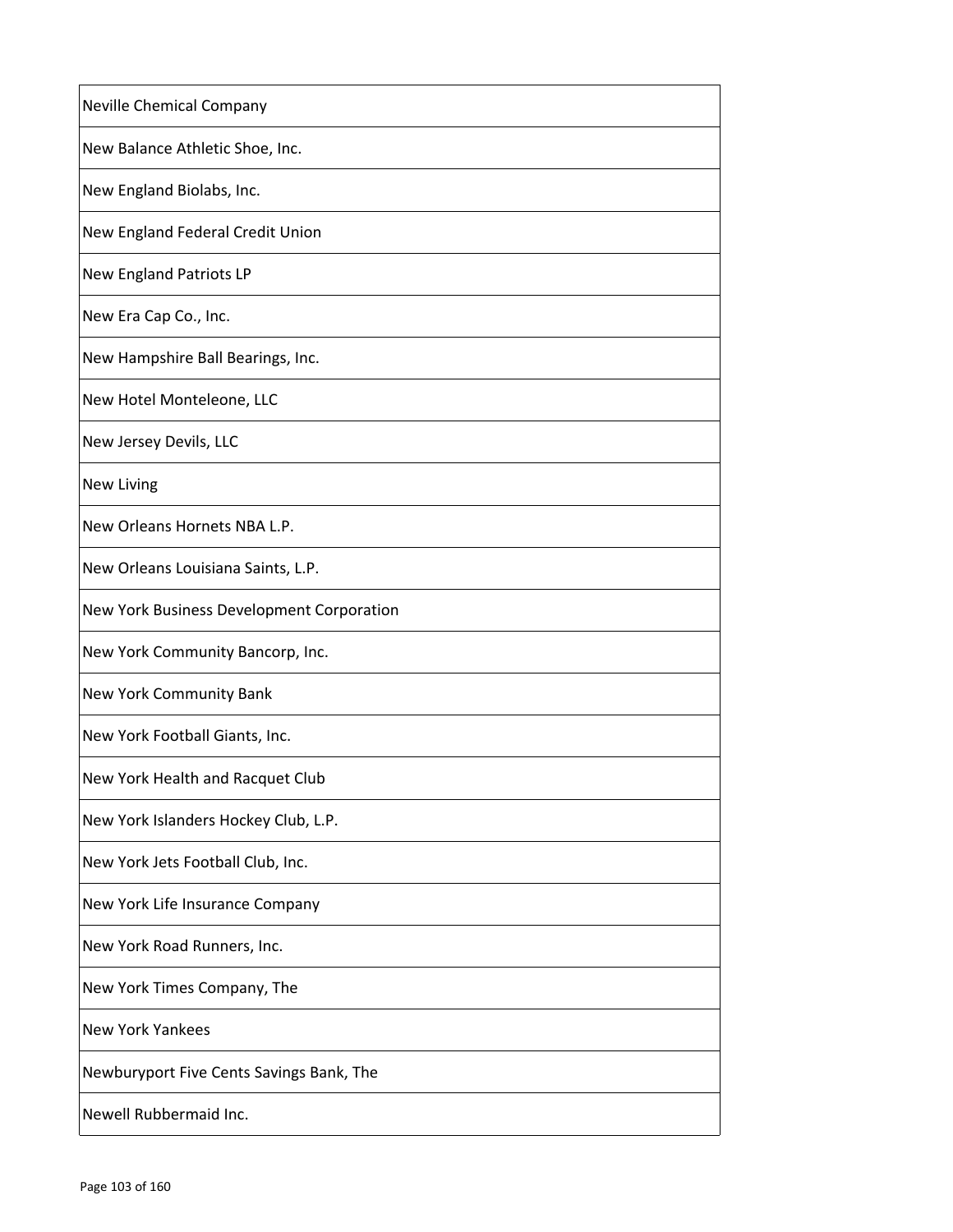| Neville Chemical Company |
| --- |
| New Balance Athletic Shoe, Inc. |
| New England Biolabs, Inc. |
| New England Federal Credit Union |
| New England Patriots LP |
| New Era Cap Co., Inc. |
| New Hampshire Ball Bearings, Inc. |
| New Hotel Monteleone, LLC |
| New Jersey Devils, LLC |
| New Living |
| New Orleans Hornets NBA L.P. |
| New Orleans Louisiana Saints, L.P. |
| New York Business Development Corporation |
| New York Community Bancorp, Inc. |
| New York Community Bank |
| New York Football Giants, Inc. |
| New York Health and Racquet Club |
| New York Islanders Hockey Club, L.P. |
| New York Jets Football Club, Inc. |
| New York Life Insurance Company |
| New York Road Runners, Inc. |
| New York Times Company, The |
| New York Yankees |
| Newburyport Five Cents Savings Bank, The |
| Newell Rubbermaid Inc. |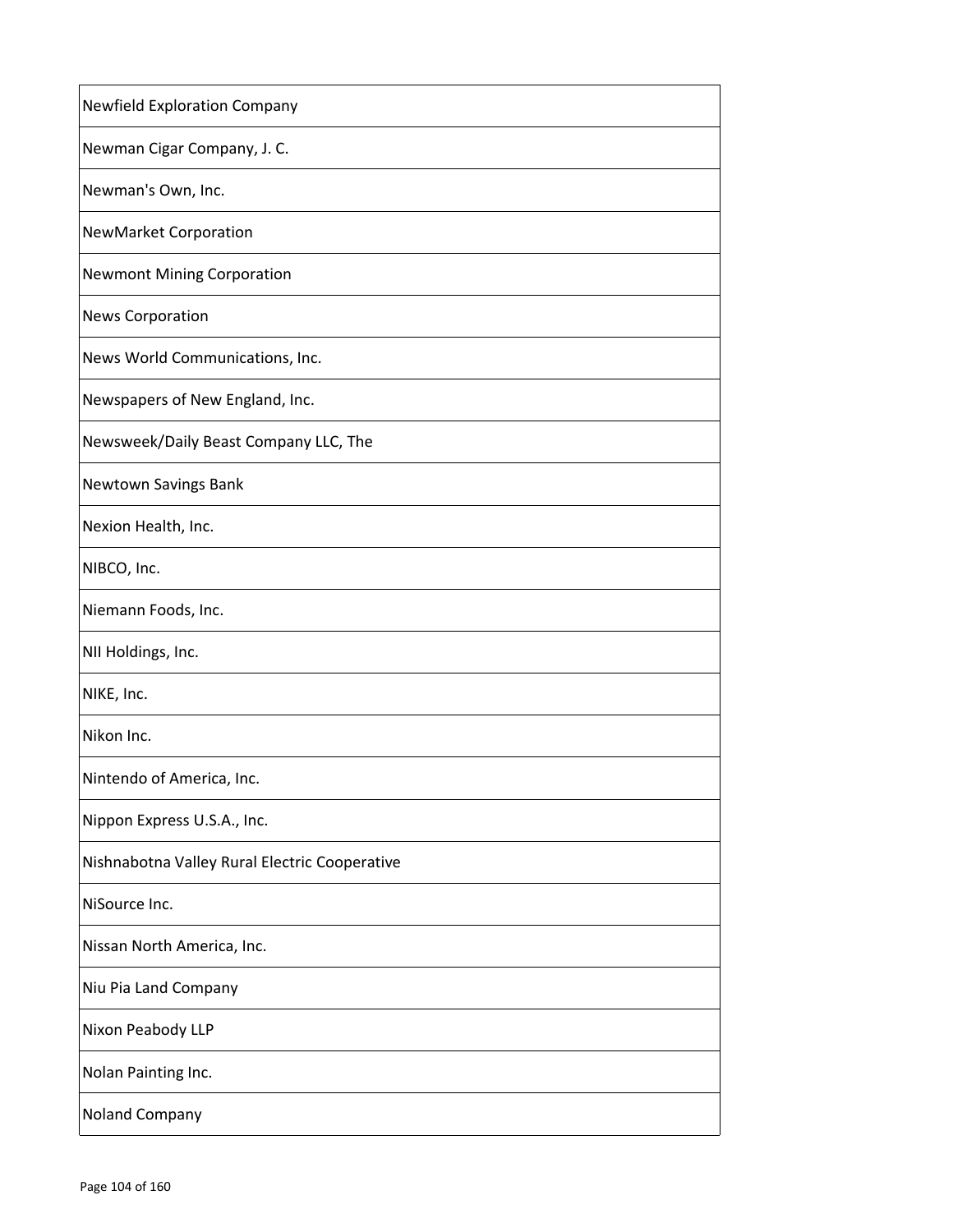| Newfield Exploration Company |
|---|
| Newman Cigar Company, J. C. |
| Newman's Own, Inc. |
| NewMarket Corporation |
| Newmont Mining Corporation |
| News Corporation |
| News World Communications, Inc. |
| Newspapers of New England, Inc. |
| Newsweek/Daily Beast Company LLC, The |
| Newtown Savings Bank |
| Nexion Health, Inc. |
| NIBCO, Inc. |
| Niemann Foods, Inc. |
| NII Holdings, Inc. |
| NIKE, Inc. |
| Nikon Inc. |
| Nintendo of America, Inc. |
| Nippon Express U.S.A., Inc. |
| Nishnabotna Valley Rural Electric Cooperative |
| NiSource Inc. |
| Nissan North America, Inc. |
| Niu Pia Land Company |
| Nixon Peabody LLP |
| Nolan Painting Inc. |
| Noland Company |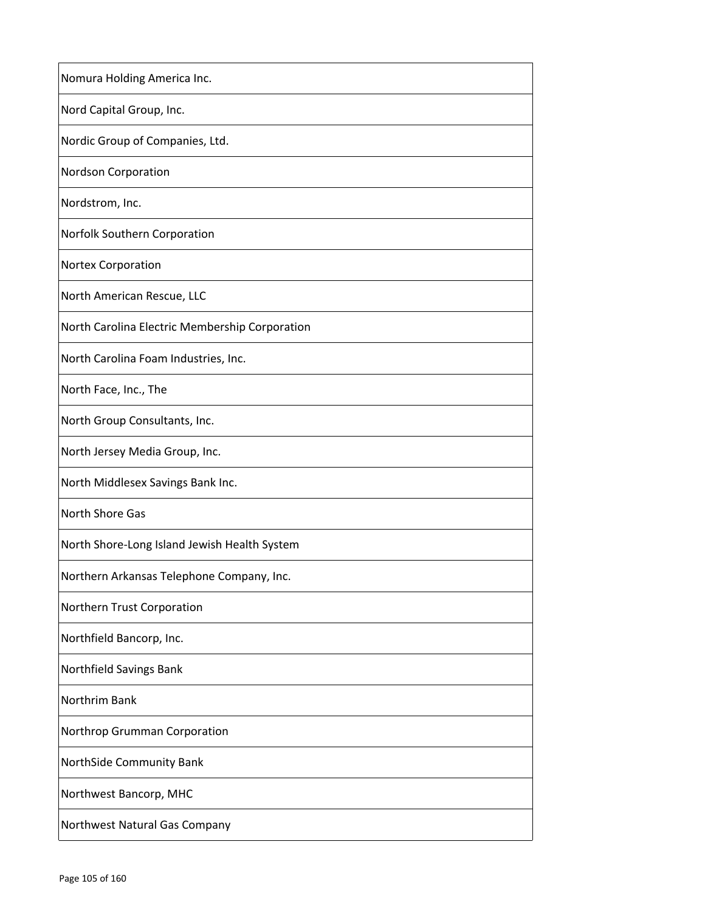| Nomura Holding America Inc. |
|---|
| Nord Capital Group, Inc. |
| Nordic Group of Companies, Ltd. |
| Nordson Corporation |
| Nordstrom, Inc. |
| Norfolk Southern Corporation |
| Nortex Corporation |
| North American Rescue, LLC |
| North Carolina Electric Membership Corporation |
| North Carolina Foam Industries, Inc. |
| North Face, Inc., The |
| North Group Consultants, Inc. |
| North Jersey Media Group, Inc. |
| North Middlesex Savings Bank Inc. |
| North Shore Gas |
| North Shore-Long Island Jewish Health System |
| Northern Arkansas Telephone Company, Inc. |
| Northern Trust Corporation |
| Northfield Bancorp, Inc. |
| Northfield Savings Bank |
| Northrim Bank |
| Northrop Grumman Corporation |
| NorthSide Community Bank |
| Northwest Bancorp, MHC |
| Northwest Natural Gas Company |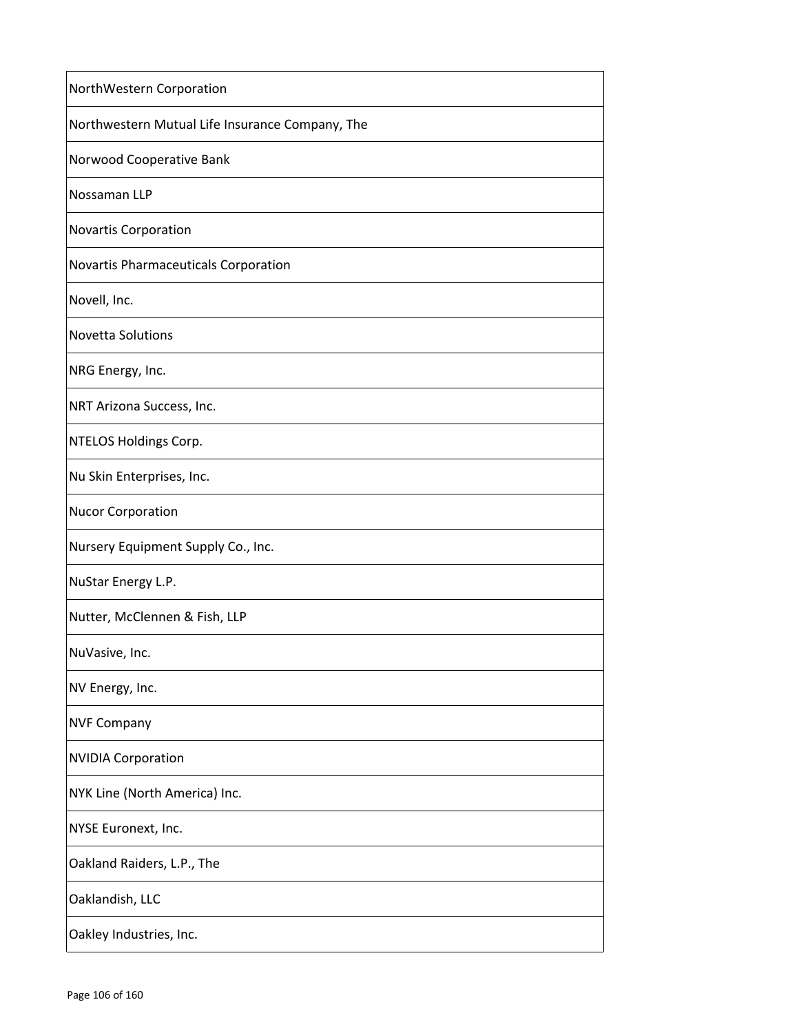| NorthWestern Corporation |
|---|
| Northwestern Mutual Life Insurance Company, The |
| Norwood Cooperative Bank |
| Nossaman LLP |
| Novartis Corporation |
| Novartis Pharmaceuticals Corporation |
| Novell, Inc. |
| Novetta Solutions |
| NRG Energy, Inc. |
| NRT Arizona Success, Inc. |
| NTELOS Holdings Corp. |
| Nu Skin Enterprises, Inc. |
| Nucor Corporation |
| Nursery Equipment Supply Co., Inc. |
| NuStar Energy L.P. |
| Nutter, McClennen & Fish, LLP |
| NuVasive, Inc. |
| NV Energy, Inc. |
| NVF Company |
| NVIDIA Corporation |
| NYK Line (North America) Inc. |
| NYSE Euronext, Inc. |
| Oakland Raiders, L.P., The |
| Oaklandish, LLC |
| Oakley Industries, Inc. |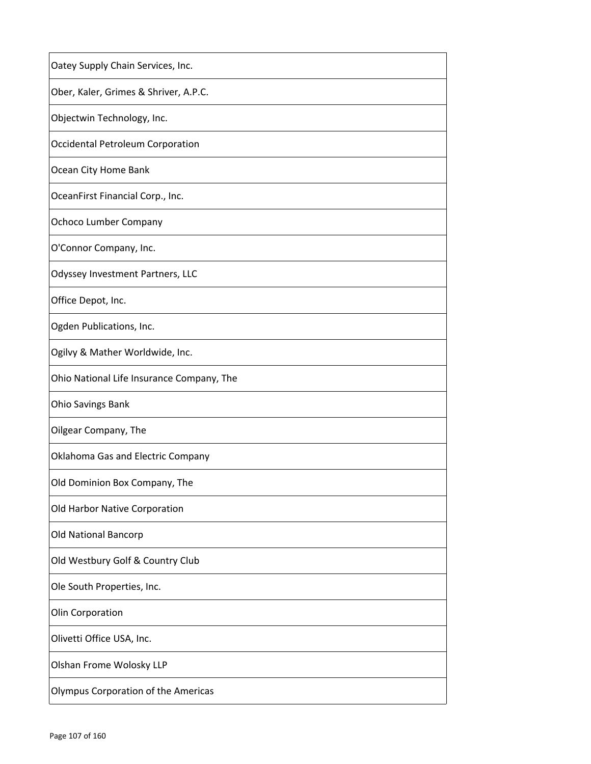| Oatey Supply Chain Services, Inc. |
| --- |
| Ober, Kaler, Grimes & Shriver, A.P.C. |
| Objectwin Technology, Inc. |
| Occidental Petroleum Corporation |
| Ocean City Home Bank |
| OceanFirst Financial Corp., Inc. |
| Ochoco Lumber Company |
| O'Connor Company, Inc. |
| Odyssey Investment Partners, LLC |
| Office Depot, Inc. |
| Ogden Publications, Inc. |
| Ogilvy & Mather Worldwide, Inc. |
| Ohio National Life Insurance Company, The |
| Ohio Savings Bank |
| Oilgear Company, The |
| Oklahoma Gas and Electric Company |
| Old Dominion Box Company, The |
| Old Harbor Native Corporation |
| Old National Bancorp |
| Old Westbury Golf & Country Club |
| Ole South Properties, Inc. |
| Olin Corporation |
| Olivetti Office USA, Inc. |
| Olshan Frome Wolosky LLP |
| Olympus Corporation of the Americas |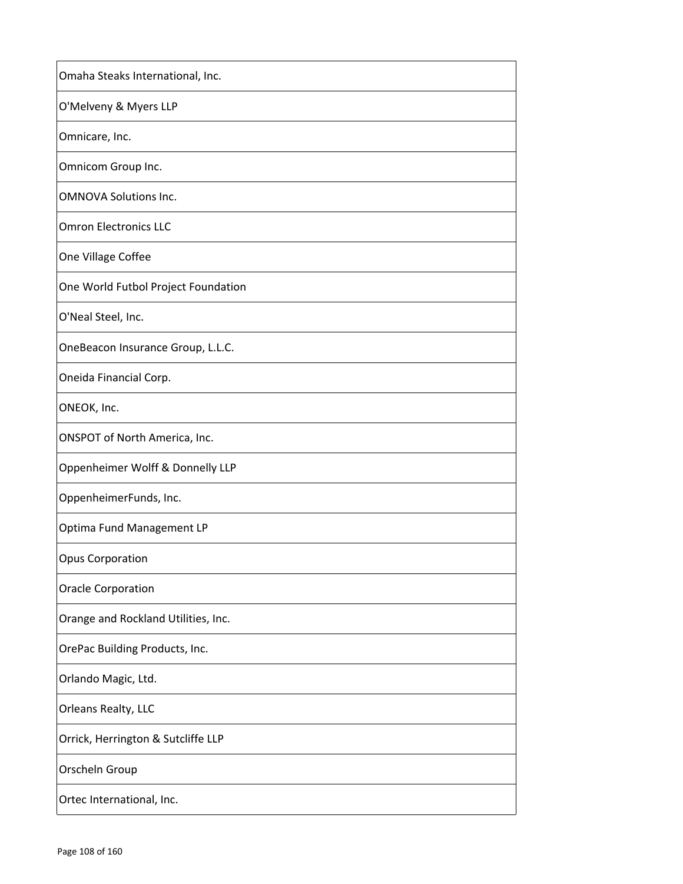| Omaha Steaks International, Inc. |
|---|
| O'Melveny & Myers LLP |
| Omnicare, Inc. |
| Omnicom Group Inc. |
| OMNOVA Solutions Inc. |
| Omron Electronics LLC |
| One Village Coffee |
| One World Futbol Project Foundation |
| O'Neal Steel, Inc. |
| OneBeacon Insurance Group, L.L.C. |
| Oneida Financial Corp. |
| ONEOK, Inc. |
| ONSPOT of North America, Inc. |
| Oppenheimer Wolff & Donnelly LLP |
| OppenheimerFunds, Inc. |
| Optima Fund Management LP |
| Opus Corporation |
| Oracle Corporation |
| Orange and Rockland Utilities, Inc. |
| OrePac Building Products, Inc. |
| Orlando Magic, Ltd. |
| Orleans Realty, LLC |
| Orrick, Herrington & Sutcliffe LLP |
| Orscheln Group |
| Ortec International, Inc. |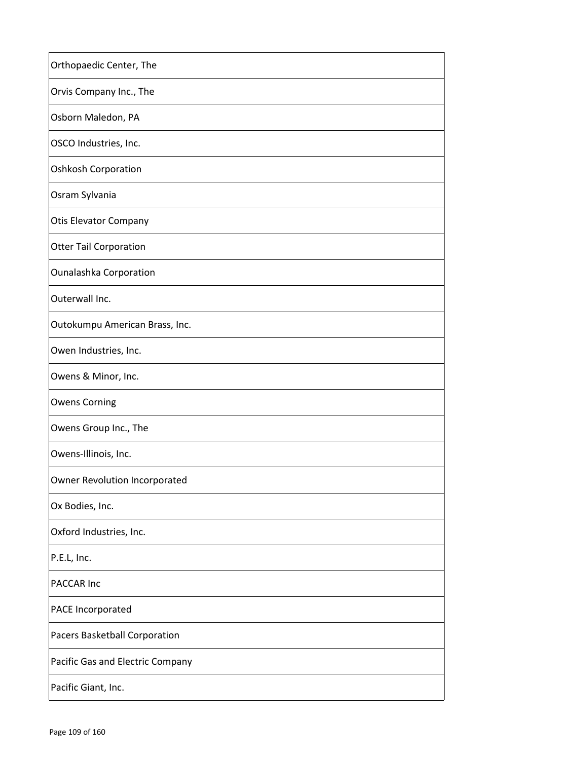| Orthopaedic Center, The |
|---|
| Orvis Company Inc., The |
| Osborn Maledon, PA |
| OSCO Industries, Inc. |
| Oshkosh Corporation |
| Osram Sylvania |
| Otis Elevator Company |
| Otter Tail Corporation |
| Ounalashka Corporation |
| Outerwall Inc. |
| Outokumpu American Brass, Inc. |
| Owen Industries, Inc. |
| Owens & Minor, Inc. |
| Owens Corning |
| Owens Group Inc., The |
| Owens-Illinois, Inc. |
| Owner Revolution Incorporated |
| Ox Bodies, Inc. |
| Oxford Industries, Inc. |
| P.E.L, Inc. |
| PACCAR Inc |
| PACE Incorporated |
| Pacers Basketball Corporation |
| Pacific Gas and Electric Company |
| Pacific Giant, Inc. |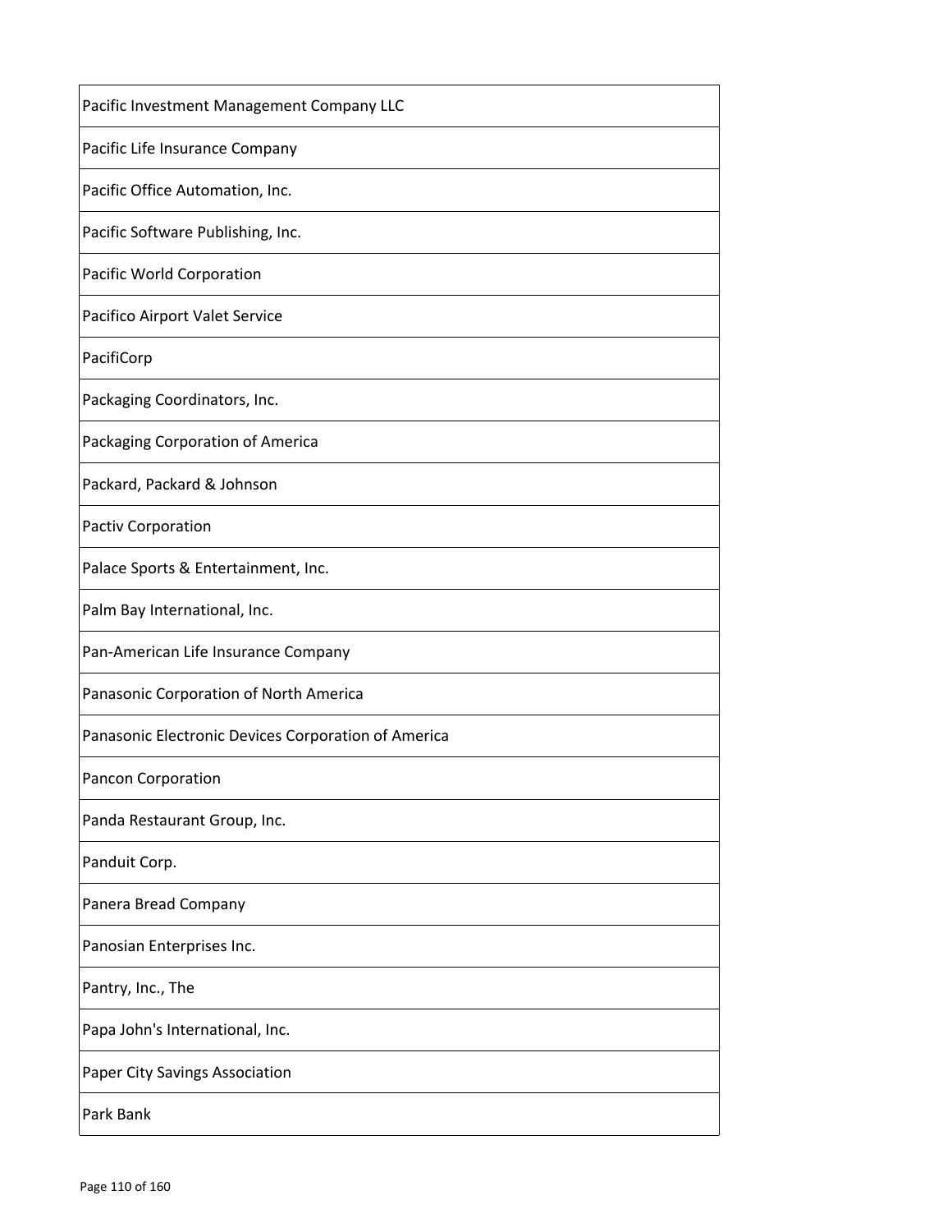| Pacific Investment Management Company LLC |
|---|
| Pacific Life Insurance Company |
| Pacific Office Automation, Inc. |
| Pacific Software Publishing, Inc. |
| Pacific World Corporation |
| Pacifico Airport Valet Service |
| PacifiCorp |
| Packaging Coordinators, Inc. |
| Packaging Corporation of America |
| Packard, Packard & Johnson |
| Pactiv Corporation |
| Palace Sports & Entertainment, Inc. |
| Palm Bay International, Inc. |
| Pan-American Life Insurance Company |
| Panasonic Corporation of North America |
| Panasonic Electronic Devices Corporation of America |
| Pancon Corporation |
| Panda Restaurant Group, Inc. |
| Panduit Corp. |
| Panera Bread Company |
| Panosian Enterprises Inc. |
| Pantry, Inc., The |
| Papa John's International, Inc. |
| Paper City Savings Association |
| Park Bank |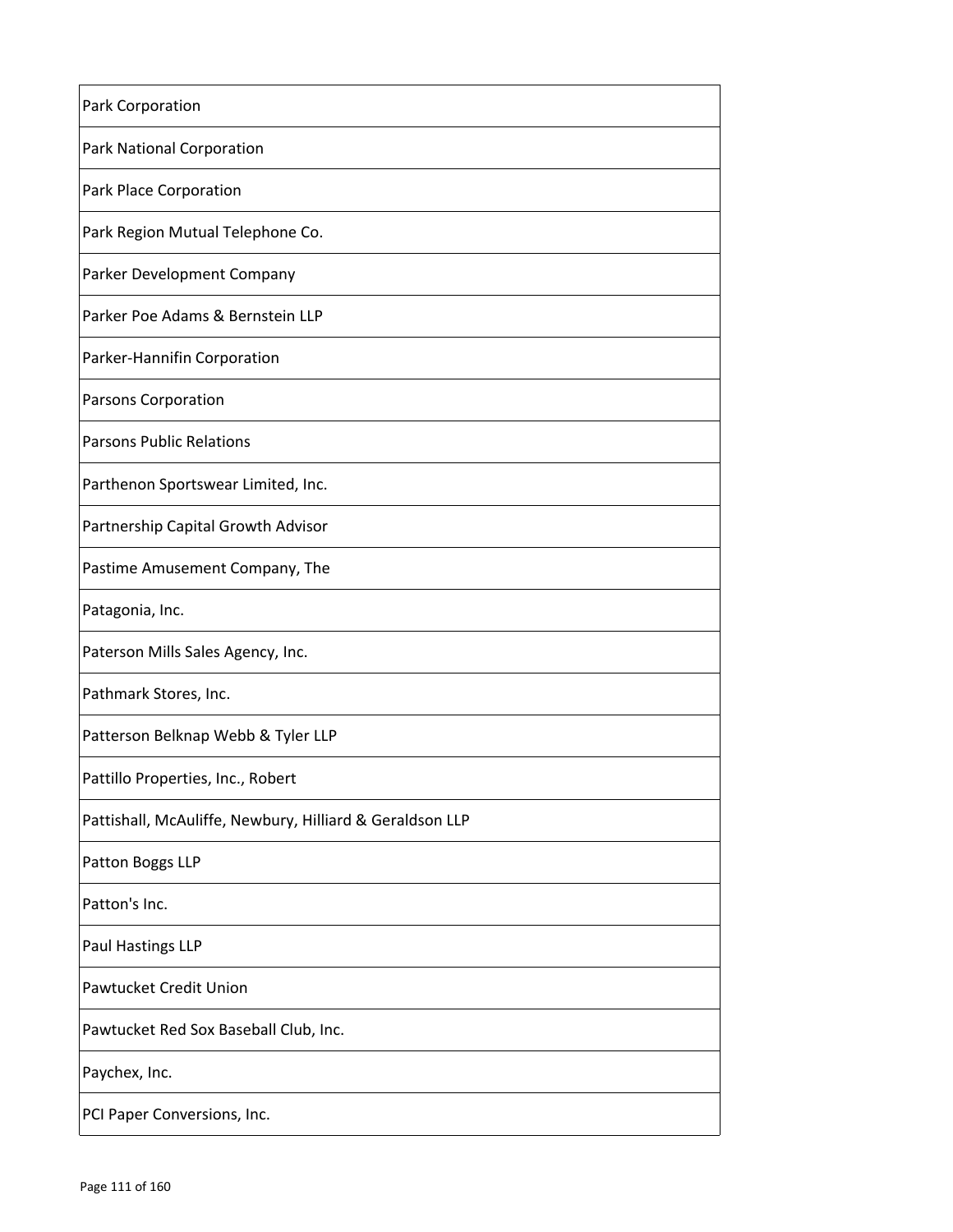| Park Corporation |
|---|
| Park National Corporation |
| Park Place Corporation |
| Park Region Mutual Telephone Co. |
| Parker Development Company |
| Parker Poe Adams & Bernstein LLP |
| Parker-Hannifin Corporation |
| Parsons Corporation |
| Parsons Public Relations |
| Parthenon Sportswear Limited, Inc. |
| Partnership Capital Growth Advisor |
| Pastime Amusement Company, The |
| Patagonia, Inc. |
| Paterson Mills Sales Agency, Inc. |
| Pathmark Stores, Inc. |
| Patterson Belknap Webb & Tyler LLP |
| Pattillo Properties, Inc., Robert |
| Pattishall, McAuliffe, Newbury, Hilliard & Geraldson LLP |
| Patton Boggs LLP |
| Patton's Inc. |
| Paul Hastings LLP |
| Pawtucket Credit Union |
| Pawtucket Red Sox Baseball Club, Inc. |
| Paychex, Inc. |
| PCI Paper Conversions, Inc. |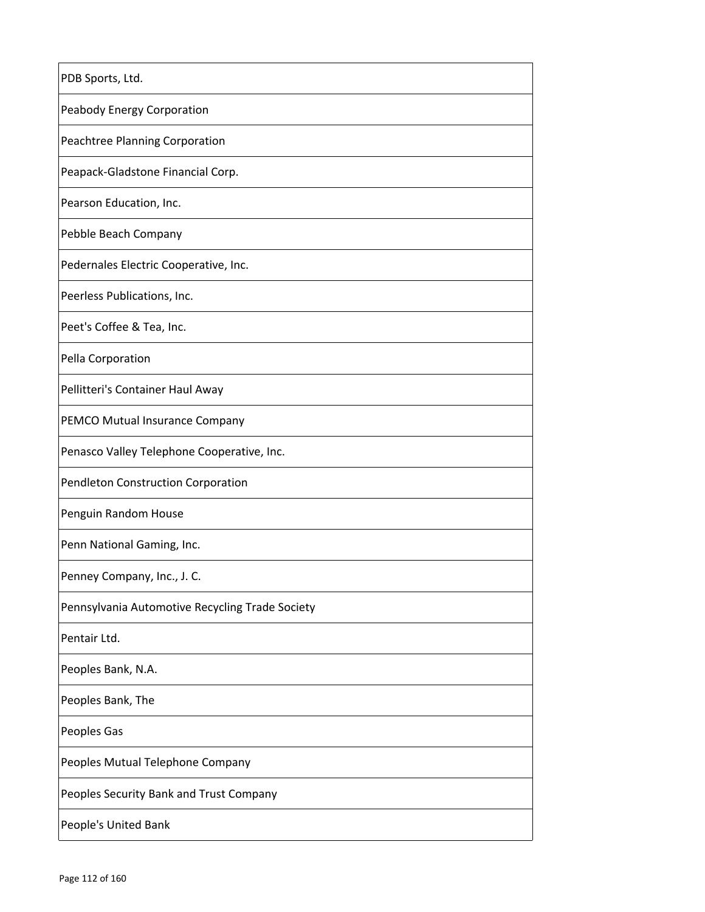| PDB Sports, Ltd. |
| --- |
| Peabody Energy Corporation |
| Peachtree Planning Corporation |
| Peapack-Gladstone Financial Corp. |
| Pearson Education, Inc. |
| Pebble Beach Company |
| Pedernales Electric Cooperative, Inc. |
| Peerless Publications, Inc. |
| Peet's Coffee & Tea, Inc. |
| Pella Corporation |
| Pellitteri's Container Haul Away |
| PEMCO Mutual Insurance Company |
| Penasco Valley Telephone Cooperative, Inc. |
| Pendleton Construction Corporation |
| Penguin Random House |
| Penn National Gaming, Inc. |
| Penney Company, Inc., J. C. |
| Pennsylvania Automotive Recycling Trade Society |
| Pentair Ltd. |
| Peoples Bank, N.A. |
| Peoples Bank, The |
| Peoples Gas |
| Peoples Mutual Telephone Company |
| Peoples Security Bank and Trust Company |
| People's United Bank |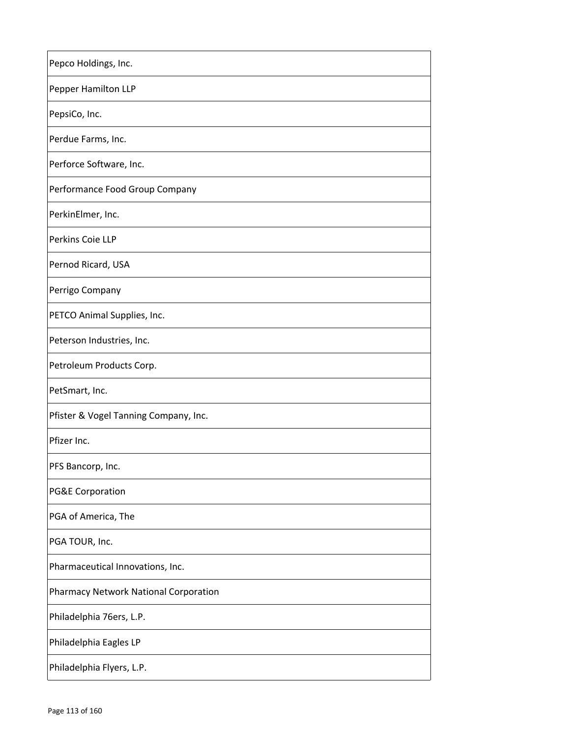| Pepco Holdings, Inc. |
| --- |
| Pepper Hamilton LLP |
| PepsiCo, Inc. |
| Perdue Farms, Inc. |
| Perforce Software, Inc. |
| Performance Food Group Company |
| PerkinElmer, Inc. |
| Perkins Coie LLP |
| Pernod Ricard, USA |
| Perrigo Company |
| PETCO Animal Supplies, Inc. |
| Peterson Industries, Inc. |
| Petroleum Products Corp. |
| PetSmart, Inc. |
| Pfister & Vogel Tanning Company, Inc. |
| Pfizer Inc. |
| PFS Bancorp, Inc. |
| PG&E Corporation |
| PGA of America, The |
| PGA TOUR, Inc. |
| Pharmaceutical Innovations, Inc. |
| Pharmacy Network National Corporation |
| Philadelphia 76ers, L.P. |
| Philadelphia Eagles LP |
| Philadelphia Flyers, L.P. |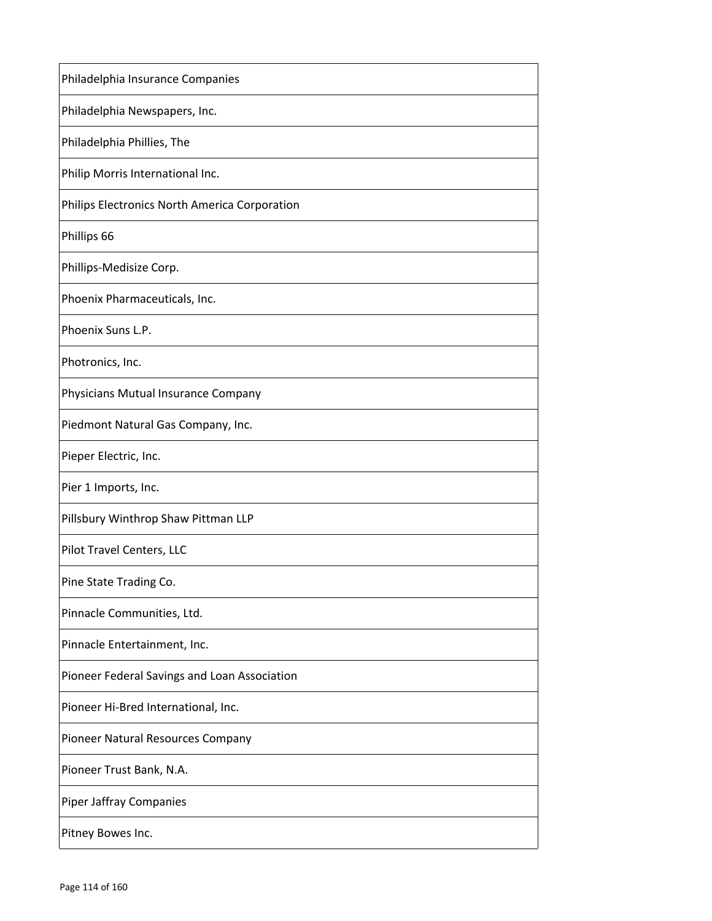| Philadelphia Insurance Companies |
| --- |
| Philadelphia Newspapers, Inc. |
| Philadelphia Phillies, The |
| Philip Morris International Inc. |
| Philips Electronics North America Corporation |
| Phillips 66 |
| Phillips-Medisize Corp. |
| Phoenix Pharmaceuticals, Inc. |
| Phoenix Suns L.P. |
| Photronics, Inc. |
| Physicians Mutual Insurance Company |
| Piedmont Natural Gas Company, Inc. |
| Pieper Electric, Inc. |
| Pier 1 Imports, Inc. |
| Pillsbury Winthrop Shaw Pittman LLP |
| Pilot Travel Centers, LLC |
| Pine State Trading Co. |
| Pinnacle Communities, Ltd. |
| Pinnacle Entertainment, Inc. |
| Pioneer Federal Savings and Loan Association |
| Pioneer Hi-Bred International, Inc. |
| Pioneer Natural Resources Company |
| Pioneer Trust Bank, N.A. |
| Piper Jaffray Companies |
| Pitney Bowes Inc. |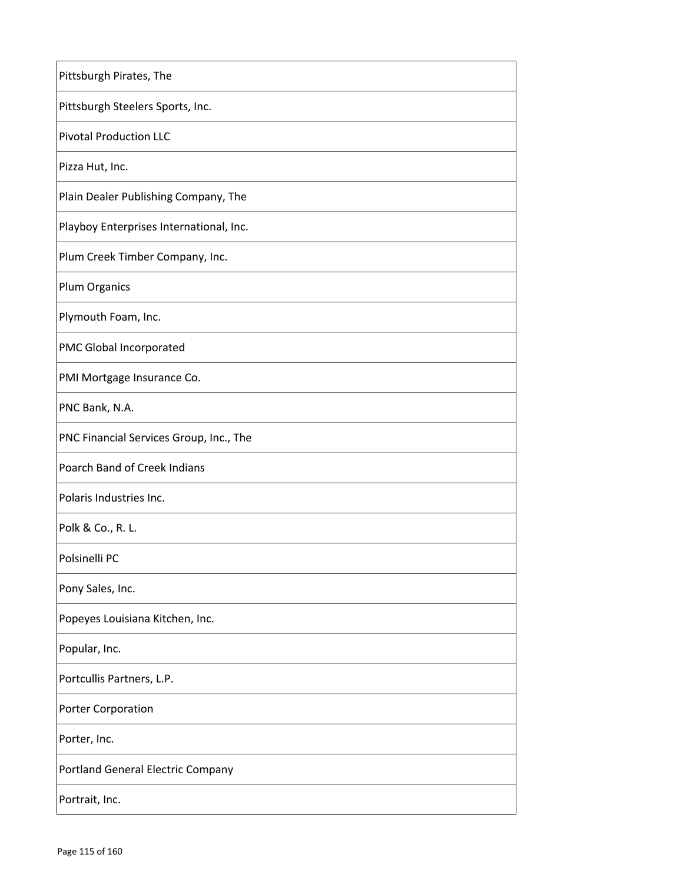| Pittsburgh Pirates, The |
|---|
| Pittsburgh Steelers Sports, Inc. |
| Pivotal Production LLC |
| Pizza Hut, Inc. |
| Plain Dealer Publishing Company, The |
| Playboy Enterprises International, Inc. |
| Plum Creek Timber Company, Inc. |
| Plum Organics |
| Plymouth Foam, Inc. |
| PMC Global Incorporated |
| PMI Mortgage Insurance Co. |
| PNC Bank, N.A. |
| PNC Financial Services Group, Inc., The |
| Poarch Band of Creek Indians |
| Polaris Industries Inc. |
| Polk & Co., R. L. |
| Polsinelli PC |
| Pony Sales, Inc. |
| Popeyes Louisiana Kitchen, Inc. |
| Popular, Inc. |
| Portcullis Partners, L.P. |
| Porter Corporation |
| Porter, Inc. |
| Portland General Electric Company |
| Portrait, Inc. |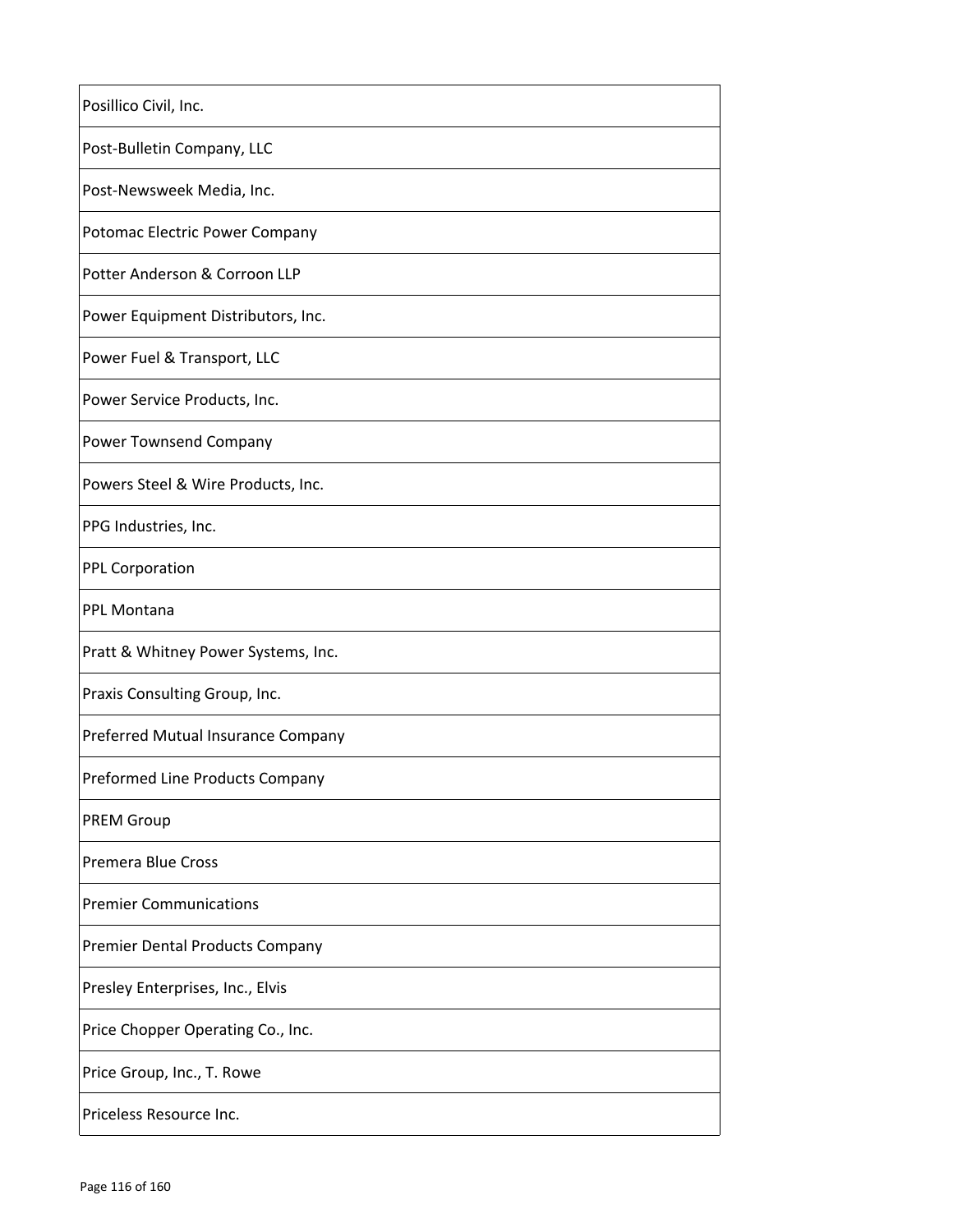| Posillico Civil, Inc. |
|---|
| Post-Bulletin Company, LLC |
| Post-Newsweek Media, Inc. |
| Potomac Electric Power Company |
| Potter Anderson & Corroon LLP |
| Power Equipment Distributors, Inc. |
| Power Fuel & Transport, LLC |
| Power Service Products, Inc. |
| Power Townsend Company |
| Powers Steel & Wire Products, Inc. |
| PPG Industries, Inc. |
| PPL Corporation |
| PPL Montana |
| Pratt & Whitney Power Systems, Inc. |
| Praxis Consulting Group, Inc. |
| Preferred Mutual Insurance Company |
| Preformed Line Products Company |
| PREM Group |
| Premera Blue Cross |
| Premier Communications |
| Premier Dental Products Company |
| Presley Enterprises, Inc., Elvis |
| Price Chopper Operating Co., Inc. |
| Price Group, Inc., T. Rowe |
| Priceless Resource Inc. |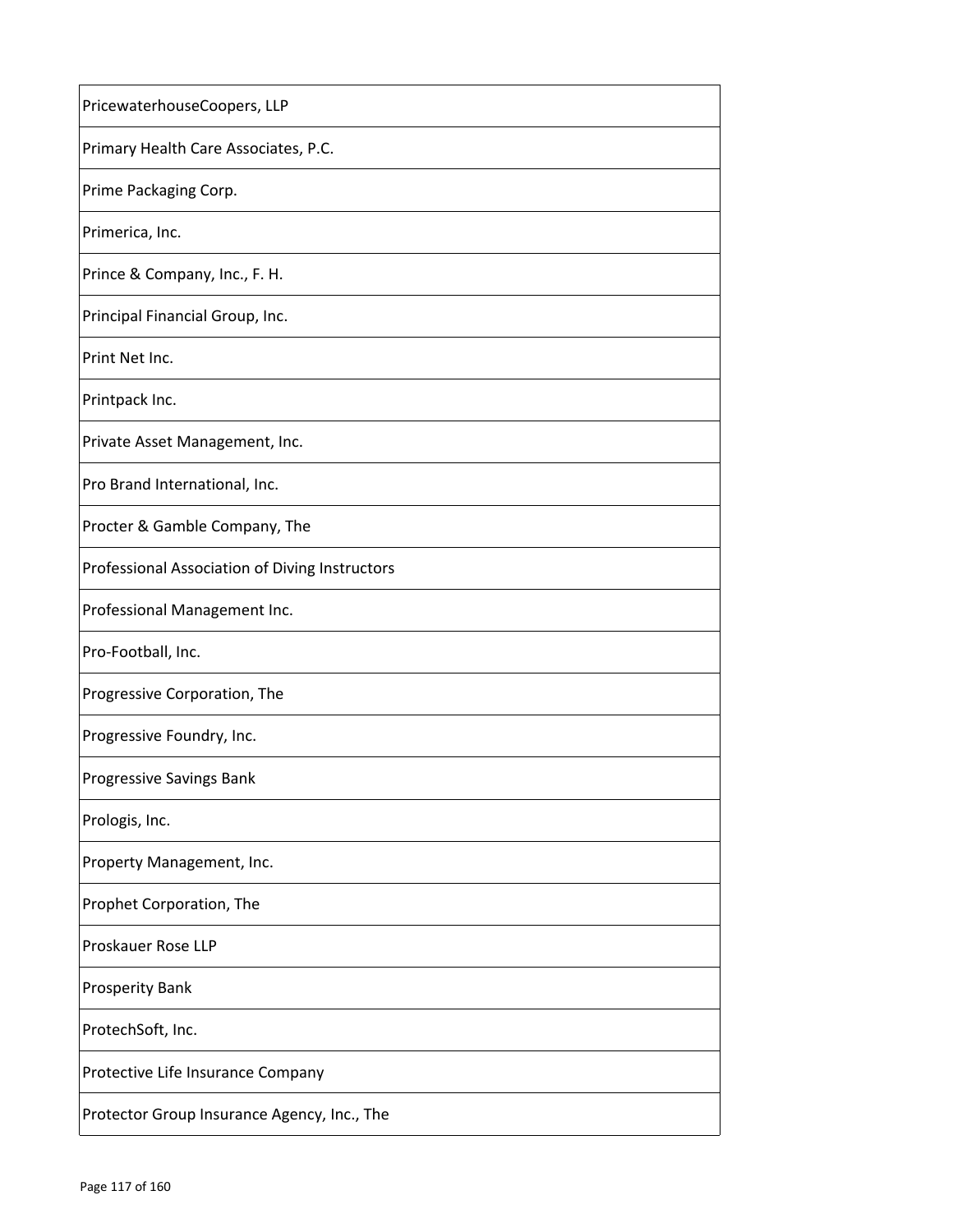| PricewaterhouseCoopers, LLP |
|---|
| Primary Health Care Associates, P.C. |
| Prime Packaging Corp. |
| Primerica, Inc. |
| Prince & Company, Inc., F. H. |
| Principal Financial Group, Inc. |
| Print Net Inc. |
| Printpack Inc. |
| Private Asset Management, Inc. |
| Pro Brand International, Inc. |
| Procter & Gamble Company, The |
| Professional Association of Diving Instructors |
| Professional Management Inc. |
| Pro-Football, Inc. |
| Progressive Corporation, The |
| Progressive Foundry, Inc. |
| Progressive Savings Bank |
| Prologis, Inc. |
| Property Management, Inc. |
| Prophet Corporation, The |
| Proskauer Rose LLP |
| Prosperity Bank |
| ProtechSoft, Inc. |
| Protective Life Insurance Company |
| Protector Group Insurance Agency, Inc., The |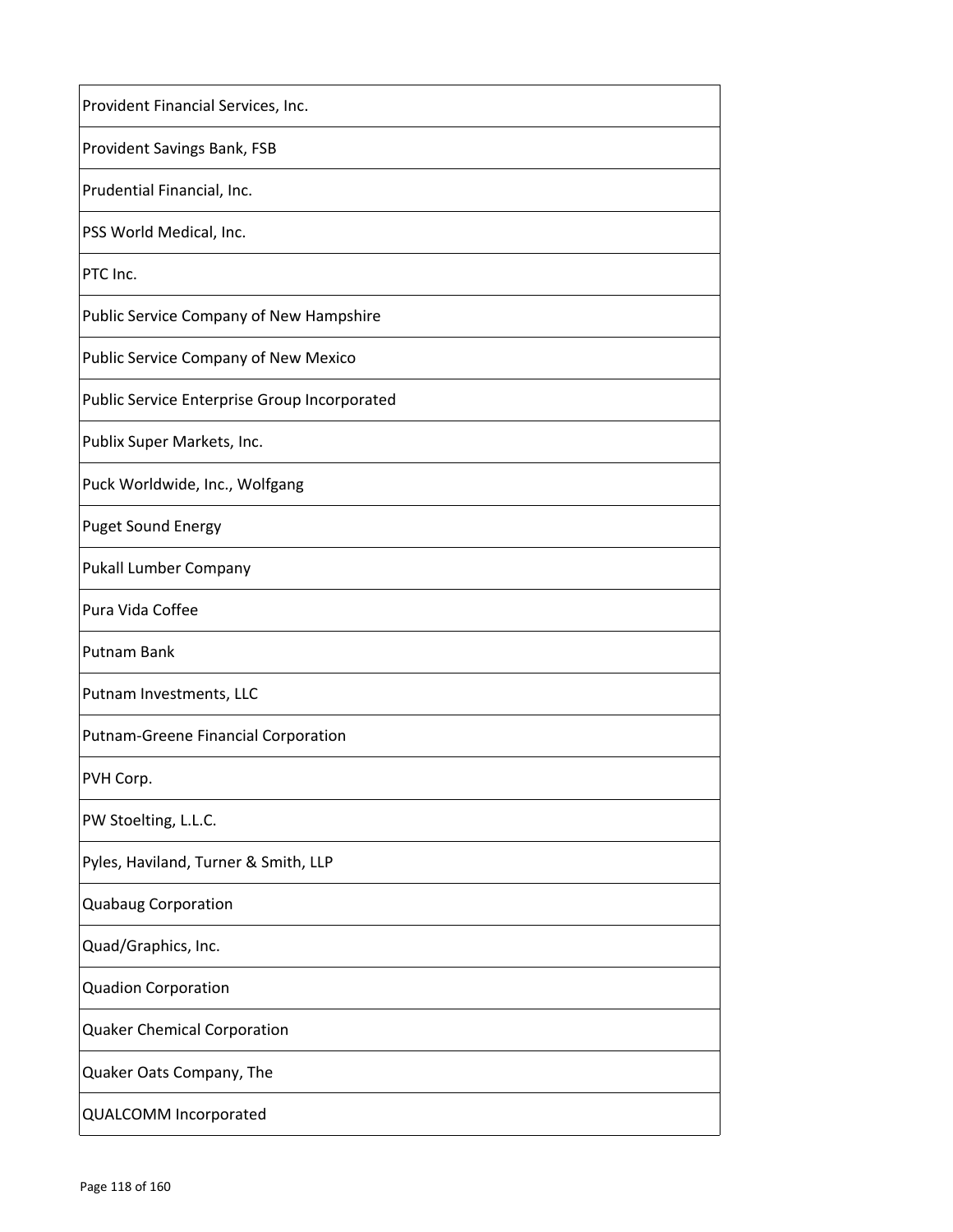| Provident Financial Services, Inc. |
| --- |
| Provident Savings Bank, FSB |
| Prudential Financial, Inc. |
| PSS World Medical, Inc. |
| PTC Inc. |
| Public Service Company of New Hampshire |
| Public Service Company of New Mexico |
| Public Service Enterprise Group Incorporated |
| Publix Super Markets, Inc. |
| Puck Worldwide, Inc., Wolfgang |
| Puget Sound Energy |
| Pukall Lumber Company |
| Pura Vida Coffee |
| Putnam Bank |
| Putnam Investments, LLC |
| Putnam-Greene Financial Corporation |
| PVH Corp. |
| PW Stoelting, L.L.C. |
| Pyles, Haviland, Turner & Smith, LLP |
| Quabaug Corporation |
| Quad/Graphics, Inc. |
| Quadion Corporation |
| Quaker Chemical Corporation |
| Quaker Oats Company, The |
| QUALCOMM Incorporated |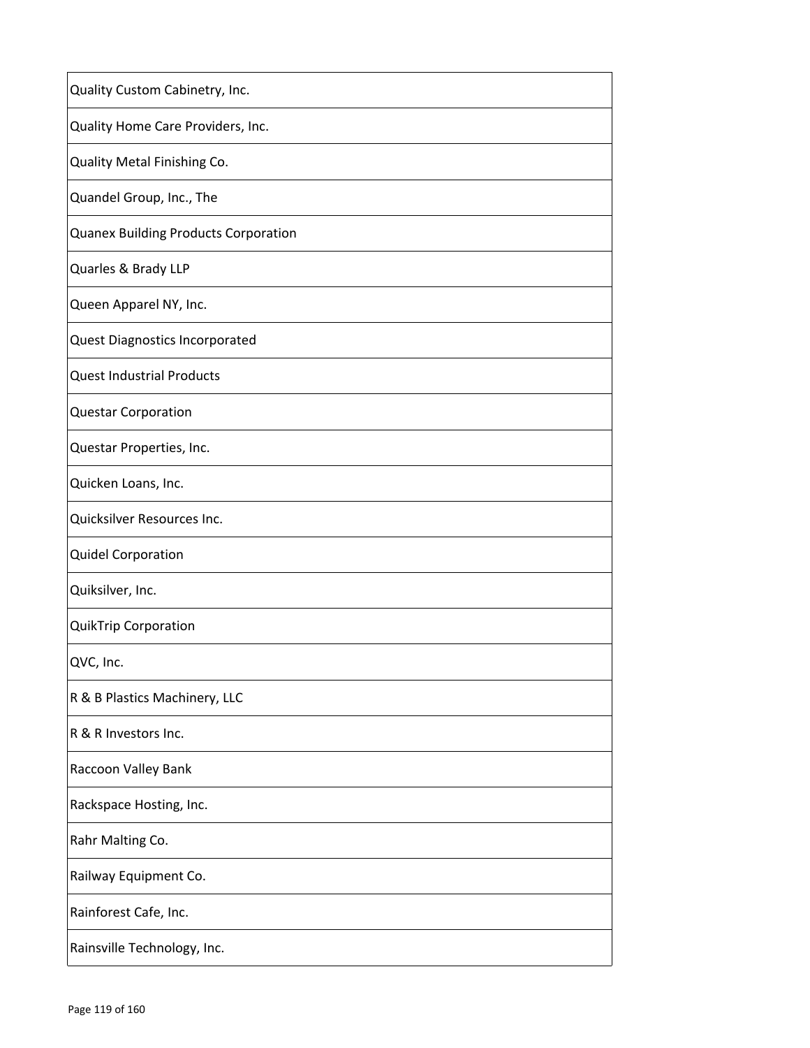| Quality Custom Cabinetry, Inc. |
| --- |
| Quality Home Care Providers, Inc. |
| Quality Metal Finishing Co. |
| Quandel Group, Inc., The |
| Quanex Building Products Corporation |
| Quarles & Brady LLP |
| Queen Apparel NY, Inc. |
| Quest Diagnostics Incorporated |
| Quest Industrial Products |
| Questar Corporation |
| Questar Properties, Inc. |
| Quicken Loans, Inc. |
| Quicksilver Resources Inc. |
| Quidel Corporation |
| Quiksilver, Inc. |
| QuikTrip Corporation |
| QVC, Inc. |
| R & B Plastics Machinery, LLC |
| R & R Investors Inc. |
| Raccoon Valley Bank |
| Rackspace Hosting, Inc. |
| Rahr Malting Co. |
| Railway Equipment Co. |
| Rainforest Cafe, Inc. |
| Rainsville Technology, Inc. |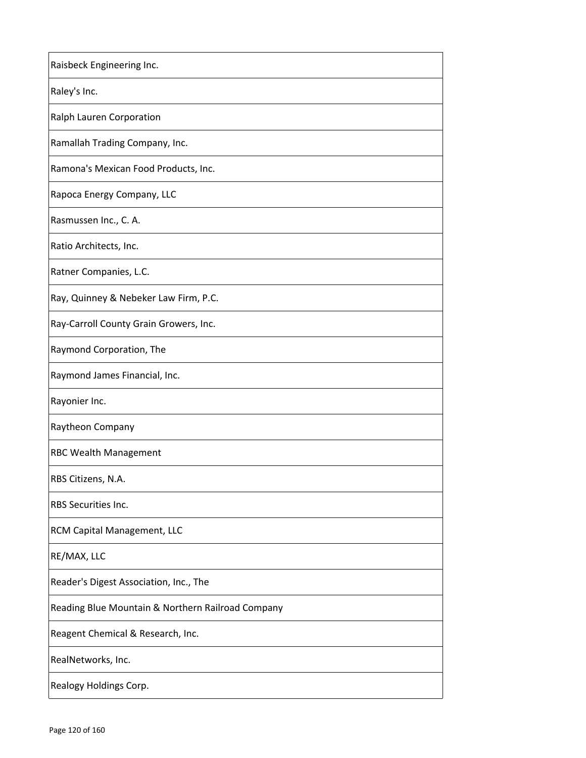| Raisbeck Engineering Inc. |
|---|
| Raley's Inc. |
| Ralph Lauren Corporation |
| Ramallah Trading Company, Inc. |
| Ramona's Mexican Food Products, Inc. |
| Rapoca Energy Company, LLC |
| Rasmussen Inc., C. A. |
| Ratio Architects, Inc. |
| Ratner Companies, L.C. |
| Ray, Quinney & Nebeker Law Firm, P.C. |
| Ray-Carroll County Grain Growers, Inc. |
| Raymond Corporation, The |
| Raymond James Financial, Inc. |
| Rayonier Inc. |
| Raytheon Company |
| RBC Wealth Management |
| RBS Citizens, N.A. |
| RBS Securities Inc. |
| RCM Capital Management, LLC |
| RE/MAX, LLC |
| Reader's Digest Association, Inc., The |
| Reading Blue Mountain & Northern Railroad Company |
| Reagent Chemical & Research, Inc. |
| RealNetworks, Inc. |
| Realogy Holdings Corp. |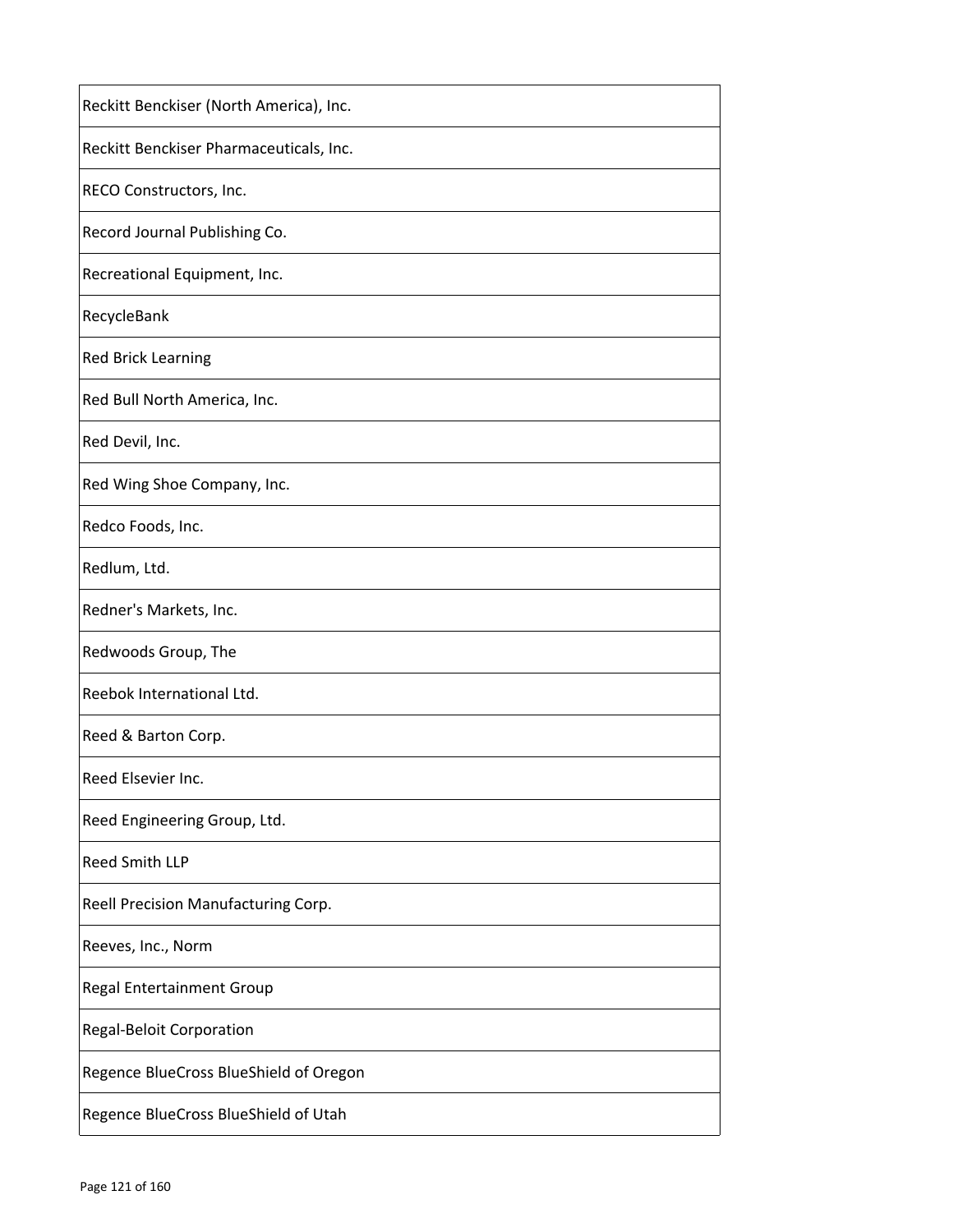| Reckitt Benckiser (North America), Inc. |
|---|
| Reckitt Benckiser Pharmaceuticals, Inc. |
| RECO Constructors, Inc. |
| Record Journal Publishing Co. |
| Recreational Equipment, Inc. |
| RecycleBank |
| Red Brick Learning |
| Red Bull North America, Inc. |
| Red Devil, Inc. |
| Red Wing Shoe Company, Inc. |
| Redco Foods, Inc. |
| Redlum, Ltd. |
| Redner's Markets, Inc. |
| Redwoods Group, The |
| Reebok International Ltd. |
| Reed & Barton Corp. |
| Reed Elsevier Inc. |
| Reed Engineering Group, Ltd. |
| Reed Smith LLP |
| Reell Precision Manufacturing Corp. |
| Reeves, Inc., Norm |
| Regal Entertainment Group |
| Regal-Beloit Corporation |
| Regence BlueCross BlueShield of Oregon |
| Regence BlueCross BlueShield of Utah |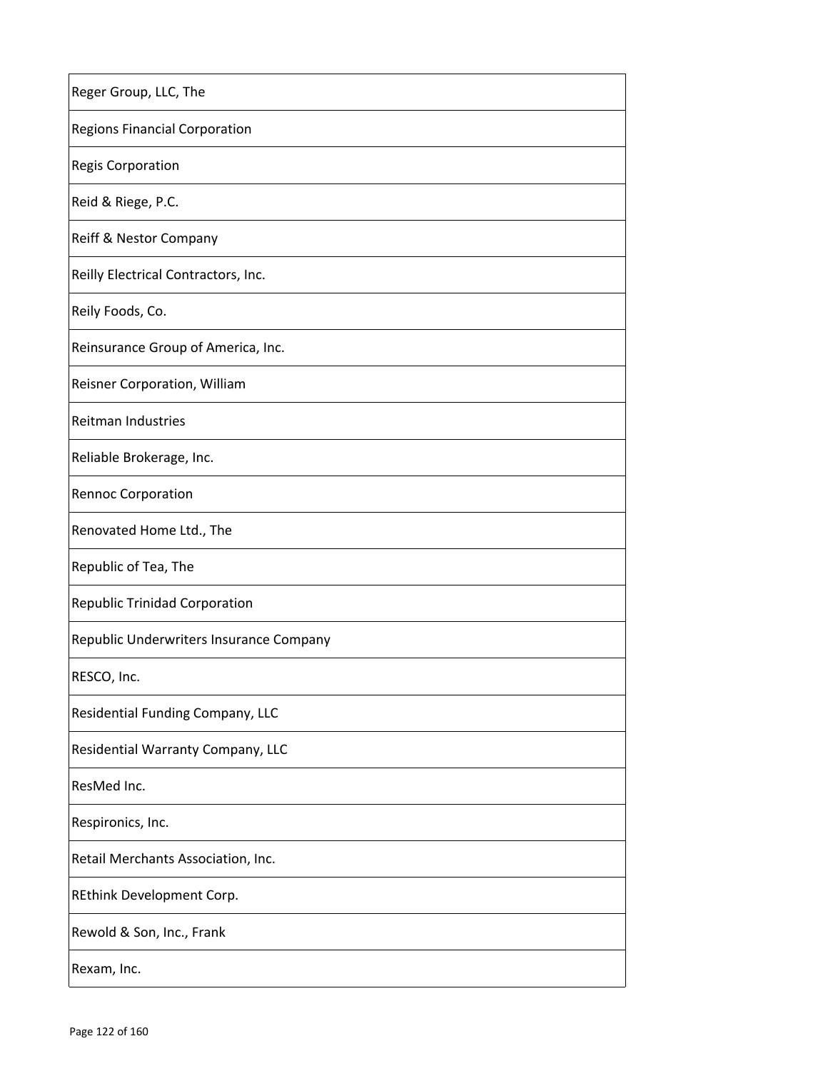| Reger Group, LLC, The |
|---|
| Regions Financial Corporation |
| Regis Corporation |
| Reid & Riege, P.C. |
| Reiff & Nestor Company |
| Reilly Electrical Contractors, Inc. |
| Reily Foods, Co. |
| Reinsurance Group of America, Inc. |
| Reisner Corporation, William |
| Reitman Industries |
| Reliable Brokerage, Inc. |
| Rennoc Corporation |
| Renovated Home Ltd., The |
| Republic of Tea, The |
| Republic Trinidad Corporation |
| Republic Underwriters Insurance Company |
| RESCO, Inc. |
| Residential Funding Company, LLC |
| Residential Warranty Company, LLC |
| ResMed Inc. |
| Respironics, Inc. |
| Retail Merchants Association, Inc. |
| REthink Development Corp. |
| Rewold & Son, Inc., Frank |
| Rexam, Inc. |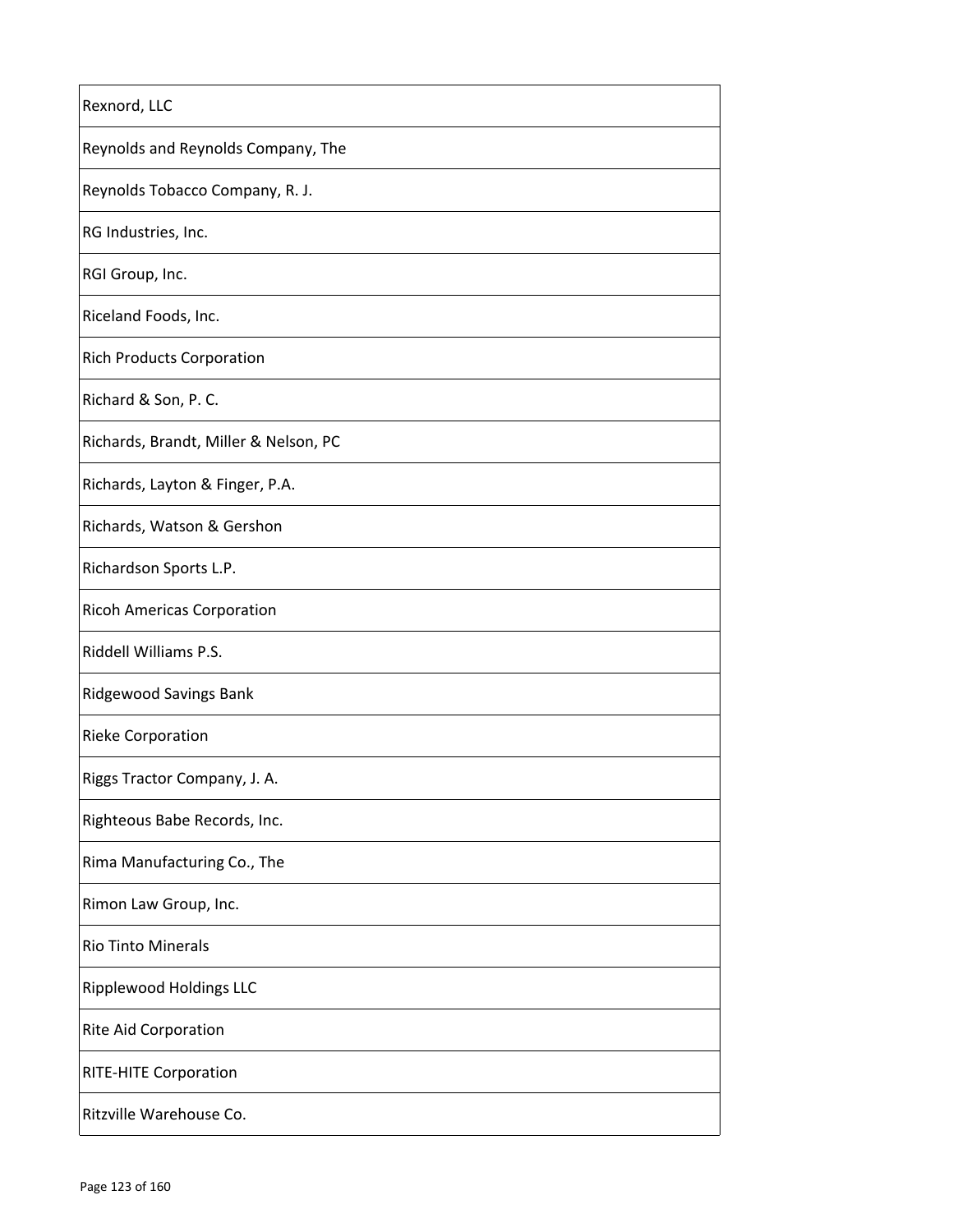| Rexnord, LLC |
|---|
| Reynolds and Reynolds Company, The |
| Reynolds Tobacco Company, R. J. |
| RG Industries, Inc. |
| RGI Group, Inc. |
| Riceland Foods, Inc. |
| Rich Products Corporation |
| Richard & Son, P. C. |
| Richards, Brandt, Miller & Nelson, PC |
| Richards, Layton & Finger, P.A. |
| Richards, Watson & Gershon |
| Richardson Sports L.P. |
| Ricoh Americas Corporation |
| Riddell Williams P.S. |
| Ridgewood Savings Bank |
| Rieke Corporation |
| Riggs Tractor Company, J. A. |
| Righteous Babe Records, Inc. |
| Rima Manufacturing Co., The |
| Rimon Law Group, Inc. |
| Rio Tinto Minerals |
| Ripplewood Holdings LLC |
| Rite Aid Corporation |
| RITE-HITE Corporation |
| Ritzville Warehouse Co. |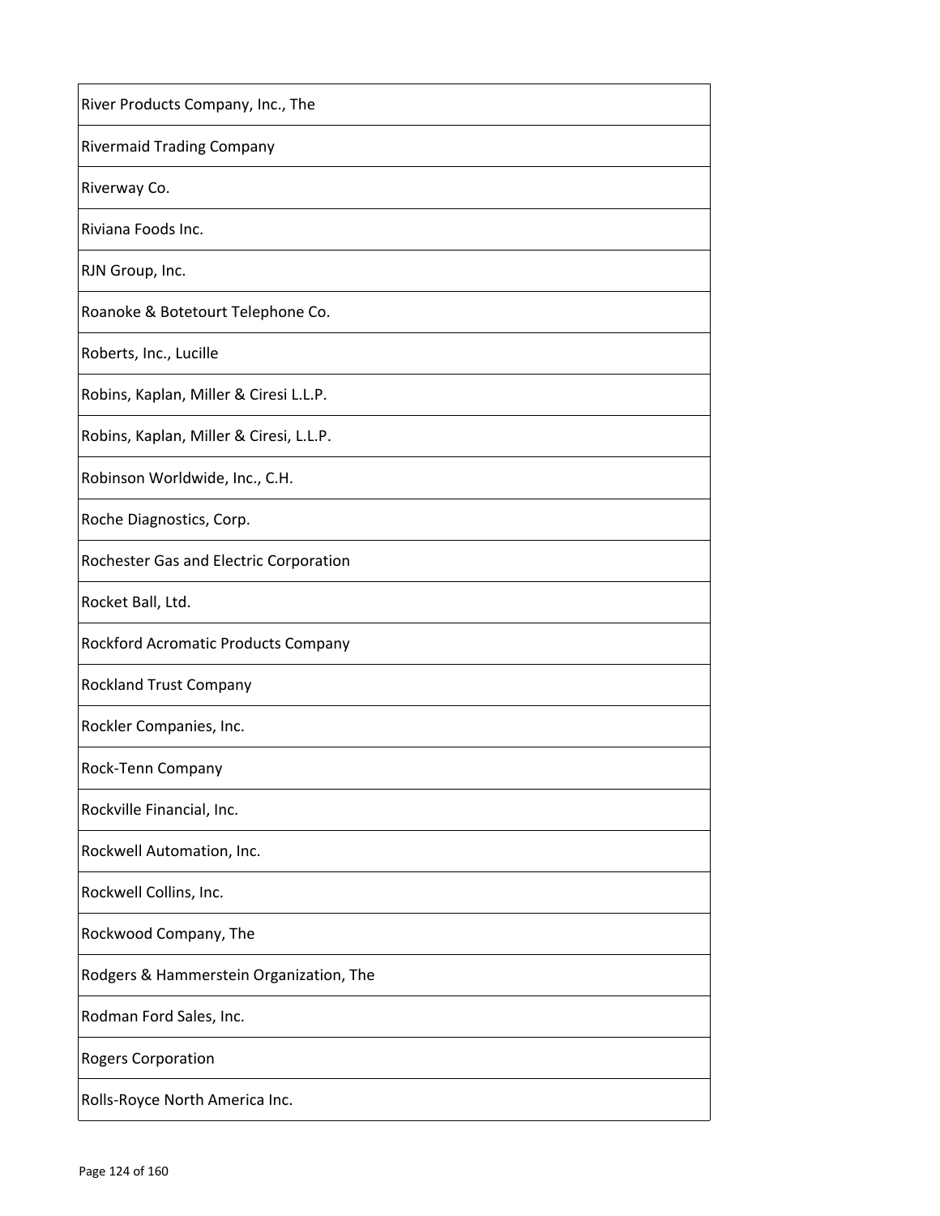| River Products Company, Inc., The |
|---|
| Rivermaid Trading Company |
| Riverway Co. |
| Riviana Foods Inc. |
| RJN Group, Inc. |
| Roanoke & Botetourt Telephone Co. |
| Roberts, Inc., Lucille |
| Robins, Kaplan, Miller & Ciresi L.L.P. |
| Robins, Kaplan, Miller & Ciresi, L.L.P. |
| Robinson Worldwide, Inc., C.H. |
| Roche Diagnostics, Corp. |
| Rochester Gas and Electric Corporation |
| Rocket Ball, Ltd. |
| Rockford Acromatic Products Company |
| Rockland Trust Company |
| Rockler Companies, Inc. |
| Rock-Tenn Company |
| Rockville Financial, Inc. |
| Rockwell Automation, Inc. |
| Rockwell Collins, Inc. |
| Rockwood Company, The |
| Rodgers & Hammerstein Organization, The |
| Rodman Ford Sales, Inc. |
| Rogers Corporation |
| Rolls-Royce North America Inc. |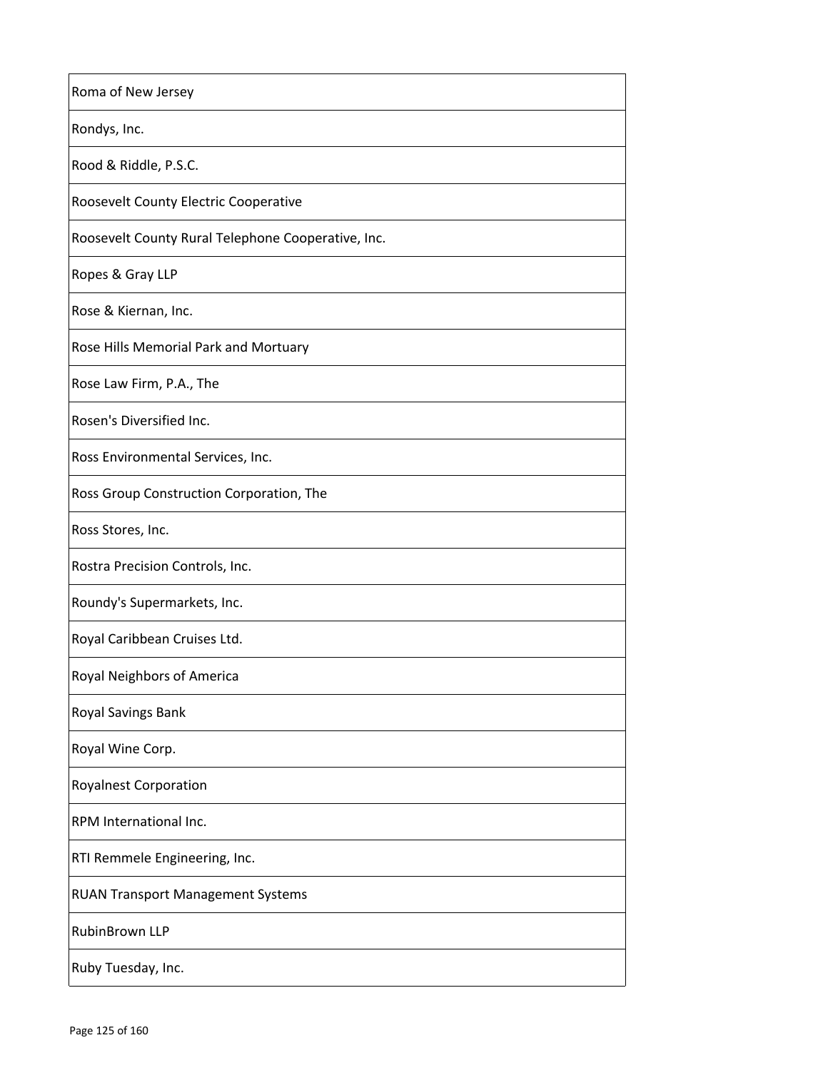| Roma of New Jersey |
|---|
| Rondys, Inc. |
| Rood & Riddle, P.S.C. |
| Roosevelt County Electric Cooperative |
| Roosevelt County Rural Telephone Cooperative, Inc. |
| Ropes & Gray LLP |
| Rose & Kiernan, Inc. |
| Rose Hills Memorial Park and Mortuary |
| Rose Law Firm, P.A., The |
| Rosen's Diversified Inc. |
| Ross Environmental Services, Inc. |
| Ross Group Construction Corporation, The |
| Ross Stores, Inc. |
| Rostra Precision Controls, Inc. |
| Roundy's Supermarkets, Inc. |
| Royal Caribbean Cruises Ltd. |
| Royal Neighbors of America |
| Royal Savings Bank |
| Royal Wine Corp. |
| Royalnest Corporation |
| RPM International Inc. |
| RTI Remmele Engineering, Inc. |
| RUAN Transport Management Systems |
| RubinBrown LLP |
| Ruby Tuesday, Inc. |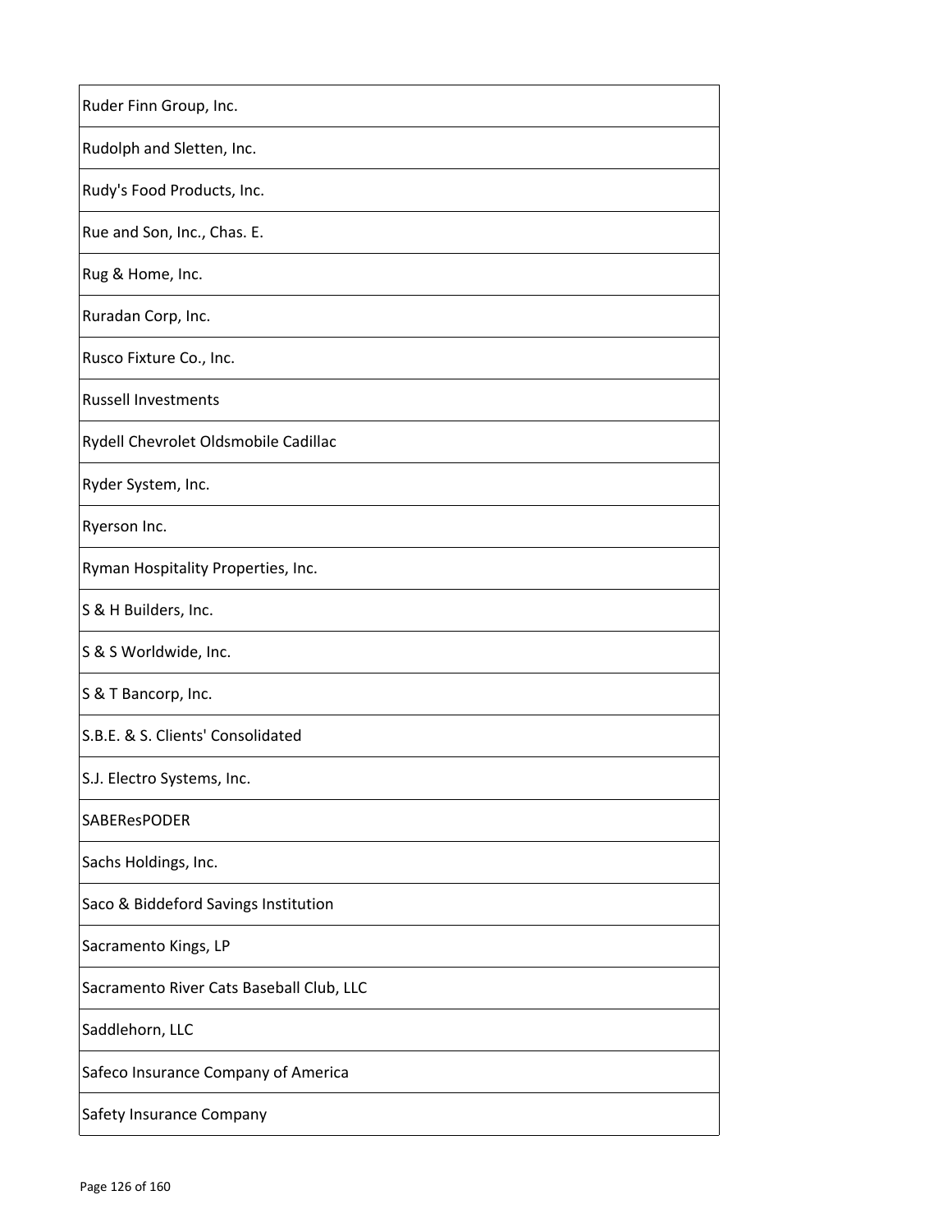| Ruder Finn Group, Inc. |
|---|
| Rudolph and Sletten, Inc. |
| Rudy's Food Products, Inc. |
| Rue and Son, Inc., Chas. E. |
| Rug & Home, Inc. |
| Ruradan Corp, Inc. |
| Rusco Fixture Co., Inc. |
| Russell Investments |
| Rydell Chevrolet Oldsmobile Cadillac |
| Ryder System, Inc. |
| Ryerson Inc. |
| Ryman Hospitality Properties, Inc. |
| S & H Builders, Inc. |
| S & S Worldwide, Inc. |
| S & T Bancorp, Inc. |
| S.B.E. & S. Clients' Consolidated |
| S.J. Electro Systems, Inc. |
| SABEResPODER |
| Sachs Holdings, Inc. |
| Saco & Biddeford Savings Institution |
| Sacramento Kings, LP |
| Sacramento River Cats Baseball Club, LLC |
| Saddlehorn, LLC |
| Safeco Insurance Company of America |
| Safety Insurance Company |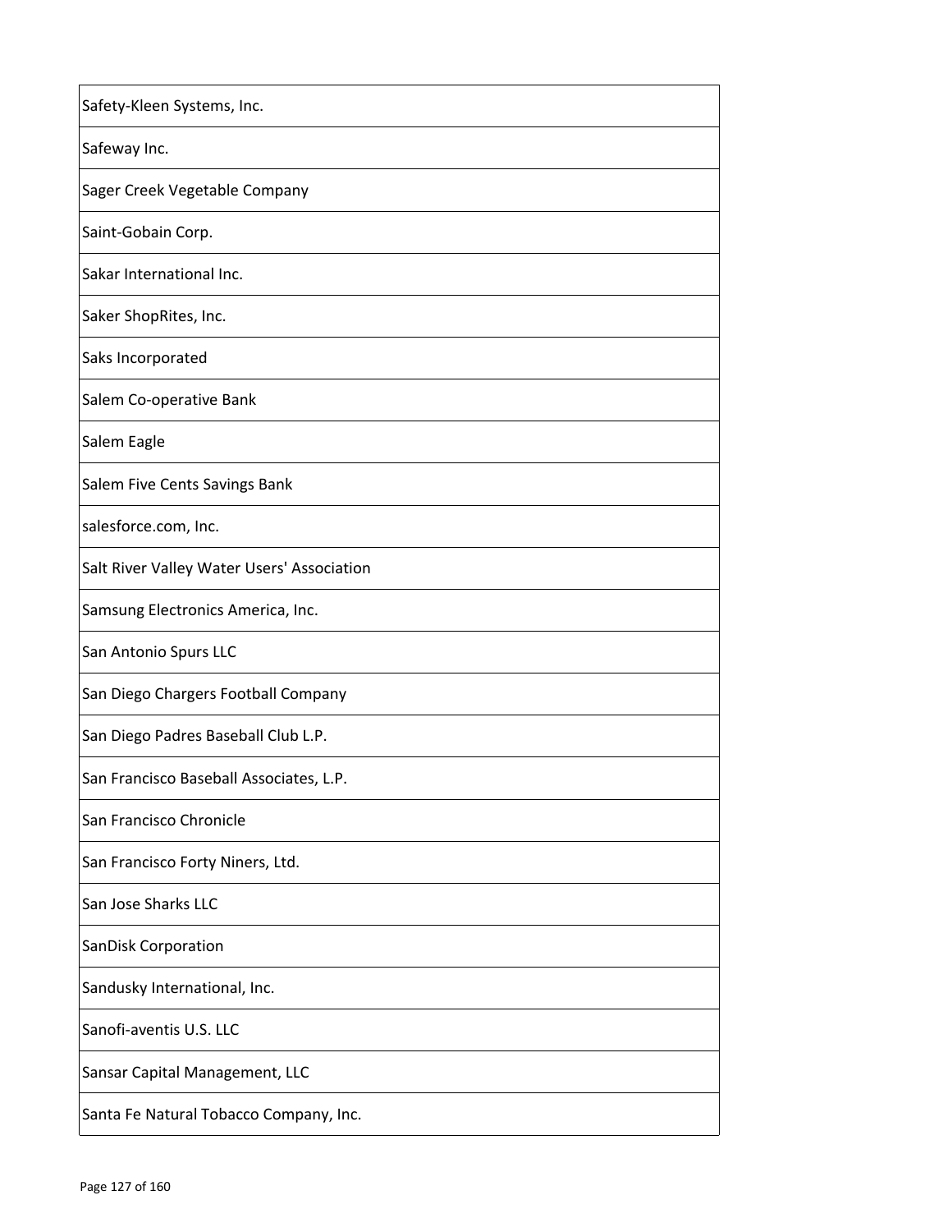| Safety-Kleen Systems, Inc. |
|---|
| Safeway Inc. |
| Sager Creek Vegetable Company |
| Saint-Gobain Corp. |
| Sakar International Inc. |
| Saker ShopRites, Inc. |
| Saks Incorporated |
| Salem Co-operative Bank |
| Salem Eagle |
| Salem Five Cents Savings Bank |
| salesforce.com, Inc. |
| Salt River Valley Water Users' Association |
| Samsung Electronics America, Inc. |
| San Antonio Spurs LLC |
| San Diego Chargers Football Company |
| San Diego Padres Baseball Club L.P. |
| San Francisco Baseball Associates, L.P. |
| San Francisco Chronicle |
| San Francisco Forty Niners, Ltd. |
| San Jose Sharks LLC |
| SanDisk Corporation |
| Sandusky International, Inc. |
| Sanofi-aventis U.S. LLC |
| Sansar Capital Management, LLC |
| Santa Fe Natural Tobacco Company, Inc. |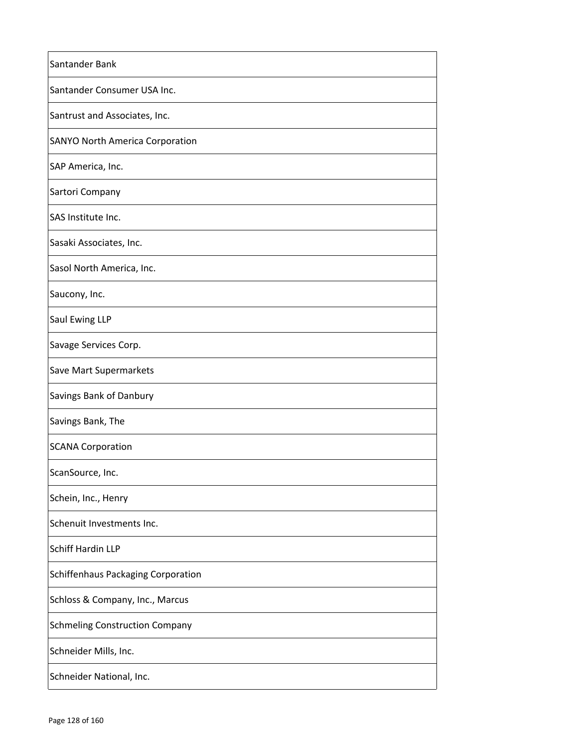| Santander Bank |
| --- |
| Santander Consumer USA Inc. |
| Santrust and Associates, Inc. |
| SANYO North America Corporation |
| SAP America, Inc. |
| Sartori Company |
| SAS Institute Inc. |
| Sasaki Associates, Inc. |
| Sasol North America, Inc. |
| Saucony, Inc. |
| Saul Ewing LLP |
| Savage Services Corp. |
| Save Mart Supermarkets |
| Savings Bank of Danbury |
| Savings Bank, The |
| SCANA Corporation |
| ScanSource, Inc. |
| Schein, Inc., Henry |
| Schenuit Investments Inc. |
| Schiff Hardin LLP |
| Schiffenhaus Packaging Corporation |
| Schloss & Company, Inc., Marcus |
| Schmeling Construction Company |
| Schneider Mills, Inc. |
| Schneider National, Inc. |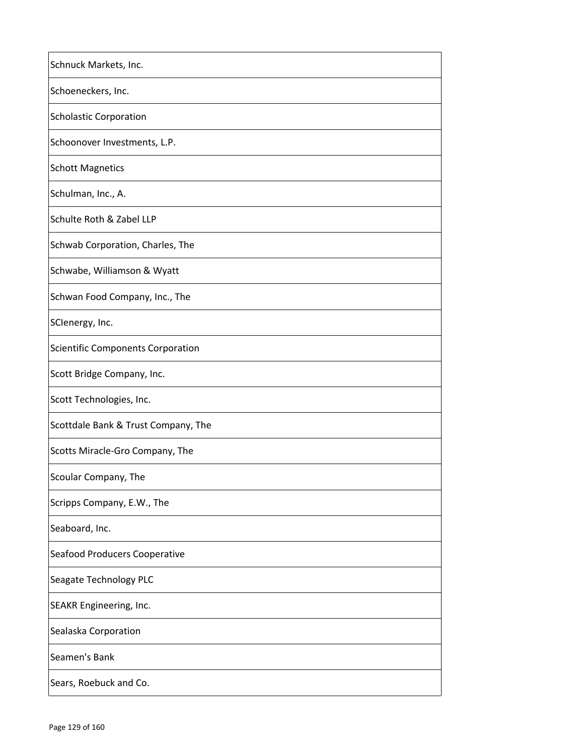| |
|---|
| Schnuck Markets, Inc. |
| Schoeneckers, Inc. |
| Scholastic Corporation |
| Schoonover Investments, L.P. |
| Schott Magnetics |
| Schulman, Inc., A. |
| Schulte Roth & Zabel LLP |
| Schwab Corporation, Charles, The |
| Schwabe, Williamson & Wyatt |
| Schwan Food Company, Inc., The |
| SCIenergy, Inc. |
| Scientific Components Corporation |
| Scott Bridge Company, Inc. |
| Scott Technologies, Inc. |
| Scottdale Bank & Trust Company, The |
| Scotts Miracle-Gro Company, The |
| Scoular Company, The |
| Scripps Company, E.W., The |
| Seaboard, Inc. |
| Seafood Producers Cooperative |
| Seagate Technology PLC |
| SEAKR Engineering, Inc. |
| Sealaska Corporation |
| Seamen's Bank |
| Sears, Roebuck and Co. |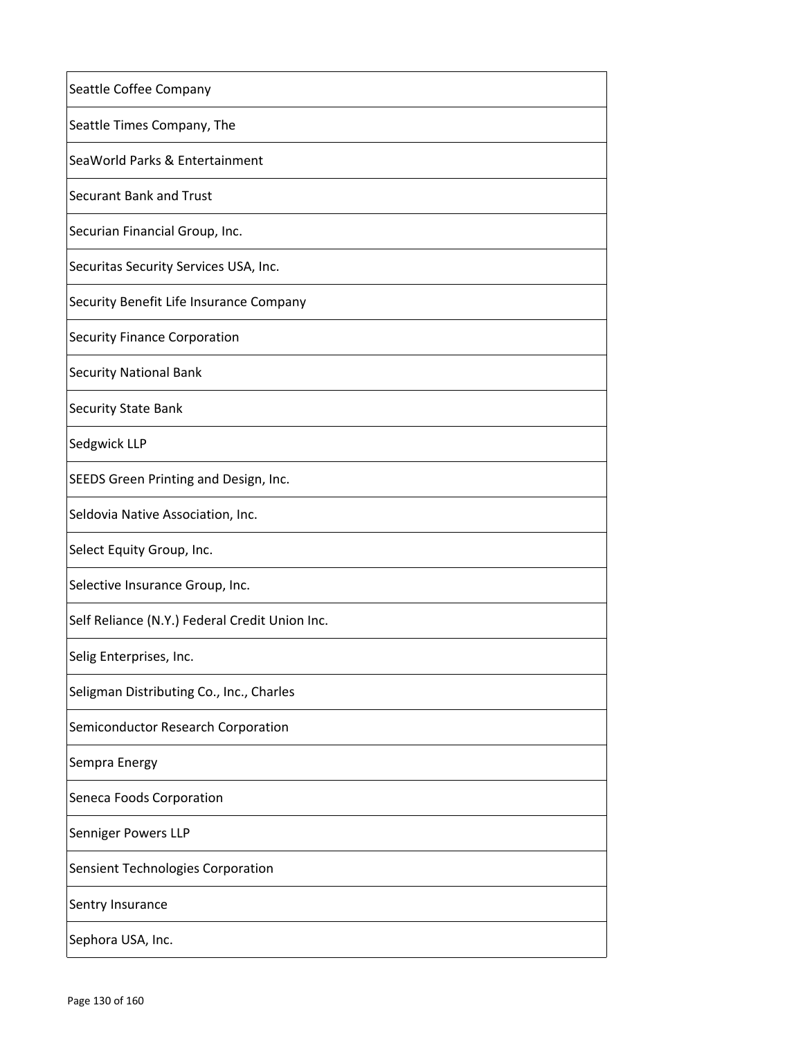| Seattle Coffee Company |
| --- |
| Seattle Times Company, The |
| SeaWorld Parks & Entertainment |
| Securant Bank and Trust |
| Securian Financial Group, Inc. |
| Securitas Security Services USA, Inc. |
| Security Benefit Life Insurance Company |
| Security Finance Corporation |
| Security National Bank |
| Security State Bank |
| Sedgwick LLP |
| SEEDS Green Printing and Design, Inc. |
| Seldovia Native Association, Inc. |
| Select Equity Group, Inc. |
| Selective Insurance Group, Inc. |
| Self Reliance (N.Y.) Federal Credit Union Inc. |
| Selig Enterprises, Inc. |
| Seligman Distributing Co., Inc., Charles |
| Semiconductor Research Corporation |
| Sempra Energy |
| Seneca Foods Corporation |
| Senniger Powers LLP |
| Sensient Technologies Corporation |
| Sentry Insurance |
| Sephora USA, Inc. |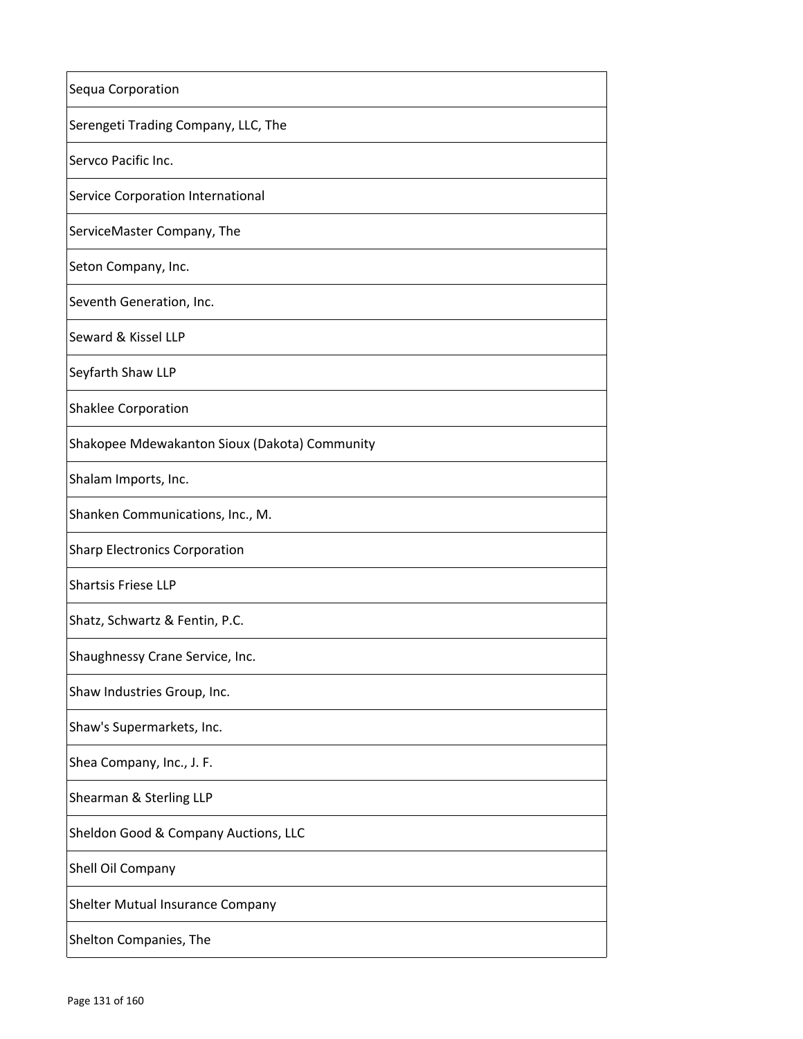| Sequa Corporation |
| --- |
| Serengeti Trading Company, LLC, The |
| Servco Pacific Inc. |
| Service Corporation International |
| ServiceMaster Company, The |
| Seton Company, Inc. |
| Seventh Generation, Inc. |
| Seward & Kissel LLP |
| Seyfarth Shaw LLP |
| Shaklee Corporation |
| Shakopee Mdewakanton Sioux (Dakota) Community |
| Shalam Imports, Inc. |
| Shanken Communications, Inc., M. |
| Sharp Electronics Corporation |
| Shartsis Friese LLP |
| Shatz, Schwartz & Fentin, P.C. |
| Shaughnessy Crane Service, Inc. |
| Shaw Industries Group, Inc. |
| Shaw's Supermarkets, Inc. |
| Shea Company, Inc., J. F. |
| Shearman & Sterling LLP |
| Sheldon Good & Company Auctions, LLC |
| Shell Oil Company |
| Shelter Mutual Insurance Company |
| Shelton Companies, The |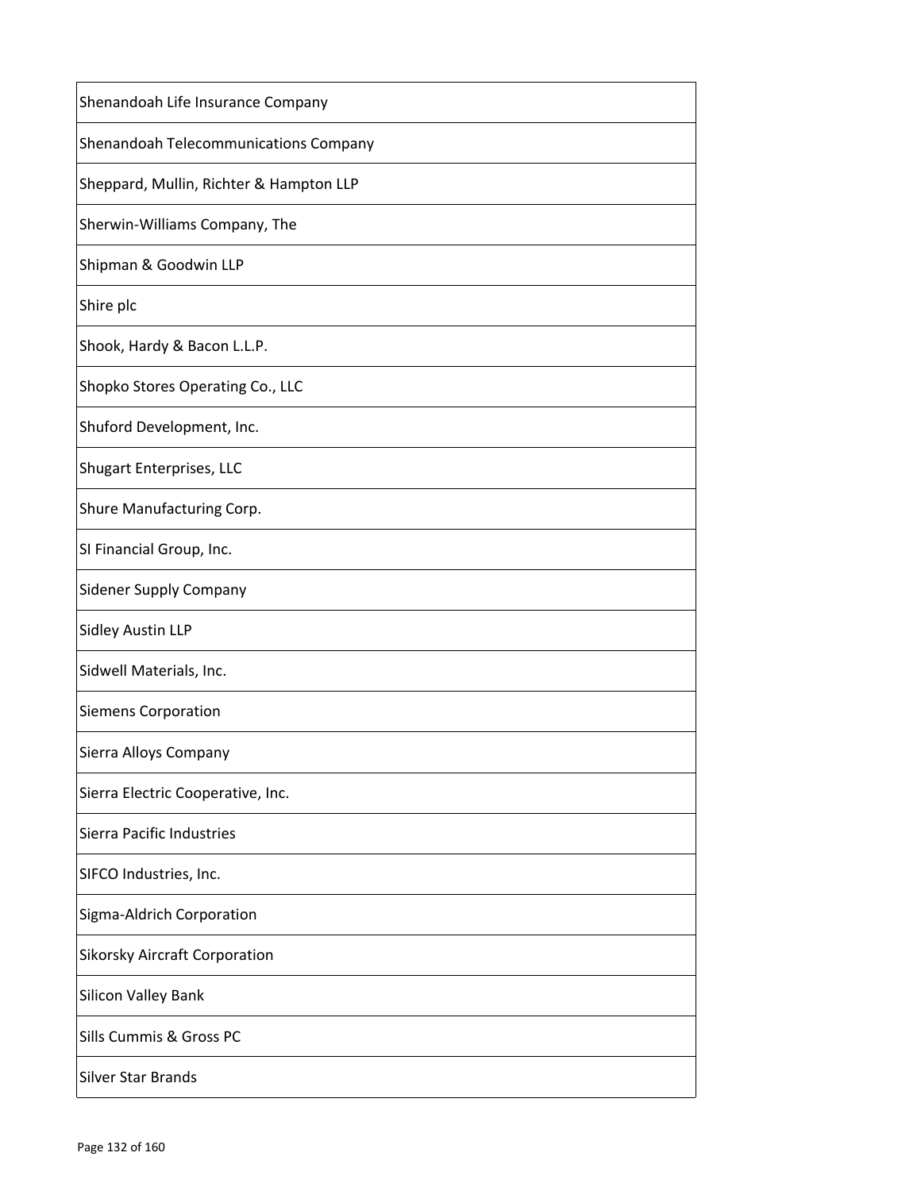| |
|---|
| Shenandoah Life Insurance Company |
| Shenandoah Telecommunications Company |
| Sheppard, Mullin, Richter & Hampton LLP |
| Sherwin-Williams Company, The |
| Shipman & Goodwin LLP |
| Shire plc |
| Shook, Hardy & Bacon L.L.P. |
| Shopko Stores Operating Co., LLC |
| Shuford Development, Inc. |
| Shugart Enterprises, LLC |
| Shure Manufacturing Corp. |
| SI Financial Group, Inc. |
| Sidener Supply Company |
| Sidley Austin LLP |
| Sidwell Materials, Inc. |
| Siemens Corporation |
| Sierra Alloys Company |
| Sierra Electric Cooperative, Inc. |
| Sierra Pacific Industries |
| SIFCO Industries, Inc. |
| Sigma-Aldrich Corporation |
| Sikorsky Aircraft Corporation |
| Silicon Valley Bank |
| Sills Cummis & Gross PC |
| Silver Star Brands |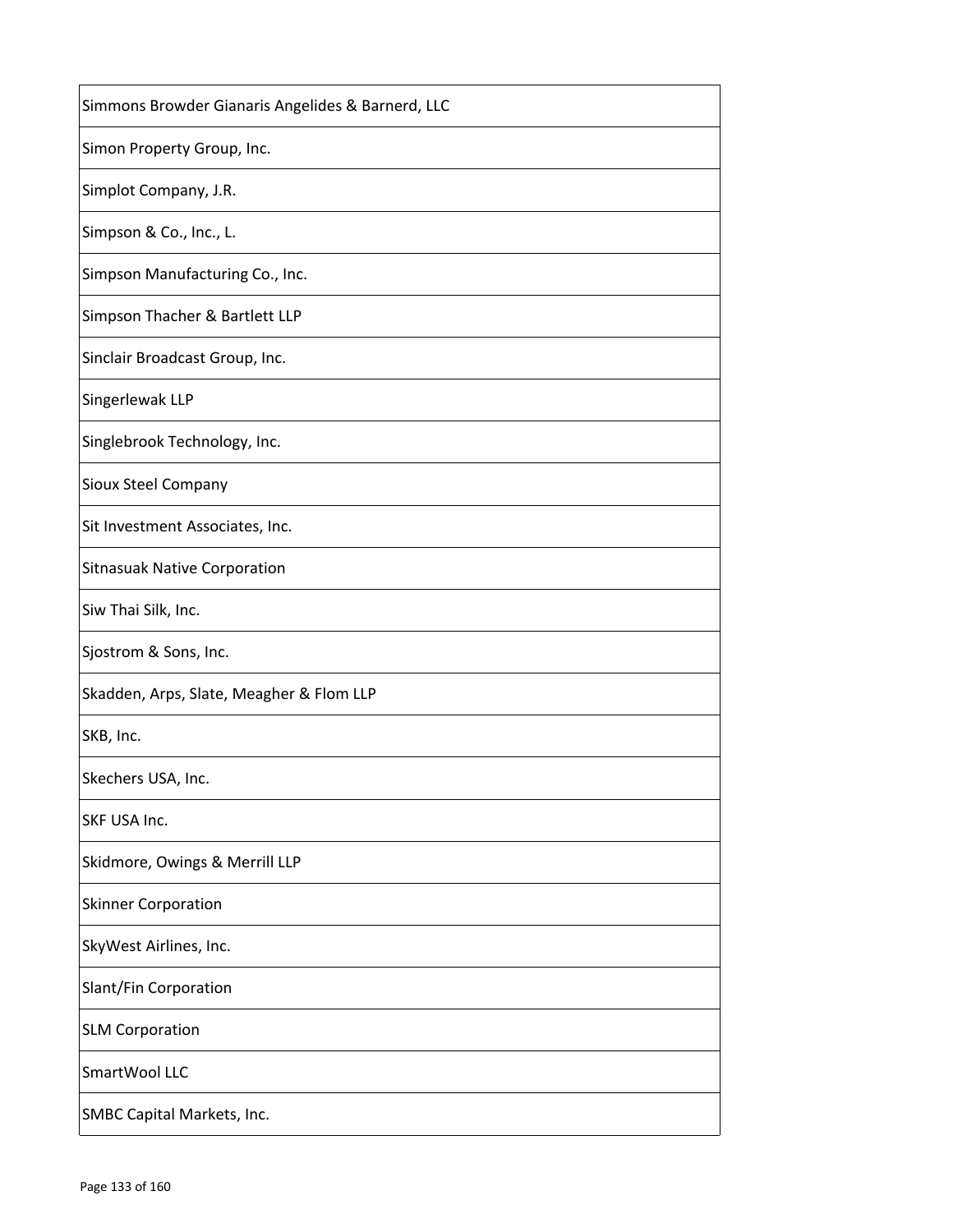| Simmons Browder Gianaris Angelides & Barnerd, LLC |
| --- |
| Simon Property Group, Inc. |
| Simplot Company, J.R. |
| Simpson & Co., Inc., L. |
| Simpson Manufacturing Co., Inc. |
| Simpson Thacher & Bartlett LLP |
| Sinclair Broadcast Group, Inc. |
| Singerlewak LLP |
| Singlebrook Technology, Inc. |
| Sioux Steel Company |
| Sit Investment Associates, Inc. |
| Sitnasuak Native Corporation |
| Siw Thai Silk, Inc. |
| Sjostrom & Sons, Inc. |
| Skadden, Arps, Slate, Meagher & Flom LLP |
| SKB, Inc. |
| Skechers USA, Inc. |
| SKF USA Inc. |
| Skidmore, Owings & Merrill LLP |
| Skinner Corporation |
| SkyWest Airlines, Inc. |
| Slant/Fin Corporation |
| SLM Corporation |
| SmartWool LLC |
| SMBC Capital Markets, Inc. |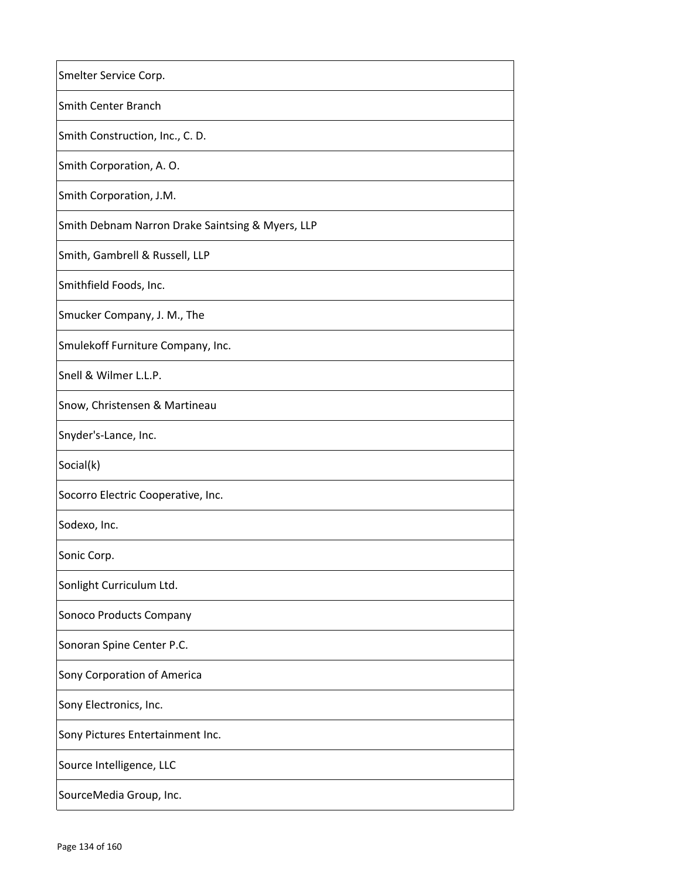| Smelter Service Corp. |
|---|
| Smith Center Branch |
| Smith Construction, Inc., C. D. |
| Smith Corporation, A. O. |
| Smith Corporation, J.M. |
| Smith Debnam Narron Drake Saintsing & Myers, LLP |
| Smith, Gambrell & Russell, LLP |
| Smithfield Foods, Inc. |
| Smucker Company, J. M., The |
| Smulekoff Furniture Company, Inc. |
| Snell & Wilmer L.L.P. |
| Snow, Christensen & Martineau |
| Snyder's-Lance, Inc. |
| Social(k) |
| Socorro Electric Cooperative, Inc. |
| Sodexo, Inc. |
| Sonic Corp. |
| Sonlight Curriculum Ltd. |
| Sonoco Products Company |
| Sonoran Spine Center P.C. |
| Sony Corporation of America |
| Sony Electronics, Inc. |
| Sony Pictures Entertainment Inc. |
| Source Intelligence, LLC |
| SourceMedia Group, Inc. |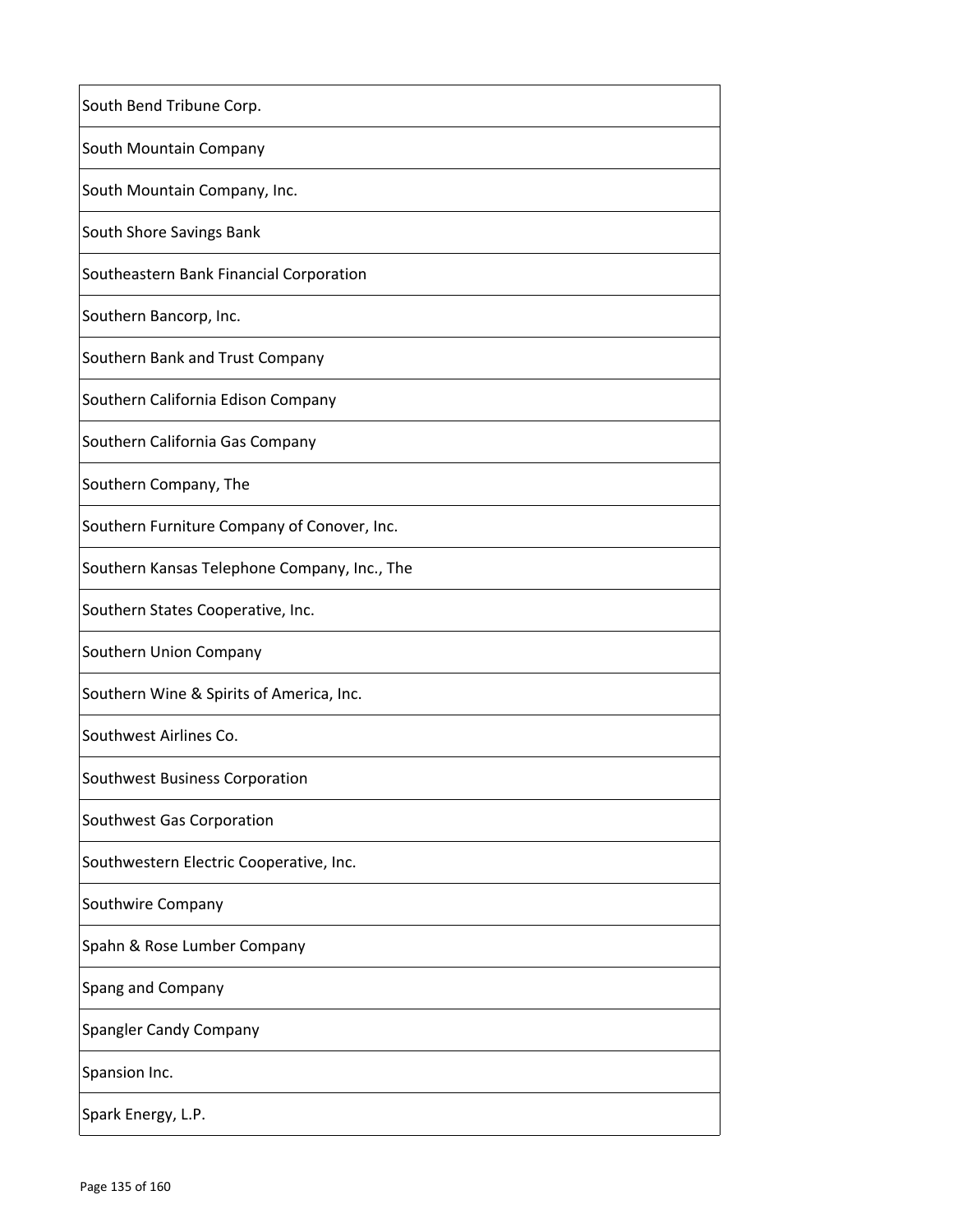| South Bend Tribune Corp. |
| --- |
| South Mountain Company |
| South Mountain Company, Inc. |
| South Shore Savings Bank |
| Southeastern Bank Financial Corporation |
| Southern Bancorp, Inc. |
| Southern Bank and Trust Company |
| Southern California Edison Company |
| Southern California Gas Company |
| Southern Company, The |
| Southern Furniture Company of Conover, Inc. |
| Southern Kansas Telephone Company, Inc., The |
| Southern States Cooperative, Inc. |
| Southern Union Company |
| Southern Wine & Spirits of America, Inc. |
| Southwest Airlines Co. |
| Southwest Business Corporation |
| Southwest Gas Corporation |
| Southwestern Electric Cooperative, Inc. |
| Southwire Company |
| Spahn & Rose Lumber Company |
| Spang and Company |
| Spangler Candy Company |
| Spansion Inc. |
| Spark Energy, L.P. |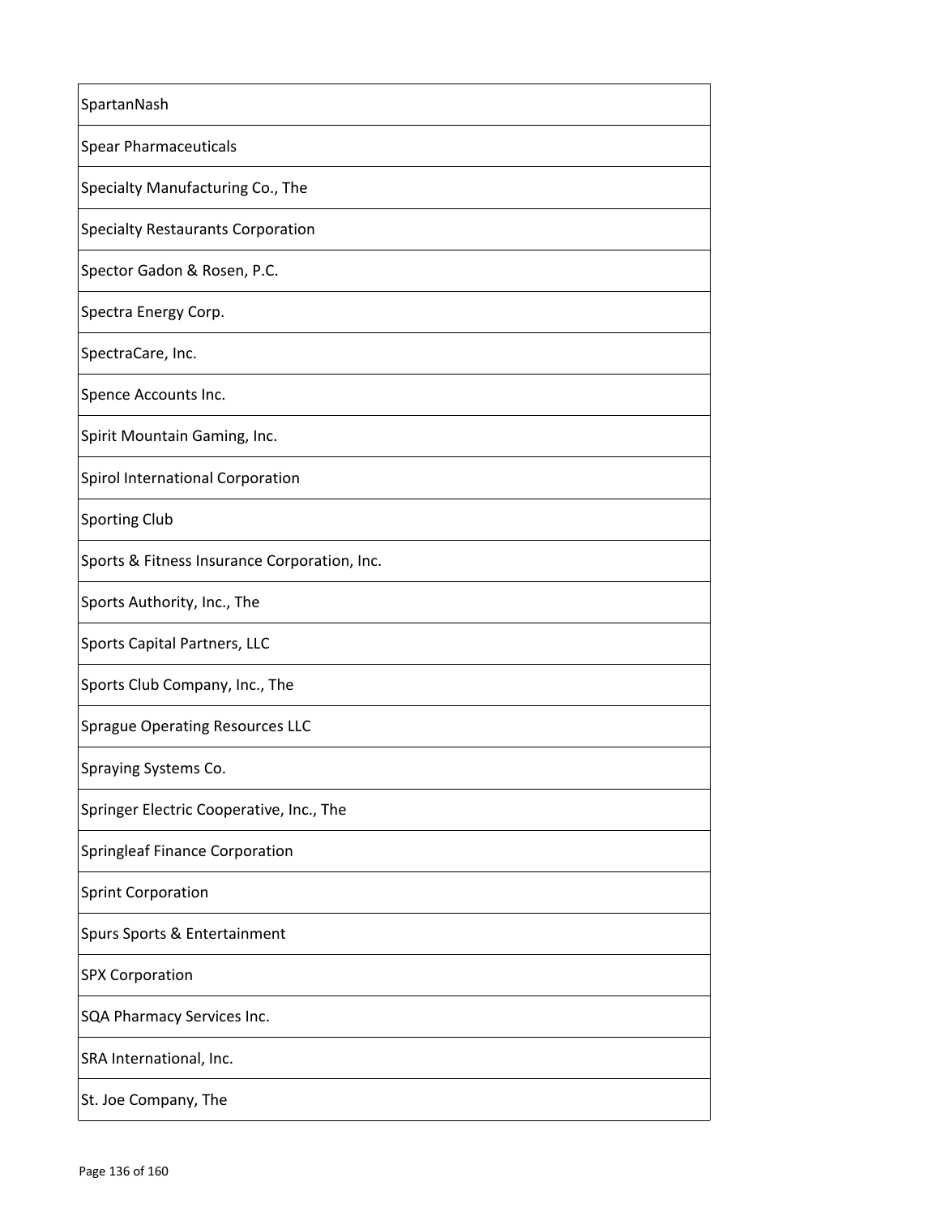| SpartanNash |
|---|
| Spear Pharmaceuticals |
| Specialty Manufacturing Co., The |
| Specialty Restaurants Corporation |
| Spector Gadon & Rosen, P.C. |
| Spectra Energy Corp. |
| SpectraCare, Inc. |
| Spence Accounts Inc. |
| Spirit Mountain Gaming, Inc. |
| Spirol International Corporation |
| Sporting Club |
| Sports & Fitness Insurance Corporation, Inc. |
| Sports Authority, Inc., The |
| Sports Capital Partners, LLC |
| Sports Club Company, Inc., The |
| Sprague Operating Resources LLC |
| Spraying Systems Co. |
| Springer Electric Cooperative, Inc., The |
| Springleaf Finance Corporation |
| Sprint Corporation |
| Spurs Sports & Entertainment |
| SPX Corporation |
| SQA Pharmacy Services Inc. |
| SRA International, Inc. |
| St. Joe Company, The |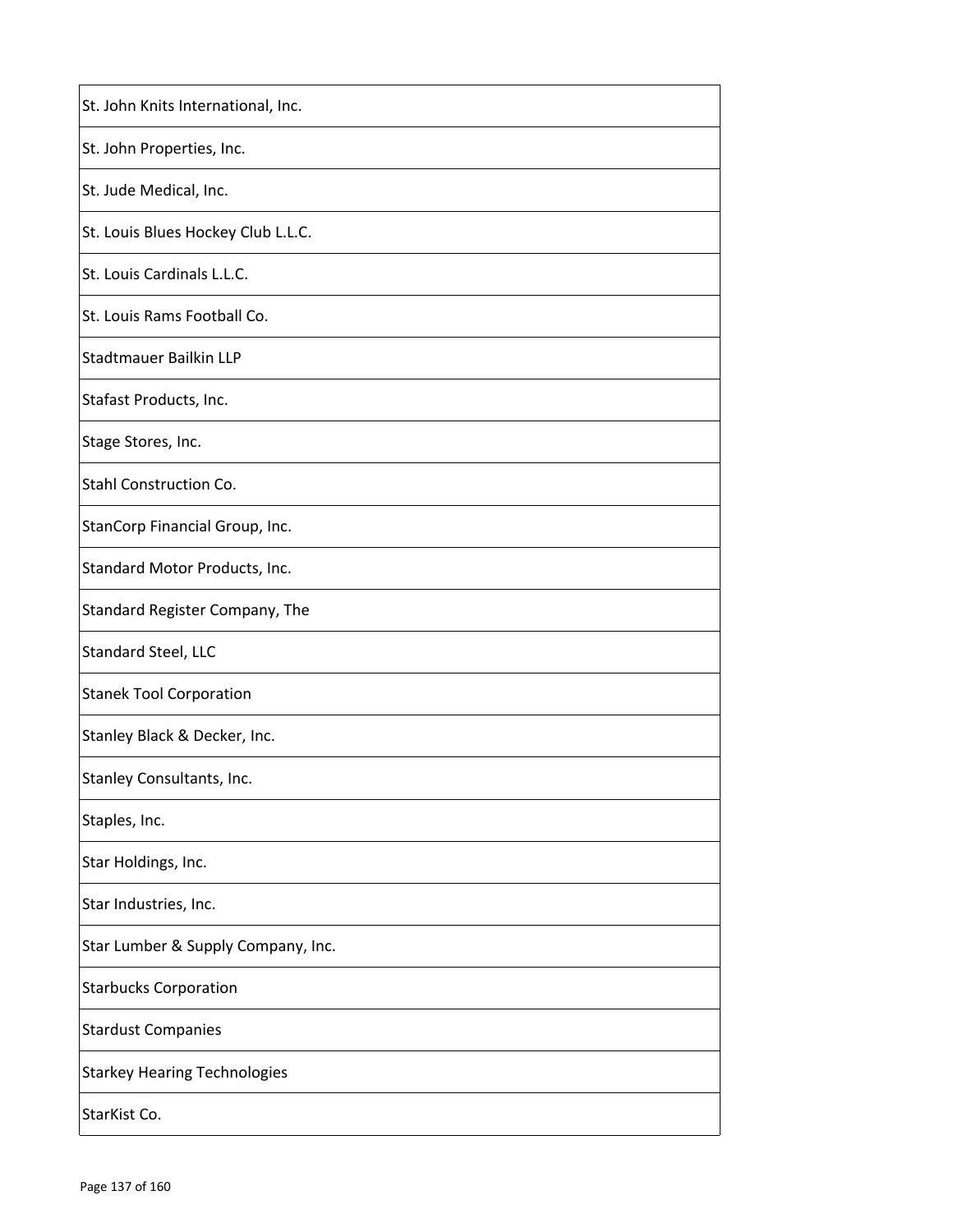| |
|---|
| St. John Knits International, Inc. |
| St. John Properties, Inc. |
| St. Jude Medical, Inc. |
| St. Louis Blues Hockey Club L.L.C. |
| St. Louis Cardinals L.L.C. |
| St. Louis Rams Football Co. |
| Stadtmauer Bailkin LLP |
| Stafast Products, Inc. |
| Stage Stores, Inc. |
| Stahl Construction Co. |
| StanCorp Financial Group, Inc. |
| Standard Motor Products, Inc. |
| Standard Register Company, The |
| Standard Steel, LLC |
| Stanek Tool Corporation |
| Stanley Black & Decker, Inc. |
| Stanley Consultants, Inc. |
| Staples, Inc. |
| Star Holdings, Inc. |
| Star Industries, Inc. |
| Star Lumber & Supply Company, Inc. |
| Starbucks Corporation |
| Stardust Companies |
| Starkey Hearing Technologies |
| StarKist Co. |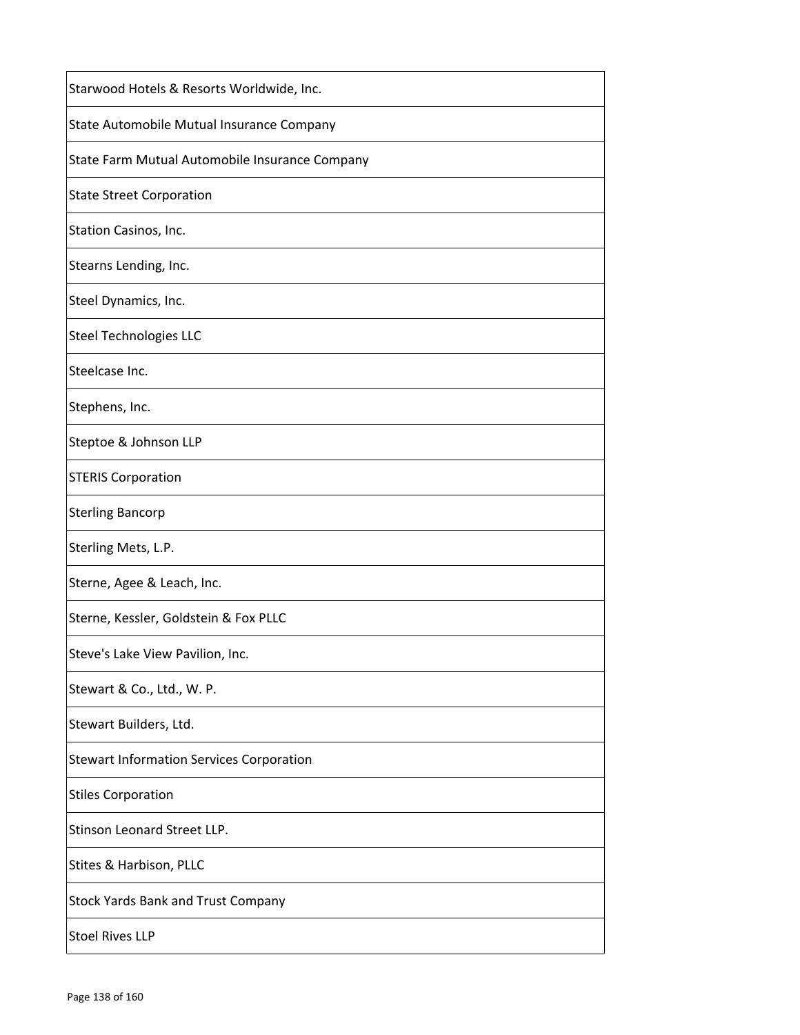| Starwood Hotels & Resorts Worldwide, Inc. |
| --- |
| State Automobile Mutual Insurance Company |
| State Farm Mutual Automobile Insurance Company |
| State Street Corporation |
| Station Casinos, Inc. |
| Stearns Lending, Inc. |
| Steel Dynamics, Inc. |
| Steel Technologies LLC |
| Steelcase Inc. |
| Stephens, Inc. |
| Steptoe & Johnson LLP |
| STERIS Corporation |
| Sterling Bancorp |
| Sterling Mets, L.P. |
| Sterne, Agee & Leach, Inc. |
| Sterne, Kessler, Goldstein & Fox PLLC |
| Steve's Lake View Pavilion, Inc. |
| Stewart & Co., Ltd., W. P. |
| Stewart Builders, Ltd. |
| Stewart Information Services Corporation |
| Stiles Corporation |
| Stinson Leonard Street LLP. |
| Stites & Harbison, PLLC |
| Stock Yards Bank and Trust Company |
| Stoel Rives LLP |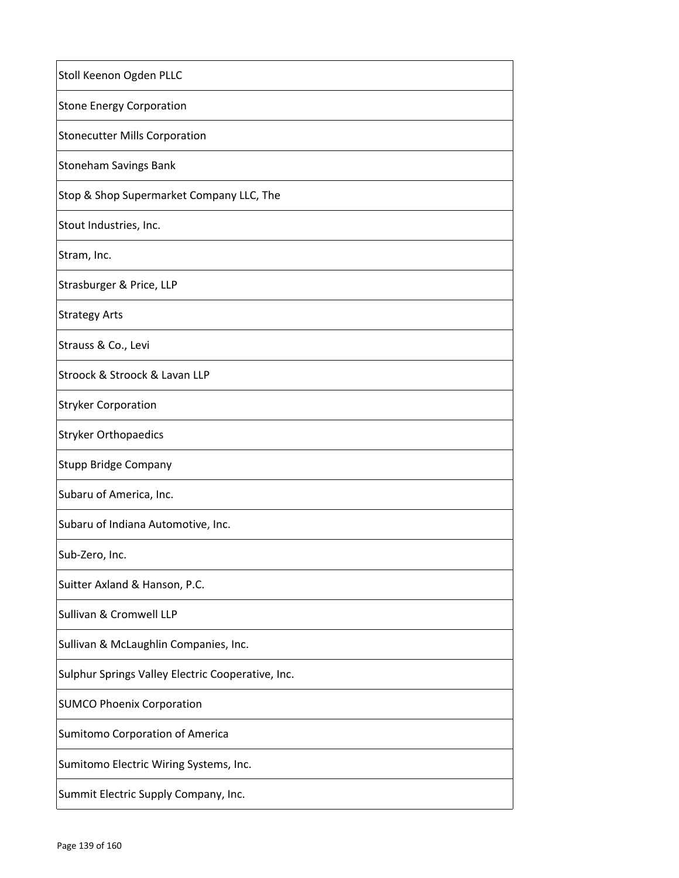| Stoll Keenon Ogden PLLC |
|---|
| Stone Energy Corporation |
| Stonecutter Mills Corporation |
| Stoneham Savings Bank |
| Stop & Shop Supermarket Company LLC, The |
| Stout Industries, Inc. |
| Stram, Inc. |
| Strasburger & Price, LLP |
| Strategy Arts |
| Strauss & Co., Levi |
| Stroock & Stroock & Lavan LLP |
| Stryker Corporation |
| Stryker Orthopaedics |
| Stupp Bridge Company |
| Subaru of America, Inc. |
| Subaru of Indiana Automotive, Inc. |
| Sub-Zero, Inc. |
| Suitter Axland & Hanson, P.C. |
| Sullivan & Cromwell LLP |
| Sullivan & McLaughlin Companies, Inc. |
| Sulphur Springs Valley Electric Cooperative, Inc. |
| SUMCO Phoenix Corporation |
| Sumitomo Corporation of America |
| Sumitomo Electric Wiring Systems, Inc. |
| Summit Electric Supply Company, Inc. |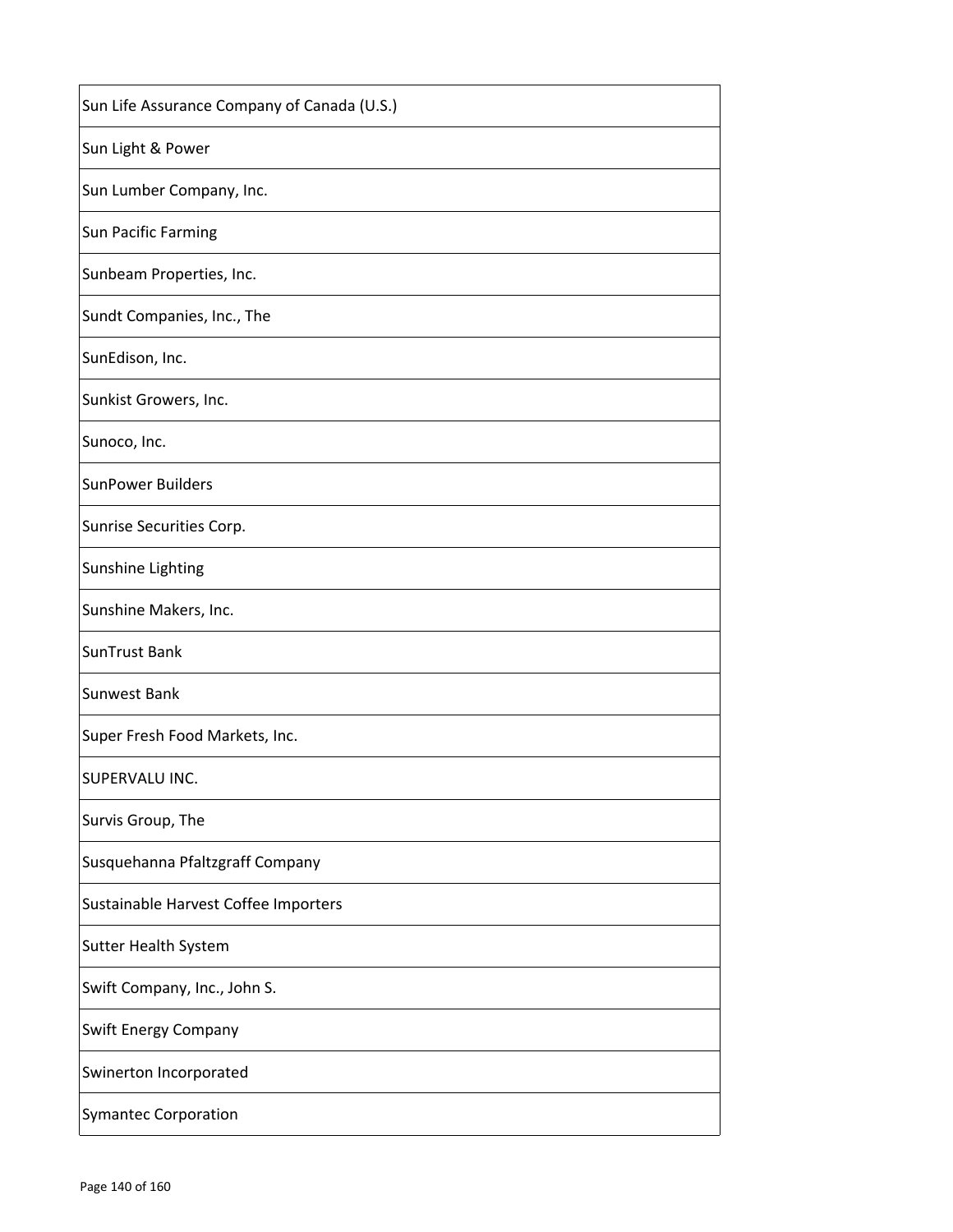| Sun Life Assurance Company of Canada (U.S.) |
|---|
| Sun Light & Power |
| Sun Lumber Company, Inc. |
| Sun Pacific Farming |
| Sunbeam Properties, Inc. |
| Sundt Companies, Inc., The |
| SunEdison, Inc. |
| Sunkist Growers, Inc. |
| Sunoco, Inc. |
| SunPower Builders |
| Sunrise Securities Corp. |
| Sunshine Lighting |
| Sunshine Makers, Inc. |
| SunTrust Bank |
| Sunwest Bank |
| Super Fresh Food Markets, Inc. |
| SUPERVALU INC. |
| Survis Group, The |
| Susquehanna Pfaltzgraff Company |
| Sustainable Harvest Coffee Importers |
| Sutter Health System |
| Swift Company, Inc., John S. |
| Swift Energy Company |
| Swinerton Incorporated |
| Symantec Corporation |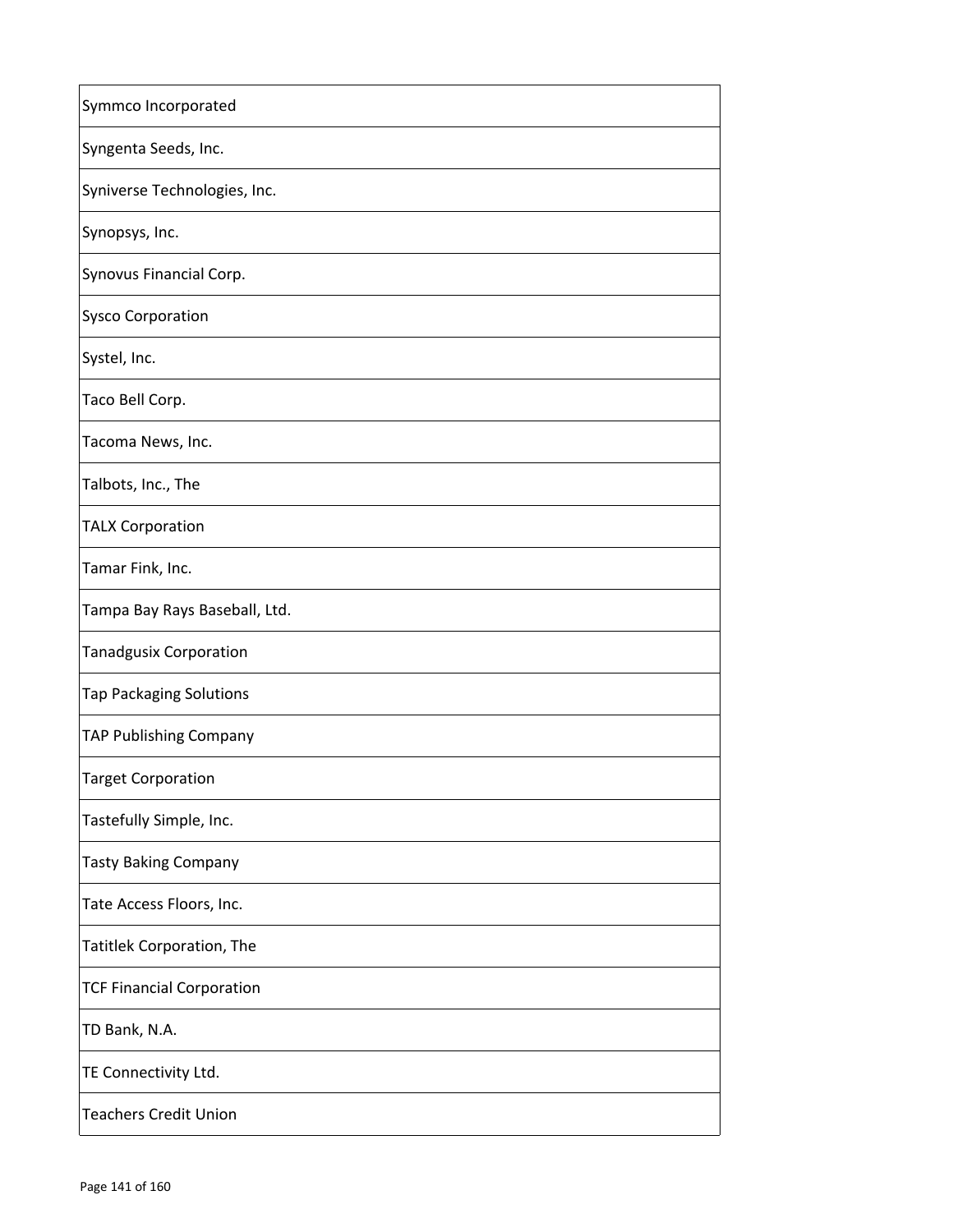| Symmco Incorporated |
|---|
| Syngenta Seeds, Inc. |
| Syniverse Technologies, Inc. |
| Synopsys, Inc. |
| Synovus Financial Corp. |
| Sysco Corporation |
| Systel, Inc. |
| Taco Bell Corp. |
| Tacoma News, Inc. |
| Talbots, Inc., The |
| TALX Corporation |
| Tamar Fink, Inc. |
| Tampa Bay Rays Baseball, Ltd. |
| Tanadgusix Corporation |
| Tap Packaging Solutions |
| TAP Publishing Company |
| Target Corporation |
| Tastefully Simple, Inc. |
| Tasty Baking Company |
| Tate Access Floors, Inc. |
| Tatitlek Corporation, The |
| TCF Financial Corporation |
| TD Bank, N.A. |
| TE Connectivity Ltd. |
| Teachers Credit Union |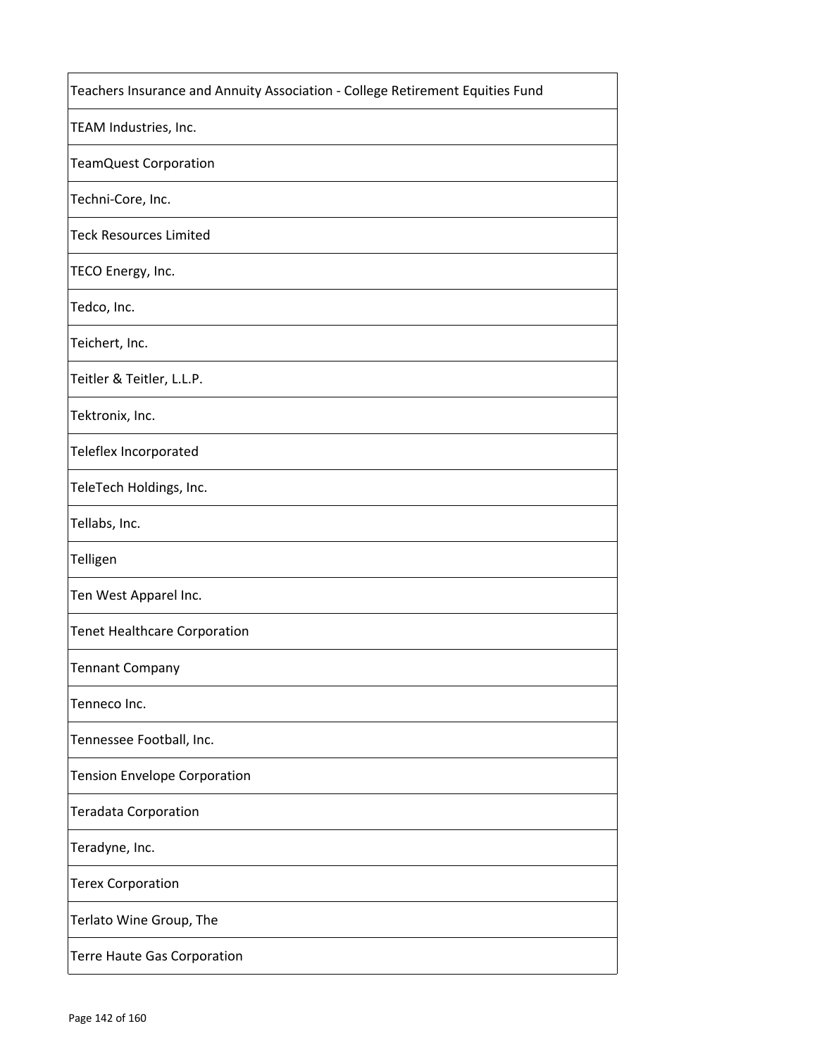| Teachers Insurance and Annuity Association - College Retirement Equities Fund |
|---|
| TEAM Industries, Inc. |
| TeamQuest Corporation |
| Techni-Core, Inc. |
| Teck Resources Limited |
| TECO Energy, Inc. |
| Tedco, Inc. |
| Teichert, Inc. |
| Teitler & Teitler, L.L.P. |
| Tektronix, Inc. |
| Teleflex Incorporated |
| TeleTech Holdings, Inc. |
| Tellabs, Inc. |
| Telligen |
| Ten West Apparel Inc. |
| Tenet Healthcare Corporation |
| Tennant Company |
| Tenneco Inc. |
| Tennessee Football, Inc. |
| Tension Envelope Corporation |
| Teradata Corporation |
| Teradyne, Inc. |
| Terex Corporation |
| Terlato Wine Group, The |
| Terre Haute Gas Corporation |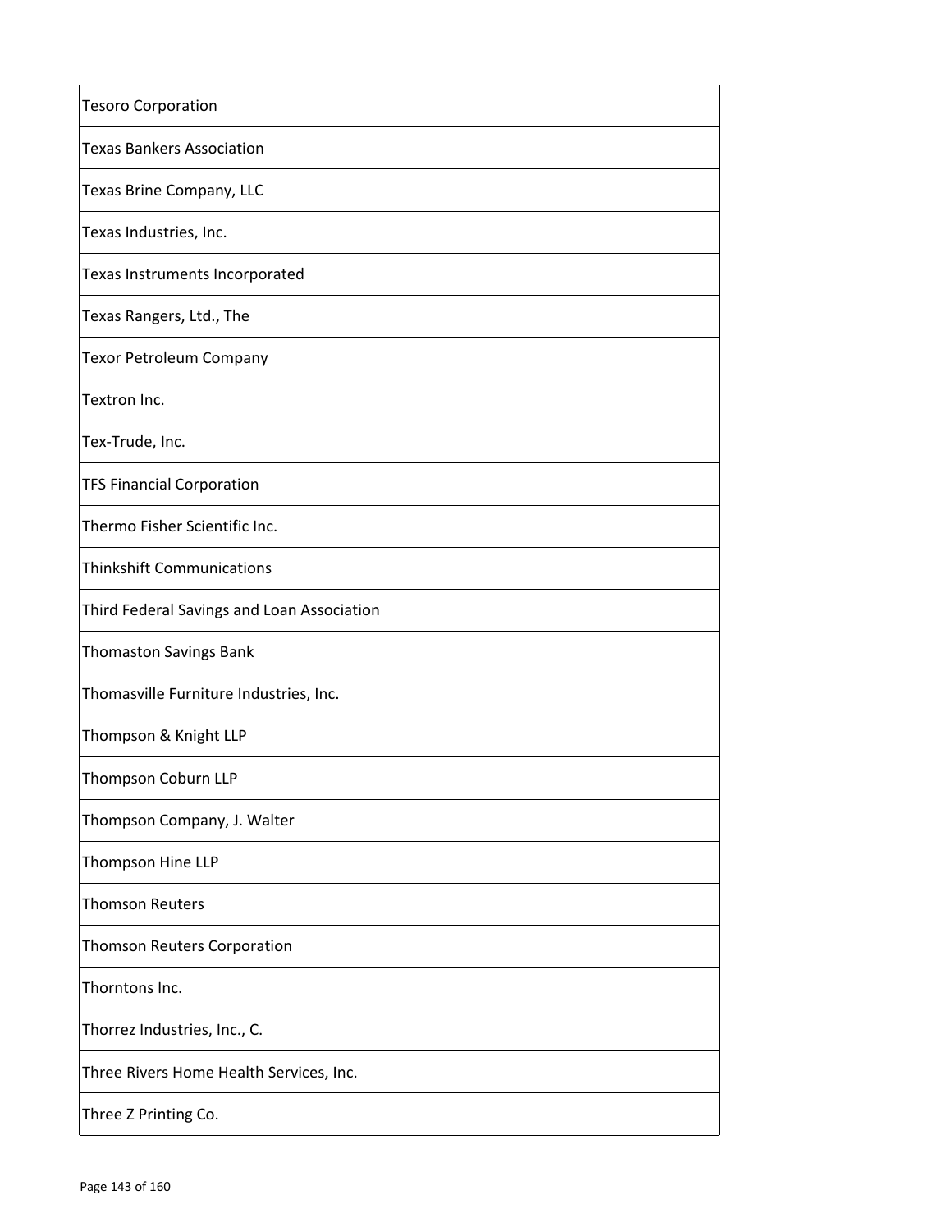| Tesoro Corporation |
|---|
| Texas Bankers Association |
| Texas Brine Company, LLC |
| Texas Industries, Inc. |
| Texas Instruments Incorporated |
| Texas Rangers, Ltd., The |
| Texor Petroleum Company |
| Textron Inc. |
| Tex-Trude, Inc. |
| TFS Financial Corporation |
| Thermo Fisher Scientific Inc. |
| Thinkshift Communications |
| Third Federal Savings and Loan Association |
| Thomaston Savings Bank |
| Thomasville Furniture Industries, Inc. |
| Thompson & Knight LLP |
| Thompson Coburn LLP |
| Thompson Company, J. Walter |
| Thompson Hine LLP |
| Thomson Reuters |
| Thomson Reuters Corporation |
| Thorntons Inc. |
| Thorrez Industries, Inc., C. |
| Three Rivers Home Health Services, Inc. |
| Three Z Printing Co. |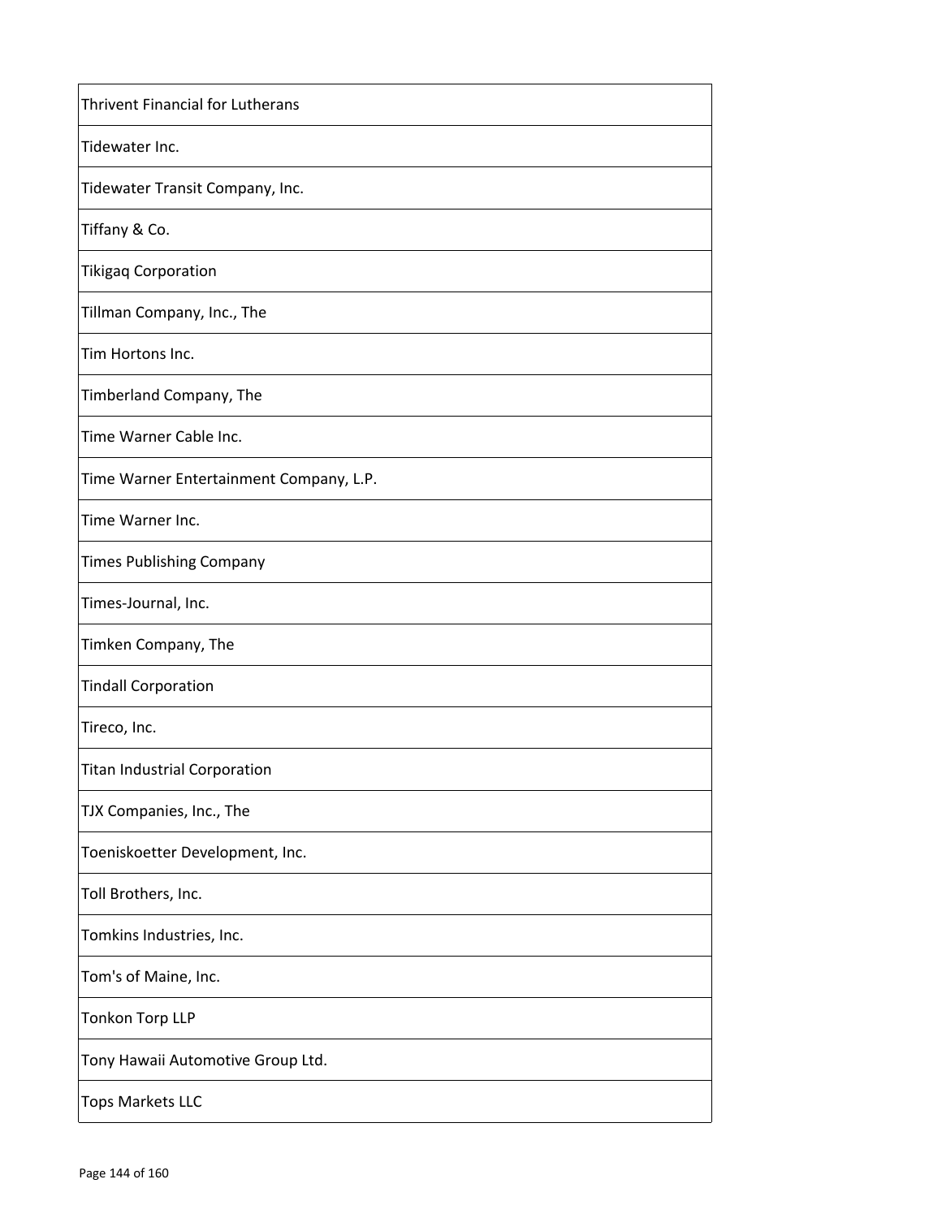| Thrivent Financial for Lutherans |
| --- |
| Tidewater Inc. |
| Tidewater Transit Company, Inc. |
| Tiffany & Co. |
| Tikigaq Corporation |
| Tillman Company, Inc., The |
| Tim Hortons Inc. |
| Timberland Company, The |
| Time Warner Cable Inc. |
| Time Warner Entertainment Company, L.P. |
| Time Warner Inc. |
| Times Publishing Company |
| Times-Journal, Inc. |
| Timken Company, The |
| Tindall Corporation |
| Tireco, Inc. |
| Titan Industrial Corporation |
| TJX Companies, Inc., The |
| Toeniskoetter Development, Inc. |
| Toll Brothers, Inc. |
| Tomkins Industries, Inc. |
| Tom's of Maine, Inc. |
| Tonkon Torp LLP |
| Tony Hawaii Automotive Group Ltd. |
| Tops Markets LLC |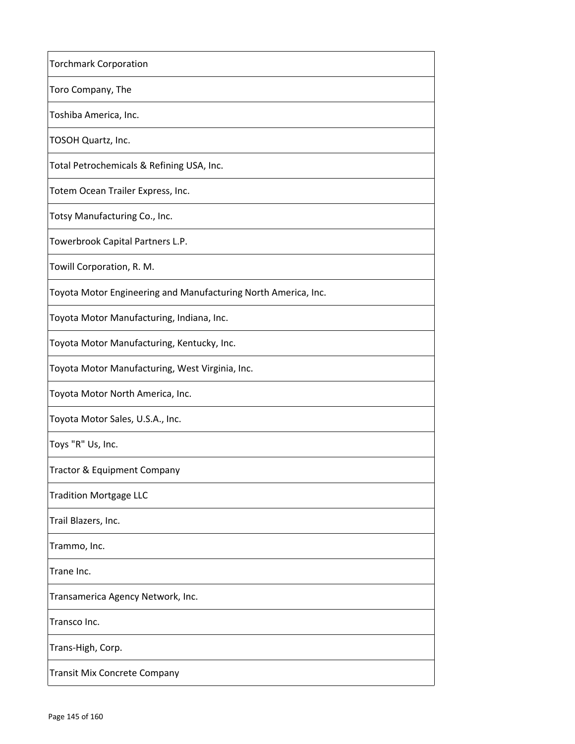| Torchmark Corporation |
|---|
| Toro Company, The |
| Toshiba America, Inc. |
| TOSOH Quartz, Inc. |
| Total Petrochemicals & Refining USA, Inc. |
| Totem Ocean Trailer Express, Inc. |
| Totsy Manufacturing Co., Inc. |
| Towerbrook Capital Partners L.P. |
| Towill Corporation, R. M. |
| Toyota Motor Engineering and Manufacturing North America, Inc. |
| Toyota Motor Manufacturing, Indiana, Inc. |
| Toyota Motor Manufacturing, Kentucky, Inc. |
| Toyota Motor Manufacturing, West Virginia, Inc. |
| Toyota Motor North America, Inc. |
| Toyota Motor Sales, U.S.A., Inc. |
| Toys "R" Us, Inc. |
| Tractor & Equipment Company |
| Tradition Mortgage LLC |
| Trail Blazers, Inc. |
| Trammo, Inc. |
| Trane Inc. |
| Transamerica Agency Network, Inc. |
| Transco Inc. |
| Trans-High, Corp. |
| Transit Mix Concrete Company |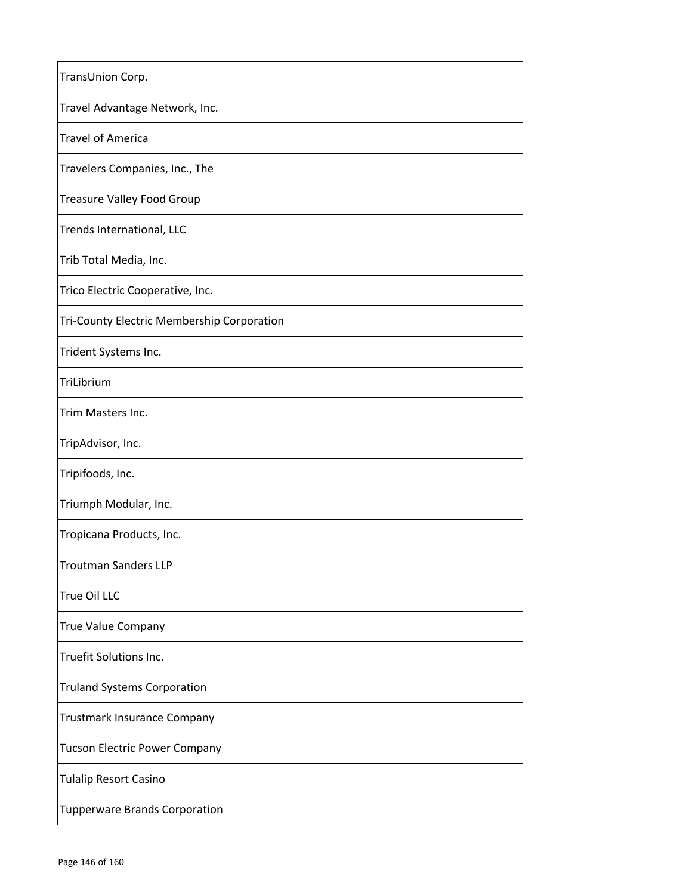| TransUnion Corp. |
|---|
| Travel Advantage Network, Inc. |
| Travel of America |
| Travelers Companies, Inc., The |
| Treasure Valley Food Group |
| Trends International, LLC |
| Trib Total Media, Inc. |
| Trico Electric Cooperative, Inc. |
| Tri-County Electric Membership Corporation |
| Trident Systems Inc. |
| TriLibrium |
| Trim Masters Inc. |
| TripAdvisor, Inc. |
| Tripifoods, Inc. |
| Triumph Modular, Inc. |
| Tropicana Products, Inc. |
| Troutman Sanders LLP |
| True Oil LLC |
| True Value Company |
| Truefit Solutions Inc. |
| Truland Systems Corporation |
| Trustmark Insurance Company |
| Tucson Electric Power Company |
| Tulalip Resort Casino |
| Tupperware Brands Corporation |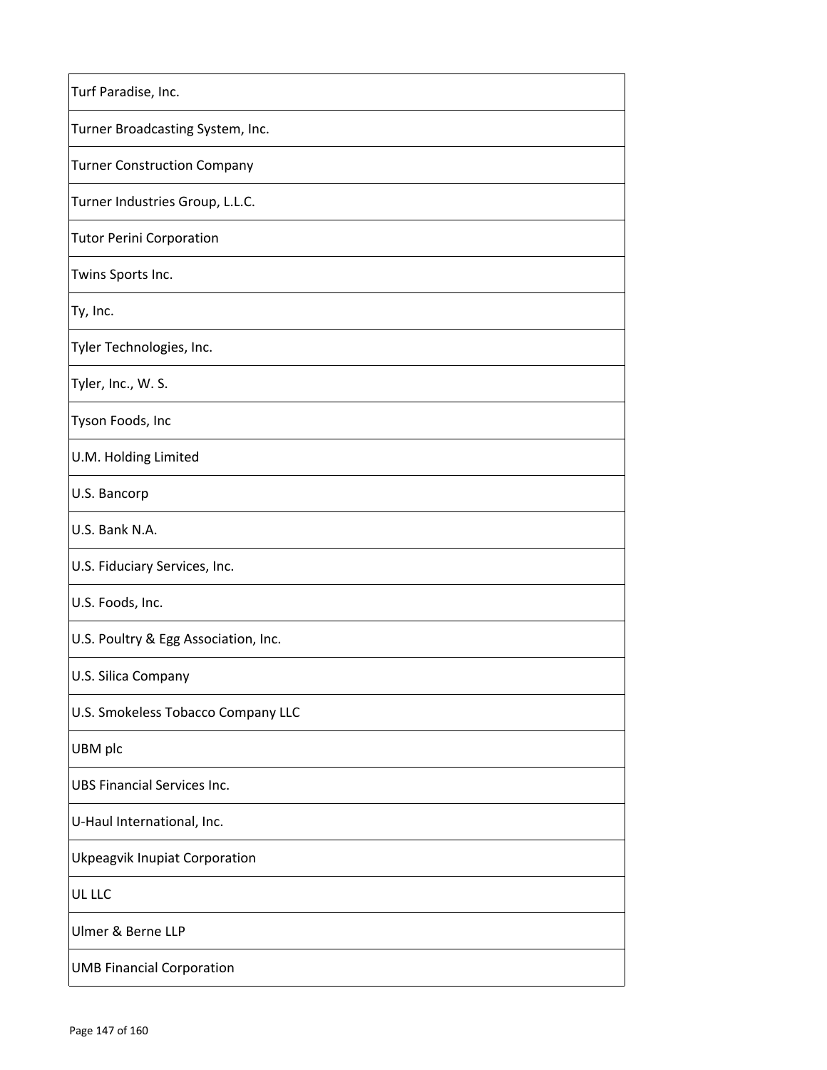| Turf Paradise, Inc. |
|---|
| Turner Broadcasting System, Inc. |
| Turner Construction Company |
| Turner Industries Group, L.L.C. |
| Tutor Perini Corporation |
| Twins Sports Inc. |
| Ty, Inc. |
| Tyler Technologies, Inc. |
| Tyler, Inc., W. S. |
| Tyson Foods, Inc |
| U.M. Holding Limited |
| U.S. Bancorp |
| U.S. Bank N.A. |
| U.S. Fiduciary Services, Inc. |
| U.S. Foods, Inc. |
| U.S. Poultry & Egg Association, Inc. |
| U.S. Silica Company |
| U.S. Smokeless Tobacco Company LLC |
| UBM plc |
| UBS Financial Services Inc. |
| U-Haul International, Inc. |
| Ukpeagvik Inupiat Corporation |
| UL LLC |
| Ulmer & Berne LLP |
| UMB Financial Corporation |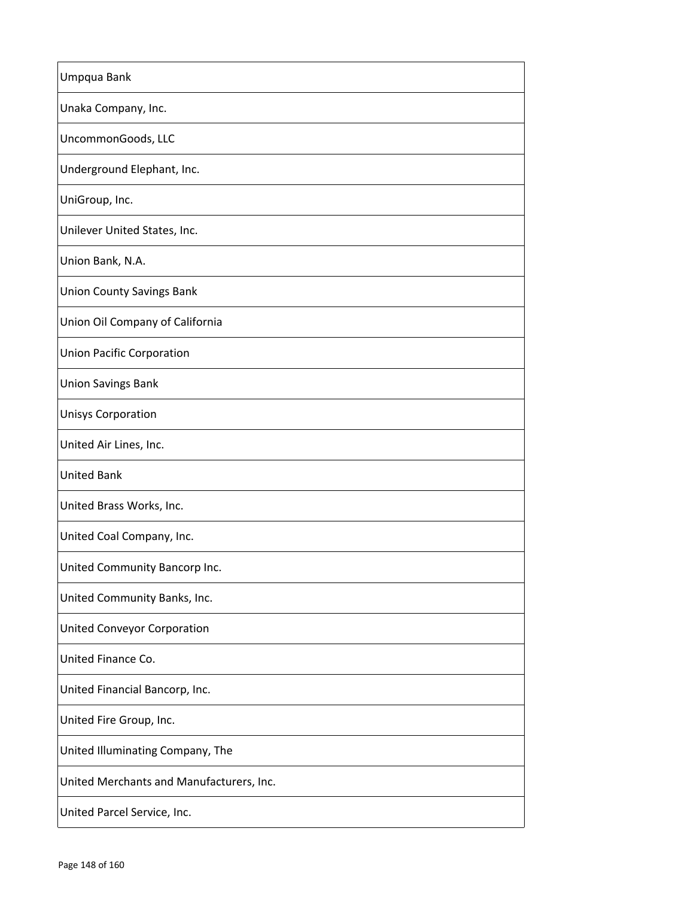| Umpqua Bank |
|---|
| Unaka Company, Inc. |
| UncommonGoods, LLC |
| Underground Elephant, Inc. |
| UniGroup, Inc. |
| Unilever United States, Inc. |
| Union Bank, N.A. |
| Union County Savings Bank |
| Union Oil Company of California |
| Union Pacific Corporation |
| Union Savings Bank |
| Unisys Corporation |
| United Air Lines, Inc. |
| United Bank |
| United Brass Works, Inc. |
| United Coal Company, Inc. |
| United Community Bancorp Inc. |
| United Community Banks, Inc. |
| United Conveyor Corporation |
| United Finance Co. |
| United Financial Bancorp, Inc. |
| United Fire Group, Inc. |
| United Illuminating Company, The |
| United Merchants and Manufacturers, Inc. |
| United Parcel Service, Inc. |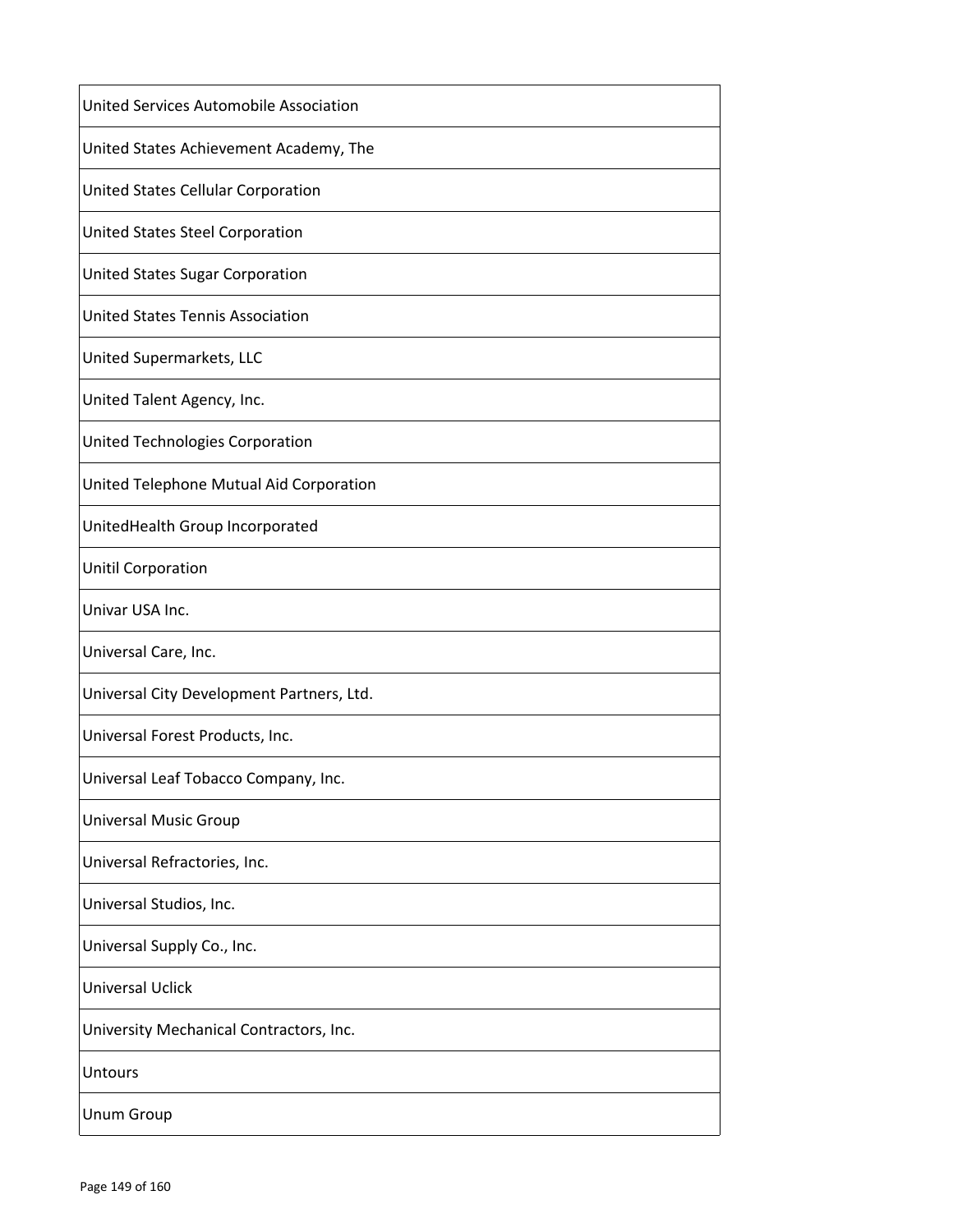| United Services Automobile Association |
|---|
| United States Achievement Academy, The |
| United States Cellular Corporation |
| United States Steel Corporation |
| United States Sugar Corporation |
| United States Tennis Association |
| United Supermarkets, LLC |
| United Talent Agency, Inc. |
| United Technologies Corporation |
| United Telephone Mutual Aid Corporation |
| UnitedHealth Group Incorporated |
| Unitil Corporation |
| Univar USA Inc. |
| Universal Care, Inc. |
| Universal City Development Partners, Ltd. |
| Universal Forest Products, Inc. |
| Universal Leaf Tobacco Company, Inc. |
| Universal Music Group |
| Universal Refractories, Inc. |
| Universal Studios, Inc. |
| Universal Supply Co., Inc. |
| Universal Uclick |
| University Mechanical Contractors, Inc. |
| Untours |
| Unum Group |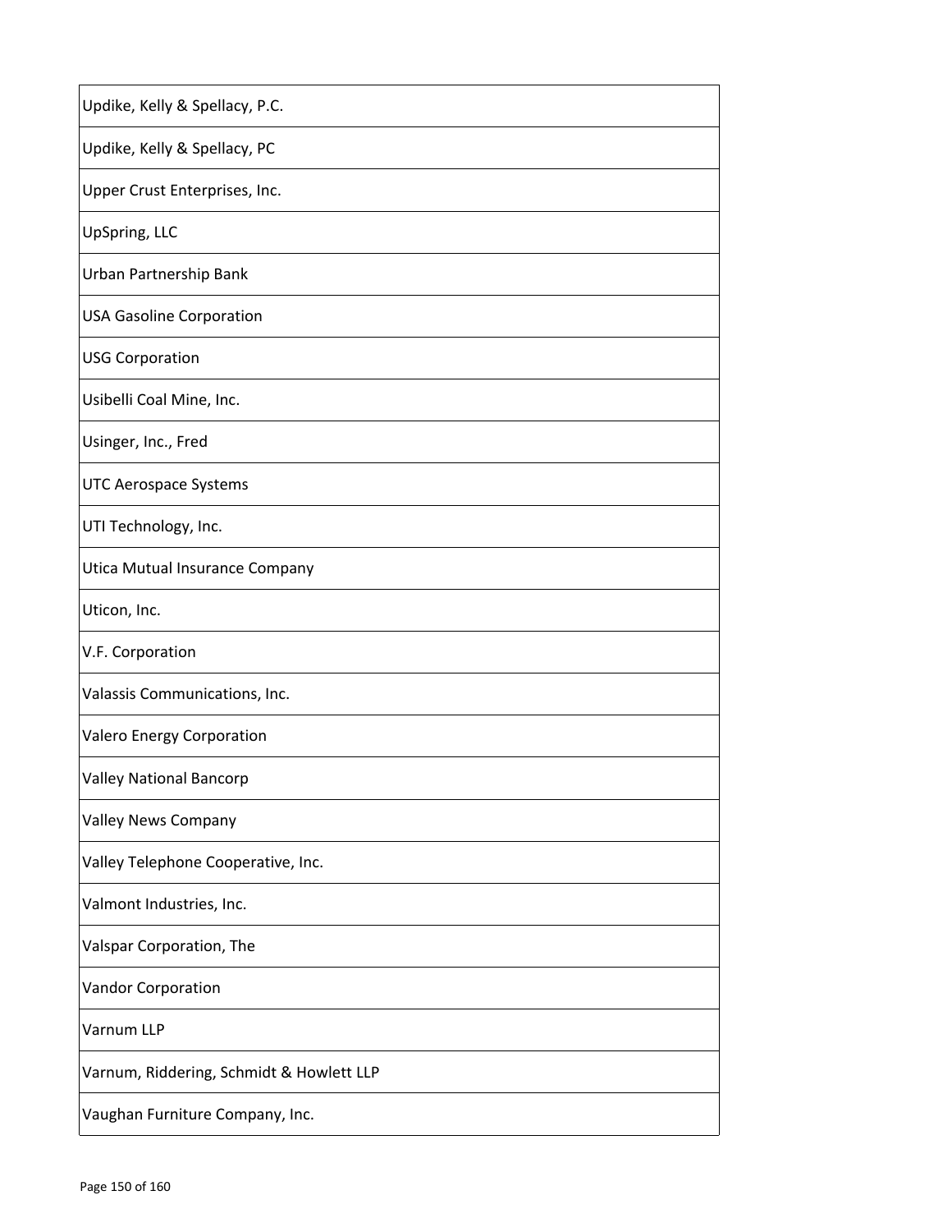| |
|---|
| Updike, Kelly & Spellacy, P.C. |
| Updike, Kelly & Spellacy, PC |
| Upper Crust Enterprises, Inc. |
| UpSpring, LLC |
| Urban Partnership Bank |
| USA Gasoline Corporation |
| USG Corporation |
| Usibelli Coal Mine, Inc. |
| Usinger, Inc., Fred |
| UTC Aerospace Systems |
| UTI Technology, Inc. |
| Utica Mutual Insurance Company |
| Uticon, Inc. |
| V.F. Corporation |
| Valassis Communications, Inc. |
| Valero Energy Corporation |
| Valley National Bancorp |
| Valley News Company |
| Valley Telephone Cooperative, Inc. |
| Valmont Industries, Inc. |
| Valspar Corporation, The |
| Vandor Corporation |
| Varnum LLP |
| Varnum, Riddering, Schmidt & Howlett LLP |
| Vaughan Furniture Company, Inc. |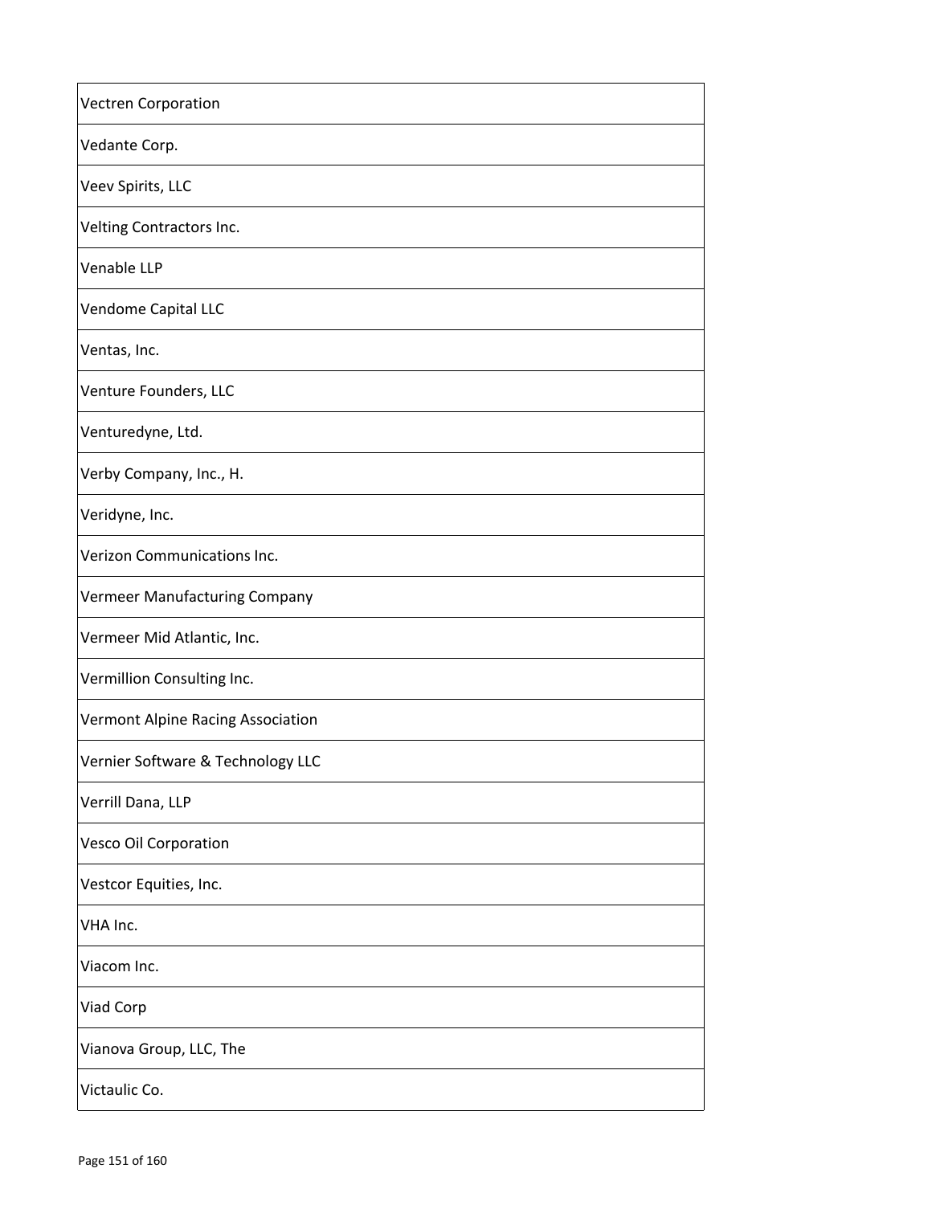| Vectren Corporation |
| --- |
| Vedante Corp. |
| Veev Spirits, LLC |
| Velting Contractors Inc. |
| Venable LLP |
| Vendome Capital LLC |
| Ventas, Inc. |
| Venture Founders, LLC |
| Venturedyne, Ltd. |
| Verby Company, Inc., H. |
| Veridyne, Inc. |
| Verizon Communications Inc. |
| Vermeer Manufacturing Company |
| Vermeer Mid Atlantic, Inc. |
| Vermillion Consulting Inc. |
| Vermont Alpine Racing Association |
| Vernier Software & Technology LLC |
| Verrill Dana, LLP |
| Vesco Oil Corporation |
| Vestcor Equities, Inc. |
| VHA Inc. |
| Viacom Inc. |
| Viad Corp |
| Vianova Group, LLC, The |
| Victaulic Co. |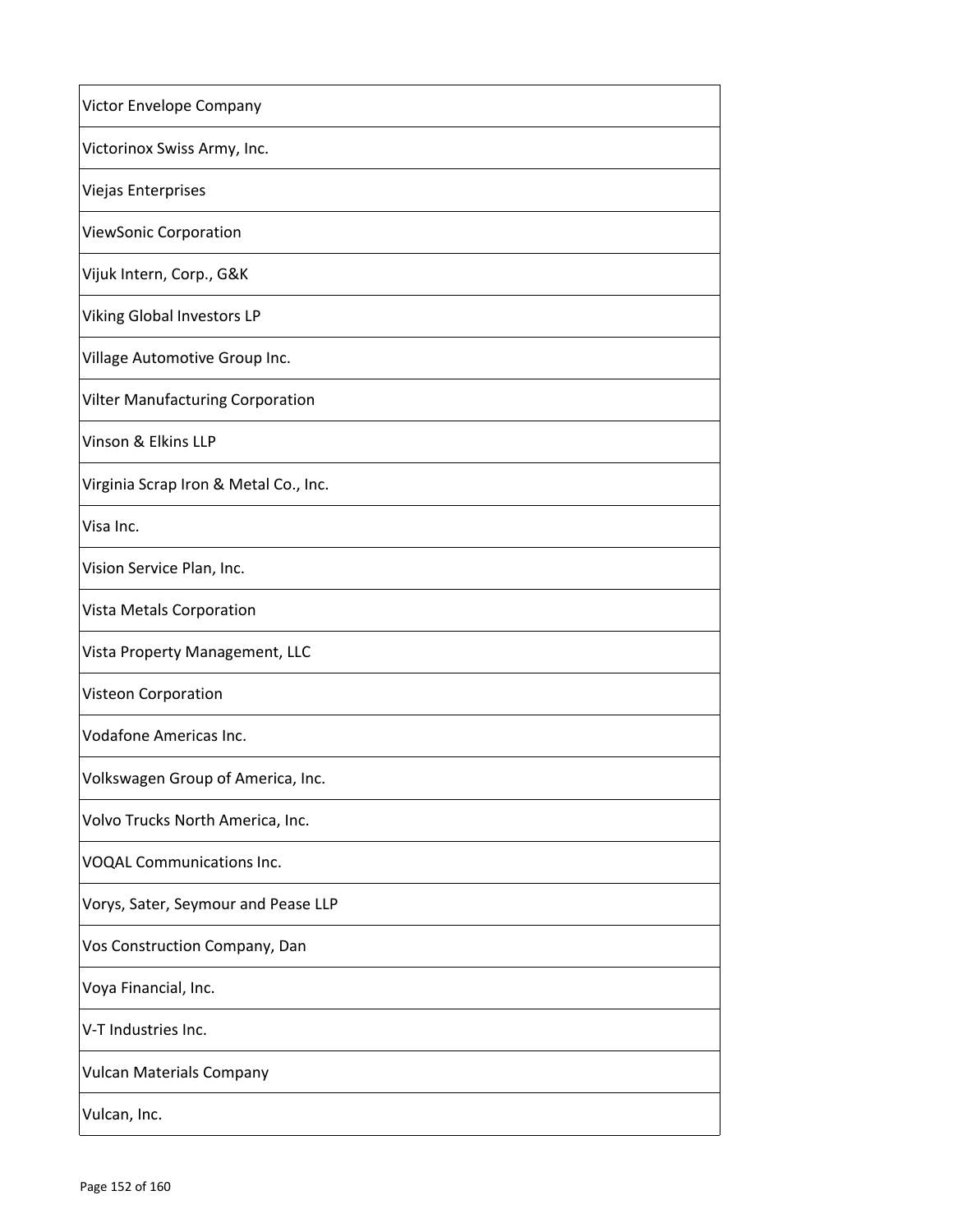| Victor Envelope Company |
|---|
| Victorinox Swiss Army, Inc. |
| Viejas Enterprises |
| ViewSonic Corporation |
| Vijuk Intern, Corp., G&K |
| Viking Global Investors LP |
| Village Automotive Group Inc. |
| Vilter Manufacturing Corporation |
| Vinson & Elkins LLP |
| Virginia Scrap Iron & Metal Co., Inc. |
| Visa Inc. |
| Vision Service Plan, Inc. |
| Vista Metals Corporation |
| Vista Property Management, LLC |
| Visteon Corporation |
| Vodafone Americas Inc. |
| Volkswagen Group of America, Inc. |
| Volvo Trucks North America, Inc. |
| VOQAL Communications Inc. |
| Vorys, Sater, Seymour and Pease LLP |
| Vos Construction Company, Dan |
| Voya Financial, Inc. |
| V-T Industries Inc. |
| Vulcan Materials Company |
| Vulcan, Inc. |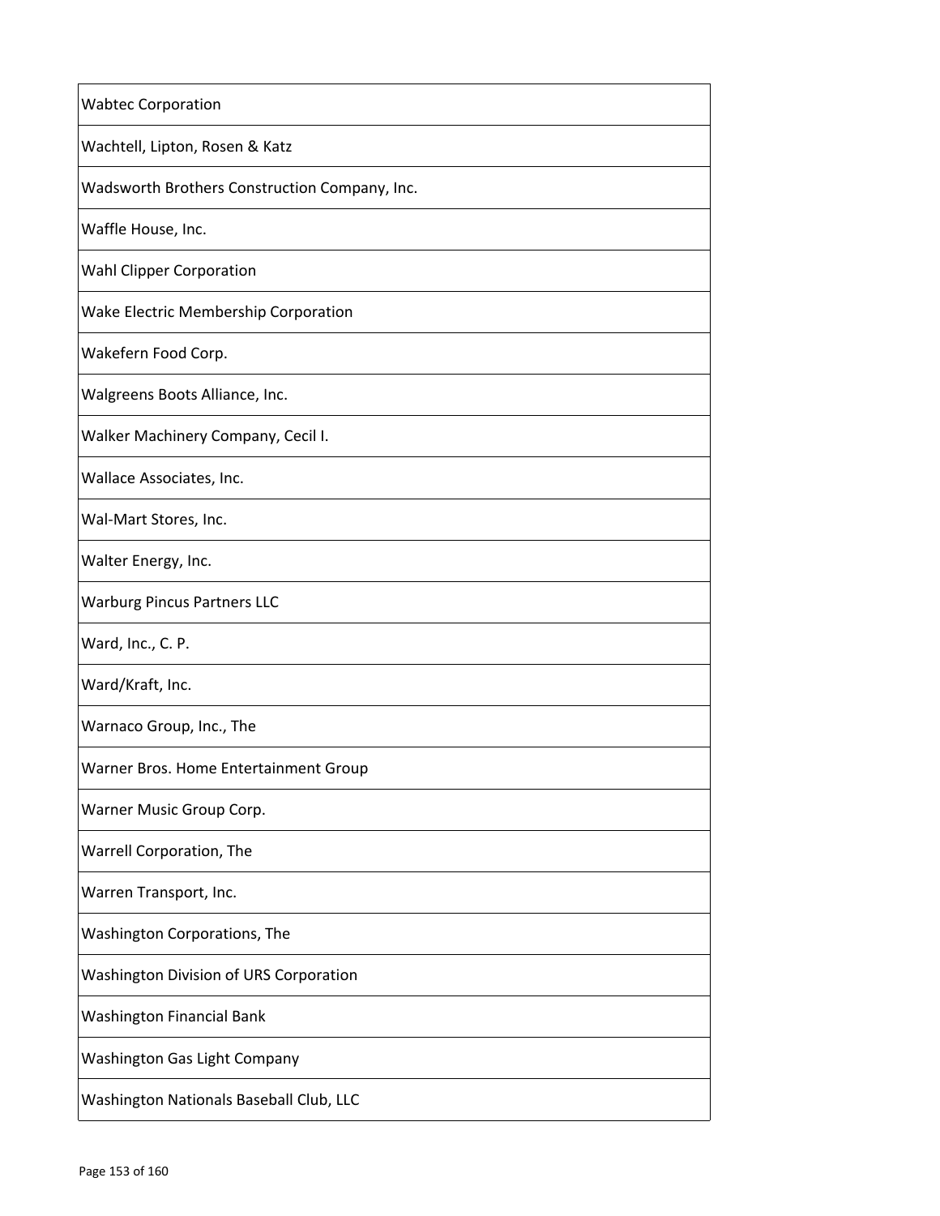| Wabtec Corporation |
|---|
| Wachtell, Lipton, Rosen & Katz |
| Wadsworth Brothers Construction Company, Inc. |
| Waffle House, Inc. |
| Wahl Clipper Corporation |
| Wake Electric Membership Corporation |
| Wakefern Food Corp. |
| Walgreens Boots Alliance, Inc. |
| Walker Machinery Company, Cecil I. |
| Wallace Associates, Inc. |
| Wal-Mart Stores, Inc. |
| Walter Energy, Inc. |
| Warburg Pincus Partners LLC |
| Ward, Inc., C. P. |
| Ward/Kraft, Inc. |
| Warnaco Group, Inc., The |
| Warner Bros. Home Entertainment Group |
| Warner Music Group Corp. |
| Warrell Corporation, The |
| Warren Transport, Inc. |
| Washington Corporations, The |
| Washington Division of URS Corporation |
| Washington Financial Bank |
| Washington Gas Light Company |
| Washington Nationals Baseball Club, LLC |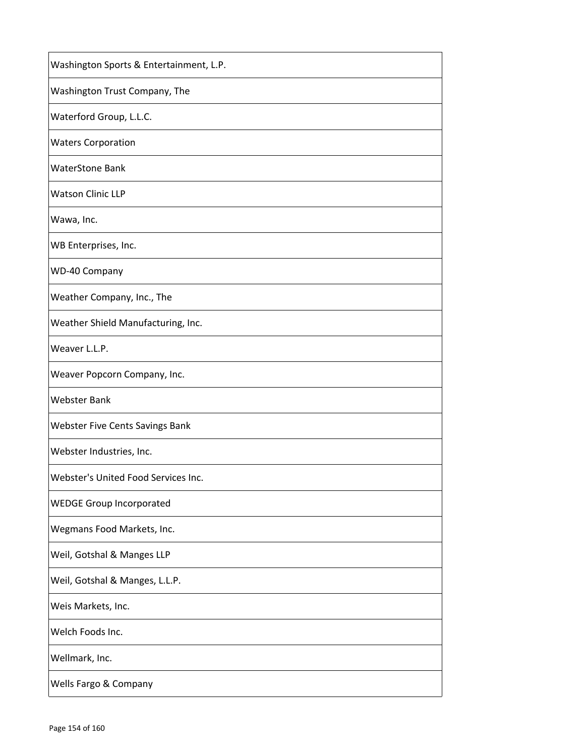| Washington Sports & Entertainment, L.P. |
|---|
| Washington Trust Company, The |
| Waterford Group, L.L.C. |
| Waters Corporation |
| WaterStone Bank |
| Watson Clinic LLP |
| Wawa, Inc. |
| WB Enterprises, Inc. |
| WD-40 Company |
| Weather Company, Inc., The |
| Weather Shield Manufacturing, Inc. |
| Weaver L.L.P. |
| Weaver Popcorn Company, Inc. |
| Webster Bank |
| Webster Five Cents Savings Bank |
| Webster Industries, Inc. |
| Webster's United Food Services Inc. |
| WEDGE Group Incorporated |
| Wegmans Food Markets, Inc. |
| Weil, Gotshal & Manges LLP |
| Weil, Gotshal & Manges, L.L.P. |
| Weis Markets, Inc. |
| Welch Foods Inc. |
| Wellmark, Inc. |
| Wells Fargo & Company |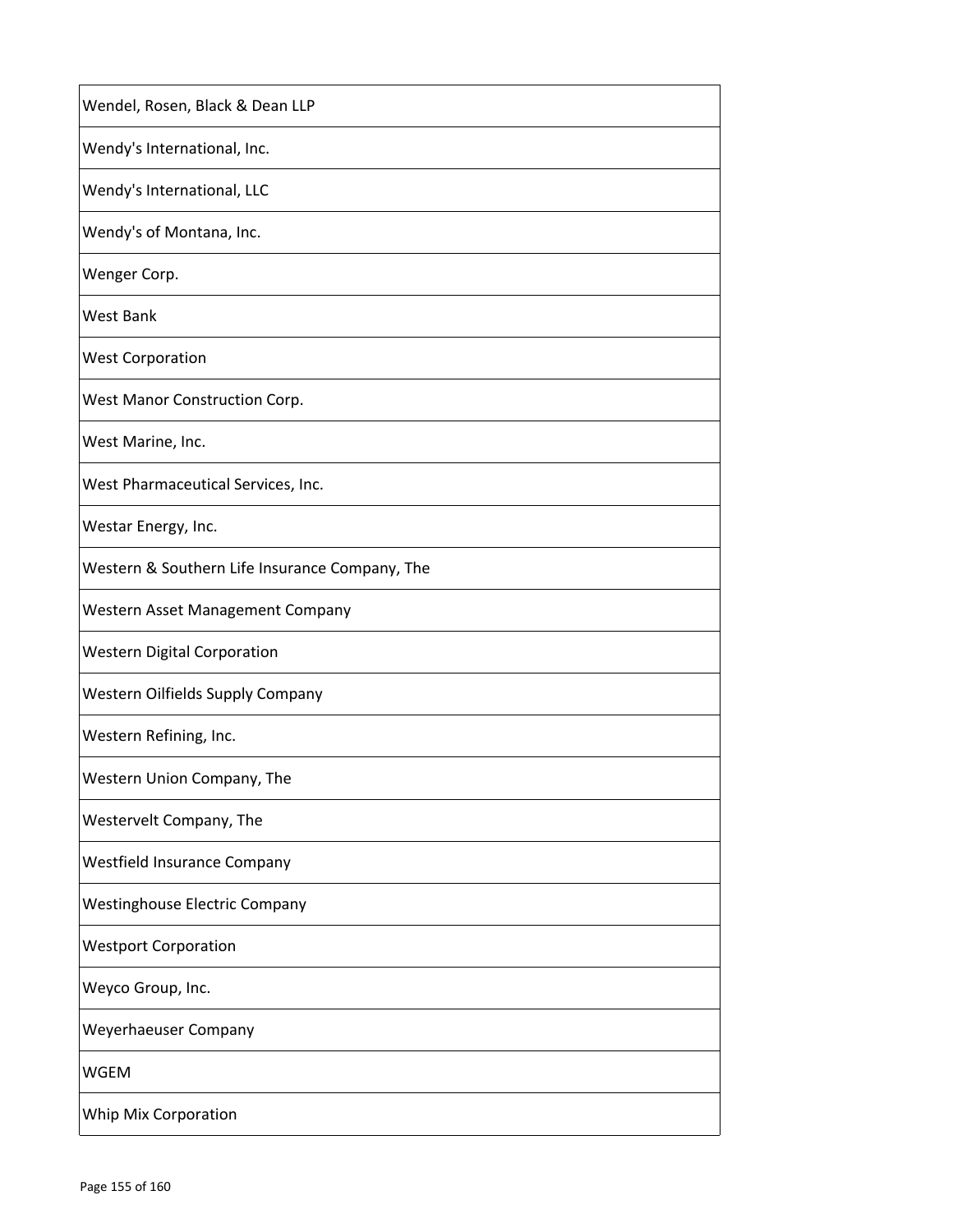| Wendel, Rosen, Black & Dean LLP |
|---|
| Wendy's International, Inc. |
| Wendy's International, LLC |
| Wendy's of Montana, Inc. |
| Wenger Corp. |
| West Bank |
| West Corporation |
| West Manor Construction Corp. |
| West Marine, Inc. |
| West Pharmaceutical Services, Inc. |
| Westar Energy, Inc. |
| Western & Southern Life Insurance Company, The |
| Western Asset Management Company |
| Western Digital Corporation |
| Western Oilfields Supply Company |
| Western Refining, Inc. |
| Western Union Company, The |
| Westervelt Company, The |
| Westfield Insurance Company |
| Westinghouse Electric Company |
| Westport Corporation |
| Weyco Group, Inc. |
| Weyerhaeuser Company |
| WGEM |
| Whip Mix Corporation |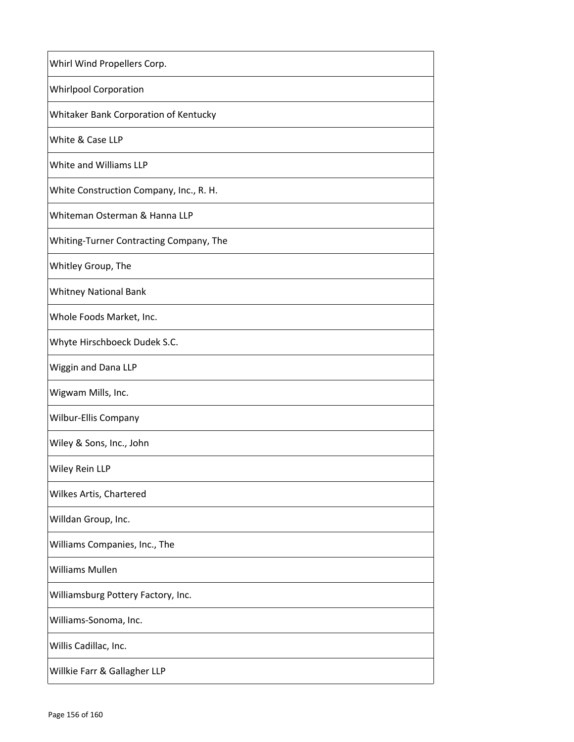| Whirl Wind Propellers Corp. |
|---|
| Whirlpool Corporation |
| Whitaker Bank Corporation of Kentucky |
| White & Case LLP |
| White and Williams LLP |
| White Construction Company, Inc., R. H. |
| Whiteman Osterman & Hanna LLP |
| Whiting-Turner Contracting Company, The |
| Whitley Group, The |
| Whitney National Bank |
| Whole Foods Market, Inc. |
| Whyte Hirschboeck Dudek S.C. |
| Wiggin and Dana LLP |
| Wigwam Mills, Inc. |
| Wilbur-Ellis Company |
| Wiley & Sons, Inc., John |
| Wiley Rein LLP |
| Wilkes Artis, Chartered |
| Willdan Group, Inc. |
| Williams Companies, Inc., The |
| Williams Mullen |
| Williamsburg Pottery Factory, Inc. |
| Williams-Sonoma, Inc. |
| Willis Cadillac, Inc. |
| Willkie Farr & Gallagher LLP |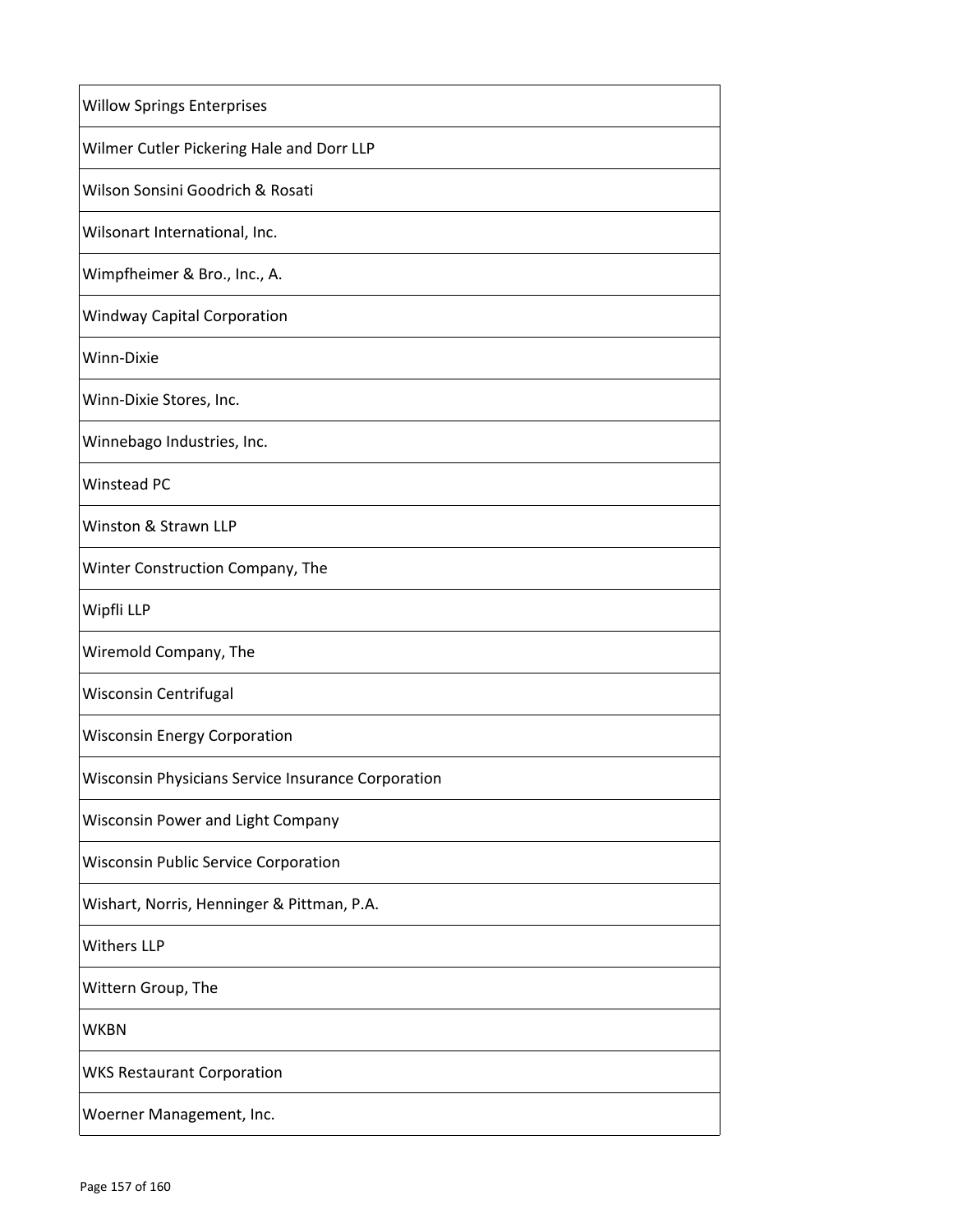| Willow Springs Enterprises |
| --- |
| Wilmer Cutler Pickering Hale and Dorr LLP |
| Wilson Sonsini Goodrich & Rosati |
| Wilsonart International, Inc. |
| Wimpfheimer & Bro., Inc., A. |
| Windway Capital Corporation |
| Winn-Dixie |
| Winn-Dixie Stores, Inc. |
| Winnebago Industries, Inc. |
| Winstead PC |
| Winston & Strawn LLP |
| Winter Construction Company, The |
| Wipfli LLP |
| Wiremold Company, The |
| Wisconsin Centrifugal |
| Wisconsin Energy Corporation |
| Wisconsin Physicians Service Insurance Corporation |
| Wisconsin Power and Light Company |
| Wisconsin Public Service Corporation |
| Wishart, Norris, Henninger & Pittman, P.A. |
| Withers LLP |
| Wittern Group, The |
| WKBN |
| WKS Restaurant Corporation |
| Woerner Management, Inc. |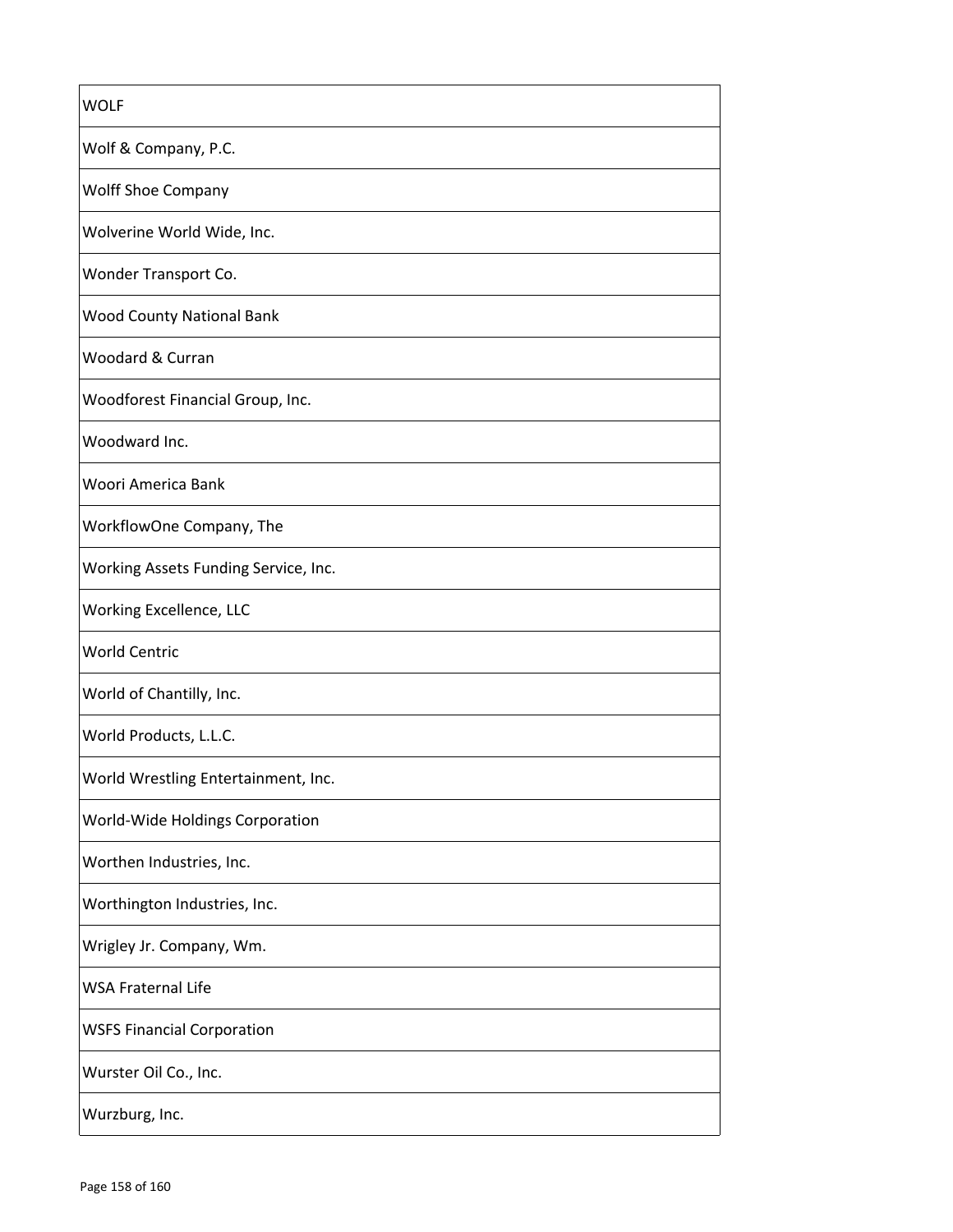| WOLF |
|---|
| Wolf & Company, P.C. |
| Wolff Shoe Company |
| Wolverine World Wide, Inc. |
| Wonder Transport Co. |
| Wood County National Bank |
| Woodard & Curran |
| Woodforest Financial Group, Inc. |
| Woodward Inc. |
| Woori America Bank |
| WorkflowOne Company, The |
| Working Assets Funding Service, Inc. |
| Working Excellence, LLC |
| World Centric |
| World of Chantilly, Inc. |
| World Products, L.L.C. |
| World Wrestling Entertainment, Inc. |
| World-Wide Holdings Corporation |
| Worthen Industries, Inc. |
| Worthington Industries, Inc. |
| Wrigley Jr. Company, Wm. |
| WSA Fraternal Life |
| WSFS Financial Corporation |
| Wurster Oil Co., Inc. |
| Wurzburg, Inc. |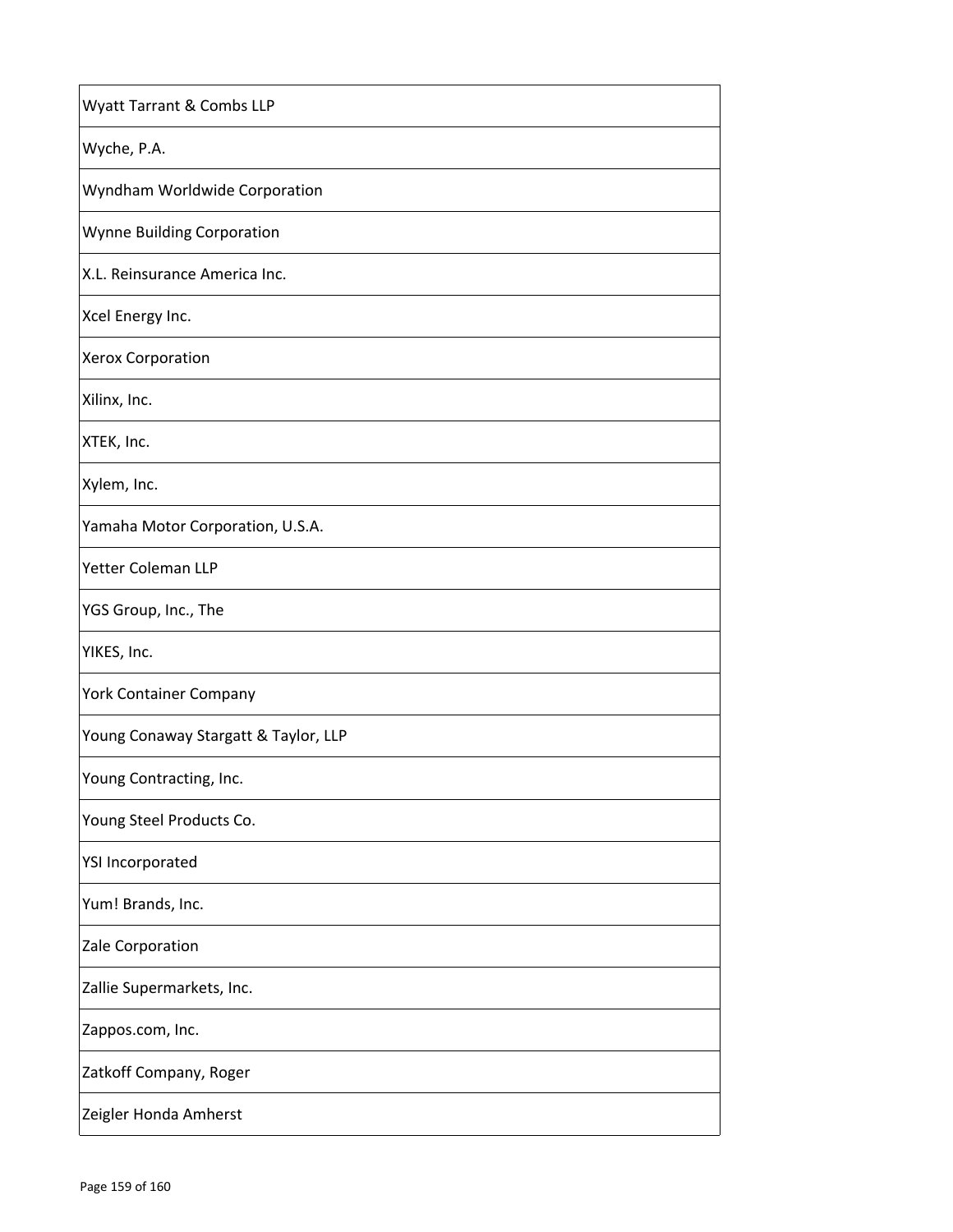| Wyatt Tarrant & Combs LLP |
|---|
| Wyche, P.A. |
| Wyndham Worldwide Corporation |
| Wynne Building Corporation |
| X.L. Reinsurance America Inc. |
| Xcel Energy Inc. |
| Xerox Corporation |
| Xilinx, Inc. |
| XTEK, Inc. |
| Xylem, Inc. |
| Yamaha Motor Corporation, U.S.A. |
| Yetter Coleman LLP |
| YGS Group, Inc., The |
| YIKES, Inc. |
| York Container Company |
| Young Conaway Stargatt & Taylor, LLP |
| Young Contracting, Inc. |
| Young Steel Products Co. |
| YSI Incorporated |
| Yum! Brands, Inc. |
| Zale Corporation |
| Zallie Supermarkets, Inc. |
| Zappos.com, Inc. |
| Zatkoff Company, Roger |
| Zeigler Honda Amherst |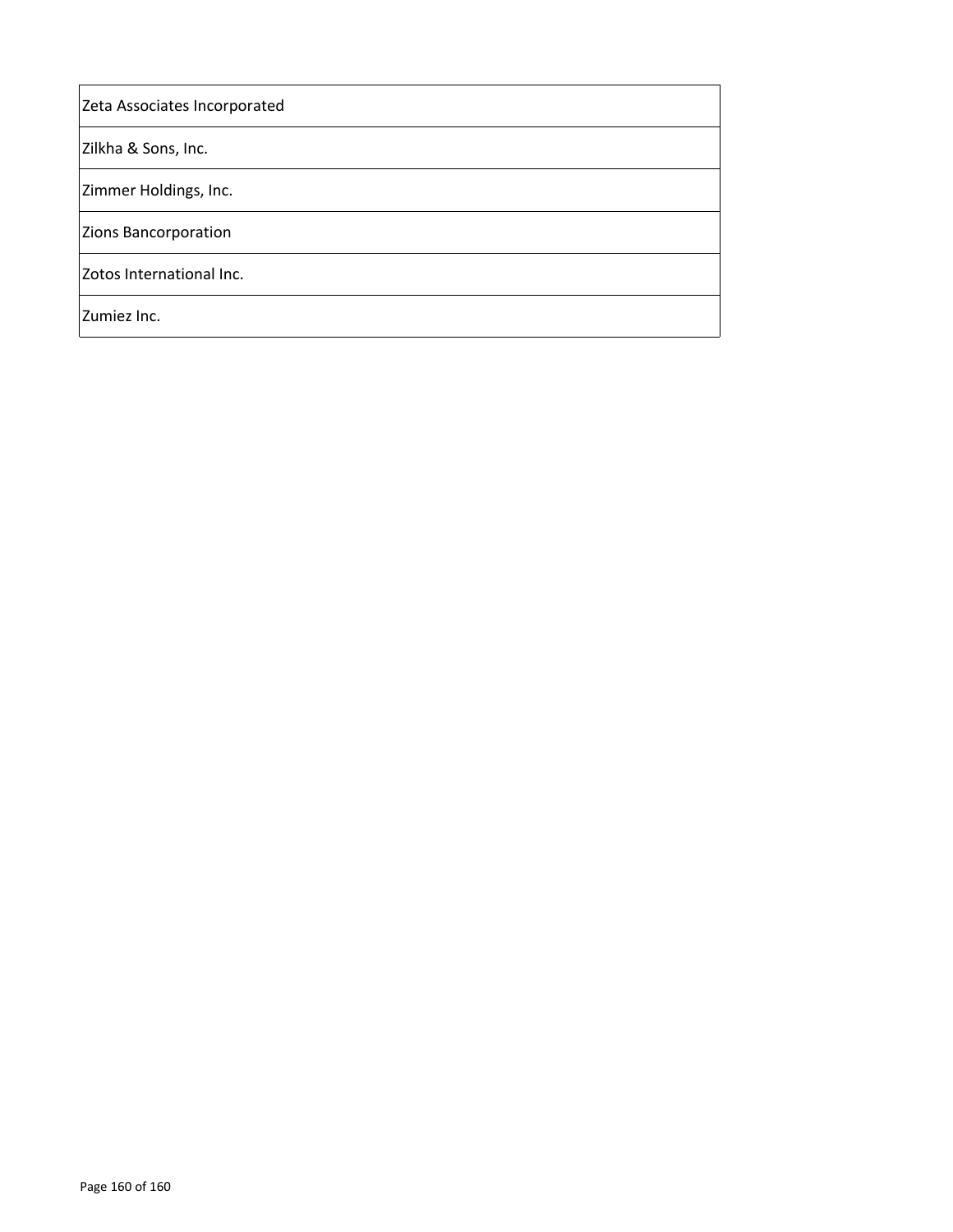| |
|---|
| Zeta Associates Incorporated |
| Zilkha & Sons, Inc. |
| Zimmer Holdings, Inc. |
| Zions Bancorporation |
| Zotos International Inc. |
| Zumiez Inc. |